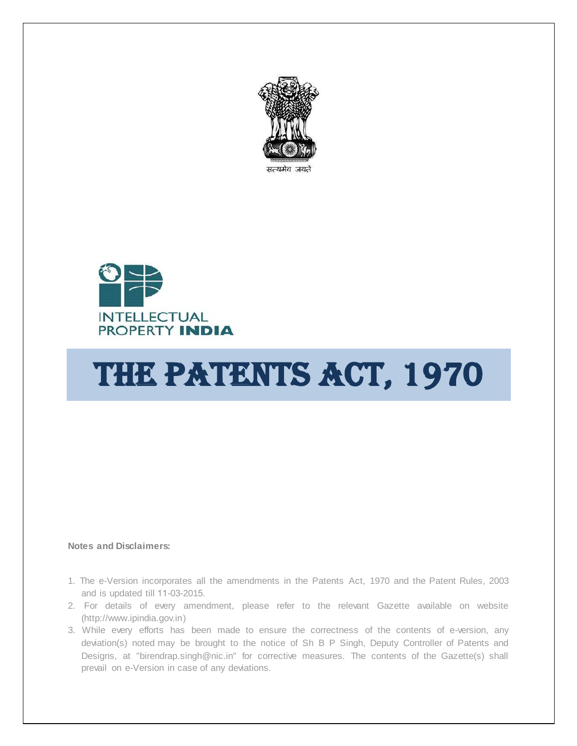सत्यमेव जयते

INTELLECTUAL PROPERTY **INDIA**

# THE PATENTS ACT, 1970

**Notes and Disclaimers:**

1. The e-Version incorporates all the amendments in the Patents Act, 1970 and the Patent Rules, 2003 and is updated till 11-03-2015.
2. For details of every amendment, please refer to the relevant Gazette available on website (http://www.ipindia.gov.in)
3. While every efforts has been made to ensure the correctness of the contents of e-version, any deviation(s) noted may be brought to the notice of Sh B P Singh, Deputy Controller of Patents and Designs, at "birendrap.singh@nic.in" for corrective measures. The contents of the Gazette(s) shall prevail on e-Version in case of any deviations.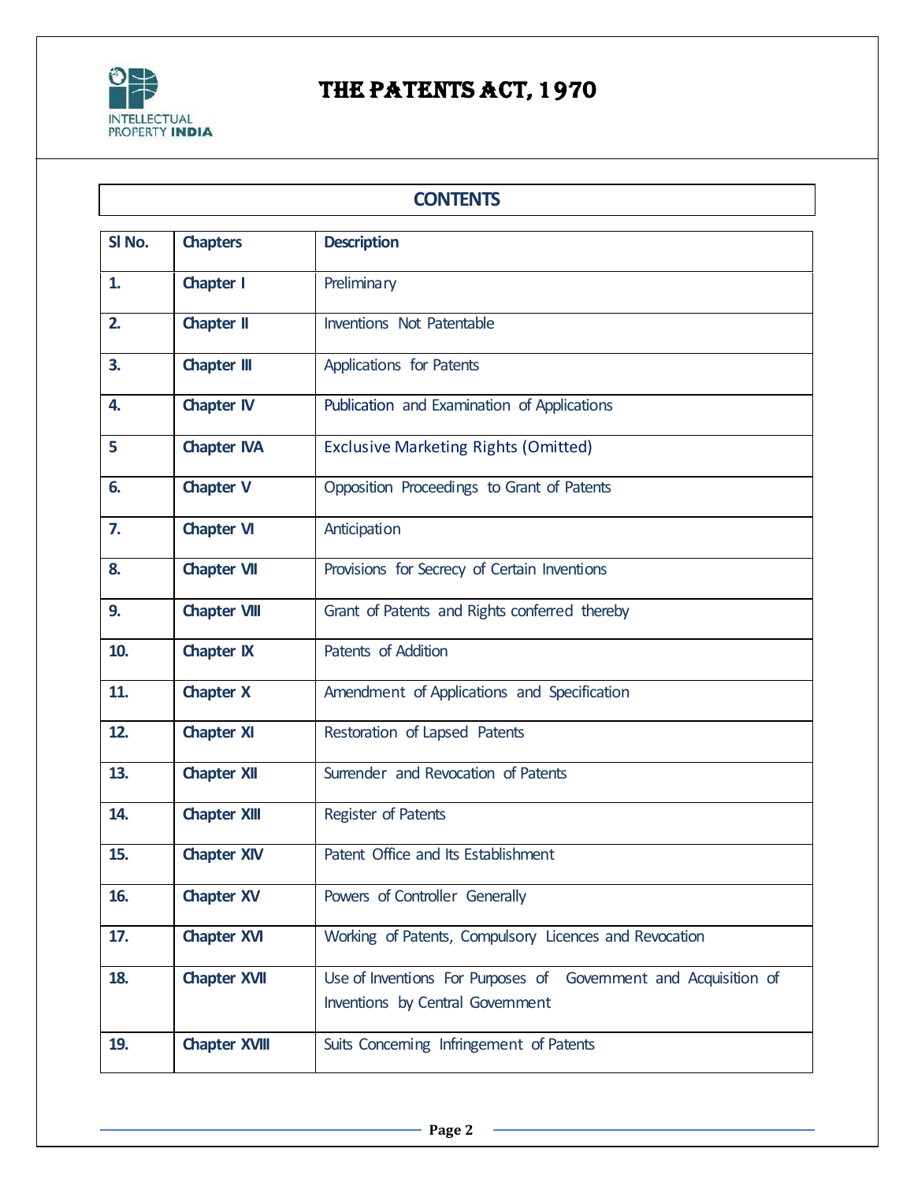# THE PATENTS ACT, 1970

## CONTENTS

| Sl No. | Chapters | Description |
|---|---|---|
| 1. | Chapter I | Preliminary |
| 2. | Chapter II | Inventions Not Patentable |
| 3. | Chapter III | Applications for Patents |
| 4. | Chapter IV | Publication and Examination of Applications |
| 5 | Chapter IVA | Exclusive Marketing Rights (Omitted) |
| 6. | Chapter V | Opposition Proceedings to Grant of Patents |
| 7. | Chapter VI | Anticipation |
| 8. | Chapter VII | Provisions for Secrecy of Certain Inventions |
| 9. | Chapter VIII | Grant of Patents and Rights conferred thereby |
| 10. | Chapter IX | Patents of Addition |
| 11. | Chapter X | Amendment of Applications and Specification |
| 12. | Chapter XI | Restoration of Lapsed Patents |
| 13. | Chapter XII | Surrender and Revocation of Patents |
| 14. | Chapter XIII | Register of Patents |
| 15. | Chapter XIV | Patent Office and Its Establishment |
| 16. | Chapter XV | Powers of Controller Generally |
| 17. | Chapter XVI | Working of Patents, Compulsory Licences and Revocation |
| 18. | Chapter XVII | Use of Inventions For Purposes of Government and Acquisition of Inventions by Central Government |
| 19. | Chapter XVIII | Suits Concerning Infringement of Patents |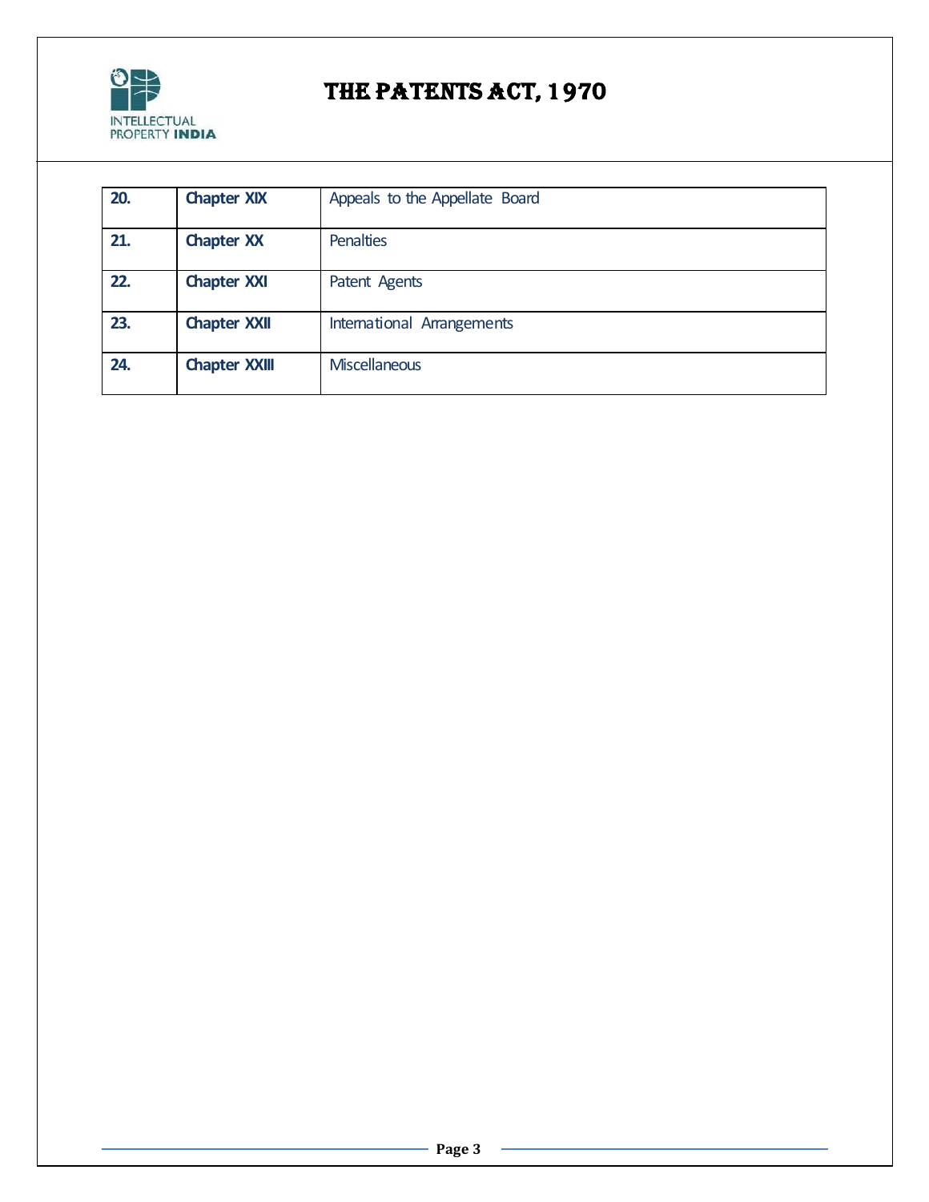| 20. | Chapter XIX | Appeals to the Appellate Board |
|---|---|---|
| 21. | Chapter XX | Penalties |
| 22. | Chapter XXI | Patent Agents |
| 23. | Chapter XXII | International Arrangements |
| 24. | Chapter XXIII | Miscellaneous |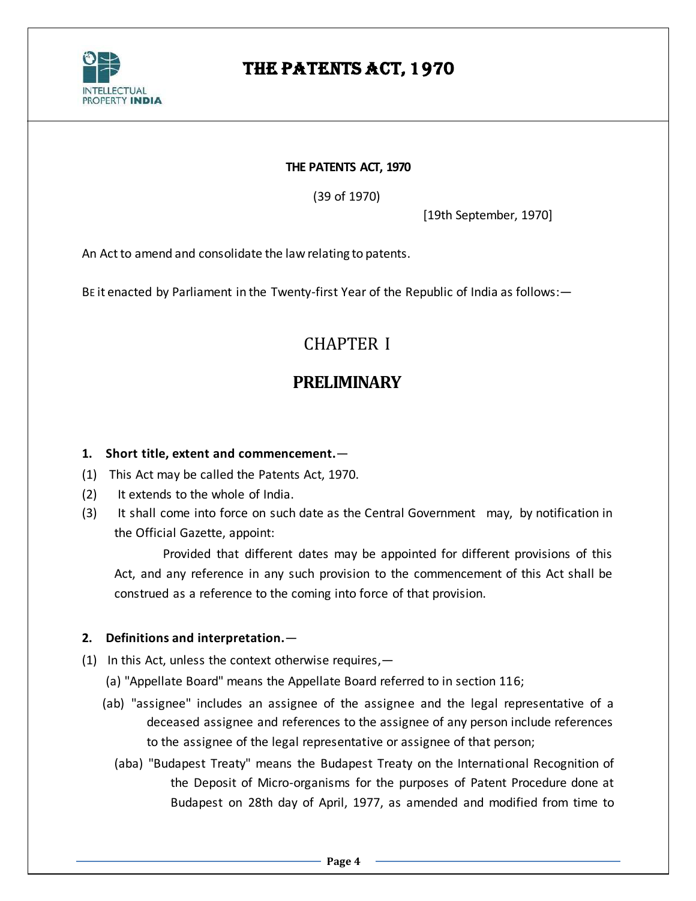# THE PATENTS ACT, 1970

**THE PATENTS ACT, 1970**

(39 of 1970)

[19th September, 1970]

An Act to amend and consolidate the law relating to patents.

BE it enacted by Parliament in the Twenty-first Year of the Republic of India as follows:—

## CHAPTER I

## PRELIMINARY

**1. Short title, extent and commencement.**—

(1) This Act may be called the Patents Act, 1970.

(2) It extends to the whole of India.

(3) It shall come into force on such date as the Central Government may, by notification in the Official Gazette, appoint:

Provided that different dates may be appointed for different provisions of this Act, and any reference in any such provision to the commencement of this Act shall be construed as a reference to the coming into force of that provision.

**2. Definitions and interpretation.**—

(1) In this Act, unless the context otherwise requires,—

(a) "Appellate Board" means the Appellate Board referred to in section 116;

(ab) "assignee" includes an assignee of the assignee and the legal representative of a deceased assignee and references to the assignee of any person include references to the assignee of the legal representative or assignee of that person;

(aba) "Budapest Treaty" means the Budapest Treaty on the International Recognition of the Deposit of Micro-organisms for the purposes of Patent Procedure done at Budapest on 28th day of April, 1977, as amended and modified from time to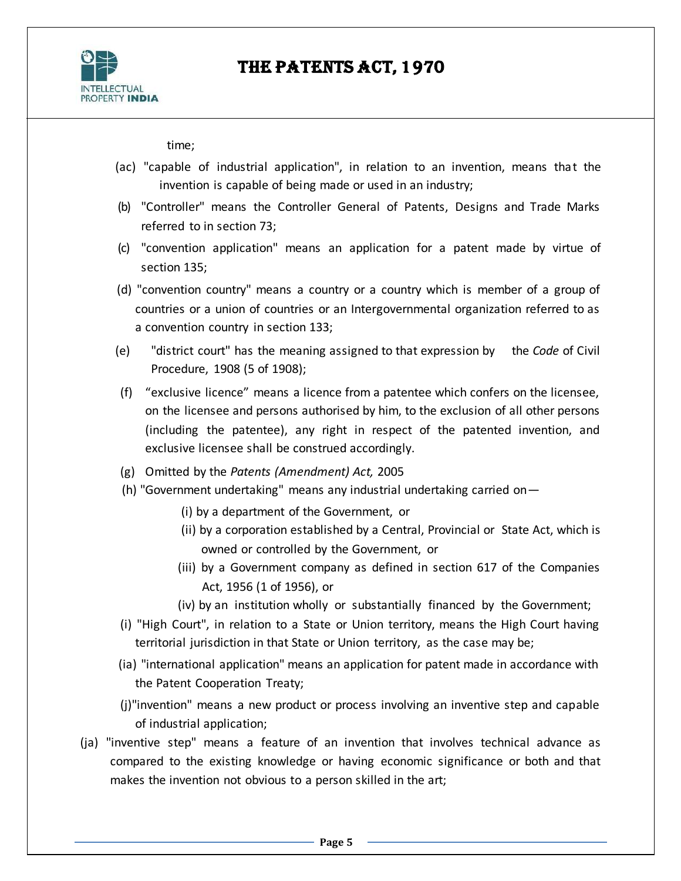time;

(ac) "capable of industrial application", in relation to an invention, means that the invention is capable of being made or used in an industry;

(b) "Controller" means the Controller General of Patents, Designs and Trade Marks referred to in section 73;

(c) "convention application" means an application for a patent made by virtue of section 135;

(d) "convention country" means a country or a country which is member of a group of countries or a union of countries or an Intergovernmental organization referred to as a convention country in section 133;

(e) "district court" has the meaning assigned to that expression by the *Code* of Civil Procedure, 1908 (5 of 1908);

(f) “exclusive licence” means a licence from a patentee which confers on the licensee, on the licensee and persons authorised by him, to the exclusion of all other persons (including the patentee), any right in respect of the patented invention, and exclusive licensee shall be construed accordingly.

(g) Omitted by the *Patents (Amendment) Act,* 2005

(h) "Government undertaking" means any industrial undertaking carried on—

- (i) by a department of the Government, or
- (ii) by a corporation established by a Central, Provincial or State Act, which is owned or controlled by the Government, or
- (iii) by a Government company as defined in section 617 of the Companies Act, 1956 (1 of 1956), or
- (iv) by an institution wholly or substantially financed by the Government;

(i) "High Court", in relation to a State or Union territory, means the High Court having territorial jurisdiction in that State or Union territory, as the case may be;

(ia) "international application" means an application for patent made in accordance with the Patent Cooperation Treaty;

(j)"invention" means a new product or process involving an inventive step and capable of industrial application;

(ja) "inventive step" means a feature of an invention that involves technical advance as compared to the existing knowledge or having economic significance or both and that makes the invention not obvious to a person skilled in the art;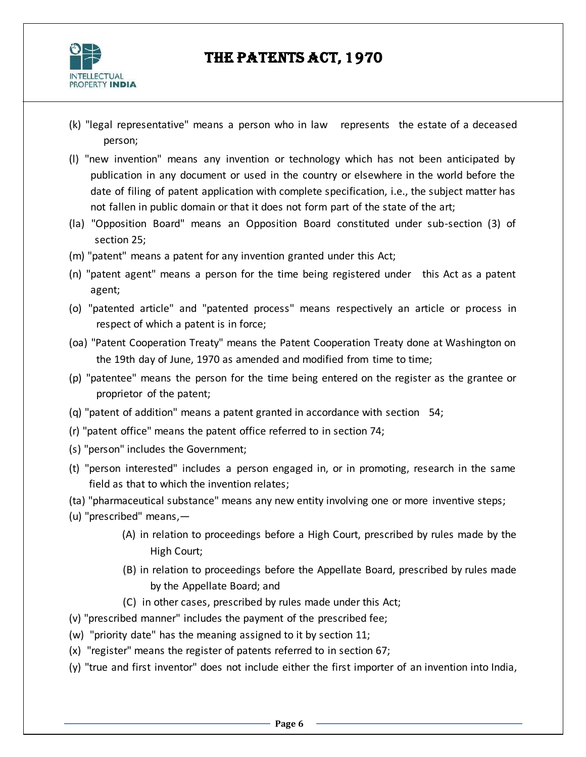(k) "legal representative" means a person who in law represents the estate of a deceased person;

(l) "new invention" means any invention or technology which has not been anticipated by publication in any document or used in the country or elsewhere in the world before the date of filing of patent application with complete specification, i.e., the subject matter has not fallen in public domain or that it does not form part of the state of the art;

(la) "Opposition Board" means an Opposition Board constituted under sub-section (3) of section 25;

(m) "patent" means a patent for any invention granted under this Act;

(n) "patent agent" means a person for the time being registered under this Act as a patent agent;

(o) "patented article" and "patented process" means respectively an article or process in respect of which a patent is in force;

(oa) "Patent Cooperation Treaty" means the Patent Cooperation Treaty done at Washington on the 19th day of June, 1970 as amended and modified from time to time;

(p) "patentee" means the person for the time being entered on the register as the grantee or proprietor of the patent;

(q) "patent of addition" means a patent granted in accordance with section 54;

(r) "patent office" means the patent office referred to in section 74;

(s) "person" includes the Government;

(t) "person interested" includes a person engaged in, or in promoting, research in the same field as that to which the invention relates;

(ta) "pharmaceutical substance" means any new entity involving one or more inventive steps;

(u) "prescribed" means,—

> (A) in relation to proceedings before a High Court, prescribed by rules made by the High Court;
>
> (B) in relation to proceedings before the Appellate Board, prescribed by rules made by the Appellate Board; and
>
> (C) in other cases, prescribed by rules made under this Act;

(v) "prescribed manner" includes the payment of the prescribed fee;

(w) "priority date" has the meaning assigned to it by section 11;

(x) "register" means the register of patents referred to in section 67;

(y) "true and first inventor" does not include either the first importer of an invention into India,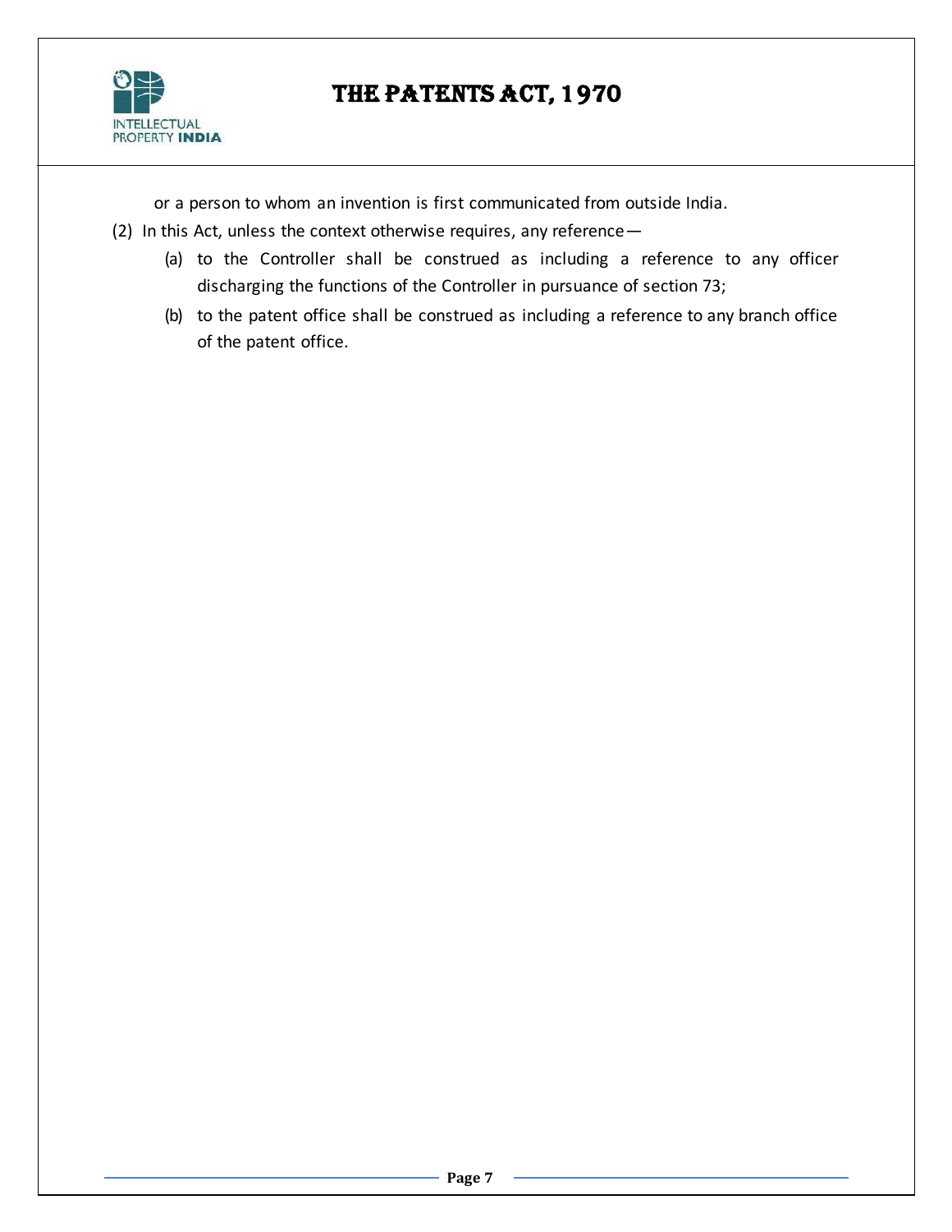or a person to whom an invention is first communicated from outside India.

(2) In this Act, unless the context otherwise requires, any reference—

(a) to the Controller shall be construed as including a reference to any officer discharging the functions of the Controller in pursuance of section 73;

(b) to the patent office shall be construed as including a reference to any branch office of the patent office.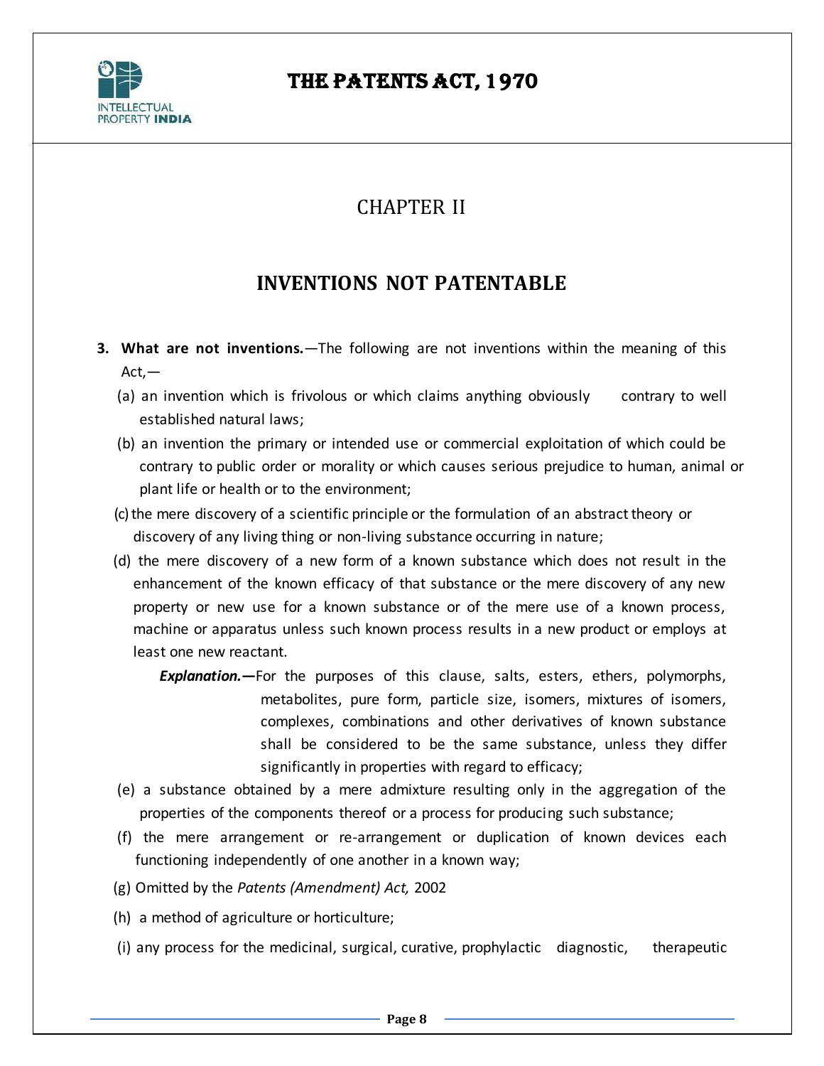# CHAPTER II

## INVENTIONS NOT PATENTABLE

**3. What are not inventions.**—The following are not inventions within the meaning of this Act,—

(a) an invention which is frivolous or which claims anything obviously contrary to well established natural laws;

(b) an invention the primary or intended use or commercial exploitation of which could be contrary to public order or morality or which causes serious prejudice to human, animal or plant life or health or to the environment;

(c) the mere discovery of a scientific principle or the formulation of an abstract theory or discovery of any living thing or non-living substance occurring in nature;

(d) the mere discovery of a new form of a known substance which does not result in the enhancement of the known efficacy of that substance or the mere discovery of any new property or new use for a known substance or of the mere use of a known process, machine or apparatus unless such known process results in a new product or employs at least one new reactant.

***Explanation.*—**For the purposes of this clause, salts, esters, ethers, polymorphs, metabolites, pure form, particle size, isomers, mixtures of isomers, complexes, combinations and other derivatives of known substance shall be considered to be the same substance, unless they differ significantly in properties with regard to efficacy;

(e) a substance obtained by a mere admixture resulting only in the aggregation of the properties of the components thereof or a process for producing such substance;

(f) the mere arrangement or re-arrangement or duplication of known devices each functioning independently of one another in a known way;

(g) Omitted by the *Patents (Amendment) Act,* 2002

(h) a method of agriculture or horticulture;

(i) any process for the medicinal, surgical, curative, prophylactic diagnostic, therapeutic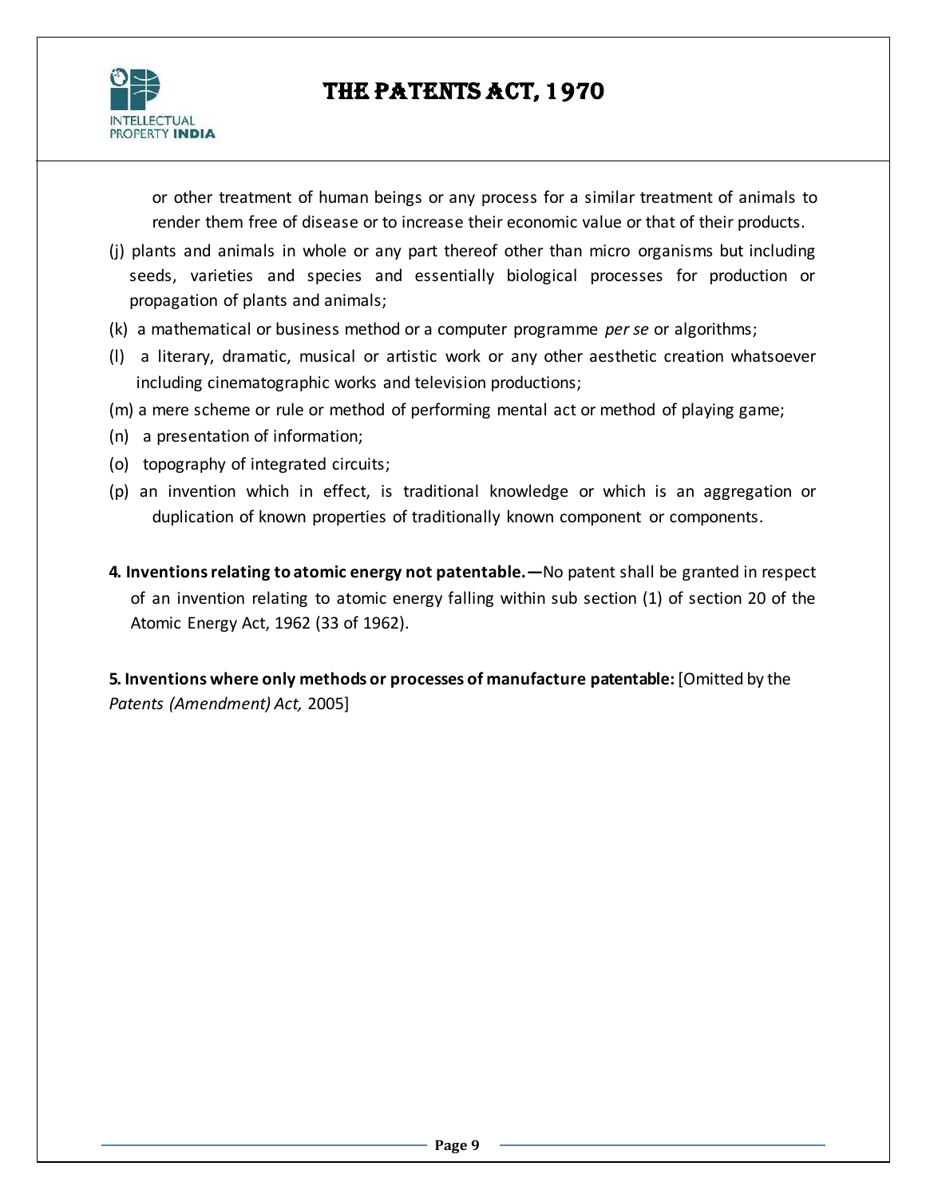or other treatment of human beings or any process for a similar treatment of animals to render them free of disease or to increase their economic value or that of their products.

(j) plants and animals in whole or any part thereof other than micro organisms but including seeds, varieties and species and essentially biological processes for production or propagation of plants and animals;

(k) a mathematical or business method or a computer programme *per se* or algorithms;

(l) a literary, dramatic, musical or artistic work or any other aesthetic creation whatsoever including cinematographic works and television productions;

(m) a mere scheme or rule or method of performing mental act or method of playing game;

(n) a presentation of information;

(o) topography of integrated circuits;

(p) an invention which in effect, is traditional knowledge or which is an aggregation or duplication of known properties of traditionally known component or components.

**4. Inventions relating to atomic energy not patentable.—**No patent shall be granted in respect of an invention relating to atomic energy falling within sub section (1) of section 20 of the Atomic Energy Act, 1962 (33 of 1962).

**5. Inventions where only methods or processes of manufacture patentable:** [Omitted by the *Patents (Amendment) Act,* 2005]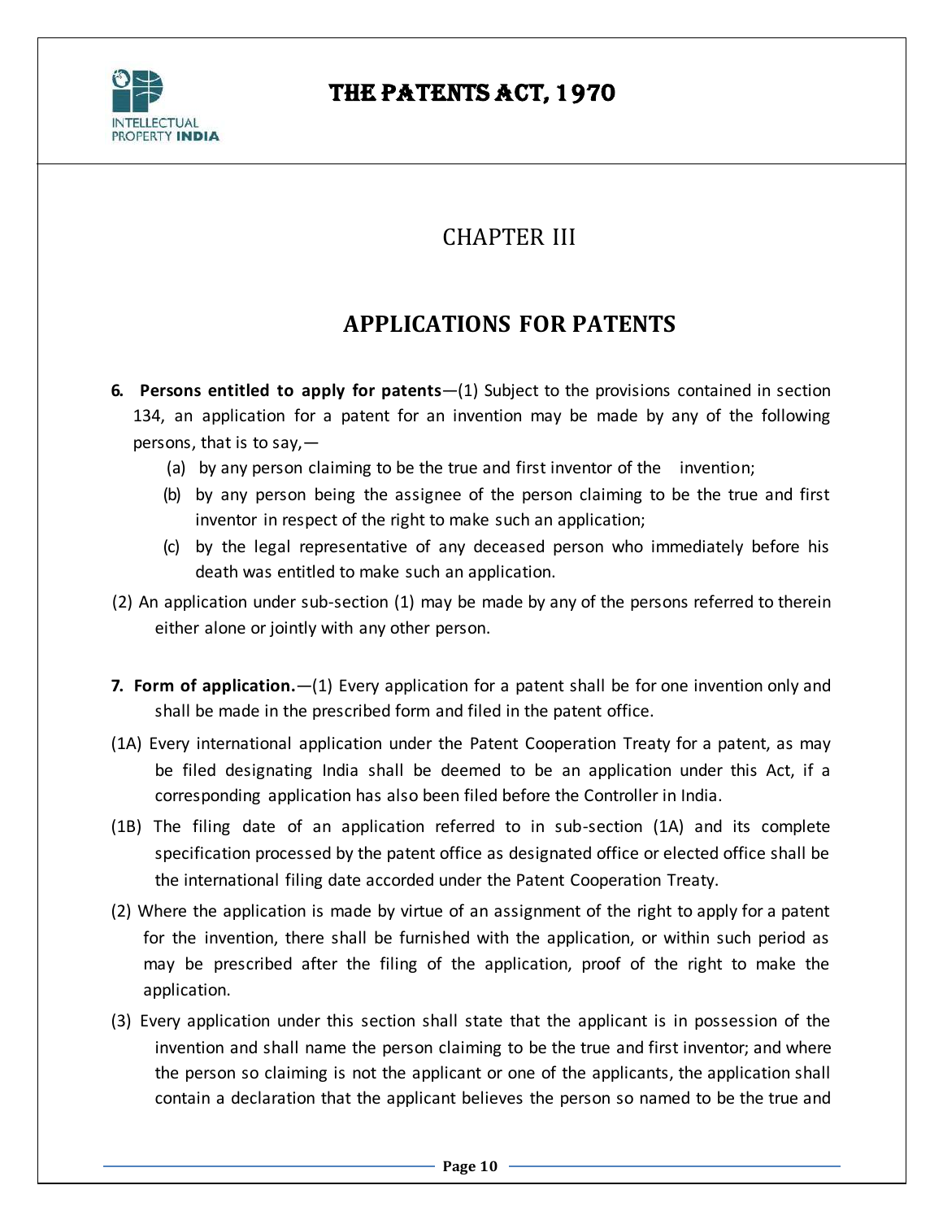# CHAPTER III

## APPLICATIONS FOR PATENTS

**6. Persons entitled to apply for patents**—(1) Subject to the provisions contained in section 134, an application for a patent for an invention may be made by any of the following persons, that is to say,—

(a) by any person claiming to be the true and first inventor of the invention;

(b) by any person being the assignee of the person claiming to be the true and first inventor in respect of the right to make such an application;

(c) by the legal representative of any deceased person who immediately before his death was entitled to make such an application.

(2) An application under sub-section (1) may be made by any of the persons referred to therein either alone or jointly with any other person.

**7. Form of application.**—(1) Every application for a patent shall be for one invention only and shall be made in the prescribed form and filed in the patent office.

(1A) Every international application under the Patent Cooperation Treaty for a patent, as may be filed designating India shall be deemed to be an application under this Act, if a corresponding application has also been filed before the Controller in India.

(1B) The filing date of an application referred to in sub-section (1A) and its complete specification processed by the patent office as designated office or elected office shall be the international filing date accorded under the Patent Cooperation Treaty.

(2) Where the application is made by virtue of an assignment of the right to apply for a patent for the invention, there shall be furnished with the application, or within such period as may be prescribed after the filing of the application, proof of the right to make the application.

(3) Every application under this section shall state that the applicant is in possession of the invention and shall name the person claiming to be the true and first inventor; and where the person so claiming is not the applicant or one of the applicants, the application shall contain a declaration that the applicant believes the person so named to be the true and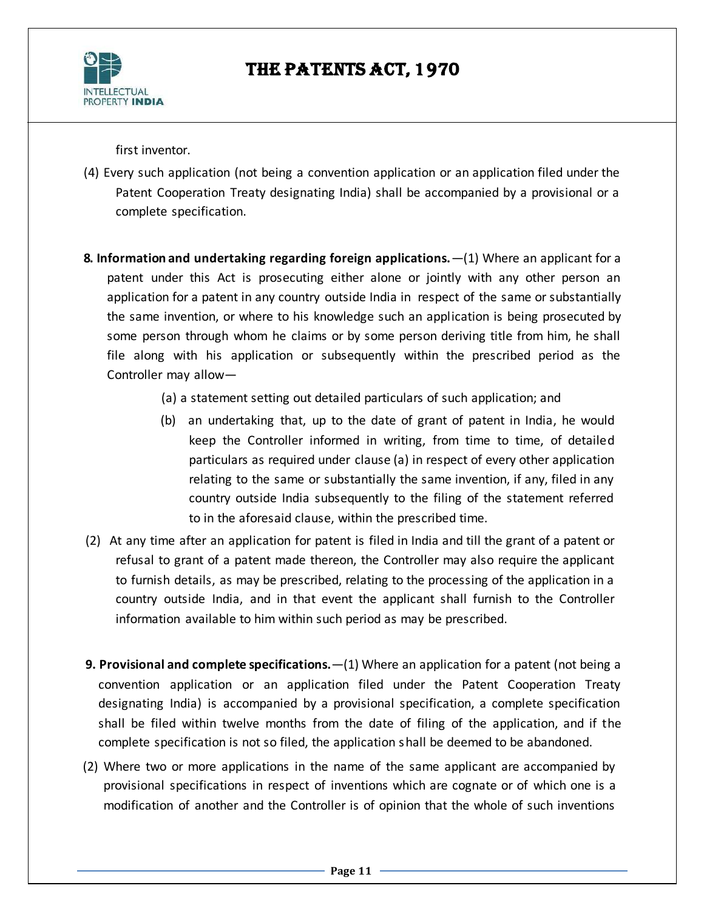first inventor.

(4) Every such application (not being a convention application or an application filed under the Patent Cooperation Treaty designating India) shall be accompanied by a provisional or a complete specification.

**8. Information and undertaking regarding foreign applications.**—(1) Where an applicant for a patent under this Act is prosecuting either alone or jointly with any other person an application for a patent in any country outside India in respect of the same or substantially the same invention, or where to his knowledge such an application is being prosecuted by some person through whom he claims or by some person deriving title from him, he shall file along with his application or subsequently within the prescribed period as the Controller may allow—

(a) a statement setting out detailed particulars of such application; and

(b) an undertaking that, up to the date of grant of patent in India, he would keep the Controller informed in writing, from time to time, of detailed particulars as required under clause (a) in respect of every other application relating to the same or substantially the same invention, if any, filed in any country outside India subsequently to the filing of the statement referred to in the aforesaid clause, within the prescribed time.

(2) At any time after an application for patent is filed in India and till the grant of a patent or refusal to grant of a patent made thereon, the Controller may also require the applicant to furnish details, as may be prescribed, relating to the processing of the application in a country outside India, and in that event the applicant shall furnish to the Controller information available to him within such period as may be prescribed.

**9. Provisional and complete specifications.**—(1) Where an application for a patent (not being a convention application or an application filed under the Patent Cooperation Treaty designating India) is accompanied by a provisional specification, a complete specification shall be filed within twelve months from the date of filing of the application, and if the complete specification is not so filed, the application shall be deemed to be abandoned.

(2) Where two or more applications in the name of the same applicant are accompanied by provisional specifications in respect of inventions which are cognate or of which one is a modification of another and the Controller is of opinion that the whole of such inventions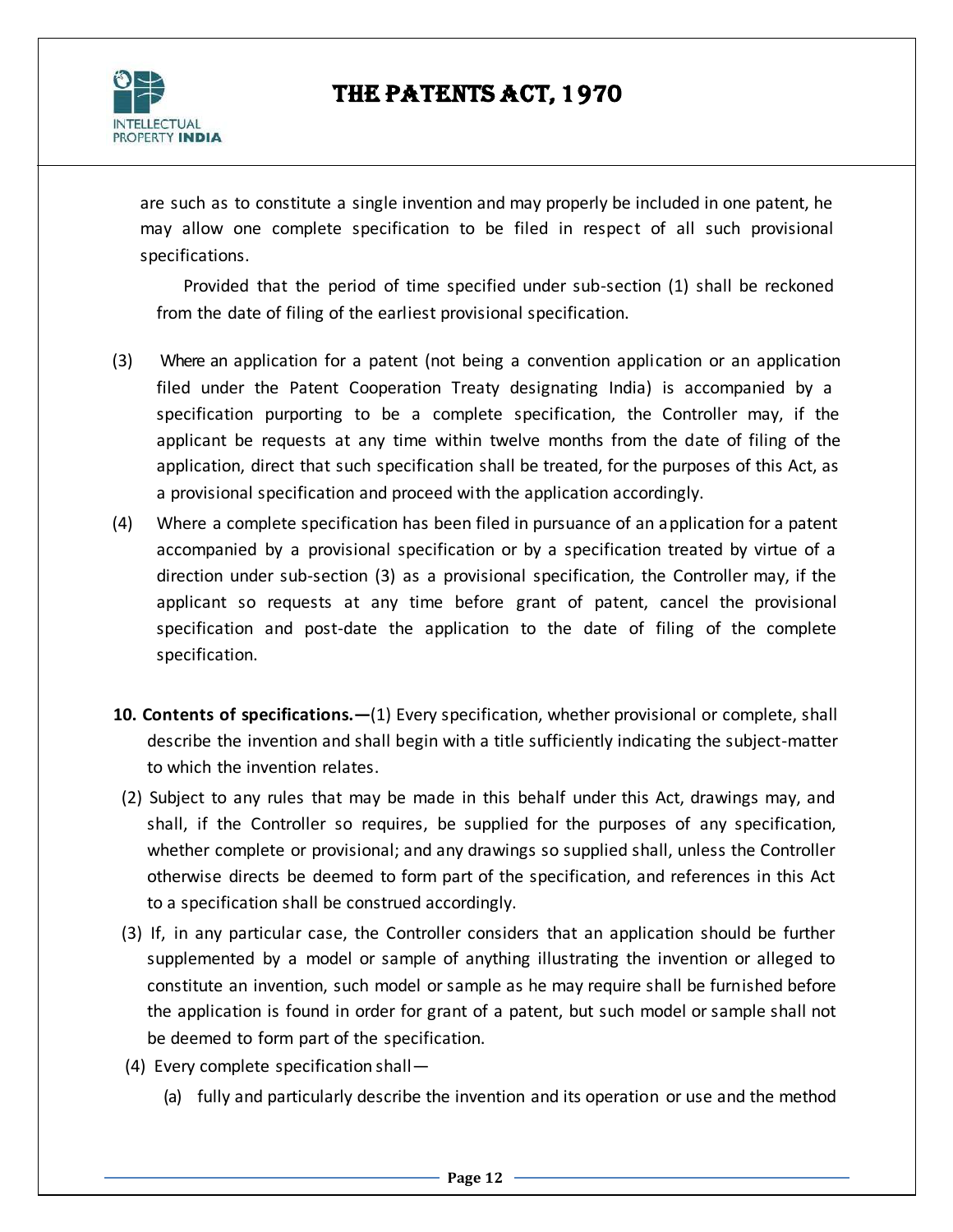are such as to constitute a single invention and may properly be included in one patent, he may allow one complete specification to be filed in respect of all such provisional specifications.

Provided that the period of time specified under sub-section (1) shall be reckoned from the date of filing of the earliest provisional specification.

(3) Where an application for a patent (not being a convention application or an application filed under the Patent Cooperation Treaty designating India) is accompanied by a specification purporting to be a complete specification, the Controller may, if the applicant be requests at any time within twelve months from the date of filing of the application, direct that such specification shall be treated, for the purposes of this Act, as a provisional specification and proceed with the application accordingly.

(4) Where a complete specification has been filed in pursuance of an application for a patent accompanied by a provisional specification or by a specification treated by virtue of a direction under sub-section (3) as a provisional specification, the Controller may, if the applicant so requests at any time before grant of patent, cancel the provisional specification and post-date the application to the date of filing of the complete specification.

**10. Contents of specifications.—**(1) Every specification, whether provisional or complete, shall describe the invention and shall begin with a title sufficiently indicating the subject-matter to which the invention relates.

(2) Subject to any rules that may be made in this behalf under this Act, drawings may, and shall, if the Controller so requires, be supplied for the purposes of any specification, whether complete or provisional; and any drawings so supplied shall, unless the Controller otherwise directs be deemed to form part of the specification, and references in this Act to a specification shall be construed accordingly.

(3) If, in any particular case, the Controller considers that an application should be further supplemented by a model or sample of anything illustrating the invention or alleged to constitute an invention, such model or sample as he may require shall be furnished before the application is found in order for grant of a patent, but such model or sample shall not be deemed to form part of the specification.

(4) Every complete specification shall—

(a) fully and particularly describe the invention and its operation or use and the method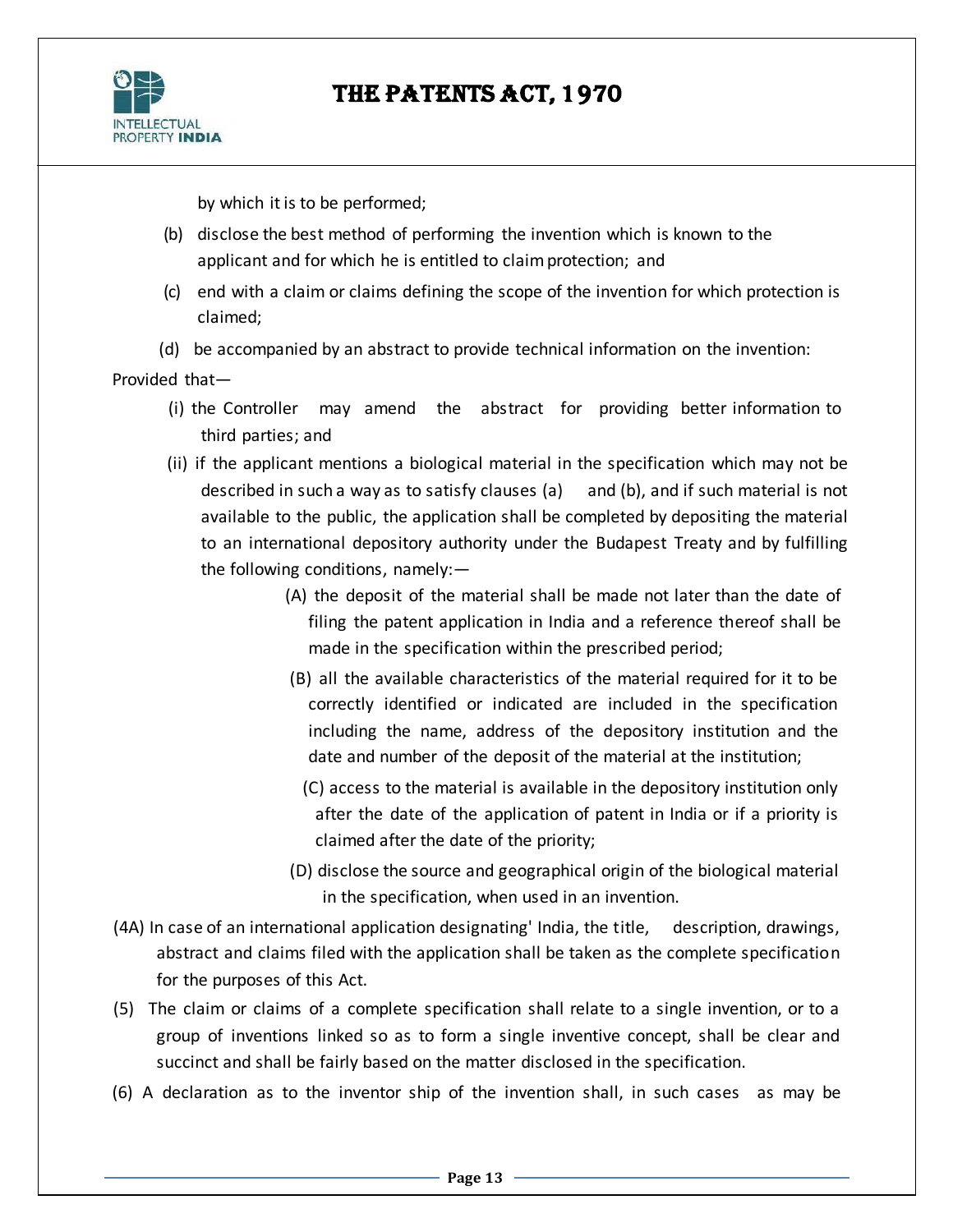by which it is to be performed;

(b) disclose the best method of performing the invention which is known to the applicant and for which he is entitled to claim protection; and

(c) end with a claim or claims defining the scope of the invention for which protection is claimed;

(d) be accompanied by an abstract to provide technical information on the invention:

Provided that—

(i) the Controller may amend the abstract for providing better information to third parties; and

(ii) if the applicant mentions a biological material in the specification which may not be described in such a way as to satisfy clauses (a) and (b), and if such material is not available to the public, the application shall be completed by depositing the material to an international depository authority under the Budapest Treaty and by fulfilling the following conditions, namely:—

(A) the deposit of the material shall be made not later than the date of filing the patent application in India and a reference thereof shall be made in the specification within the prescribed period;

(B) all the available characteristics of the material required for it to be correctly identified or indicated are included in the specification including the name, address of the depository institution and the date and number of the deposit of the material at the institution;

(C) access to the material is available in the depository institution only after the date of the application of patent in India or if a priority is claimed after the date of the priority;

(D) disclose the source and geographical origin of the biological material in the specification, when used in an invention.

(4A) In case of an international application designating' India, the title, description, drawings, abstract and claims filed with the application shall be taken as the complete specification for the purposes of this Act.

(5) The claim or claims of a complete specification shall relate to a single invention, or to a group of inventions linked so as to form a single inventive concept, shall be clear and succinct and shall be fairly based on the matter disclosed in the specification.

(6) A declaration as to the inventor ship of the invention shall, in such cases as may be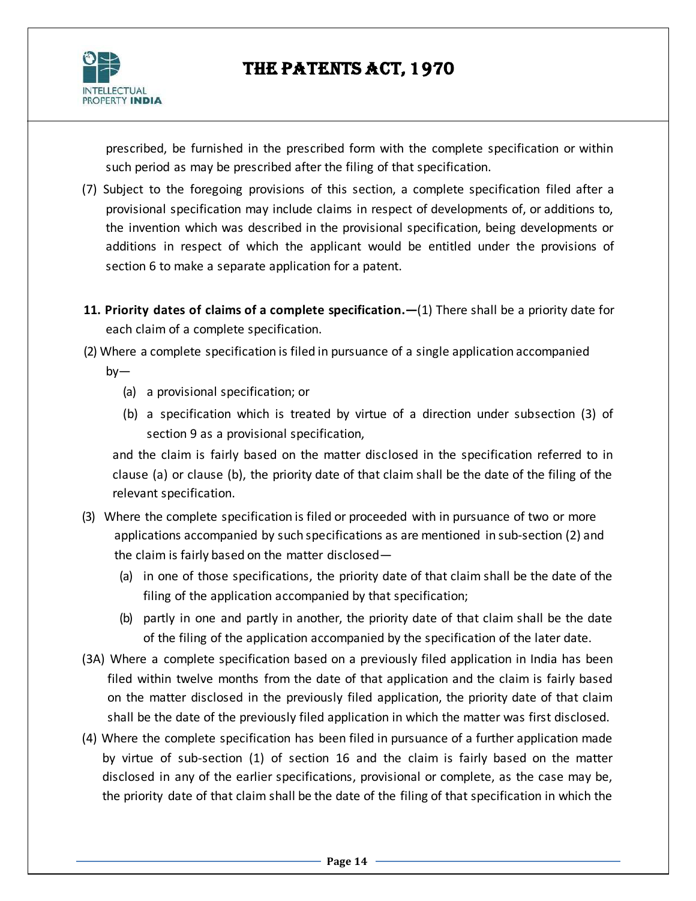prescribed, be furnished in the prescribed form with the complete specification or within such period as may be prescribed after the filing of that specification.

(7) Subject to the foregoing provisions of this section, a complete specification filed after a provisional specification may include claims in respect of developments of, or additions to, the invention which was described in the provisional specification, being developments or additions in respect of which the applicant would be entitled under the provisions of section 6 to make a separate application for a patent.

**11. Priority dates of claims of a complete specification.—**(1) There shall be a priority date for each claim of a complete specification.

(2) Where a complete specification is filed in pursuance of a single application accompanied by—

(a) a provisional specification; or

(b) a specification which is treated by virtue of a direction under subsection (3) of section 9 as a provisional specification,

and the claim is fairly based on the matter disclosed in the specification referred to in clause (a) or clause (b), the priority date of that claim shall be the date of the filing of the relevant specification.

(3) Where the complete specification is filed or proceeded with in pursuance of two or more applications accompanied by such specifications as are mentioned in sub-section (2) and the claim is fairly based on the matter disclosed—

(a) in one of those specifications, the priority date of that claim shall be the date of the filing of the application accompanied by that specification;

(b) partly in one and partly in another, the priority date of that claim shall be the date of the filing of the application accompanied by the specification of the later date.

(3A) Where a complete specification based on a previously filed application in India has been filed within twelve months from the date of that application and the claim is fairly based on the matter disclosed in the previously filed application, the priority date of that claim shall be the date of the previously filed application in which the matter was first disclosed.

(4) Where the complete specification has been filed in pursuance of a further application made by virtue of sub-section (1) of section 16 and the claim is fairly based on the matter disclosed in any of the earlier specifications, provisional or complete, as the case may be, the priority date of that claim shall be the date of the filing of that specification in which the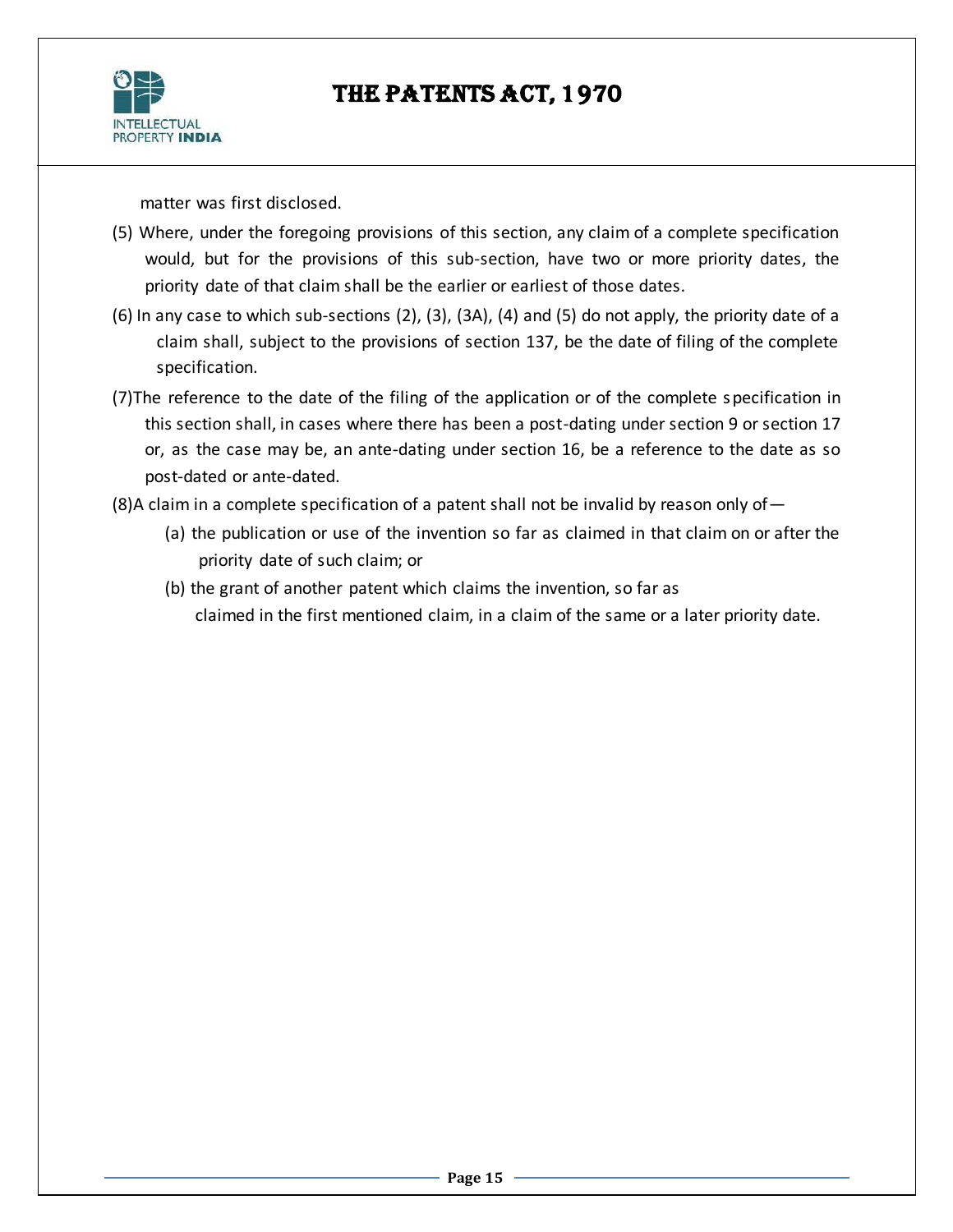matter was first disclosed.

(5) Where, under the foregoing provisions of this section, any claim of a complete specification would, but for the provisions of this sub-section, have two or more priority dates, the priority date of that claim shall be the earlier or earliest of those dates.

(6) In any case to which sub-sections (2), (3), (3A), (4) and (5) do not apply, the priority date of a claim shall, subject to the provisions of section 137, be the date of filing of the complete specification.

(7)The reference to the date of the filing of the application or of the complete specification in this section shall, in cases where there has been a post-dating under section 9 or section 17 or, as the case may be, an ante-dating under section 16, be a reference to the date as so post-dated or ante-dated.

(8)A claim in a complete specification of a patent shall not be invalid by reason only of—

- (a) the publication or use of the invention so far as claimed in that claim on or after the priority date of such claim; or
- (b) the grant of another patent which claims the invention, so far as claimed in the first mentioned claim, in a claim of the same or a later priority date.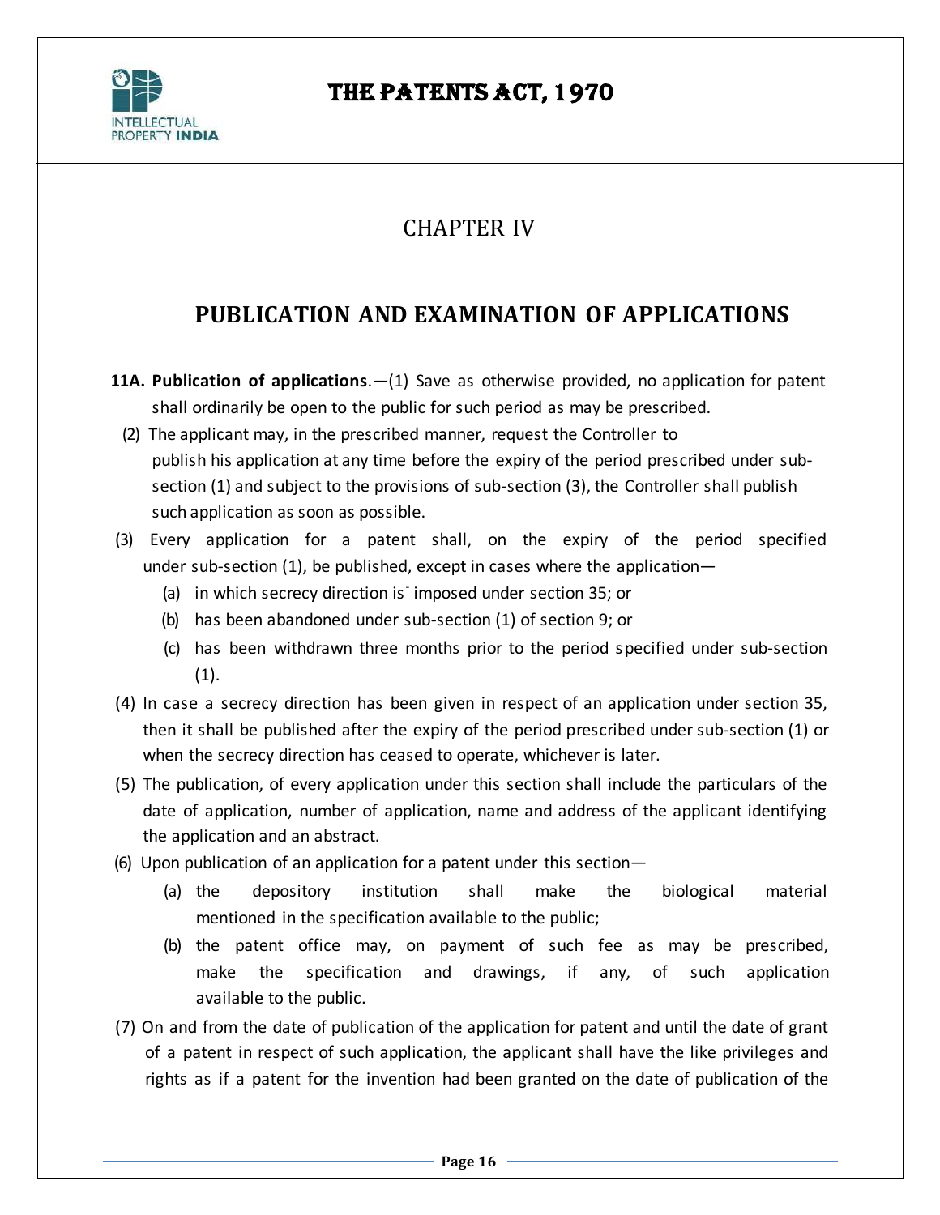## CHAPTER IV

## PUBLICATION AND EXAMINATION OF APPLICATIONS

**11A. Publication of applications**.—(1) Save as otherwise provided, no application for patent shall ordinarily be open to the public for such period as may be prescribed.

(2) The applicant may, in the prescribed manner, request the Controller to publish his application at any time before the expiry of the period prescribed under sub-section (1) and subject to the provisions of sub-section (3), the Controller shall publish such application as soon as possible.

(3) Every application for a patent shall, on the expiry of the period specified under sub-section (1), be published, except in cases where the application—

(a) in which secrecy direction is imposed under section 35; or

(b) has been abandoned under sub-section (1) of section 9; or

(c) has been withdrawn three months prior to the period specified under sub-section (1).

(4) In case a secrecy direction has been given in respect of an application under section 35, then it shall be published after the expiry of the period prescribed under sub-section (1) or when the secrecy direction has ceased to operate, whichever is later.

(5) The publication, of every application under this section shall include the particulars of the date of application, number of application, name and address of the applicant identifying the application and an abstract.

(6) Upon publication of an application for a patent under this section—

(a) the depository institution shall make the biological material mentioned in the specification available to the public;

(b) the patent office may, on payment of such fee as may be prescribed, make the specification and drawings, if any, of such application available to the public.

(7) On and from the date of publication of the application for patent and until the date of grant of a patent in respect of such application, the applicant shall have the like privileges and rights as if a patent for the invention had been granted on the date of publication of the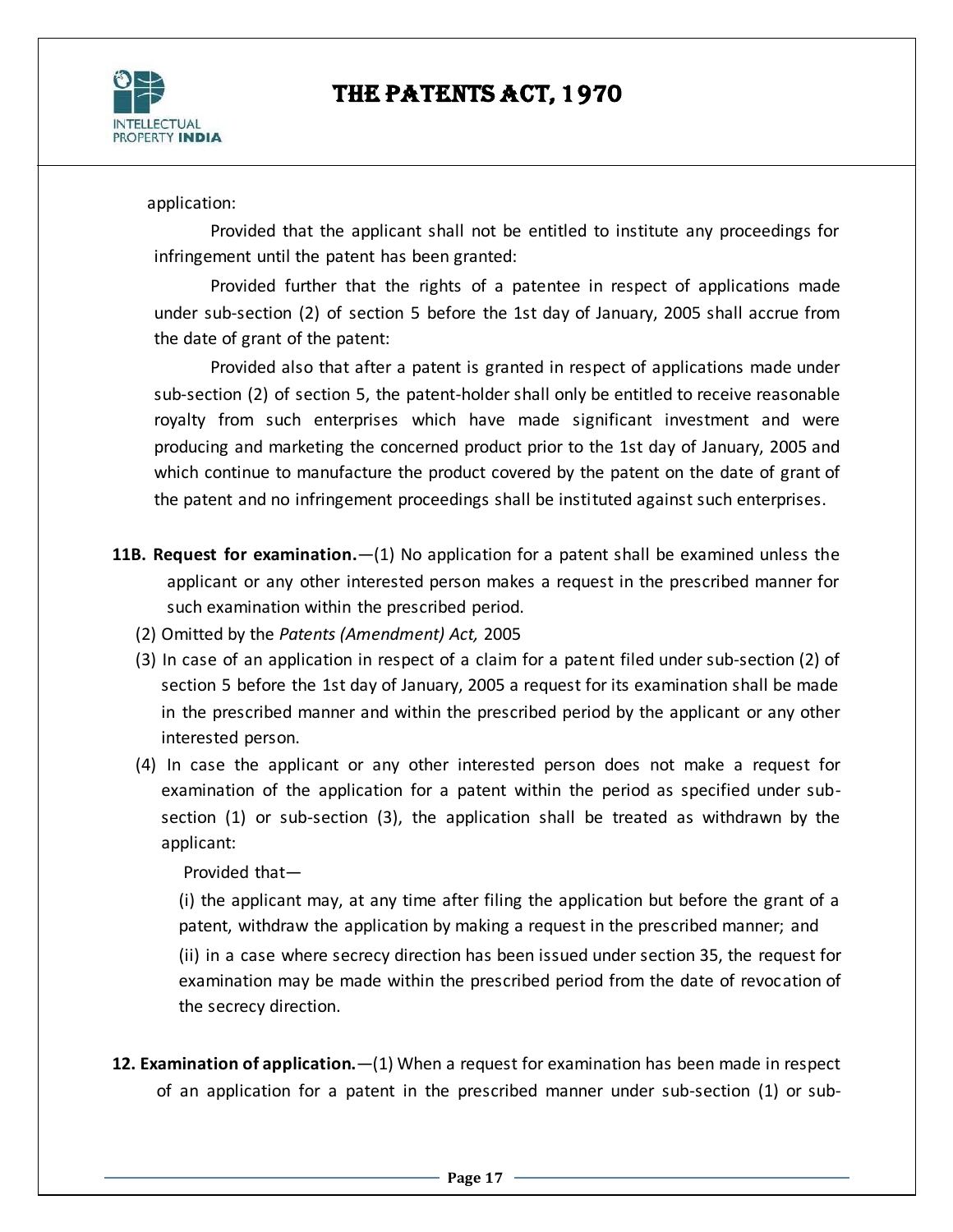application:

Provided that the applicant shall not be entitled to institute any proceedings for infringement until the patent has been granted:

Provided further that the rights of a patentee in respect of applications made under sub-section (2) of section 5 before the 1st day of January, 2005 shall accrue from the date of grant of the patent:

Provided also that after a patent is granted in respect of applications made under sub-section (2) of section 5, the patent-holder shall only be entitled to receive reasonable royalty from such enterprises which have made significant investment and were producing and marketing the concerned product prior to the 1st day of January, 2005 and which continue to manufacture the product covered by the patent on the date of grant of the patent and no infringement proceedings shall be instituted against such enterprises.

**11B. Request for examination.**—(1) No application for a patent shall be examined unless the applicant or any other interested person makes a request in the prescribed manner for such examination within the prescribed period.

(2) Omitted by the *Patents (Amendment) Act,* 2005

(3) In case of an application in respect of a claim for a patent filed under sub-section (2) of section 5 before the 1st day of January, 2005 a request for its examination shall be made in the prescribed manner and within the prescribed period by the applicant or any other interested person.

(4) In case the applicant or any other interested person does not make a request for examination of the application for a patent within the period as specified under sub-section (1) or sub-section (3), the application shall be treated as withdrawn by the applicant:

Provided that—

(i) the applicant may, at any time after filing the application but before the grant of a patent, withdraw the application by making a request in the prescribed manner; and

(ii) in a case where secrecy direction has been issued under section 35, the request for examination may be made within the prescribed period from the date of revocation of the secrecy direction.

**12. Examination of application.**—(1) When a request for examination has been made in respect of an application for a patent in the prescribed manner under sub-section (1) or sub-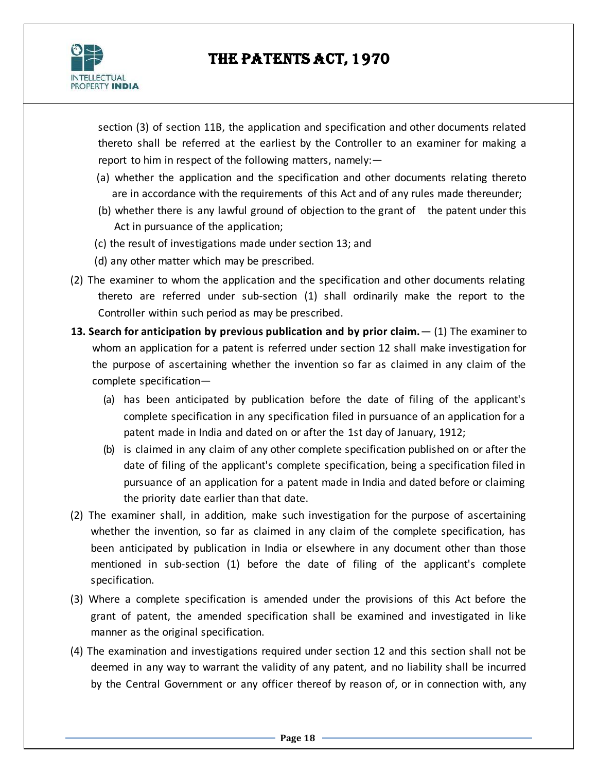section (3) of section 11B, the application and specification and other documents related thereto shall be referred at the earliest by the Controller to an examiner for making a report to him in respect of the following matters, namely:—

(a) whether the application and the specification and other documents relating thereto are in accordance with the requirements of this Act and of any rules made thereunder;

(b) whether there is any lawful ground of objection to the grant of the patent under this Act in pursuance of the application;

(c) the result of investigations made under section 13; and

(d) any other matter which may be prescribed.

(2) The examiner to whom the application and the specification and other documents relating thereto are referred under sub-section (1) shall ordinarily make the report to the Controller within such period as may be prescribed.

**13. Search for anticipation by previous publication and by prior claim.**— (1) The examiner to whom an application for a patent is referred under section 12 shall make investigation for the purpose of ascertaining whether the invention so far as claimed in any claim of the complete specification—

(a) has been anticipated by publication before the date of filing of the applicant's complete specification in any specification filed in pursuance of an application for a patent made in India and dated on or after the 1st day of January, 1912;

(b) is claimed in any claim of any other complete specification published on or after the date of filing of the applicant's complete specification, being a specification filed in pursuance of an application for a patent made in India and dated before or claiming the priority date earlier than that date.

(2) The examiner shall, in addition, make such investigation for the purpose of ascertaining whether the invention, so far as claimed in any claim of the complete specification, has been anticipated by publication in India or elsewhere in any document other than those mentioned in sub-section (1) before the date of filing of the applicant's complete specification.

(3) Where a complete specification is amended under the provisions of this Act before the grant of patent, the amended specification shall be examined and investigated in like manner as the original specification.

(4) The examination and investigations required under section 12 and this section shall not be deemed in any way to warrant the validity of any patent, and no liability shall be incurred by the Central Government or any officer thereof by reason of, or in connection with, any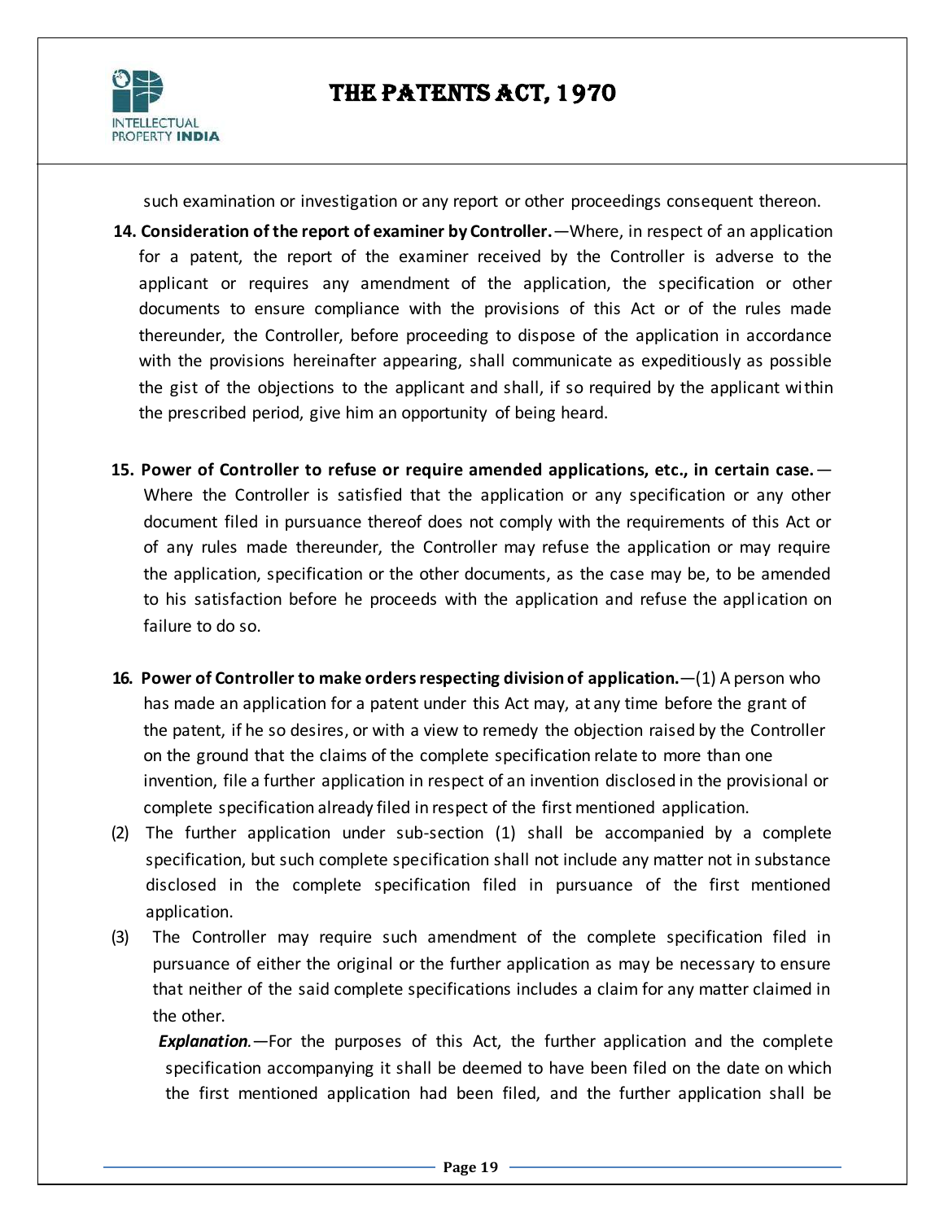such examination or investigation or any report or other proceedings consequent thereon.

**14. Consideration of the report of examiner by Controller.**—Where, in respect of an application for a patent, the report of the examiner received by the Controller is adverse to the applicant or requires any amendment of the application, the specification or other documents to ensure compliance with the provisions of this Act or of the rules made thereunder, the Controller, before proceeding to dispose of the application in accordance with the provisions hereinafter appearing, shall communicate as expeditiously as possible the gist of the objections to the applicant and shall, if so required by the applicant within the prescribed period, give him an opportunity of being heard.

**15. Power of Controller to refuse or require amended applications, etc., in certain case.**—Where the Controller is satisfied that the application or any specification or any other document filed in pursuance thereof does not comply with the requirements of this Act or of any rules made thereunder, the Controller may refuse the application or may require the application, specification or the other documents, as the case may be, to be amended to his satisfaction before he proceeds with the application and refuse the application on failure to do so.

**16. Power of Controller to make orders respecting division of application.**—(1) A person who has made an application for a patent under this Act may, at any time before the grant of the patent, if he so desires, or with a view to remedy the objection raised by the Controller on the ground that the claims of the complete specification relate to more than one invention, file a further application in respect of an invention disclosed in the provisional or complete specification already filed in respect of the first mentioned application.

(2) The further application under sub-section (1) shall be accompanied by a complete specification, but such complete specification shall not include any matter not in substance disclosed in the complete specification filed in pursuance of the first mentioned application.

(3) The Controller may require such amendment of the complete specification filed in pursuance of either the original or the further application as may be necessary to ensure that neither of the said complete specifications includes a claim for any matter claimed in the other.

***Explanation.***—For the purposes of this Act, the further application and the complete specification accompanying it shall be deemed to have been filed on the date on which the first mentioned application had been filed, and the further application shall be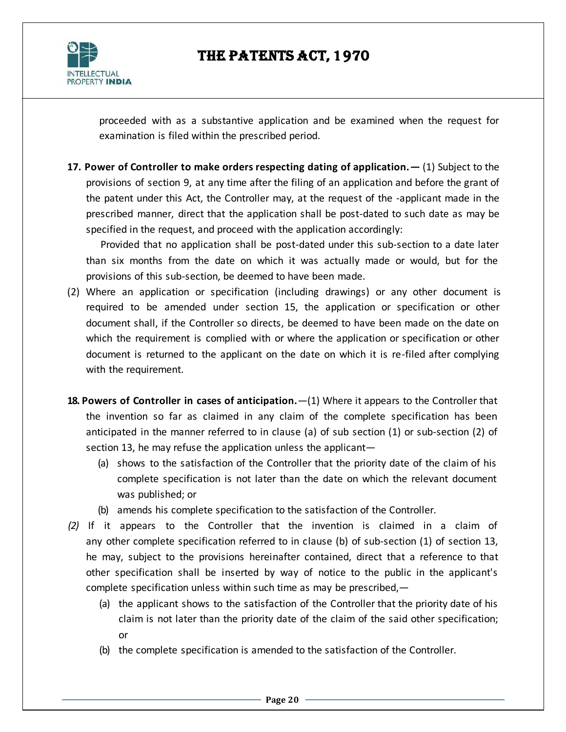proceeded with as a substantive application and be examined when the request for examination is filed within the prescribed period.

**17. Power of Controller to make orders respecting dating of application.—** (1) Subject to the provisions of section 9, at any time after the filing of an application and before the grant of the patent under this Act, the Controller may, at the request of the -applicant made in the prescribed manner, direct that the application shall be post-dated to such date as may be specified in the request, and proceed with the application accordingly:

Provided that no application shall be post-dated under this sub-section to a date later than six months from the date on which it was actually made or would, but for the provisions of this sub-section, be deemed to have been made.

(2) Where an application or specification (including drawings) or any other document is required to be amended under section 15, the application or specification or other document shall, if the Controller so directs, be deemed to have been made on the date on which the requirement is complied with or where the application or specification or other document is returned to the applicant on the date on which it is re-filed after complying with the requirement.

**18. Powers of Controller in cases of anticipation.**—(1) Where it appears to the Controller that the invention so far as claimed in any claim of the complete specification has been anticipated in the manner referred to in clause (a) of sub section (1) or sub-section (2) of section 13, he may refuse the application unless the applicant—

(a) shows to the satisfaction of the Controller that the priority date of the claim of his complete specification is not later than the date on which the relevant document was published; or

(b) amends his complete specification to the satisfaction of the Controller.

*(2)* If it appears to the Controller that the invention is claimed in a claim of any other complete specification referred to in clause (b) of sub-section (1) of section 13, he may, subject to the provisions hereinafter contained, direct that a reference to that other specification shall be inserted by way of notice to the public in the applicant's complete specification unless within such time as may be prescribed,—

(a) the applicant shows to the satisfaction of the Controller that the priority date of his claim is not later than the priority date of the claim of the said other specification; or

(b) the complete specification is amended to the satisfaction of the Controller.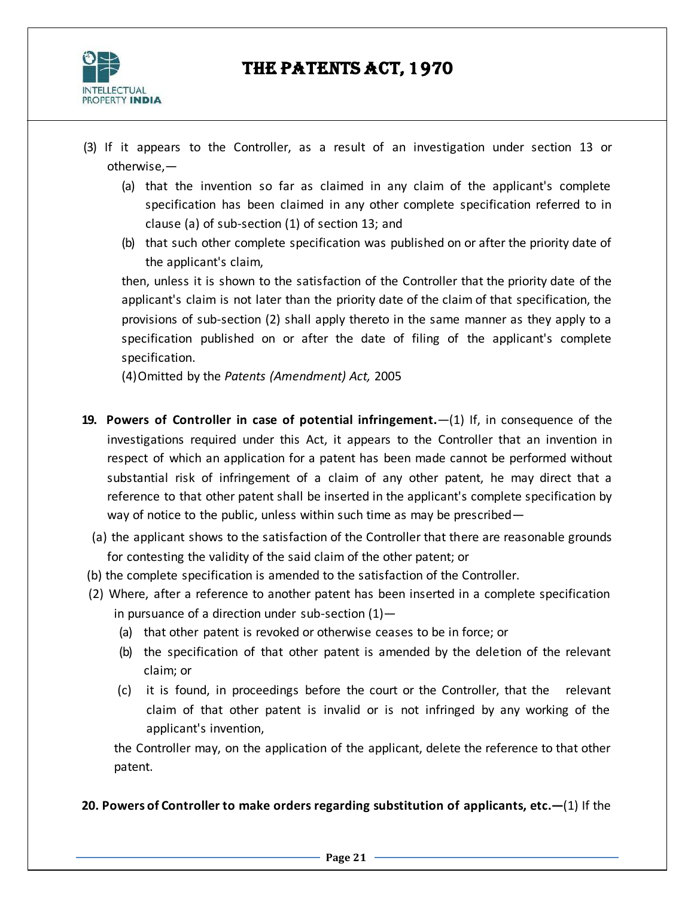(3) If it appears to the Controller, as a result of an investigation under section 13 or otherwise,—

(a) that the invention so far as claimed in any claim of the applicant's complete specification has been claimed in any other complete specification referred to in clause (a) of sub-section (1) of section 13; and

(b) that such other complete specification was published on or after the priority date of the applicant's claim,

then, unless it is shown to the satisfaction of the Controller that the priority date of the applicant's claim is not later than the priority date of the claim of that specification, the provisions of sub-section (2) shall apply thereto in the same manner as they apply to a specification published on or after the date of filing of the applicant's complete specification.

(4) Omitted by the *Patents (Amendment) Act,* 2005

**19. Powers of Controller in case of potential infringement.**—(1) If, in consequence of the investigations required under this Act, it appears to the Controller that an invention in respect of which an application for a patent has been made cannot be performed without substantial risk of infringement of a claim of any other patent, he may direct that a reference to that other patent shall be inserted in the applicant's complete specification by way of notice to the public, unless within such time as may be prescribed—

(a) the applicant shows to the satisfaction of the Controller that there are reasonable grounds for contesting the validity of the said claim of the other patent; or

(b) the complete specification is amended to the satisfaction of the Controller.

(2) Where, after a reference to another patent has been inserted in a complete specification in pursuance of a direction under sub-section (1)—

(a) that other patent is revoked or otherwise ceases to be in force; or

(b) the specification of that other patent is amended by the deletion of the relevant claim; or

(c) it is found, in proceedings before the court or the Controller, that the relevant claim of that other patent is invalid or is not infringed by any working of the applicant's invention,

the Controller may, on the application of the applicant, delete the reference to that other patent.

**20. Powers of Controller to make orders regarding substitution of applicants, etc.—**(1) If the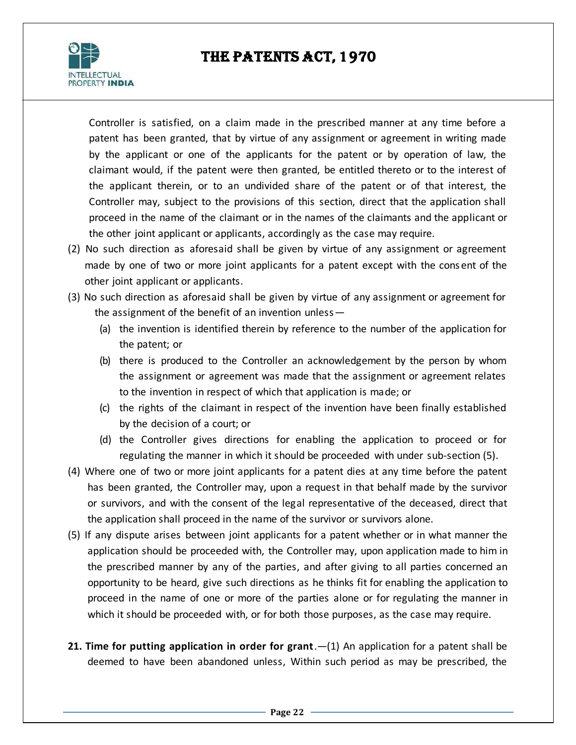Controller is satisfied, on a claim made in the prescribed manner at any time before a patent has been granted, that by virtue of any assignment or agreement in writing made by the applicant or one of the applicants for the patent or by operation of law, the claimant would, if the patent were then granted, be entitled thereto or to the interest of the applicant therein, or to an undivided share of the patent or of that interest, the Controller may, subject to the provisions of this section, direct that the application shall proceed in the name of the claimant or in the names of the claimants and the applicant or the other joint applicant or applicants, accordingly as the case may require.

(2) No such direction as aforesaid shall be given by virtue of any assignment or agreement made by one of two or more joint applicants for a patent except with the consent of the other joint applicant or applicants.

(3) No such direction as aforesaid shall be given by virtue of any assignment or agreement for the assignment of the benefit of an invention unless—

(a) the invention is identified therein by reference to the number of the application for the patent; or

(b) there is produced to the Controller an acknowledgement by the person by whom the assignment or agreement was made that the assignment or agreement relates to the invention in respect of which that application is made; or

(c) the rights of the claimant in respect of the invention have been finally established by the decision of a court; or

(d) the Controller gives directions for enabling the application to proceed or for regulating the manner in which it should be proceeded with under sub-section (5).

(4) Where one of two or more joint applicants for a patent dies at any time before the patent has been granted, the Controller may, upon a request in that behalf made by the survivor or survivors, and with the consent of the legal representative of the deceased, direct that the application shall proceed in the name of the survivor or survivors alone.

(5) If any dispute arises between joint applicants for a patent whether or in what manner the application should be proceeded with, the Controller may, upon application made to him in the prescribed manner by any of the parties, and after giving to all parties concerned an opportunity to be heard, give such directions as he thinks fit for enabling the application to proceed in the name of one or more of the parties alone or for regulating the manner in which it should be proceeded with, or for both those purposes, as the case may require.

**21. Time for putting application in order for grant**.—(1) An application for a patent shall be deemed to have been abandoned unless, Within such period as may be prescribed, the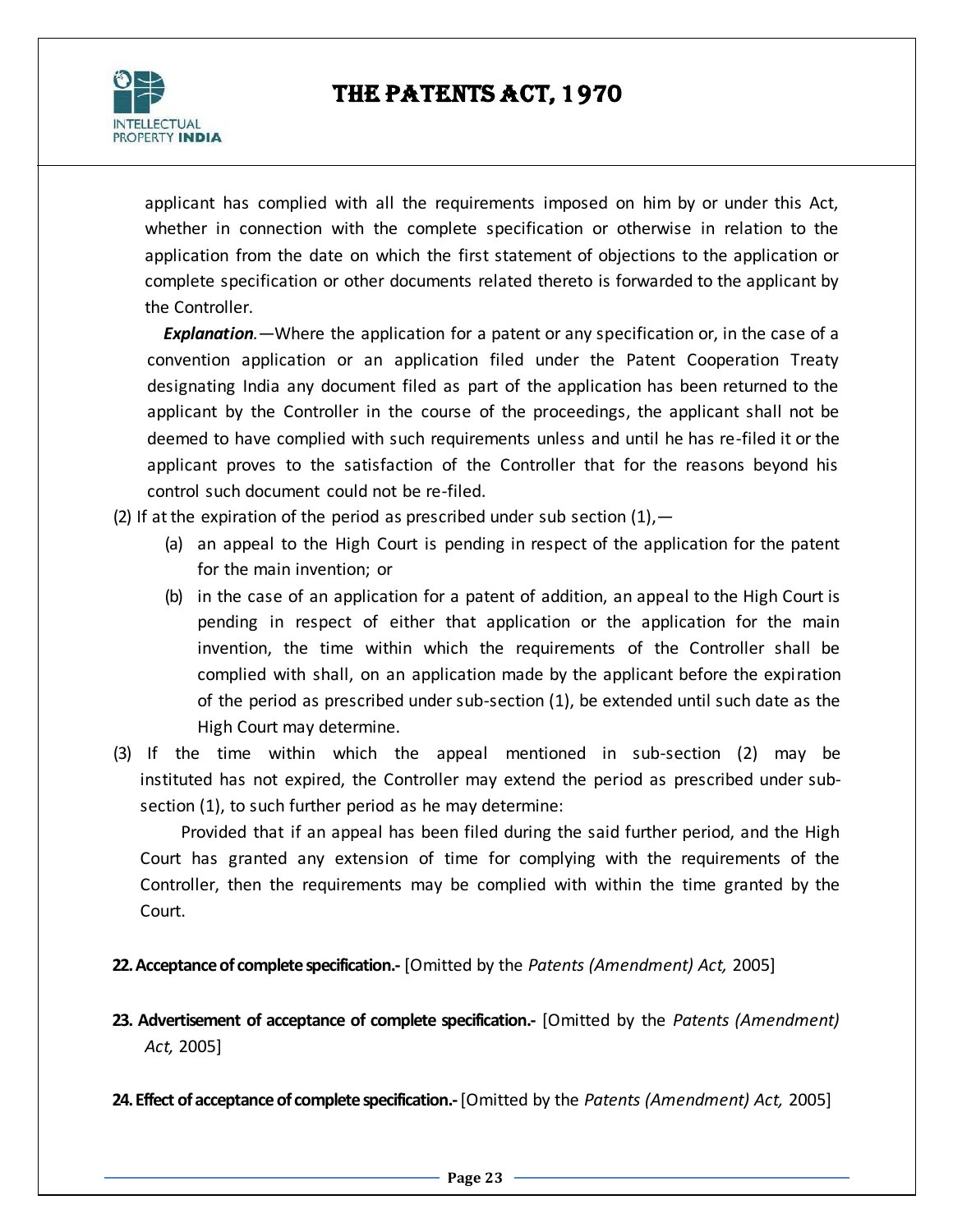applicant has complied with all the requirements imposed on him by or under this Act, whether in connection with the complete specification or otherwise in relation to the application from the date on which the first statement of objections to the application or complete specification or other documents related thereto is forwarded to the applicant by the Controller.

***Explanation***.—Where the application for a patent or any specification or, in the case of a convention application or an application filed under the Patent Cooperation Treaty designating India any document filed as part of the application has been returned to the applicant by the Controller in the course of the proceedings, the applicant shall not be deemed to have complied with such requirements unless and until he has re-filed it or the applicant proves to the satisfaction of the Controller that for the reasons beyond his control such document could not be re-filed.

(2) If at the expiration of the period as prescribed under sub section (1),—

(a) an appeal to the High Court is pending in respect of the application for the patent for the main invention; or

(b) in the case of an application for a patent of addition, an appeal to the High Court is pending in respect of either that application or the application for the main invention, the time within which the requirements of the Controller shall be complied with shall, on an application made by the applicant before the expiration of the period as prescribed under sub-section (1), be extended until such date as the High Court may determine.

(3) If the time within which the appeal mentioned in sub-section (2) may be instituted has not expired, the Controller may extend the period as prescribed under sub-section (1), to such further period as he may determine:

Provided that if an appeal has been filed during the said further period, and the High Court has granted any extension of time for complying with the requirements of the Controller, then the requirements may be complied with within the time granted by the Court.

**22. Acceptance of complete specification.-** [Omitted by the *Patents (Amendment) Act,* 2005]

**23. Advertisement of acceptance of complete specification.-** [Omitted by the *Patents (Amendment) Act,* 2005]

**24. Effect of acceptance of complete specification.-** [Omitted by the *Patents (Amendment) Act,* 2005]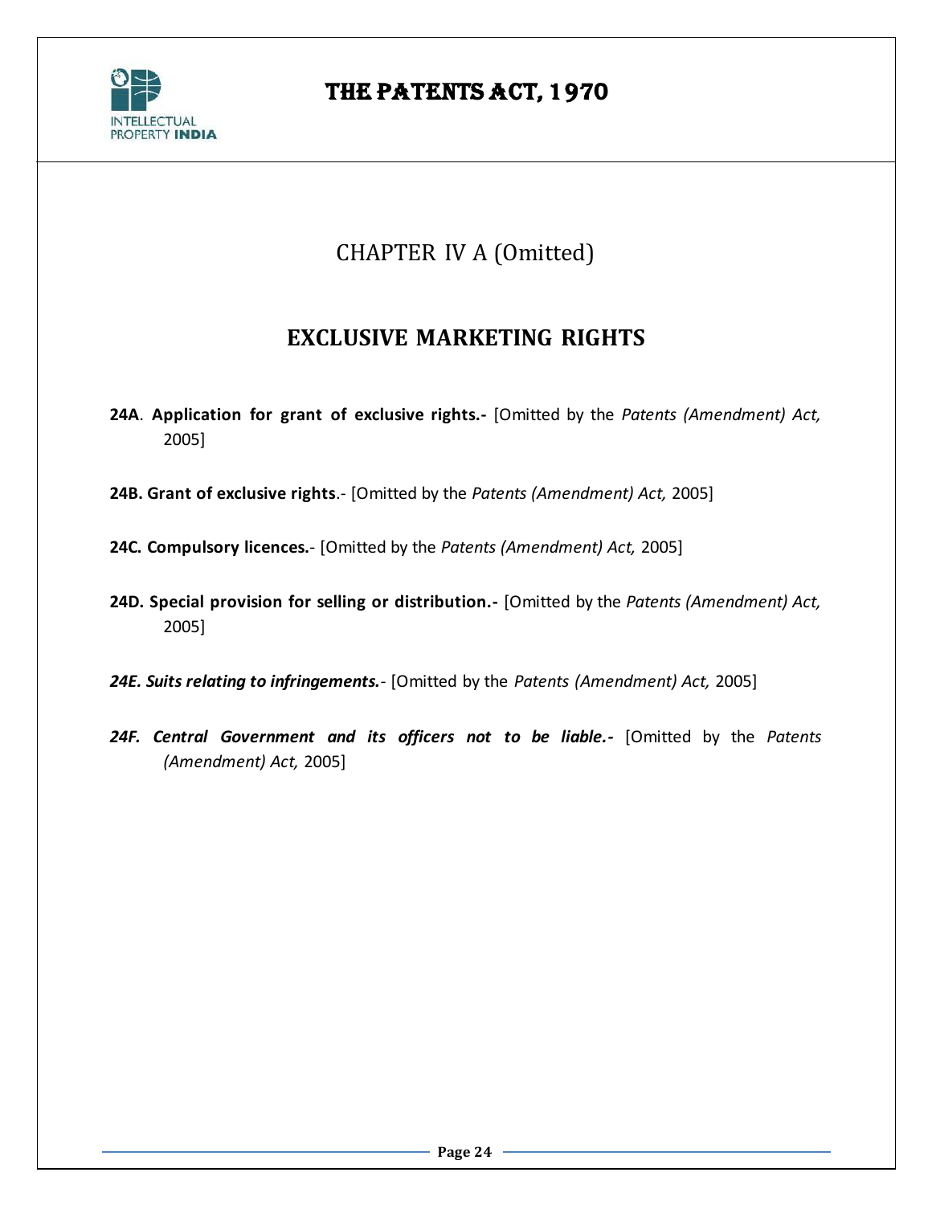## CHAPTER IV A (Omitted)

## EXCLUSIVE MARKETING RIGHTS

**24A**. **Application for grant of exclusive rights.-** [Omitted by the *Patents (Amendment) Act,* 2005]

**24B. Grant of exclusive rights**.- [Omitted by the *Patents (Amendment) Act,* 2005]

**24C. Compulsory licences.**- [Omitted by the *Patents (Amendment) Act,* 2005]

**24D. Special provision for selling or distribution.-** [Omitted by the *Patents (Amendment) Act,* 2005]

***24E. Suits relating to infringements.***- [Omitted by the *Patents (Amendment) Act,* 2005]

***24F. Central Government and its officers not to be liable.-*** [Omitted by the *Patents (Amendment) Act,* 2005]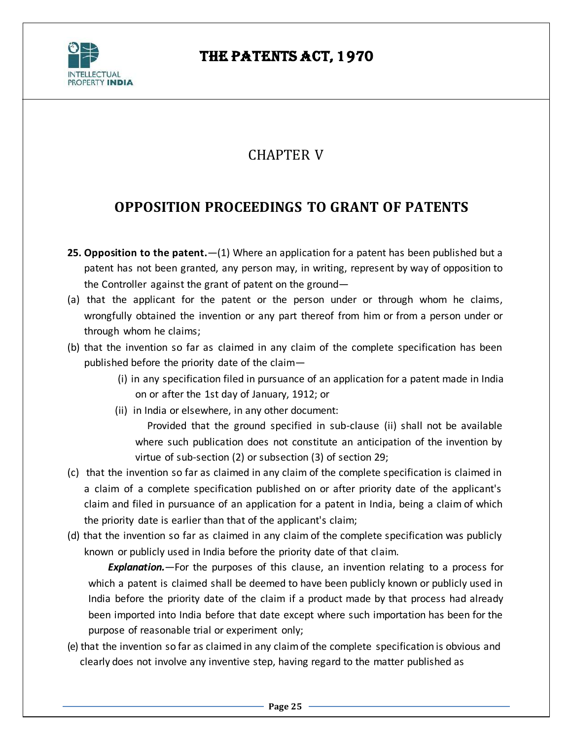# CHAPTER V

## OPPOSITION PROCEEDINGS TO GRANT OF PATENTS

**25. Opposition to the patent.**—(1) Where an application for a patent has been published but a patent has not been granted, any person may, in writing, represent by way of opposition to the Controller against the grant of patent on the ground—

(a) that the applicant for the patent or the person under or through whom he claims, wrongfully obtained the invention or any part thereof from him or from a person under or through whom he claims;

(b) that the invention so far as claimed in any claim of the complete specification has been published before the priority date of the claim—

(i) in any specification filed in pursuance of an application for a patent made in India on or after the 1st day of January, 1912; or

(ii) in India or elsewhere, in any other document:

Provided that the ground specified in sub-clause (ii) shall not be available where such publication does not constitute an anticipation of the invention by virtue of sub-section (2) or subsection (3) of section 29;

(c) that the invention so far as claimed in any claim of the complete specification is claimed in a claim of a complete specification published on or after priority date of the applicant's claim and filed in pursuance of an application for a patent in India, being a claim of which the priority date is earlier than that of the applicant's claim;

(d) that the invention so far as claimed in any claim of the complete specification was publicly known or publicly used in India before the priority date of that claim.

***Explanation.***—For the purposes of this clause, an invention relating to a process for which a patent is claimed shall be deemed to have been publicly known or publicly used in India before the priority date of the claim if a product made by that process had already been imported into India before that date except where such importation has been for the purpose of reasonable trial or experiment only;

(e) that the invention so far as claimed in any claim of the complete specification is obvious and clearly does not involve any inventive step, having regard to the matter published as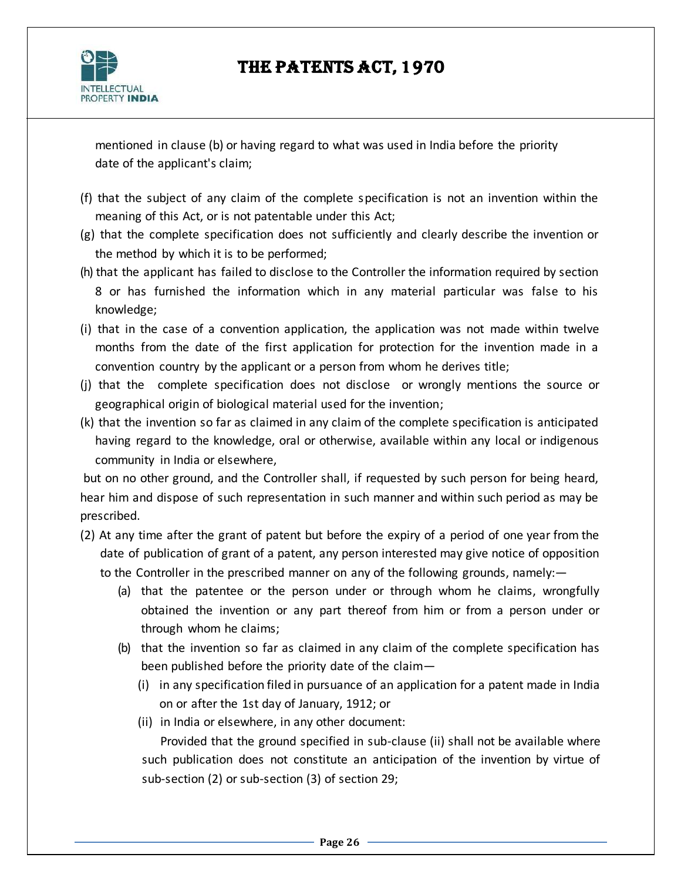mentioned in clause (b) or having regard to what was used in India before the priority date of the applicant's claim;

(f) that the subject of any claim of the complete specification is not an invention within the meaning of this Act, or is not patentable under this Act;

(g) that the complete specification does not sufficiently and clearly describe the invention or the method by which it is to be performed;

(h) that the applicant has failed to disclose to the Controller the information required by section 8 or has furnished the information which in any material particular was false to his knowledge;

(i) that in the case of a convention application, the application was not made within twelve months from the date of the first application for protection for the invention made in a convention country by the applicant or a person from whom he derives title;

(j) that the complete specification does not disclose or wrongly mentions the source or geographical origin of biological material used for the invention;

(k) that the invention so far as claimed in any claim of the complete specification is anticipated having regard to the knowledge, oral or otherwise, available within any local or indigenous community in India or elsewhere,

but on no other ground, and the Controller shall, if requested by such person for being heard, hear him and dispose of such representation in such manner and within such period as may be prescribed.

(2) At any time after the grant of patent but before the expiry of a period of one year from the date of publication of grant of a patent, any person interested may give notice of opposition to the Controller in the prescribed manner on any of the following grounds, namely:—

(a) that the patentee or the person under or through whom he claims, wrongfully obtained the invention or any part thereof from him or from a person under or through whom he claims;

(b) that the invention so far as claimed in any claim of the complete specification has been published before the priority date of the claim—

(i) in any specification filed in pursuance of an application for a patent made in India on or after the 1st day of January, 1912; or

(ii) in India or elsewhere, in any other document:

Provided that the ground specified in sub-clause (ii) shall not be available where such publication does not constitute an anticipation of the invention by virtue of sub-section (2) or sub-section (3) of section 29;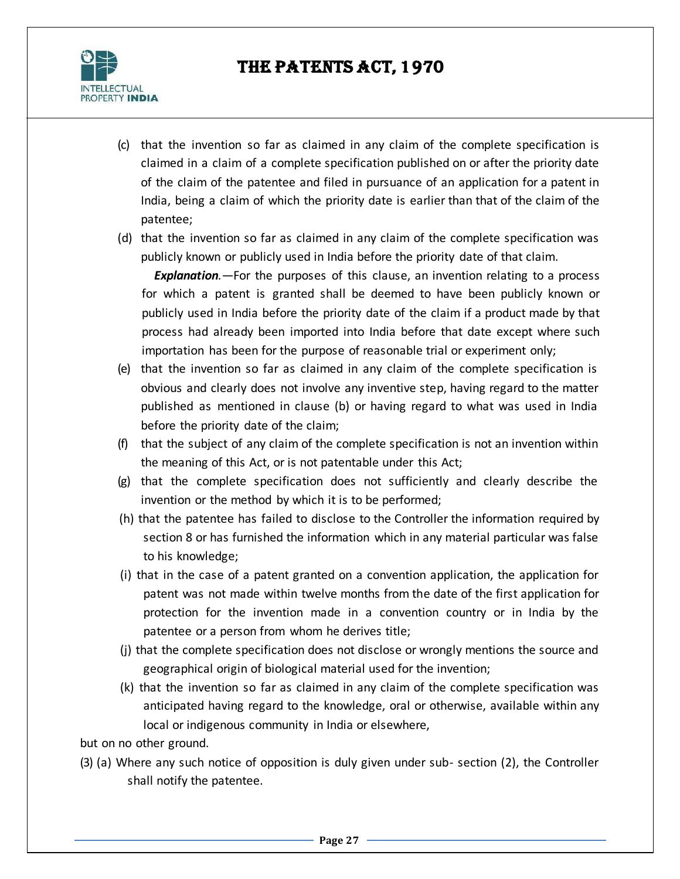(c) that the invention so far as claimed in any claim of the complete specification is claimed in a claim of a complete specification published on or after the priority date of the claim of the patentee and filed in pursuance of an application for a patent in India, being a claim of which the priority date is earlier than that of the claim of the patentee;

(d) that the invention so far as claimed in any claim of the complete specification was publicly known or publicly used in India before the priority date of that claim.

***Explanation***.—For the purposes of this clause, an invention relating to a process for which a patent is granted shall be deemed to have been publicly known or publicly used in India before the priority date of the claim if a product made by that process had already been imported into India before that date except where such importation has been for the purpose of reasonable trial or experiment only;

(e) that the invention so far as claimed in any claim of the complete specification is obvious and clearly does not involve any inventive step, having regard to the matter published as mentioned in clause (b) or having regard to what was used in India before the priority date of the claim;

(f) that the subject of any claim of the complete specification is not an invention within the meaning of this Act, or is not patentable under this Act;

(g) that the complete specification does not sufficiently and clearly describe the invention or the method by which it is to be performed;

(h) that the patentee has failed to disclose to the Controller the information required by section 8 or has furnished the information which in any material particular was false to his knowledge;

(i) that in the case of a patent granted on a convention application, the application for patent was not made within twelve months from the date of the first application for protection for the invention made in a convention country or in India by the patentee or a person from whom he derives title;

(j) that the complete specification does not disclose or wrongly mentions the source and geographical origin of biological material used for the invention;

(k) that the invention so far as claimed in any claim of the complete specification was anticipated having regard to the knowledge, oral or otherwise, available within any local or indigenous community in India or elsewhere,

but on no other ground.

(3) (a) Where any such notice of opposition is duly given under sub- section (2), the Controller shall notify the patentee.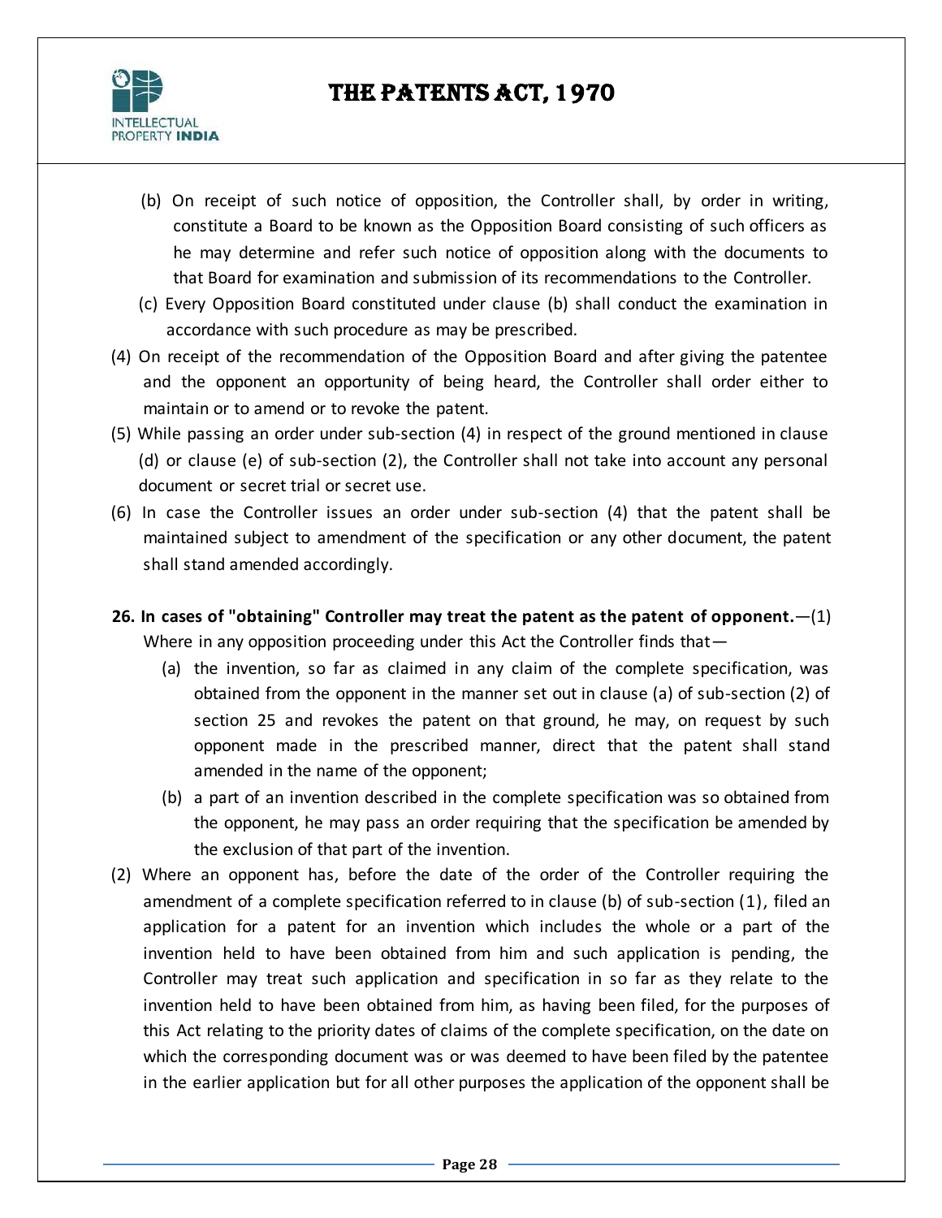(b) On receipt of such notice of opposition, the Controller shall, by order in writing, constitute a Board to be known as the Opposition Board consisting of such officers as he may determine and refer such notice of opposition along with the documents to that Board for examination and submission of its recommendations to the Controller.

(c) Every Opposition Board constituted under clause (b) shall conduct the examination in accordance with such procedure as may be prescribed.

(4) On receipt of the recommendation of the Opposition Board and after giving the patentee and the opponent an opportunity of being heard, the Controller shall order either to maintain or to amend or to revoke the patent.

(5) While passing an order under sub-section (4) in respect of the ground mentioned in clause (d) or clause (e) of sub-section (2), the Controller shall not take into account any personal document or secret trial or secret use.

(6) In case the Controller issues an order under sub-section (4) that the patent shall be maintained subject to amendment of the specification or any other document, the patent shall stand amended accordingly.

**26. In cases of "obtaining" Controller may treat the patent as the patent of opponent.**—(1) Where in any opposition proceeding under this Act the Controller finds that—

(a) the invention, so far as claimed in any claim of the complete specification, was obtained from the opponent in the manner set out in clause (a) of sub-section (2) of section 25 and revokes the patent on that ground, he may, on request by such opponent made in the prescribed manner, direct that the patent shall stand amended in the name of the opponent;

(b) a part of an invention described in the complete specification was so obtained from the opponent, he may pass an order requiring that the specification be amended by the exclusion of that part of the invention.

(2) Where an opponent has, before the date of the order of the Controller requiring the amendment of a complete specification referred to in clause (b) of sub-section (1), filed an application for a patent for an invention which includes the whole or a part of the invention held to have been obtained from him and such application is pending, the Controller may treat such application and specification in so far as they relate to the invention held to have been obtained from him, as having been filed, for the purposes of this Act relating to the priority dates of claims of the complete specification, on the date on which the corresponding document was or was deemed to have been filed by the patentee in the earlier application but for all other purposes the application of the opponent shall be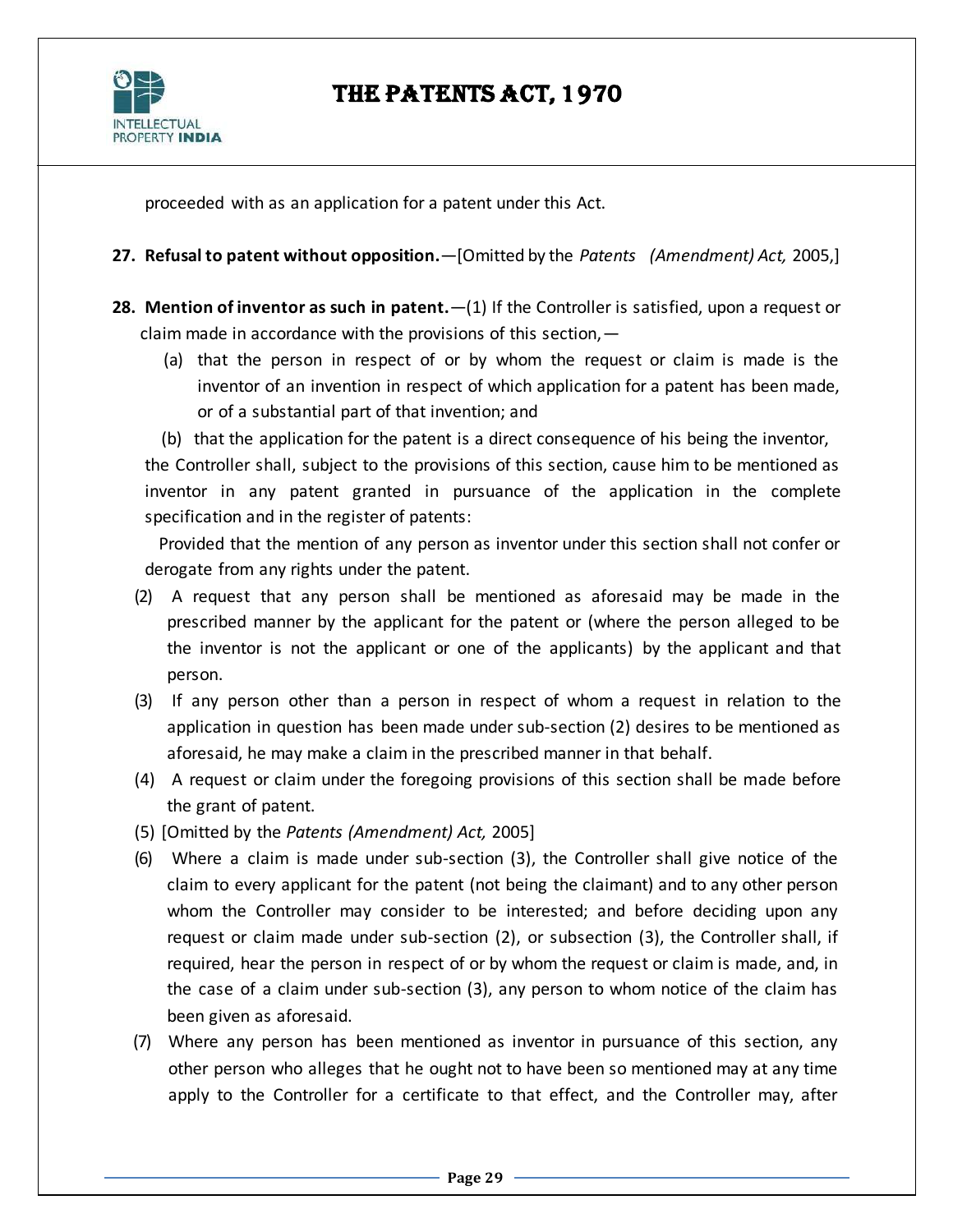proceeded with as an application for a patent under this Act.

**27. Refusal to patent without opposition.**—[Omitted by the *Patents (Amendment) Act,* 2005,]

**28. Mention of inventor as such in patent.**—(1) If the Controller is satisfied, upon a request or claim made in accordance with the provisions of this section,—

(a) that the person in respect of or by whom the request or claim is made is the inventor of an invention in respect of which application for a patent has been made, or of a substantial part of that invention; and

(b) that the application for the patent is a direct consequence of his being the inventor,

the Controller shall, subject to the provisions of this section, cause him to be mentioned as inventor in any patent granted in pursuance of the application in the complete specification and in the register of patents:

Provided that the mention of any person as inventor under this section shall not confer or derogate from any rights under the patent.

(2) A request that any person shall be mentioned as aforesaid may be made in the prescribed manner by the applicant for the patent or (where the person alleged to be the inventor is not the applicant or one of the applicants) by the applicant and that person.

(3) If any person other than a person in respect of whom a request in relation to the application in question has been made under sub-section (2) desires to be mentioned as aforesaid, he may make a claim in the prescribed manner in that behalf.

(4) A request or claim under the foregoing provisions of this section shall be made before the grant of patent.

(5) [Omitted by the *Patents (Amendment) Act,* 2005]

(6) Where a claim is made under sub-section (3), the Controller shall give notice of the claim to every applicant for the patent (not being the claimant) and to any other person whom the Controller may consider to be interested; and before deciding upon any request or claim made under sub-section (2), or subsection (3), the Controller shall, if required, hear the person in respect of or by whom the request or claim is made, and, in the case of a claim under sub-section (3), any person to whom notice of the claim has been given as aforesaid.

(7) Where any person has been mentioned as inventor in pursuance of this section, any other person who alleges that he ought not to have been so mentioned may at any time apply to the Controller for a certificate to that effect, and the Controller may, after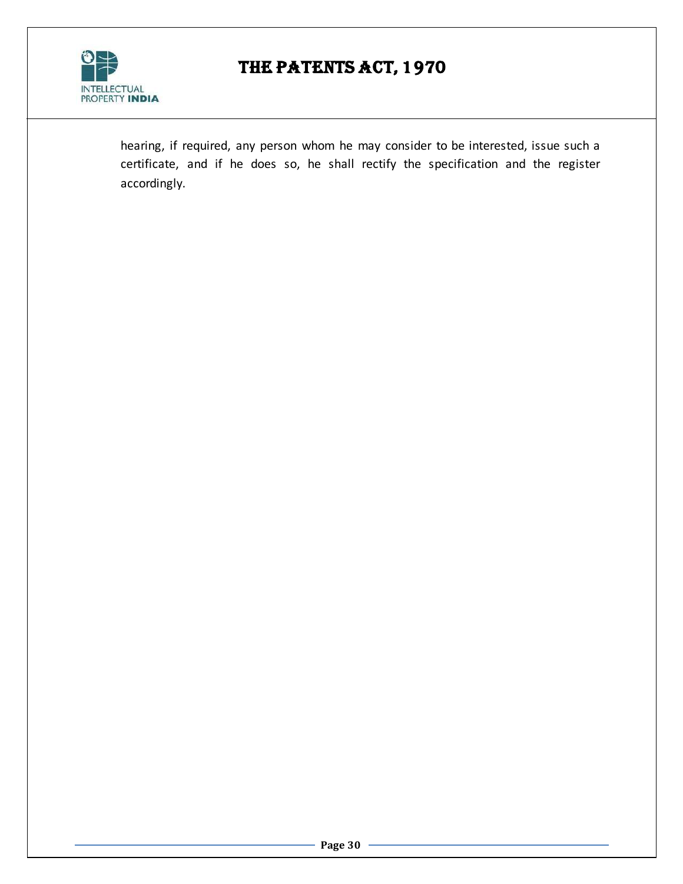hearing, if required, any person whom he may consider to be interested, issue such a certificate, and if he does so, he shall rectify the specification and the register accordingly.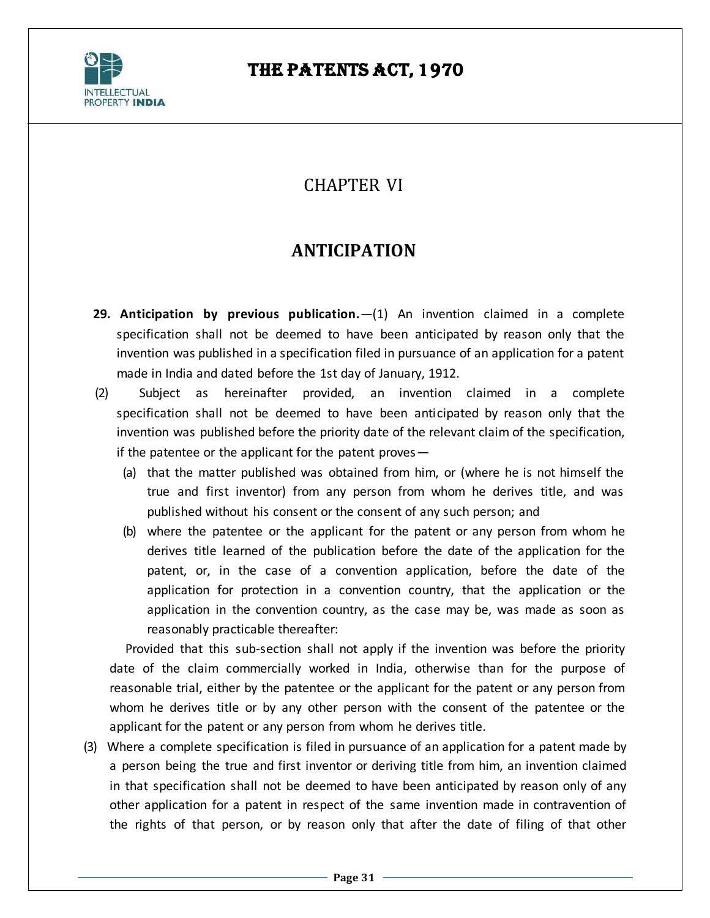## CHAPTER VI

## ANTICIPATION

**29. Anticipation by previous publication.**—(1) An invention claimed in a complete specification shall not be deemed to have been anticipated by reason only that the invention was published in a specification filed in pursuance of an application for a patent made in India and dated before the 1st day of January, 1912.

(2) Subject as hereinafter provided, an invention claimed in a complete specification shall not be deemed to have been anticipated by reason only that the invention was published before the priority date of the relevant claim of the specification, if the patentee or the applicant for the patent proves—

(a) that the matter published was obtained from him, or (where he is not himself the true and first inventor) from any person from whom he derives title, and was published without his consent or the consent of any such person; and

(b) where the patentee or the applicant for the patent or any person from whom he derives title learned of the publication before the date of the application for the patent, or, in the case of a convention application, before the date of the application for protection in a convention country, that the application or the application in the convention country, as the case may be, was made as soon as reasonably practicable thereafter:

Provided that this sub-section shall not apply if the invention was before the priority date of the claim commercially worked in India, otherwise than for the purpose of reasonable trial, either by the patentee or the applicant for the patent or any person from whom he derives title or by any other person with the consent of the patentee or the applicant for the patent or any person from whom he derives title.

(3) Where a complete specification is filed in pursuance of an application for a patent made by a person being the true and first inventor or deriving title from him, an invention claimed in that specification shall not be deemed to have been anticipated by reason only of any other application for a patent in respect of the same invention made in contravention of the rights of that person, or by reason only that after the date of filing of that other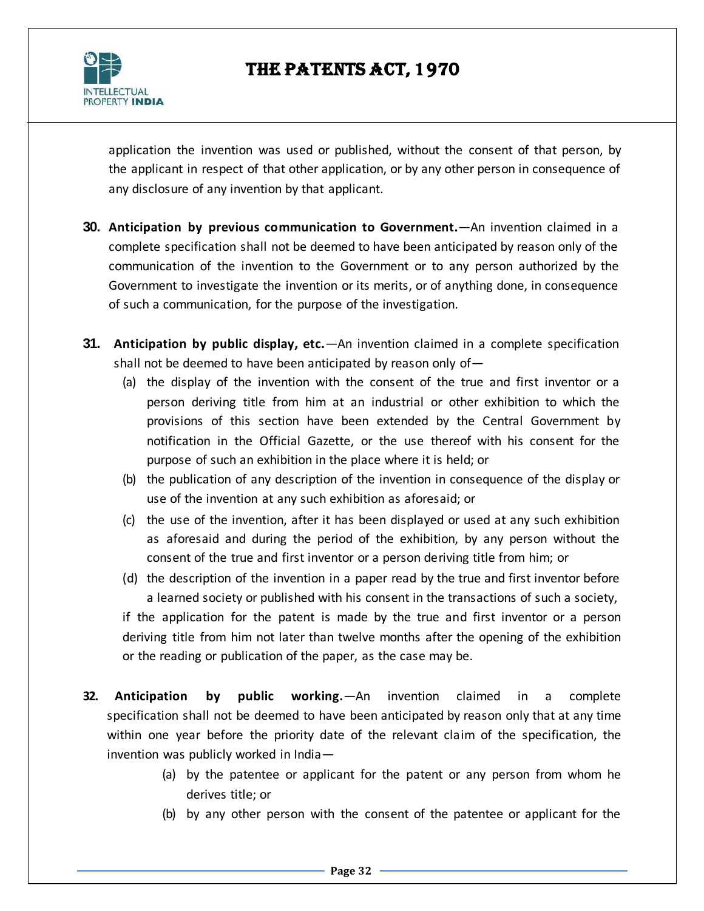application the invention was used or published, without the consent of that person, by the applicant in respect of that other application, or by any other person in consequence of any disclosure of any invention by that applicant.

**30. Anticipation by previous communication to Government.**—An invention claimed in a complete specification shall not be deemed to have been anticipated by reason only of the communication of the invention to the Government or to any person authorized by the Government to investigate the invention or its merits, or of anything done, in consequence of such a communication, for the purpose of the investigation.

**31. Anticipation by public display, etc.**—An invention claimed in a complete specification shall not be deemed to have been anticipated by reason only of—

(a) the display of the invention with the consent of the true and first inventor or a person deriving title from him at an industrial or other exhibition to which the provisions of this section have been extended by the Central Government by notification in the Official Gazette, or the use thereof with his consent for the purpose of such an exhibition in the place where it is held; or

(b) the publication of any description of the invention in consequence of the display or use of the invention at any such exhibition as aforesaid; or

(c) the use of the invention, after it has been displayed or used at any such exhibition as aforesaid and during the period of the exhibition, by any person without the consent of the true and first inventor or a person deriving title from him; or

(d) the description of the invention in a paper read by the true and first inventor before a learned society or published with his consent in the transactions of such a society,

if the application for the patent is made by the true and first inventor or a person deriving title from him not later than twelve months after the opening of the exhibition or the reading or publication of the paper, as the case may be.

**32. Anticipation by public working.**—An invention claimed in a complete specification shall not be deemed to have been anticipated by reason only that at any time within one year before the priority date of the relevant claim of the specification, the invention was publicly worked in India—

(a) by the patentee or applicant for the patent or any person from whom he derives title; or

(b) by any other person with the consent of the patentee or applicant for the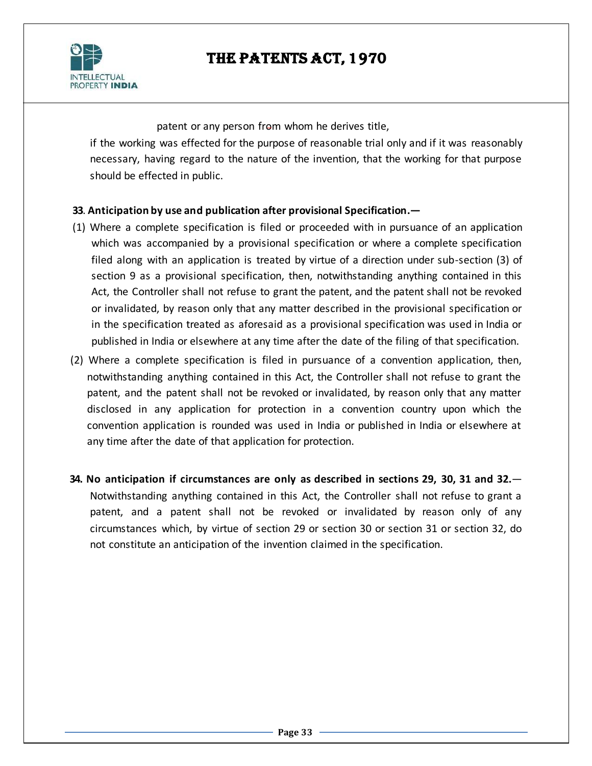patent or any person from whom he derives title,

if the working was effected for the purpose of reasonable trial only and if it was reasonably necessary, having regard to the nature of the invention, that the working for that purpose should be effected in public.

**33. Anticipation by use and publication after provisional Specification.—**

(1) Where a complete specification is filed or proceeded with in pursuance of an application which was accompanied by a provisional specification or where a complete specification filed along with an application is treated by virtue of a direction under sub-section (3) of section 9 as a provisional specification, then, notwithstanding anything contained in this Act, the Controller shall not refuse to grant the patent, and the patent shall not be revoked or invalidated, by reason only that any matter described in the provisional specification or in the specification treated as aforesaid as a provisional specification was used in India or published in India or elsewhere at any time after the date of the filing of that specification.

(2) Where a complete specification is filed in pursuance of a convention application, then, notwithstanding anything contained in this Act, the Controller shall not refuse to grant the patent, and the patent shall not be revoked or invalidated, by reason only that any matter disclosed in any application for protection in a convention country upon which the convention application is rounded was used in India or published in India or elsewhere at any time after the date of that application for protection.

**34. No anticipation if circumstances are only as described in sections 29, 30, 31 and 32.**— Notwithstanding anything contained in this Act, the Controller shall not refuse to grant a patent, and a patent shall not be revoked or invalidated by reason only of any circumstances which, by virtue of section 29 or section 30 or section 31 or section 32, do not constitute an anticipation of the invention claimed in the specification.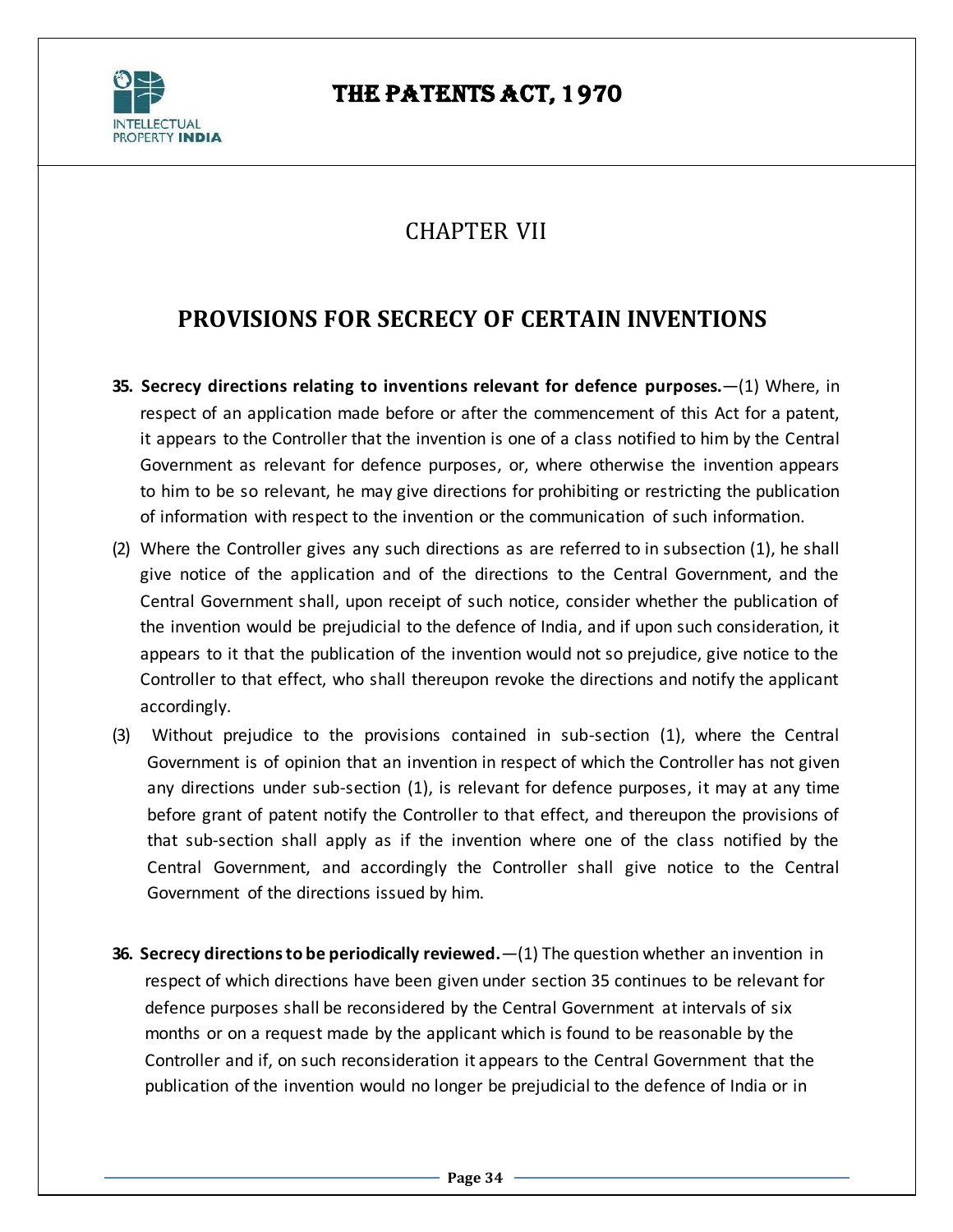## CHAPTER VII

## PROVISIONS FOR SECRECY OF CERTAIN INVENTIONS

**35. Secrecy directions relating to inventions relevant for defence purposes.**—(1) Where, in respect of an application made before or after the commencement of this Act for a patent, it appears to the Controller that the invention is one of a class notified to him by the Central Government as relevant for defence purposes, or, where otherwise the invention appears to him to be so relevant, he may give directions for prohibiting or restricting the publication of information with respect to the invention or the communication of such information.

(2) Where the Controller gives any such directions as are referred to in subsection (1), he shall give notice of the application and of the directions to the Central Government, and the Central Government shall, upon receipt of such notice, consider whether the publication of the invention would be prejudicial to the defence of India, and if upon such consideration, it appears to it that the publication of the invention would not so prejudice, give notice to the Controller to that effect, who shall thereupon revoke the directions and notify the applicant accordingly.

(3) Without prejudice to the provisions contained in sub-section (1), where the Central Government is of opinion that an invention in respect of which the Controller has not given any directions under sub-section (1), is relevant for defence purposes, it may at any time before grant of patent notify the Controller to that effect, and thereupon the provisions of that sub-section shall apply as if the invention where one of the class notified by the Central Government, and accordingly the Controller shall give notice to the Central Government of the directions issued by him.

**36. Secrecy directions to be periodically reviewed.**—(1) The question whether an invention in respect of which directions have been given under section 35 continues to be relevant for defence purposes shall be reconsidered by the Central Government at intervals of six months or on a request made by the applicant which is found to be reasonable by the Controller and if, on such reconsideration it appears to the Central Government that the publication of the invention would no longer be prejudicial to the defence of India or in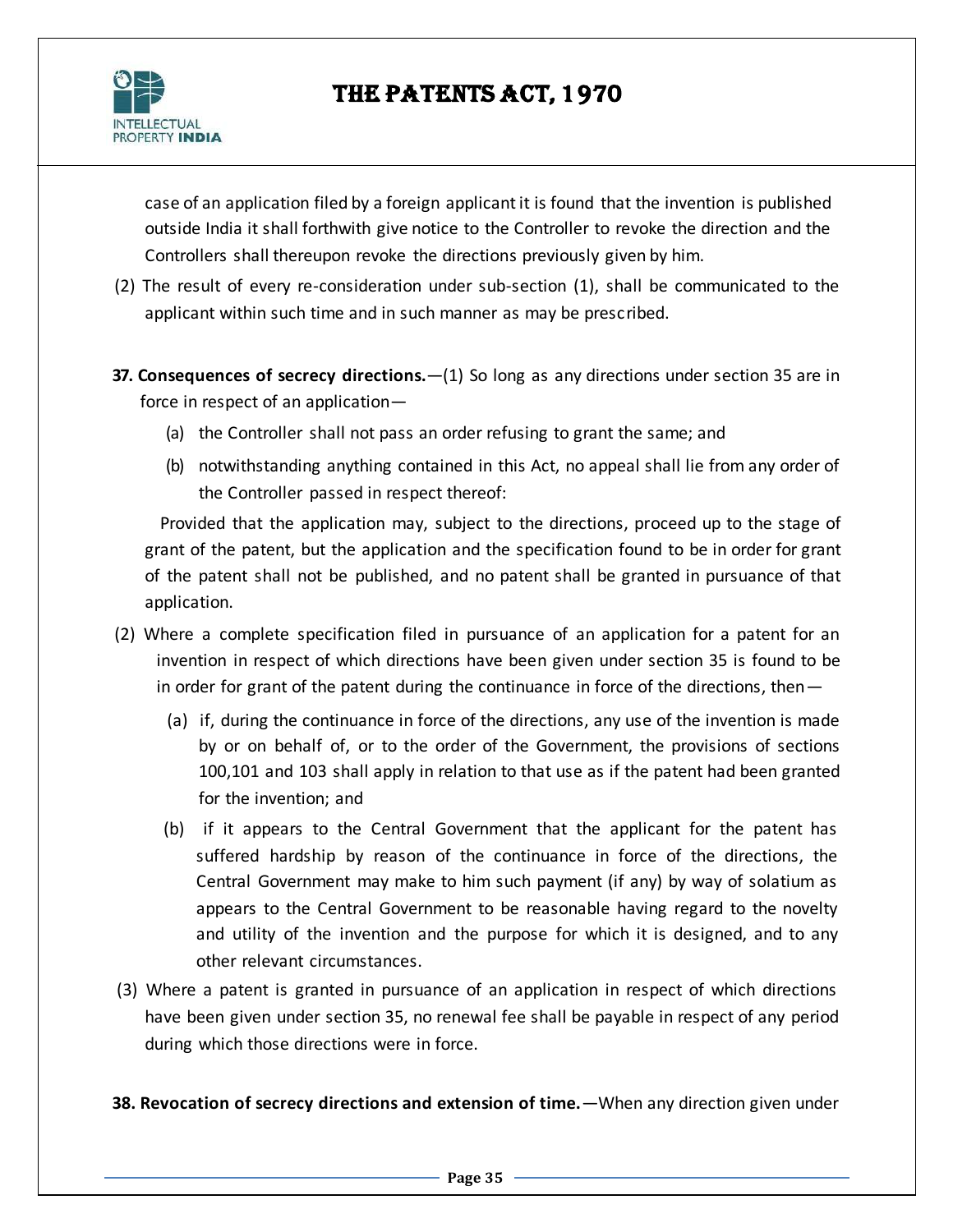case of an application filed by a foreign applicant it is found that the invention is published outside India it shall forthwith give notice to the Controller to revoke the direction and the Controllers shall thereupon revoke the directions previously given by him.

(2) The result of every re-consideration under sub-section (1), shall be communicated to the applicant within such time and in such manner as may be prescribed.

**37. Consequences of secrecy directions.**—(1) So long as any directions under section 35 are in force in respect of an application—

(a) the Controller shall not pass an order refusing to grant the same; and

(b) notwithstanding anything contained in this Act, no appeal shall lie from any order of the Controller passed in respect thereof:

Provided that the application may, subject to the directions, proceed up to the stage of grant of the patent, but the application and the specification found to be in order for grant of the patent shall not be published, and no patent shall be granted in pursuance of that application.

(2) Where a complete specification filed in pursuance of an application for a patent for an invention in respect of which directions have been given under section 35 is found to be in order for grant of the patent during the continuance in force of the directions, then—

(a) if, during the continuance in force of the directions, any use of the invention is made by or on behalf of, or to the order of the Government, the provisions of sections 100,101 and 103 shall apply in relation to that use as if the patent had been granted for the invention; and

(b) if it appears to the Central Government that the applicant for the patent has suffered hardship by reason of the continuance in force of the directions, the Central Government may make to him such payment (if any) by way of solatium as appears to the Central Government to be reasonable having regard to the novelty and utility of the invention and the purpose for which it is designed, and to any other relevant circumstances.

(3) Where a patent is granted in pursuance of an application in respect of which directions have been given under section 35, no renewal fee shall be payable in respect of any period during which those directions were in force.

**38. Revocation of secrecy directions and extension of time.**—When any direction given under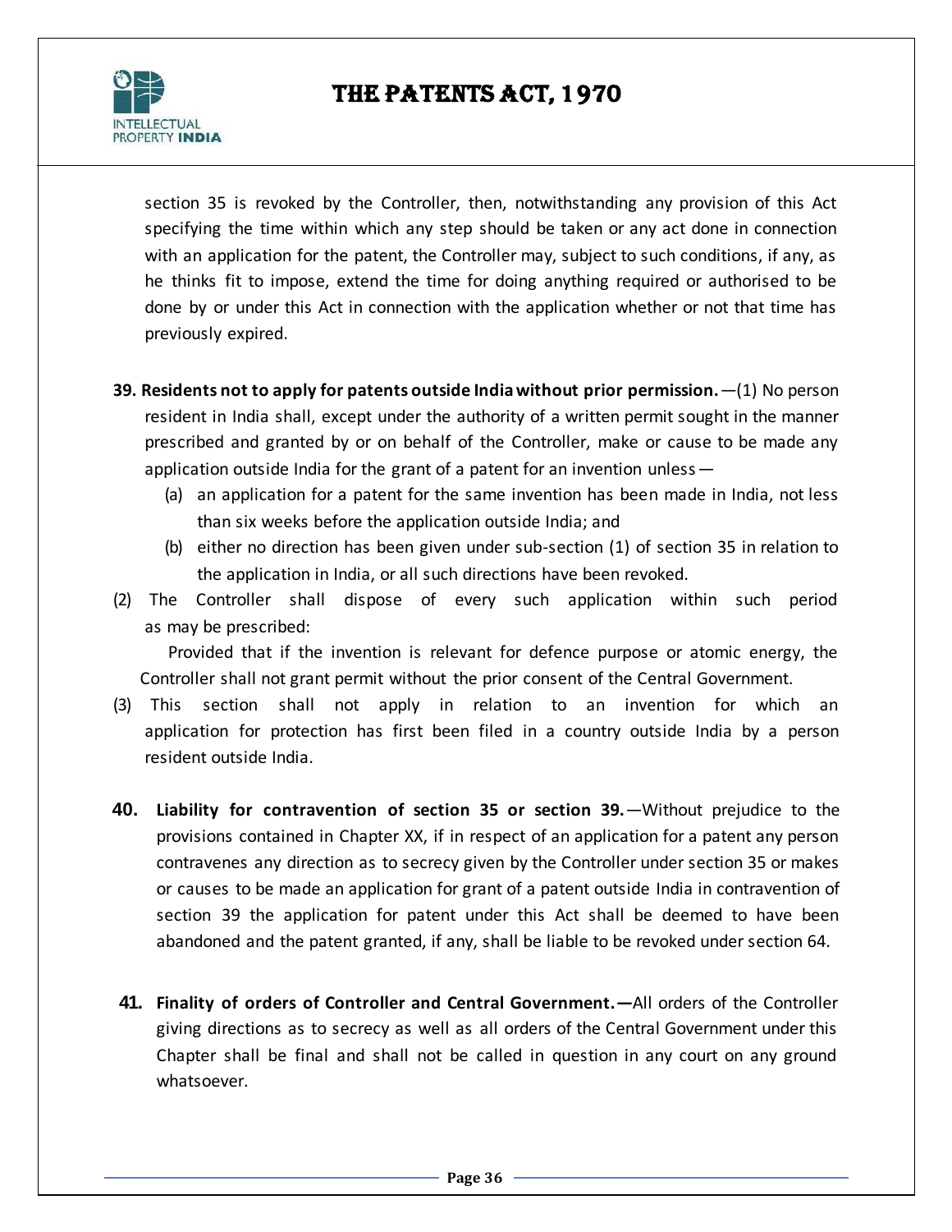section 35 is revoked by the Controller, then, notwithstanding any provision of this Act specifying the time within which any step should be taken or any act done in connection with an application for the patent, the Controller may, subject to such conditions, if any, as he thinks fit to impose, extend the time for doing anything required or authorised to be done by or under this Act in connection with the application whether or not that time has previously expired.

**39. Residents not to apply for patents outside India without prior permission.**—(1) No person resident in India shall, except under the authority of a written permit sought in the manner prescribed and granted by or on behalf of the Controller, make or cause to be made any application outside India for the grant of a patent for an invention unless—

(a) an application for a patent for the same invention has been made in India, not less than six weeks before the application outside India; and

(b) either no direction has been given under sub-section (1) of section 35 in relation to the application in India, or all such directions have been revoked.

(2) The Controller shall dispose of every such application within such period as may be prescribed:

Provided that if the invention is relevant for defence purpose or atomic energy, the Controller shall not grant permit without the prior consent of the Central Government.

(3) This section shall not apply in relation to an invention for which an application for protection has first been filed in a country outside India by a person resident outside India.

**40. Liability for contravention of section 35 or section 39.**—Without prejudice to the provisions contained in Chapter XX, if in respect of an application for a patent any person contravenes any direction as to secrecy given by the Controller under section 35 or makes or causes to be made an application for grant of a patent outside India in contravention of section 39 the application for patent under this Act shall be deemed to have been abandoned and the patent granted, if any, shall be liable to be revoked under section 64.

**41. Finality of orders of Controller and Central Government.—**All orders of the Controller giving directions as to secrecy as well as all orders of the Central Government under this Chapter shall be final and shall not be called in question in any court on any ground whatsoever.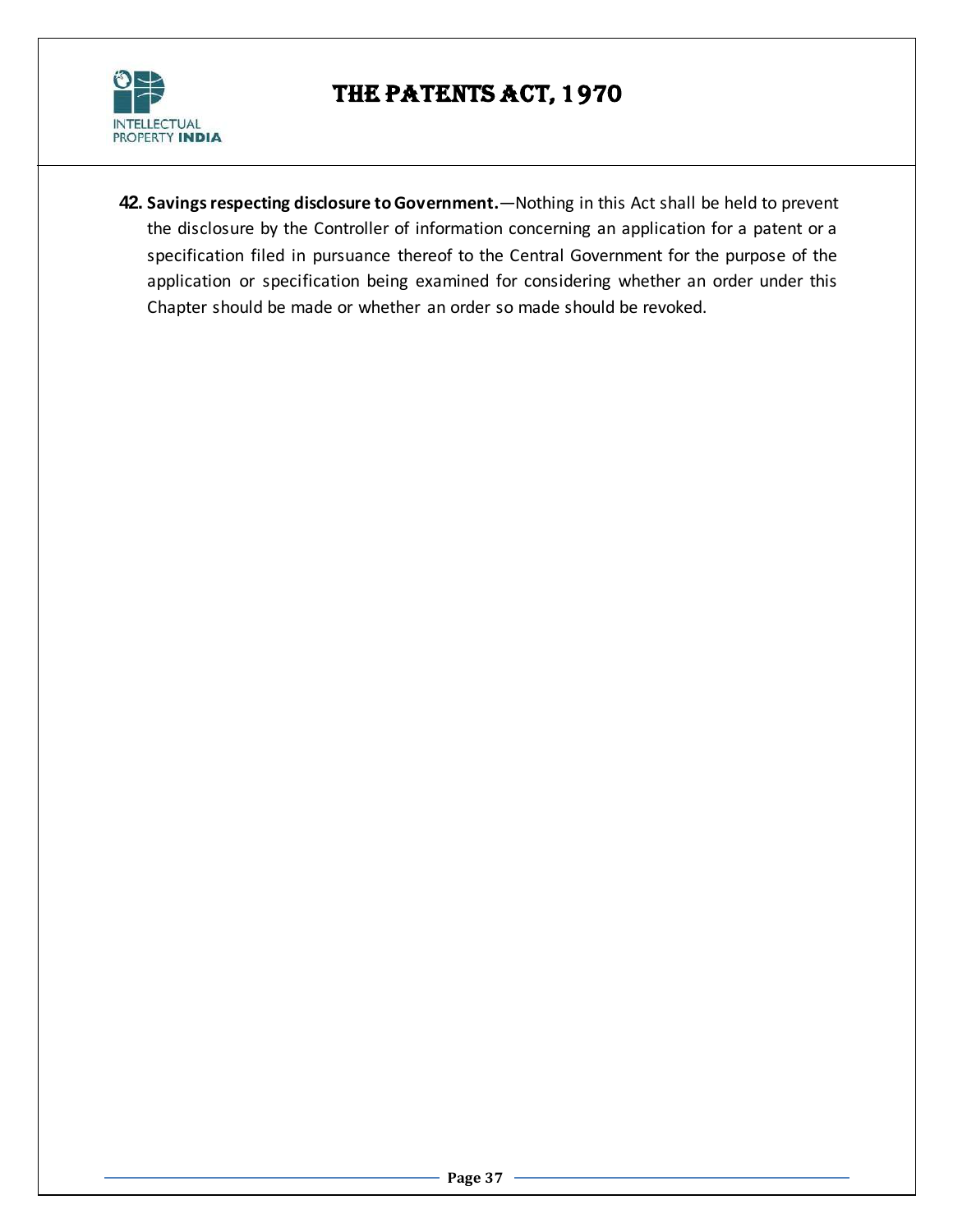**42. Savings respecting disclosure to Government.**—Nothing in this Act shall be held to prevent the disclosure by the Controller of information concerning an application for a patent or a specification filed in pursuance thereof to the Central Government for the purpose of the application or specification being examined for considering whether an order under this Chapter should be made or whether an order so made should be revoked.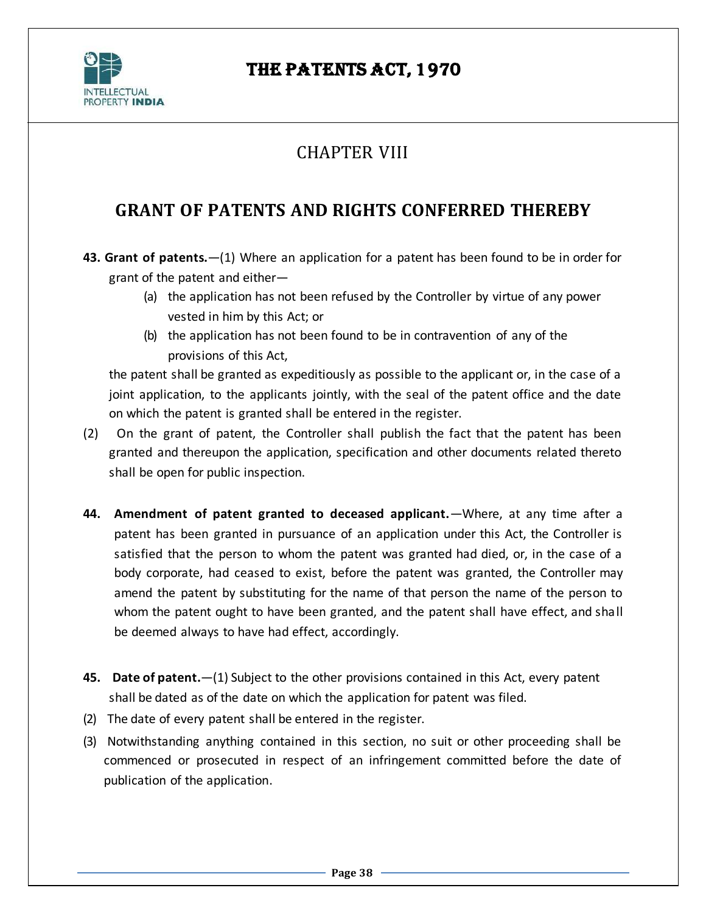# CHAPTER VIII

## GRANT OF PATENTS AND RIGHTS CONFERRED THEREBY

**43. Grant of patents.**—(1) Where an application for a patent has been found to be in order for grant of the patent and either—

(a) the application has not been refused by the Controller by virtue of any power vested in him by this Act; or

(b) the application has not been found to be in contravention of any of the provisions of this Act,

the patent shall be granted as expeditiously as possible to the applicant or, in the case of a joint application, to the applicants jointly, with the seal of the patent office and the date on which the patent is granted shall be entered in the register.

(2) On the grant of patent, the Controller shall publish the fact that the patent has been granted and thereupon the application, specification and other documents related thereto shall be open for public inspection.

**44. Amendment of patent granted to deceased applicant.**—Where, at any time after a patent has been granted in pursuance of an application under this Act, the Controller is satisfied that the person to whom the patent was granted had died, or, in the case of a body corporate, had ceased to exist, before the patent was granted, the Controller may amend the patent by substituting for the name of that person the name of the person to whom the patent ought to have been granted, and the patent shall have effect, and shall be deemed always to have had effect, accordingly.

**45. Date of patent.**—(1) Subject to the other provisions contained in this Act, every patent shall be dated as of the date on which the application for patent was filed.

(2) The date of every patent shall be entered in the register.

(3) Notwithstanding anything contained in this section, no suit or other proceeding shall be commenced or prosecuted in respect of an infringement committed before the date of publication of the application.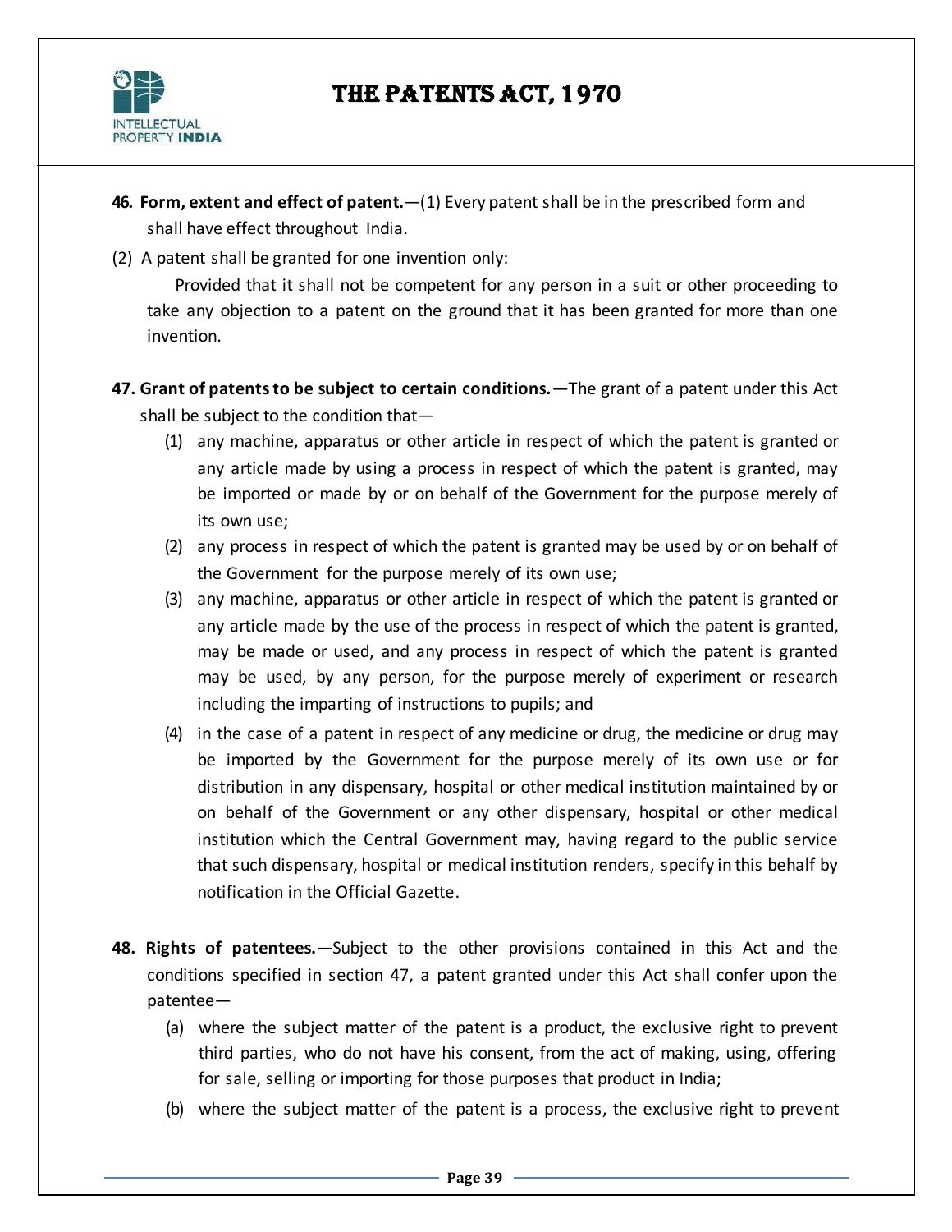**46. Form, extent and effect of patent.**—(1) Every patent shall be in the prescribed form and shall have effect throughout India.

(2) A patent shall be granted for one invention only:

Provided that it shall not be competent for any person in a suit or other proceeding to take any objection to a patent on the ground that it has been granted for more than one invention.

**47. Grant of patents to be subject to certain conditions.**—The grant of a patent under this Act shall be subject to the condition that—

(1) any machine, apparatus or other article in respect of which the patent is granted or any article made by using a process in respect of which the patent is granted, may be imported or made by or on behalf of the Government for the purpose merely of its own use;

(2) any process in respect of which the patent is granted may be used by or on behalf of the Government for the purpose merely of its own use;

(3) any machine, apparatus or other article in respect of which the patent is granted or any article made by the use of the process in respect of which the patent is granted, may be made or used, and any process in respect of which the patent is granted may be used, by any person, for the purpose merely of experiment or research including the imparting of instructions to pupils; and

(4) in the case of a patent in respect of any medicine or drug, the medicine or drug may be imported by the Government for the purpose merely of its own use or for distribution in any dispensary, hospital or other medical institution maintained by or on behalf of the Government or any other dispensary, hospital or other medical institution which the Central Government may, having regard to the public service that such dispensary, hospital or medical institution renders, specify in this behalf by notification in the Official Gazette.

**48. Rights of patentees.**—Subject to the other provisions contained in this Act and the conditions specified in section 47, a patent granted under this Act shall confer upon the patentee—

(a) where the subject matter of the patent is a product, the exclusive right to prevent third parties, who do not have his consent, from the act of making, using, offering for sale, selling or importing for those purposes that product in India;

(b) where the subject matter of the patent is a process, the exclusive right to prevent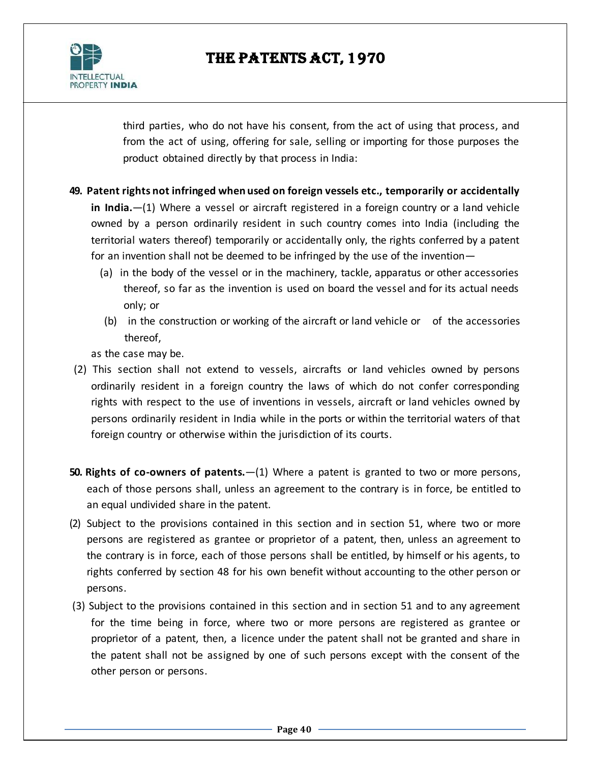third parties, who do not have his consent, from the act of using that process, and from the act of using, offering for sale, selling or importing for those purposes the product obtained directly by that process in India:

**49. Patent rights not infringed when used on foreign vessels etc., temporarily or accidentally in India.**—(1) Where a vessel or aircraft registered in a foreign country or a land vehicle owned by a person ordinarily resident in such country comes into India (including the territorial waters thereof) temporarily or accidentally only, the rights conferred by a patent for an invention shall not be deemed to be infringed by the use of the invention—

(a) in the body of the vessel or in the machinery, tackle, apparatus or other accessories thereof, so far as the invention is used on board the vessel and for its actual needs only; or

(b) in the construction or working of the aircraft or land vehicle or of the accessories thereof,

as the case may be.

(2) This section shall not extend to vessels, aircrafts or land vehicles owned by persons ordinarily resident in a foreign country the laws of which do not confer corresponding rights with respect to the use of inventions in vessels, aircraft or land vehicles owned by persons ordinarily resident in India while in the ports or within the territorial waters of that foreign country or otherwise within the jurisdiction of its courts.

**50. Rights of co-owners of patents.**—(1) Where a patent is granted to two or more persons, each of those persons shall, unless an agreement to the contrary is in force, be entitled to an equal undivided share in the patent.

(2) Subject to the provisions contained in this section and in section 51, where two or more persons are registered as grantee or proprietor of a patent, then, unless an agreement to the contrary is in force, each of those persons shall be entitled, by himself or his agents, to rights conferred by section 48 for his own benefit without accounting to the other person or persons.

(3) Subject to the provisions contained in this section and in section 51 and to any agreement for the time being in force, where two or more persons are registered as grantee or proprietor of a patent, then, a licence under the patent shall not be granted and share in the patent shall not be assigned by one of such persons except with the consent of the other person or persons.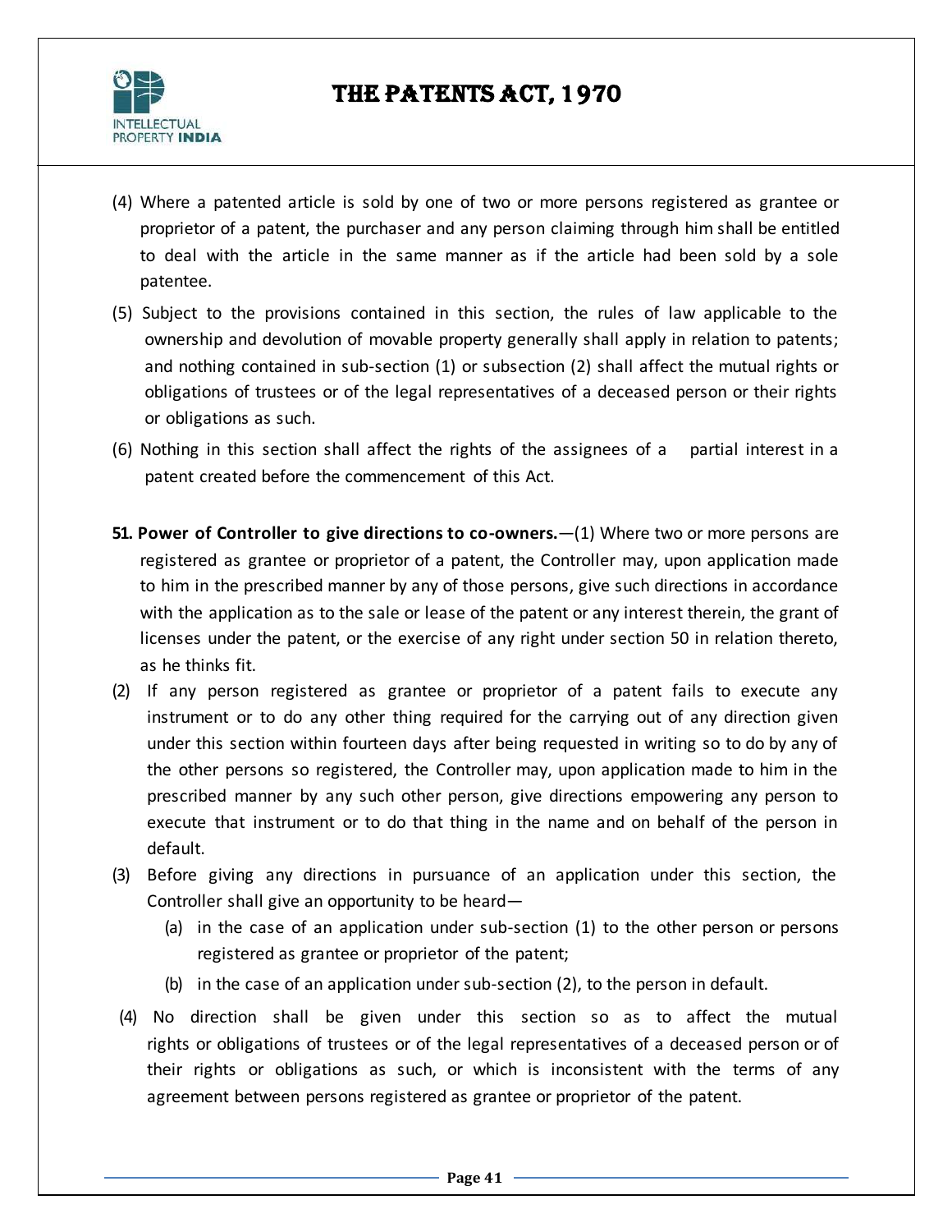(4) Where a patented article is sold by one of two or more persons registered as grantee or proprietor of a patent, the purchaser and any person claiming through him shall be entitled to deal with the article in the same manner as if the article had been sold by a sole patentee.

(5) Subject to the provisions contained in this section, the rules of law applicable to the ownership and devolution of movable property generally shall apply in relation to patents; and nothing contained in sub-section (1) or subsection (2) shall affect the mutual rights or obligations of trustees or of the legal representatives of a deceased person or their rights or obligations as such.

(6) Nothing in this section shall affect the rights of the assignees of a partial interest in a patent created before the commencement of this Act.

**51. Power of Controller to give directions to co-owners.**—(1) Where two or more persons are registered as grantee or proprietor of a patent, the Controller may, upon application made to him in the prescribed manner by any of those persons, give such directions in accordance with the application as to the sale or lease of the patent or any interest therein, the grant of licenses under the patent, or the exercise of any right under section 50 in relation thereto, as he thinks fit.

(2) If any person registered as grantee or proprietor of a patent fails to execute any instrument or to do any other thing required for the carrying out of any direction given under this section within fourteen days after being requested in writing so to do by any of the other persons so registered, the Controller may, upon application made to him in the prescribed manner by any such other person, give directions empowering any person to execute that instrument or to do that thing in the name and on behalf of the person in default.

(3) Before giving any directions in pursuance of an application under this section, the Controller shall give an opportunity to be heard—

   (a) in the case of an application under sub-section (1) to the other person or persons registered as grantee or proprietor of the patent;

   (b) in the case of an application under sub-section (2), to the person in default.

(4) No direction shall be given under this section so as to affect the mutual rights or obligations of trustees or of the legal representatives of a deceased person or of their rights or obligations as such, or which is inconsistent with the terms of any agreement between persons registered as grantee or proprietor of the patent.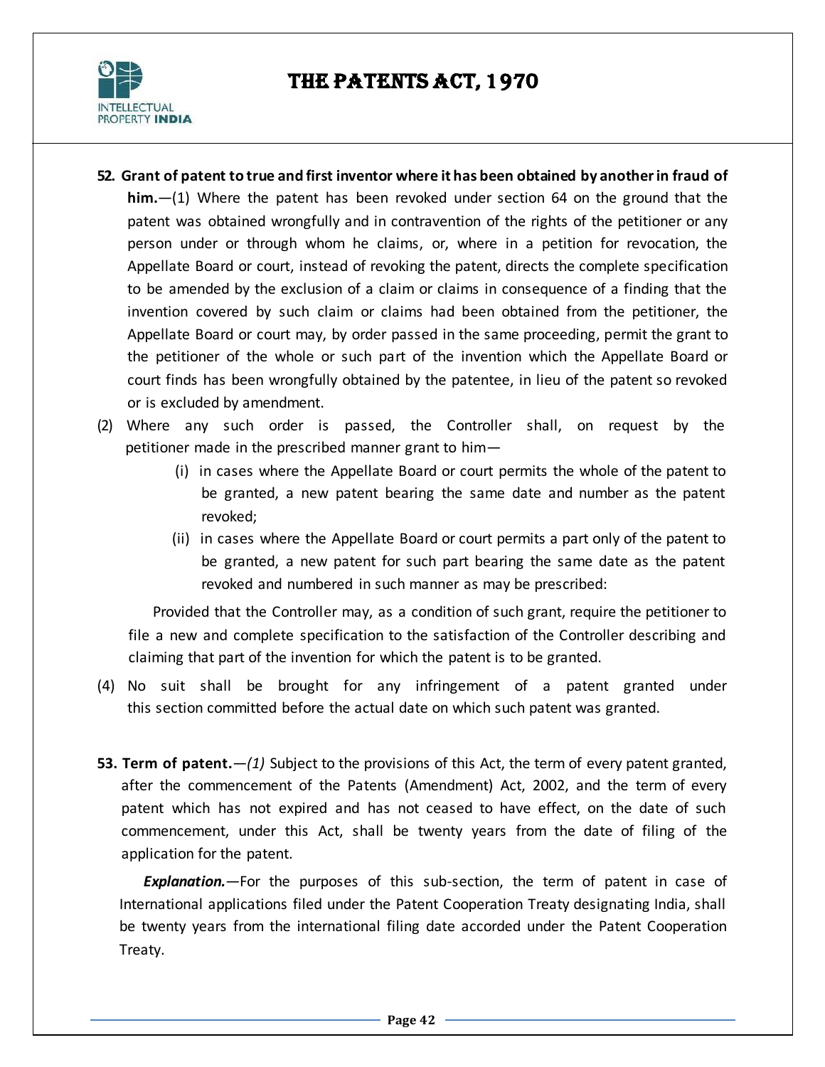**52. Grant of patent to true and first inventor where it has been obtained by another in fraud of him.**—(1) Where the patent has been revoked under section 64 on the ground that the patent was obtained wrongfully and in contravention of the rights of the petitioner or any person under or through whom he claims, or, where in a petition for revocation, the Appellate Board or court, instead of revoking the patent, directs the complete specification to be amended by the exclusion of a claim or claims in consequence of a finding that the invention covered by such claim or claims had been obtained from the petitioner, the Appellate Board or court may, by order passed in the same proceeding, permit the grant to the petitioner of the whole or such part of the invention which the Appellate Board or court finds has been wrongfully obtained by the patentee, in lieu of the patent so revoked or is excluded by amendment.

(2) Where any such order is passed, the Controller shall, on request by the petitioner made in the prescribed manner grant to him—

(i) in cases where the Appellate Board or court permits the whole of the patent to be granted, a new patent bearing the same date and number as the patent revoked;

(ii) in cases where the Appellate Board or court permits a part only of the patent to be granted, a new patent for such part bearing the same date as the patent revoked and numbered in such manner as may be prescribed:

Provided that the Controller may, as a condition of such grant, require the petitioner to file a new and complete specification to the satisfaction of the Controller describing and claiming that part of the invention for which the patent is to be granted.

(4) No suit shall be brought for any infringement of a patent granted under this section committed before the actual date on which such patent was granted.

**53. Term of patent.**—*(1)* Subject to the provisions of this Act, the term of every patent granted, after the commencement of the Patents (Amendment) Act, 2002, and the term of every patent which has not expired and has not ceased to have effect, on the date of such commencement, under this Act, shall be twenty years from the date of filing of the application for the patent.

***Explanation.***—For the purposes of this sub-section, the term of patent in case of International applications filed under the Patent Cooperation Treaty designating India, shall be twenty years from the international filing date accorded under the Patent Cooperation Treaty.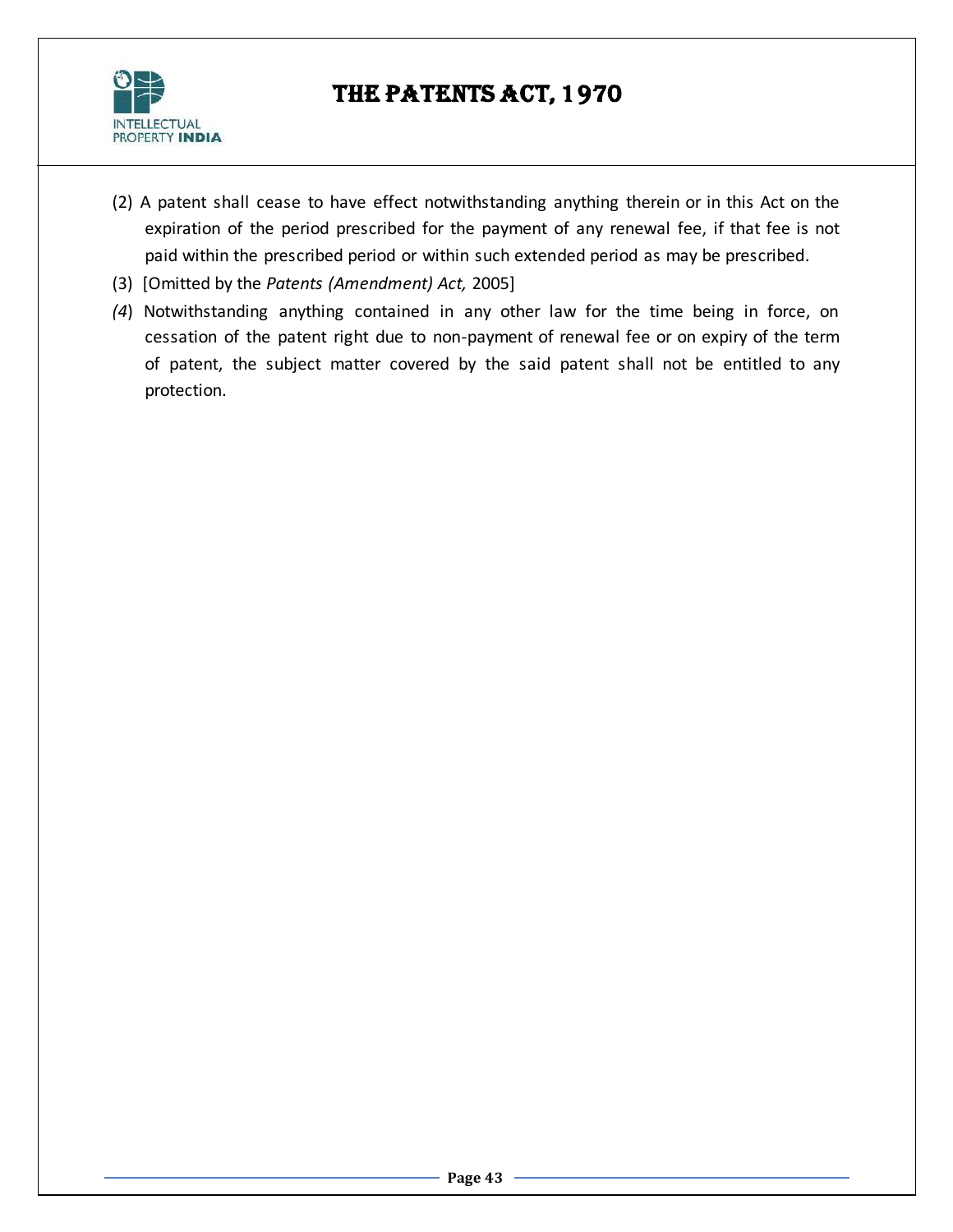(2) A patent shall cease to have effect notwithstanding anything therein or in this Act on the expiration of the period prescribed for the payment of any renewal fee, if that fee is not paid within the prescribed period or within such extended period as may be prescribed.

(3) [Omitted by the *Patents (Amendment) Act,* 2005]

*(4)* Notwithstanding anything contained in any other law for the time being in force, on cessation of the patent right due to non-payment of renewal fee or on expiry of the term of patent, the subject matter covered by the said patent shall not be entitled to any protection.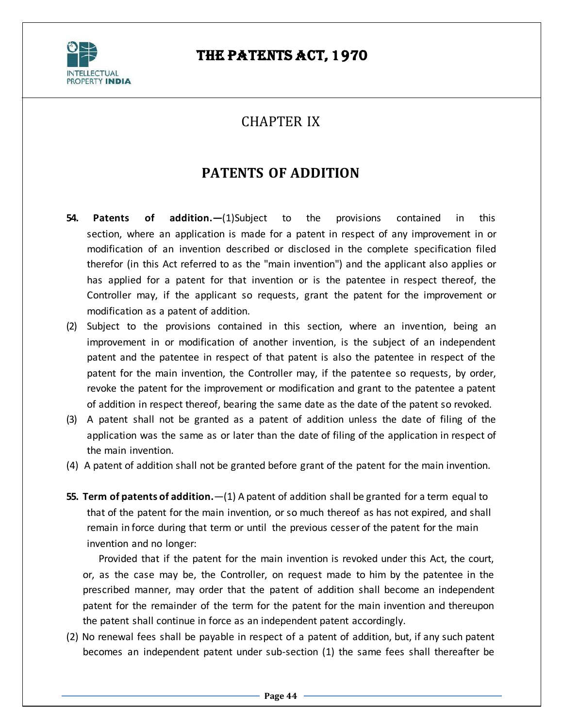# CHAPTER IX

## PATENTS OF ADDITION

**54. Patents of addition.—**(1)Subject to the provisions contained in this section, where an application is made for a patent in respect of any improvement in or modification of an invention described or disclosed in the complete specification filed therefor (in this Act referred to as the "main invention") and the applicant also applies or has applied for a patent for that invention or is the patentee in respect thereof, the Controller may, if the applicant so requests, grant the patent for the improvement or modification as a patent of addition.

(2) Subject to the provisions contained in this section, where an invention, being an improvement in or modification of another invention, is the subject of an independent patent and the patentee in respect of that patent is also the patentee in respect of the patent for the main invention, the Controller may, if the patentee so requests, by order, revoke the patent for the improvement or modification and grant to the patentee a patent of addition in respect thereof, bearing the same date as the date of the patent so revoked.

(3) A patent shall not be granted as a patent of addition unless the date of filing of the application was the same as or later than the date of filing of the application in respect of the main invention.

(4) A patent of addition shall not be granted before grant of the patent for the main invention.

**55. Term of patents of addition.**—(1) A patent of addition shall be granted for a term equal to that of the patent for the main invention, or so much thereof as has not expired, and shall remain in force during that term or until the previous cesser of the patent for the main invention and no longer:

Provided that if the patent for the main invention is revoked under this Act, the court, or, as the case may be, the Controller, on request made to him by the patentee in the prescribed manner, may order that the patent of addition shall become an independent patent for the remainder of the term for the patent for the main invention and thereupon the patent shall continue in force as an independent patent accordingly.

(2) No renewal fees shall be payable in respect of a patent of addition, but, if any such patent becomes an independent patent under sub-section (1) the same fees shall thereafter be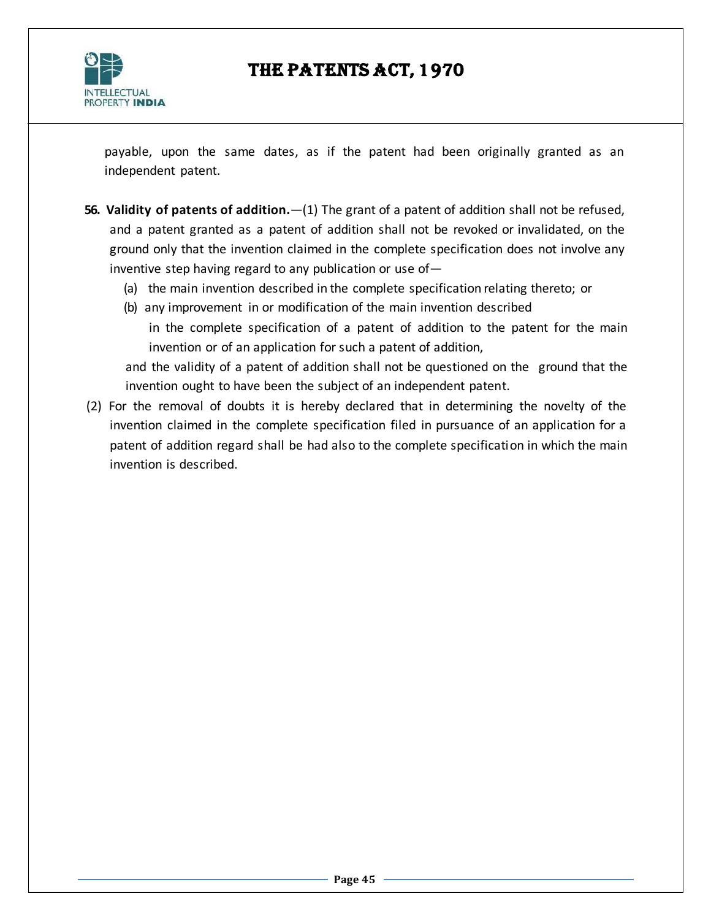payable, upon the same dates, as if the patent had been originally granted as an independent patent.

**56. Validity of patents of addition.**—(1) The grant of a patent of addition shall not be refused, and a patent granted as a patent of addition shall not be revoked or invalidated, on the ground only that the invention claimed in the complete specification does not involve any inventive step having regard to any publication or use of—

(a) the main invention described in the complete specification relating thereto; or

(b) any improvement in or modification of the main invention described in the complete specification of a patent of addition to the patent for the main invention or of an application for such a patent of addition,

and the validity of a patent of addition shall not be questioned on the ground that the invention ought to have been the subject of an independent patent.

(2) For the removal of doubts it is hereby declared that in determining the novelty of the invention claimed in the complete specification filed in pursuance of an application for a patent of addition regard shall be had also to the complete specification in which the main invention is described.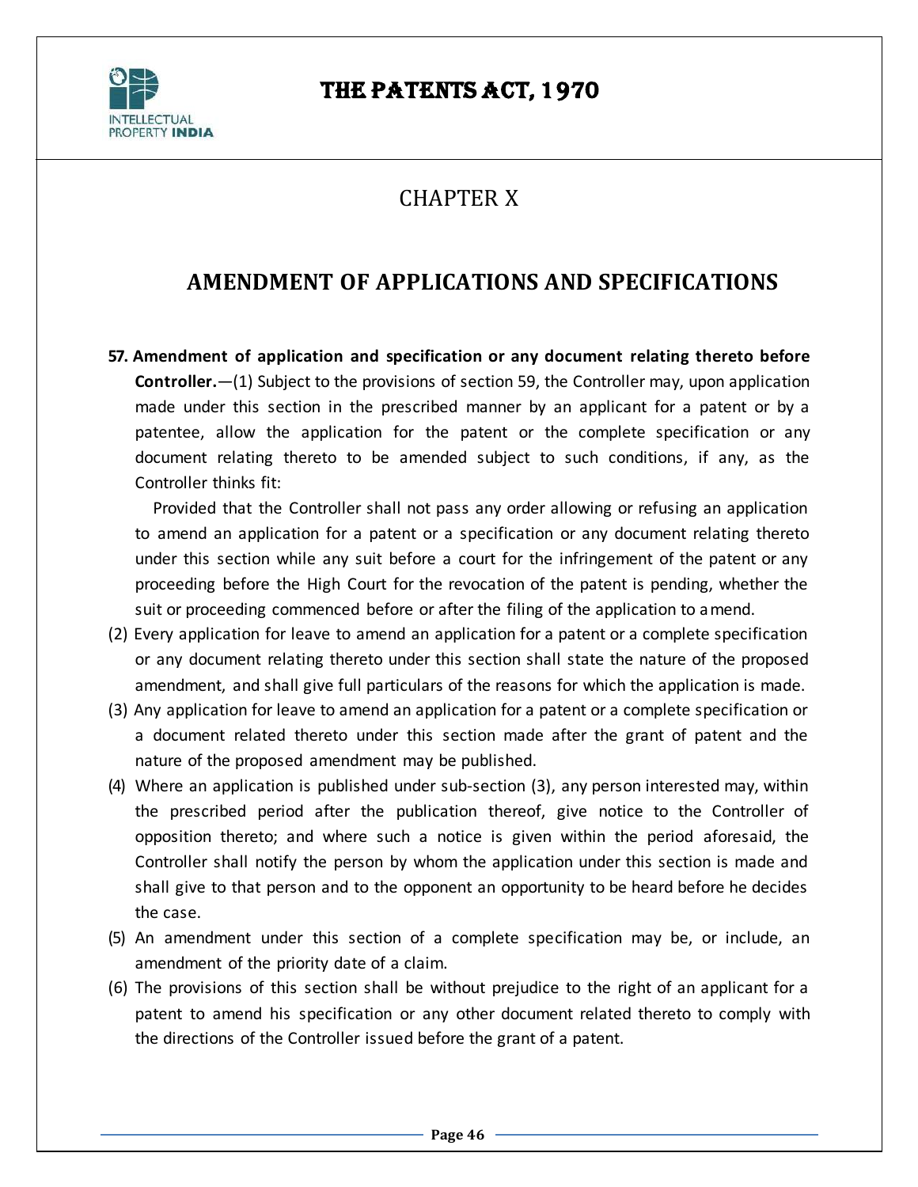# CHAPTER X

## AMENDMENT OF APPLICATIONS AND SPECIFICATIONS

**57. Amendment of application and specification or any document relating thereto before Controller.**—(1) Subject to the provisions of section 59, the Controller may, upon application made under this section in the prescribed manner by an applicant for a patent or by a patentee, allow the application for the patent or the complete specification or any document relating thereto to be amended subject to such conditions, if any, as the Controller thinks fit:

Provided that the Controller shall not pass any order allowing or refusing an application to amend an application for a patent or a specification or any document relating thereto under this section while any suit before a court for the infringement of the patent or any proceeding before the High Court for the revocation of the patent is pending, whether the suit or proceeding commenced before or after the filing of the application to amend.

(2) Every application for leave to amend an application for a patent or a complete specification or any document relating thereto under this section shall state the nature of the proposed amendment, and shall give full particulars of the reasons for which the application is made.

(3) Any application for leave to amend an application for a patent or a complete specification or a document related thereto under this section made after the grant of patent and the nature of the proposed amendment may be published.

(4) Where an application is published under sub-section (3), any person interested may, within the prescribed period after the publication thereof, give notice to the Controller of opposition thereto; and where such a notice is given within the period aforesaid, the Controller shall notify the person by whom the application under this section is made and shall give to that person and to the opponent an opportunity to be heard before he decides the case.

(5) An amendment under this section of a complete specification may be, or include, an amendment of the priority date of a claim.

(6) The provisions of this section shall be without prejudice to the right of an applicant for a patent to amend his specification or any other document related thereto to comply with the directions of the Controller issued before the grant of a patent.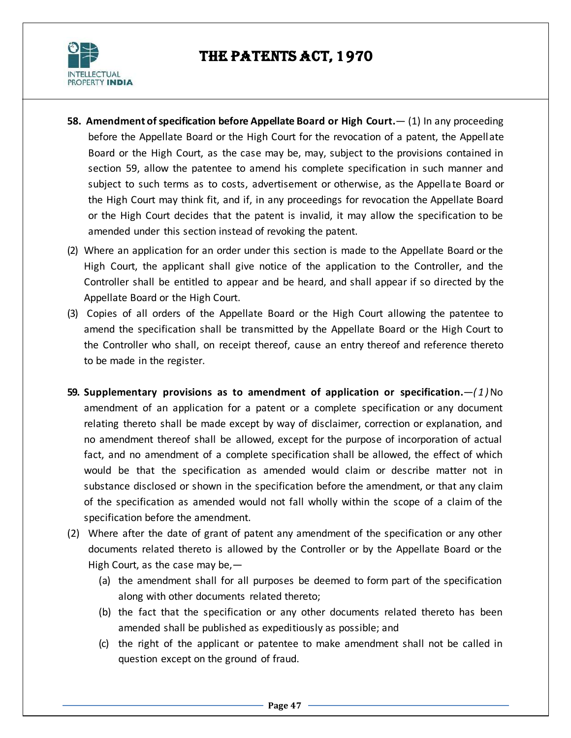**58. Amendment of specification before Appellate Board or High Court.**— (1) In any proceeding before the Appellate Board or the High Court for the revocation of a patent, the Appellate Board or the High Court, as the case may be, may, subject to the provisions contained in section 59, allow the patentee to amend his complete specification in such manner and subject to such terms as to costs, advertisement or otherwise, as the Appellate Board or the High Court may think fit, and if, in any proceedings for revocation the Appellate Board or the High Court decides that the patent is invalid, it may allow the specification to be amended under this section instead of revoking the patent.

(2) Where an application for an order under this section is made to the Appellate Board or the High Court, the applicant shall give notice of the application to the Controller, and the Controller shall be entitled to appear and be heard, and shall appear if so directed by the Appellate Board or the High Court.

(3) Copies of all orders of the Appellate Board or the High Court allowing the patentee to amend the specification shall be transmitted by the Appellate Board or the High Court to the Controller who shall, on receipt thereof, cause an entry thereof and reference thereto to be made in the register.

**59. Supplementary provisions as to amendment of application or specification.**—*(1)* No amendment of an application for a patent or a complete specification or any document relating thereto shall be made except by way of disclaimer, correction or explanation, and no amendment thereof shall be allowed, except for the purpose of incorporation of actual fact, and no amendment of a complete specification shall be allowed, the effect of which would be that the specification as amended would claim or describe matter not in substance disclosed or shown in the specification before the amendment, or that any claim of the specification as amended would not fall wholly within the scope of a claim of the specification before the amendment.

(2) Where after the date of grant of patent any amendment of the specification or any other documents related thereto is allowed by the Controller or by the Appellate Board or the High Court, as the case may be,—

(a) the amendment shall for all purposes be deemed to form part of the specification along with other documents related thereto;

(b) the fact that the specification or any other documents related thereto has been amended shall be published as expeditiously as possible; and

(c) the right of the applicant or patentee to make amendment shall not be called in question except on the ground of fraud.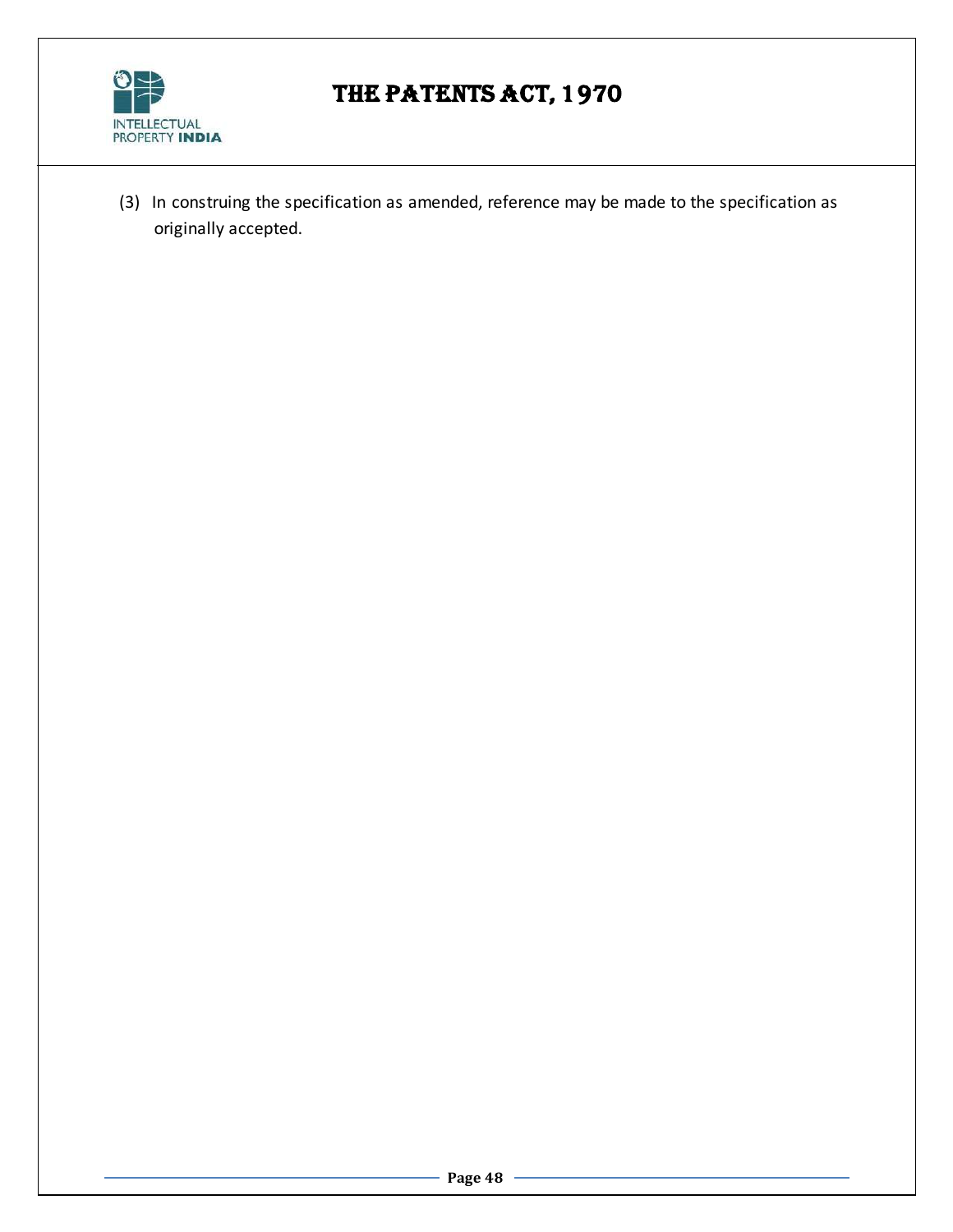(3) In construing the specification as amended, reference may be made to the specification as originally accepted.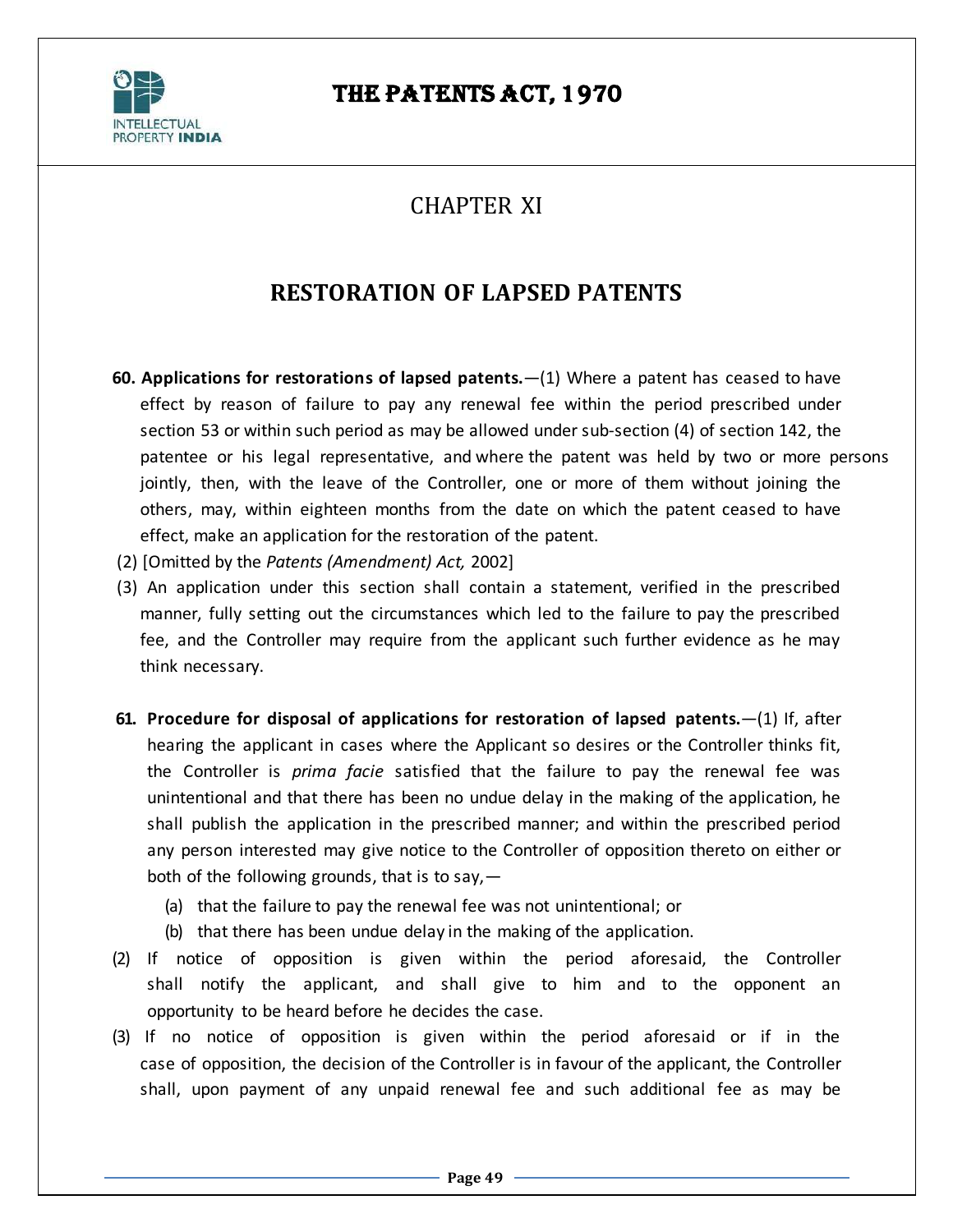# CHAPTER XI

## RESTORATION OF LAPSED PATENTS

**60. Applications for restorations of lapsed patents.**—(1) Where a patent has ceased to have effect by reason of failure to pay any renewal fee within the period prescribed under section 53 or within such period as may be allowed under sub-section (4) of section 142, the patentee or his legal representative, and where the patent was held by two or more persons jointly, then, with the leave of the Controller, one or more of them without joining the others, may, within eighteen months from the date on which the patent ceased to have effect, make an application for the restoration of the patent.

(2) [Omitted by the *Patents (Amendment) Act,* 2002]

(3) An application under this section shall contain a statement, verified in the prescribed manner, fully setting out the circumstances which led to the failure to pay the prescribed fee, and the Controller may require from the applicant such further evidence as he may think necessary.

**61. Procedure for disposal of applications for restoration of lapsed patents.**—(1) If, after hearing the applicant in cases where the Applicant so desires or the Controller thinks fit, the Controller is *prima facie* satisfied that the failure to pay the renewal fee was unintentional and that there has been no undue delay in the making of the application, he shall publish the application in the prescribed manner; and within the prescribed period any person interested may give notice to the Controller of opposition thereto on either or both of the following grounds, that is to say,—

(a) that the failure to pay the renewal fee was not unintentional; or

(b) that there has been undue delay in the making of the application.

(2) If notice of opposition is given within the period aforesaid, the Controller shall notify the applicant, and shall give to him and to the opponent an opportunity to be heard before he decides the case.

(3) If no notice of opposition is given within the period aforesaid or if in the case of opposition, the decision of the Controller is in favour of the applicant, the Controller shall, upon payment of any unpaid renewal fee and such additional fee as may be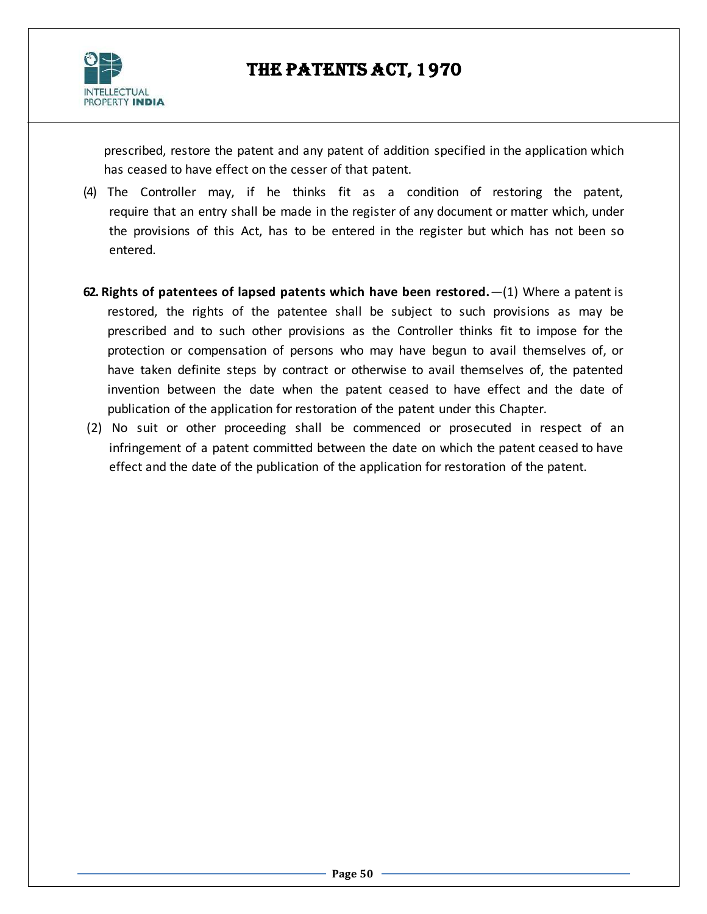prescribed, restore the patent and any patent of addition specified in the application which has ceased to have effect on the cesser of that patent.

(4) The Controller may, if he thinks fit as a condition of restoring the patent, require that an entry shall be made in the register of any document or matter which, under the provisions of this Act, has to be entered in the register but which has not been so entered.

**62. Rights of patentees of lapsed patents which have been restored.**—(1) Where a patent is restored, the rights of the patentee shall be subject to such provisions as may be prescribed and to such other provisions as the Controller thinks fit to impose for the protection or compensation of persons who may have begun to avail themselves of, or have taken definite steps by contract or otherwise to avail themselves of, the patented invention between the date when the patent ceased to have effect and the date of publication of the application for restoration of the patent under this Chapter.

(2) No suit or other proceeding shall be commenced or prosecuted in respect of an infringement of a patent committed between the date on which the patent ceased to have effect and the date of the publication of the application for restoration of the patent.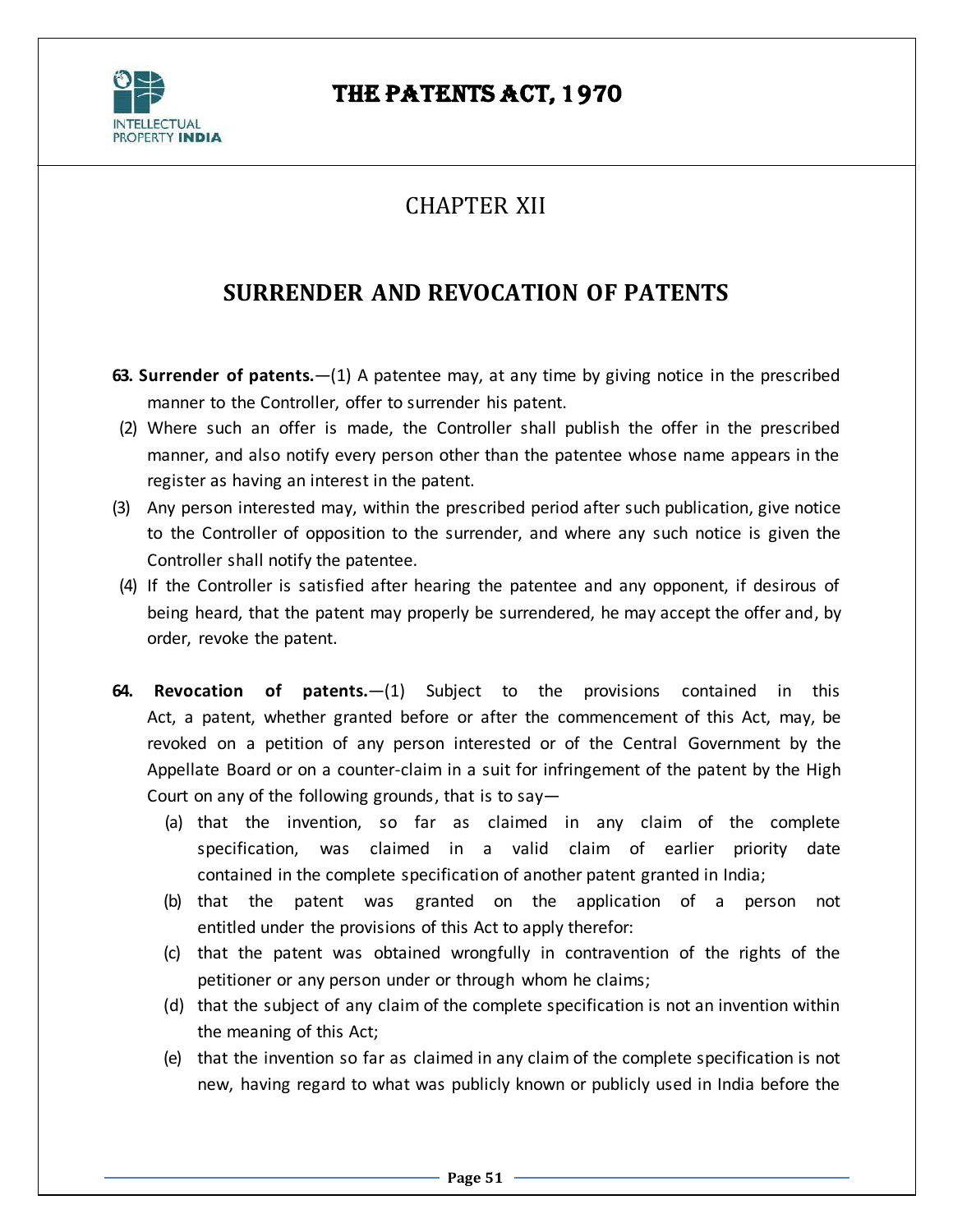# CHAPTER XII

## SURRENDER AND REVOCATION OF PATENTS

**63. Surrender of patents.**—(1) A patentee may, at any time by giving notice in the prescribed manner to the Controller, offer to surrender his patent.

(2) Where such an offer is made, the Controller shall publish the offer in the prescribed manner, and also notify every person other than the patentee whose name appears in the register as having an interest in the patent.

(3) Any person interested may, within the prescribed period after such publication, give notice to the Controller of opposition to the surrender, and where any such notice is given the Controller shall notify the patentee.

(4) If the Controller is satisfied after hearing the patentee and any opponent, if desirous of being heard, that the patent may properly be surrendered, he may accept the offer and, by order, revoke the patent.

**64. Revocation of patents.**—(1) Subject to the provisions contained in this Act, a patent, whether granted before or after the commencement of this Act, may, be revoked on a petition of any person interested or of the Central Government by the Appellate Board or on a counter-claim in a suit for infringement of the patent by the High Court on any of the following grounds, that is to say—

(a) that the invention, so far as claimed in any claim of the complete specification, was claimed in a valid claim of earlier priority date contained in the complete specification of another patent granted in India;

(b) that the patent was granted on the application of a person not entitled under the provisions of this Act to apply therefor:

(c) that the patent was obtained wrongfully in contravention of the rights of the petitioner or any person under or through whom he claims;

(d) that the subject of any claim of the complete specification is not an invention within the meaning of this Act;

(e) that the invention so far as claimed in any claim of the complete specification is not new, having regard to what was publicly known or publicly used in India before the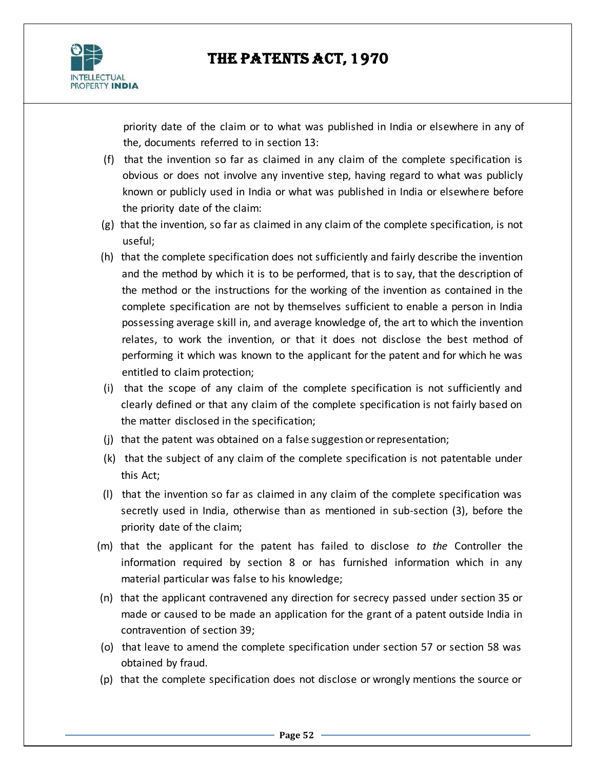priority date of the claim or to what was published in India or elsewhere in any of the, documents referred to in section 13:

(f) that the invention so far as claimed in any claim of the complete specification is obvious or does not involve any inventive step, having regard to what was publicly known or publicly used in India or what was published in India or elsewhere before the priority date of the claim:

(g) that the invention, so far as claimed in any claim of the complete specification, is not useful;

(h) that the complete specification does not sufficiently and fairly describe the invention and the method by which it is to be performed, that is to say, that the description of the method or the instructions for the working of the invention as contained in the complete specification are not by themselves sufficient to enable a person in India possessing average skill in, and average knowledge of, the art to which the invention relates, to work the invention, or that it does not disclose the best method of performing it which was known to the applicant for the patent and for which he was entitled to claim protection;

(i) that the scope of any claim of the complete specification is not sufficiently and clearly defined or that any claim of the complete specification is not fairly based on the matter disclosed in the specification;

(j) that the patent was obtained on a false suggestion or representation;

(k) that the subject of any claim of the complete specification is not patentable under this Act;

(l) that the invention so far as claimed in any claim of the complete specification was secretly used in India, otherwise than as mentioned in sub-section (3), before the priority date of the claim;

(m) that the applicant for the patent has failed to disclose *to the* Controller the information required by section 8 or has furnished information which in any material particular was false to his knowledge;

(n) that the applicant contravened any direction for secrecy passed under section 35 or made or caused to be made an application for the grant of a patent outside India in contravention of section 39;

(o) that leave to amend the complete specification under section 57 or section 58 was obtained by fraud.

(p) that the complete specification does not disclose or wrongly mentions the source or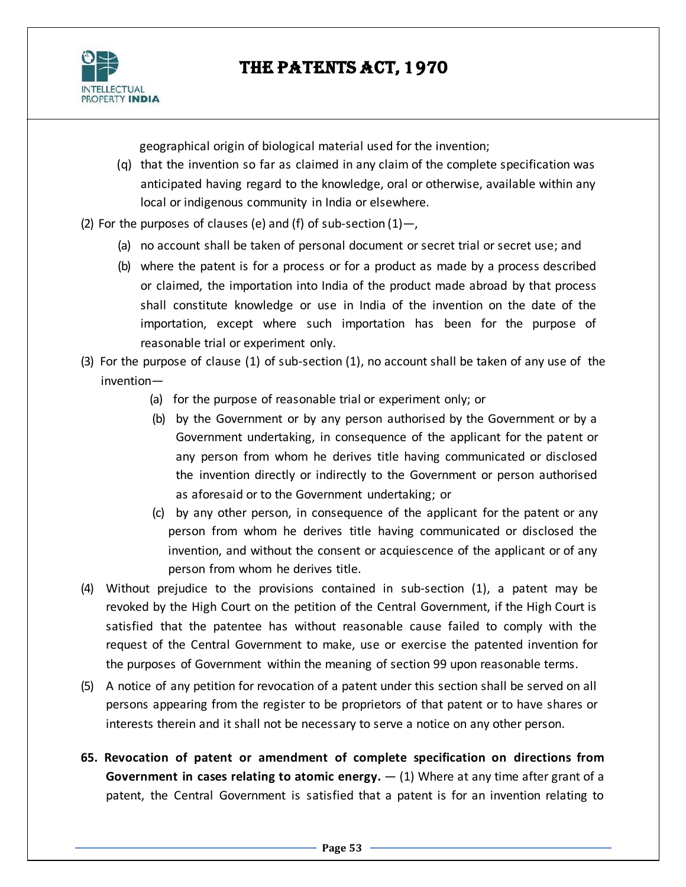geographical origin of biological material used for the invention;

(q) that the invention so far as claimed in any claim of the complete specification was anticipated having regard to the knowledge, oral or otherwise, available within any local or indigenous community in India or elsewhere.

(2) For the purposes of clauses (e) and (f) of sub-section (1)—,

(a) no account shall be taken of personal document or secret trial or secret use; and

(b) where the patent is for a process or for a product as made by a process described or claimed, the importation into India of the product made abroad by that process shall constitute knowledge or use in India of the invention on the date of the importation, except where such importation has been for the purpose of reasonable trial or experiment only.

(3) For the purpose of clause (1) of sub-section (1), no account shall be taken of any use of the invention—

(a) for the purpose of reasonable trial or experiment only; or

(b) by the Government or by any person authorised by the Government or by a Government undertaking, in consequence of the applicant for the patent or any person from whom he derives title having communicated or disclosed the invention directly or indirectly to the Government or person authorised as aforesaid or to the Government undertaking; or

(c) by any other person, in consequence of the applicant for the patent or any person from whom he derives title having communicated or disclosed the invention, and without the consent or acquiescence of the applicant or of any person from whom he derives title.

(4) Without prejudice to the provisions contained in sub-section (1), a patent may be revoked by the High Court on the petition of the Central Government, if the High Court is satisfied that the patentee has without reasonable cause failed to comply with the request of the Central Government to make, use or exercise the patented invention for the purposes of Government within the meaning of section 99 upon reasonable terms.

(5) A notice of any petition for revocation of a patent under this section shall be served on all persons appearing from the register to be proprietors of that patent or to have shares or interests therein and it shall not be necessary to serve a notice on any other person.

**65. Revocation of patent or amendment of complete specification on directions from Government in cases relating to atomic energy.** — (1) Where at any time after grant of a patent, the Central Government is satisfied that a patent is for an invention relating to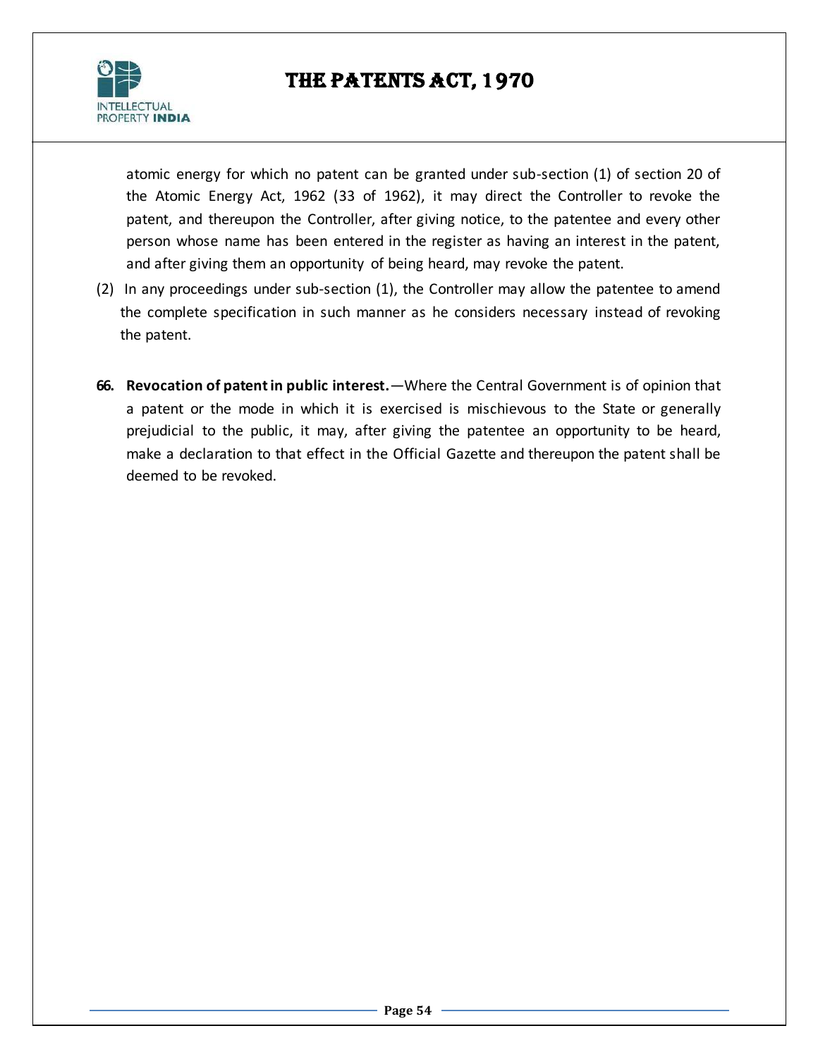atomic energy for which no patent can be granted under sub-section (1) of section 20 of the Atomic Energy Act, 1962 (33 of 1962), it may direct the Controller to revoke the patent, and thereupon the Controller, after giving notice, to the patentee and every other person whose name has been entered in the register as having an interest in the patent, and after giving them an opportunity of being heard, may revoke the patent.

(2) In any proceedings under sub-section (1), the Controller may allow the patentee to amend the complete specification in such manner as he considers necessary instead of revoking the patent.

**66. Revocation of patent in public interest.**—Where the Central Government is of opinion that a patent or the mode in which it is exercised is mischievous to the State or generally prejudicial to the public, it may, after giving the patentee an opportunity to be heard, make a declaration to that effect in the Official Gazette and thereupon the patent shall be deemed to be revoked.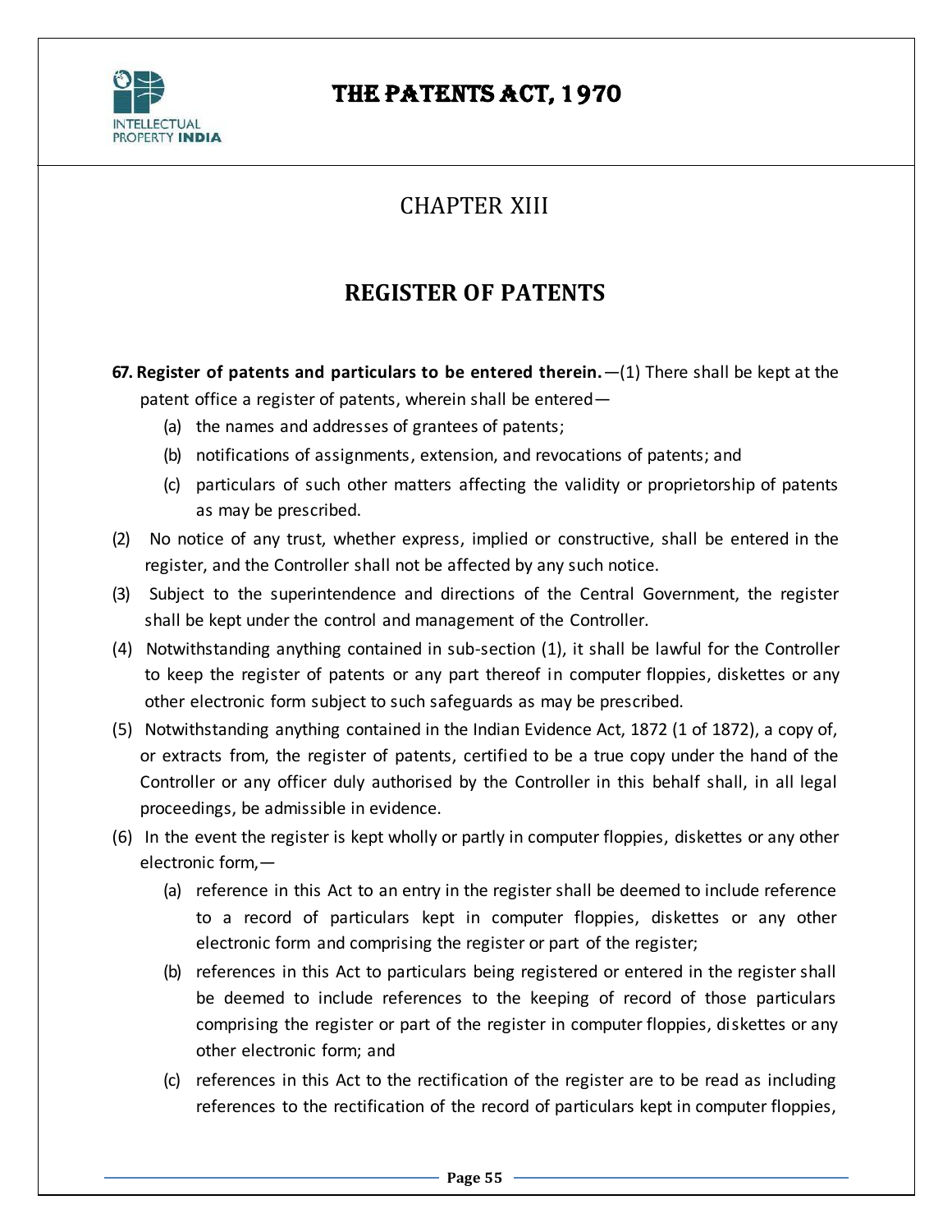# CHAPTER XIII

## REGISTER OF PATENTS

**67. Register of patents and particulars to be entered therein.**—(1) There shall be kept at the patent office a register of patents, wherein shall be entered—

(a) the names and addresses of grantees of patents;

(b) notifications of assignments, extension, and revocations of patents; and

(c) particulars of such other matters affecting the validity or proprietorship of patents as may be prescribed.

(2) No notice of any trust, whether express, implied or constructive, shall be entered in the register, and the Controller shall not be affected by any such notice.

(3) Subject to the superintendence and directions of the Central Government, the register shall be kept under the control and management of the Controller.

(4) Notwithstanding anything contained in sub-section (1), it shall be lawful for the Controller to keep the register of patents or any part thereof in computer floppies, diskettes or any other electronic form subject to such safeguards as may be prescribed.

(5) Notwithstanding anything contained in the Indian Evidence Act, 1872 (1 of 1872), a copy of, or extracts from, the register of patents, certified to be a true copy under the hand of the Controller or any officer duly authorised by the Controller in this behalf shall, in all legal proceedings, be admissible in evidence.

(6) In the event the register is kept wholly or partly in computer floppies, diskettes or any other electronic form,—

(a) reference in this Act to an entry in the register shall be deemed to include reference to a record of particulars kept in computer floppies, diskettes or any other electronic form and comprising the register or part of the register;

(b) references in this Act to particulars being registered or entered in the register shall be deemed to include references to the keeping of record of those particulars comprising the register or part of the register in computer floppies, diskettes or any other electronic form; and

(c) references in this Act to the rectification of the register are to be read as including references to the rectification of the record of particulars kept in computer floppies,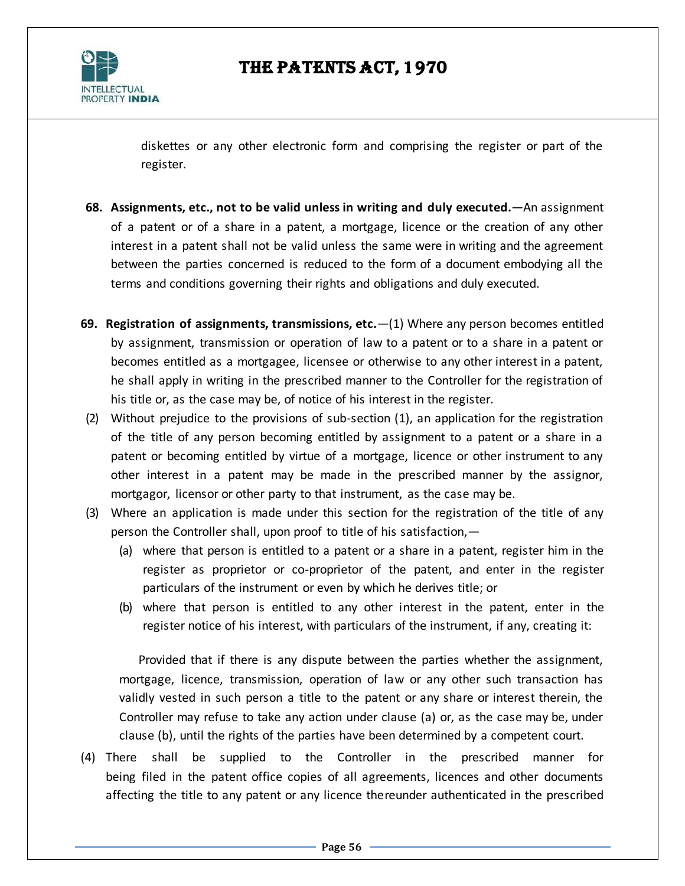diskettes or any other electronic form and comprising the register or part of the register.

**68. Assignments, etc., not to be valid unless in writing and duly executed.**—An assignment of a patent or of a share in a patent, a mortgage, licence or the creation of any other interest in a patent shall not be valid unless the same were in writing and the agreement between the parties concerned is reduced to the form of a document embodying all the terms and conditions governing their rights and obligations and duly executed.

**69. Registration of assignments, transmissions, etc.**—(1) Where any person becomes entitled by assignment, transmission or operation of law to a patent or to a share in a patent or becomes entitled as a mortgagee, licensee or otherwise to any other interest in a patent, he shall apply in writing in the prescribed manner to the Controller for the registration of his title or, as the case may be, of notice of his interest in the register.

(2) Without prejudice to the provisions of sub-section (1), an application for the registration of the title of any person becoming entitled by assignment to a patent or a share in a patent or becoming entitled by virtue of a mortgage, licence or other instrument to any other interest in a patent may be made in the prescribed manner by the assignor, mortgagor, licensor or other party to that instrument, as the case may be.

(3) Where an application is made under this section for the registration of the title of any person the Controller shall, upon proof to title of his satisfaction,—

(a) where that person is entitled to a patent or a share in a patent, register him in the register as proprietor or co-proprietor of the patent, and enter in the register particulars of the instrument or even by which he derives title; or

(b) where that person is entitled to any other interest in the patent, enter in the register notice of his interest, with particulars of the instrument, if any, creating it:

Provided that if there is any dispute between the parties whether the assignment, mortgage, licence, transmission, operation of law or any other such transaction has validly vested in such person a title to the patent or any share or interest therein, the Controller may refuse to take any action under clause (a) or, as the case may be, under clause (b), until the rights of the parties have been determined by a competent court.

(4) There shall be supplied to the Controller in the prescribed manner for being filed in the patent office copies of all agreements, licences and other documents affecting the title to any patent or any licence thereunder authenticated in the prescribed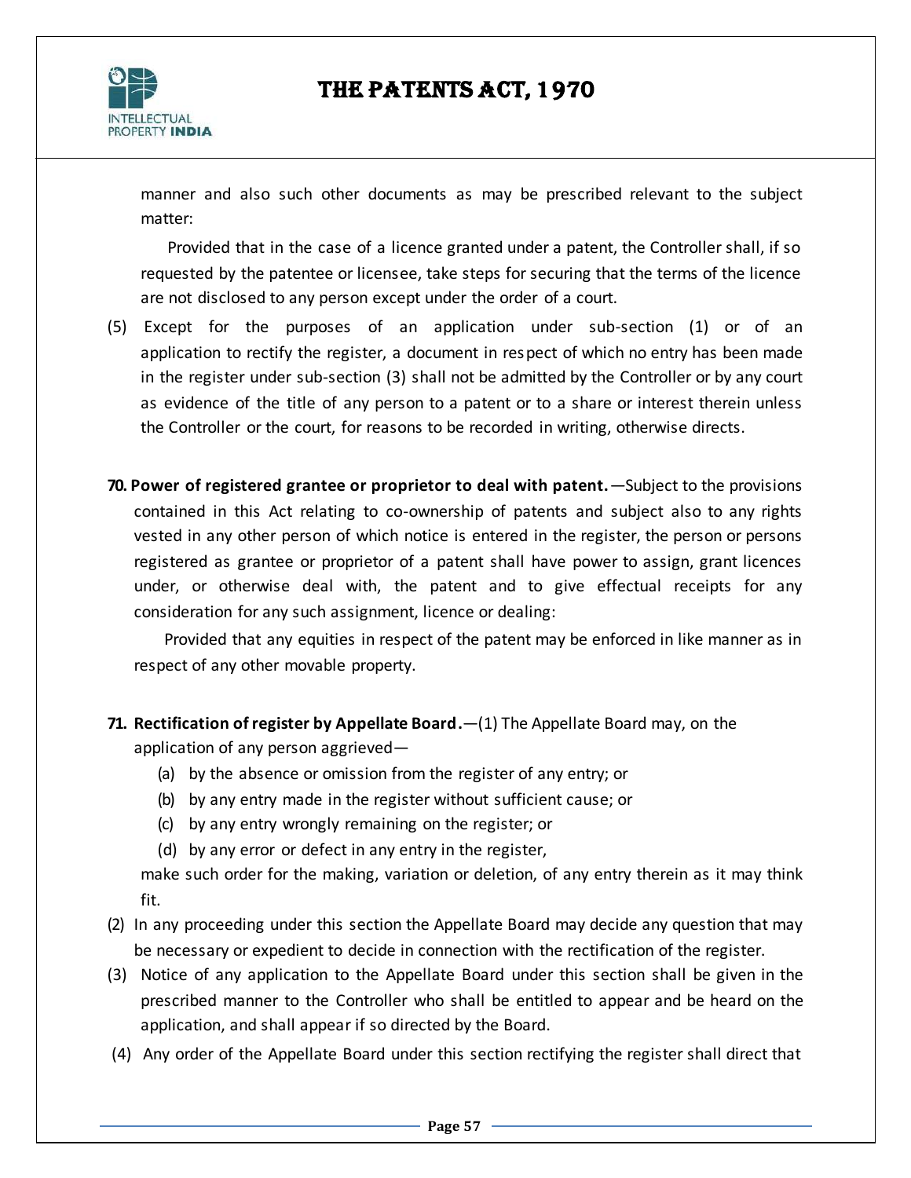manner and also such other documents as may be prescribed relevant to the subject matter:

Provided that in the case of a licence granted under a patent, the Controller shall, if so requested by the patentee or licensee, take steps for securing that the terms of the licence are not disclosed to any person except under the order of a court.

(5) Except for the purposes of an application under sub-section (1) or of an application to rectify the register, a document in respect of which no entry has been made in the register under sub-section (3) shall not be admitted by the Controller or by any court as evidence of the title of any person to a patent or to a share or interest therein unless the Controller or the court, for reasons to be recorded in writing, otherwise directs.

**70. Power of registered grantee or proprietor to deal with patent.**—Subject to the provisions contained in this Act relating to co-ownership of patents and subject also to any rights vested in any other person of which notice is entered in the register, the person or persons registered as grantee or proprietor of a patent shall have power to assign, grant licences under, or otherwise deal with, the patent and to give effectual receipts for any consideration for any such assignment, licence or dealing:

Provided that any equities in respect of the patent may be enforced in like manner as in respect of any other movable property.

**71. Rectification of register by Appellate Board.**—(1) The Appellate Board may, on the application of any person aggrieved—

(a) by the absence or omission from the register of any entry; or

(b) by any entry made in the register without sufficient cause; or

(c) by any entry wrongly remaining on the register; or

(d) by any error or defect in any entry in the register,

make such order for the making, variation or deletion, of any entry therein as it may think fit.

(2) In any proceeding under this section the Appellate Board may decide any question that may be necessary or expedient to decide in connection with the rectification of the register.

(3) Notice of any application to the Appellate Board under this section shall be given in the prescribed manner to the Controller who shall be entitled to appear and be heard on the application, and shall appear if so directed by the Board.

(4) Any order of the Appellate Board under this section rectifying the register shall direct that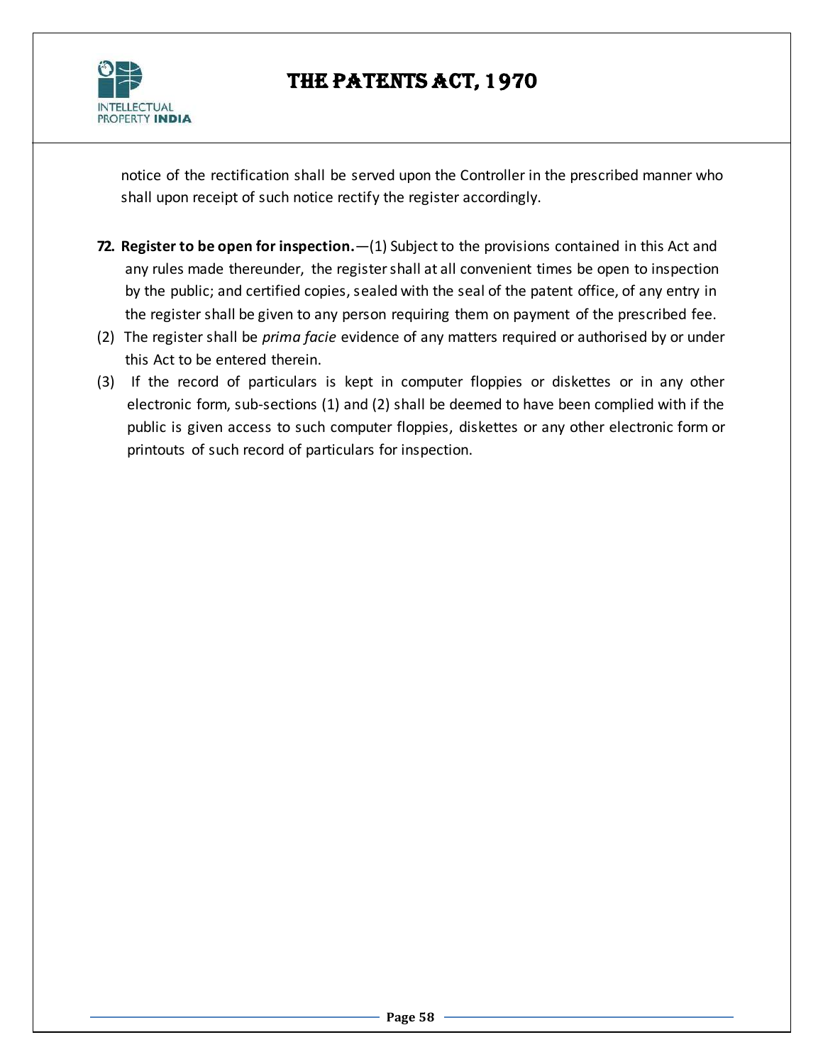notice of the rectification shall be served upon the Controller in the prescribed manner who shall upon receipt of such notice rectify the register accordingly.

**72. Register to be open for inspection.**—(1) Subject to the provisions contained in this Act and any rules made thereunder, the register shall at all convenient times be open to inspection by the public; and certified copies, sealed with the seal of the patent office, of any entry in the register shall be given to any person requiring them on payment of the prescribed fee.

(2) The register shall be *prima facie* evidence of any matters required or authorised by or under this Act to be entered therein.

(3) If the record of particulars is kept in computer floppies or diskettes or in any other electronic form, sub-sections (1) and (2) shall be deemed to have been complied with if the public is given access to such computer floppies, diskettes or any other electronic form or printouts of such record of particulars for inspection.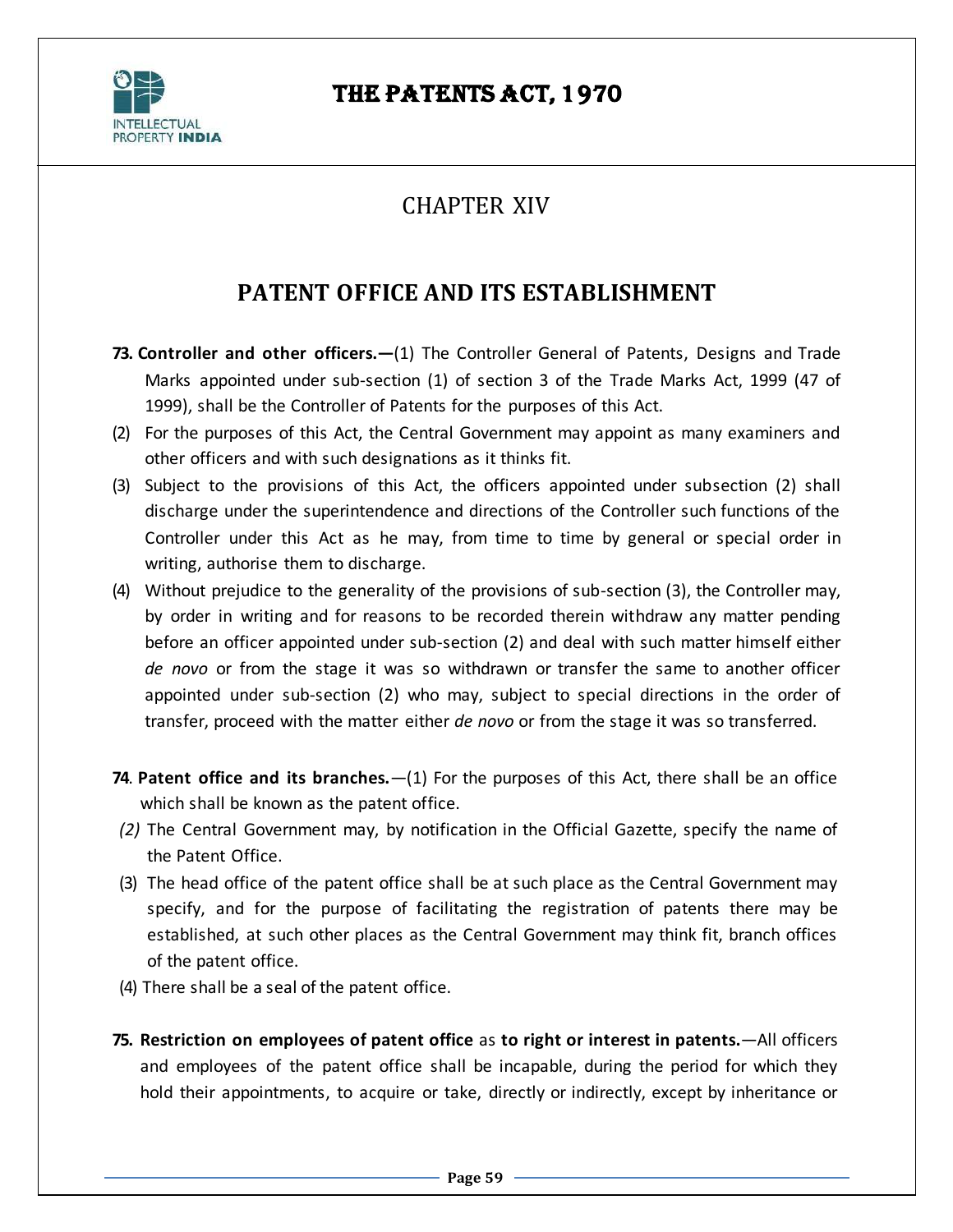# CHAPTER XIV

## PATENT OFFICE AND ITS ESTABLISHMENT

**73. Controller and other officers.—**(1) The Controller General of Patents, Designs and Trade Marks appointed under sub-section (1) of section 3 of the Trade Marks Act, 1999 (47 of 1999), shall be the Controller of Patents for the purposes of this Act.

(2) For the purposes of this Act, the Central Government may appoint as many examiners and other officers and with such designations as it thinks fit.

(3) Subject to the provisions of this Act, the officers appointed under subsection (2) shall discharge under the superintendence and directions of the Controller such functions of the Controller under this Act as he may, from time to time by general or special order in writing, authorise them to discharge.

(4) Without prejudice to the generality of the provisions of sub-section (3), the Controller may, by order in writing and for reasons to be recorded therein withdraw any matter pending before an officer appointed under sub-section (2) and deal with such matter himself either *de novo* or from the stage it was so withdrawn or transfer the same to another officer appointed under sub-section (2) who may, subject to special directions in the order of transfer, proceed with the matter either *de novo* or from the stage it was so transferred.

**74. Patent office and its branches.**—(1) For the purposes of this Act, there shall be an office which shall be known as the patent office.

*(2)* The Central Government may, by notification in the Official Gazette, specify the name of the Patent Office.

(3) The head office of the patent office shall be at such place as the Central Government may specify, and for the purpose of facilitating the registration of patents there may be established, at such other places as the Central Government may think fit, branch offices of the patent office.

(4) There shall be a seal of the patent office.

**75. Restriction on employees of patent office** as **to right or interest in patents.**—All officers and employees of the patent office shall be incapable, during the period for which they hold their appointments, to acquire or take, directly or indirectly, except by inheritance or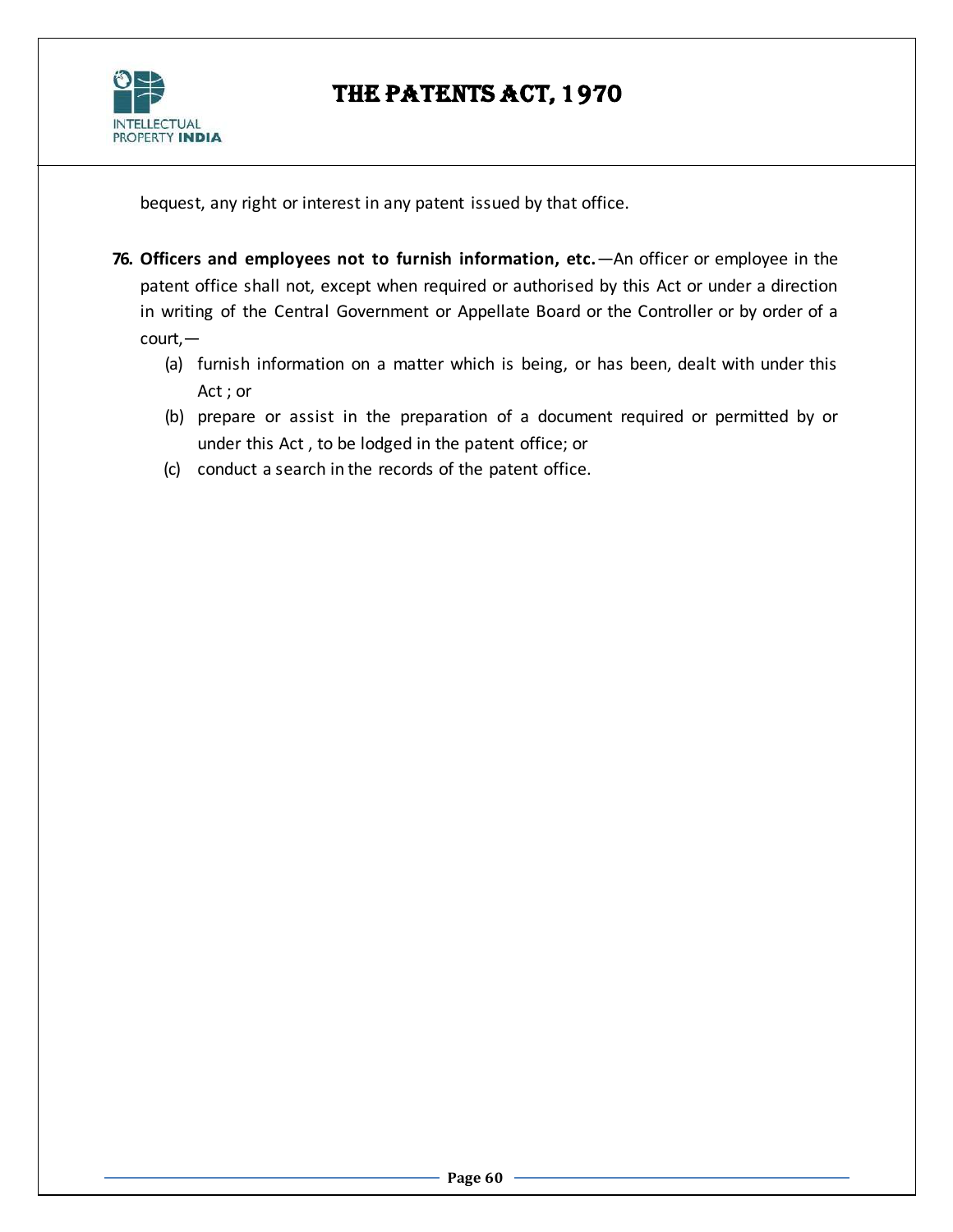bequest, any right or interest in any patent issued by that office.

**76. Officers and employees not to furnish information, etc.**—An officer or employee in the patent office shall not, except when required or authorised by this Act or under a direction in writing of the Central Government or Appellate Board or the Controller or by order of a court,—

(a) furnish information on a matter which is being, or has been, dealt with under this Act ; or

(b) prepare or assist in the preparation of a document required or permitted by or under this Act , to be lodged in the patent office; or

(c) conduct a search in the records of the patent office.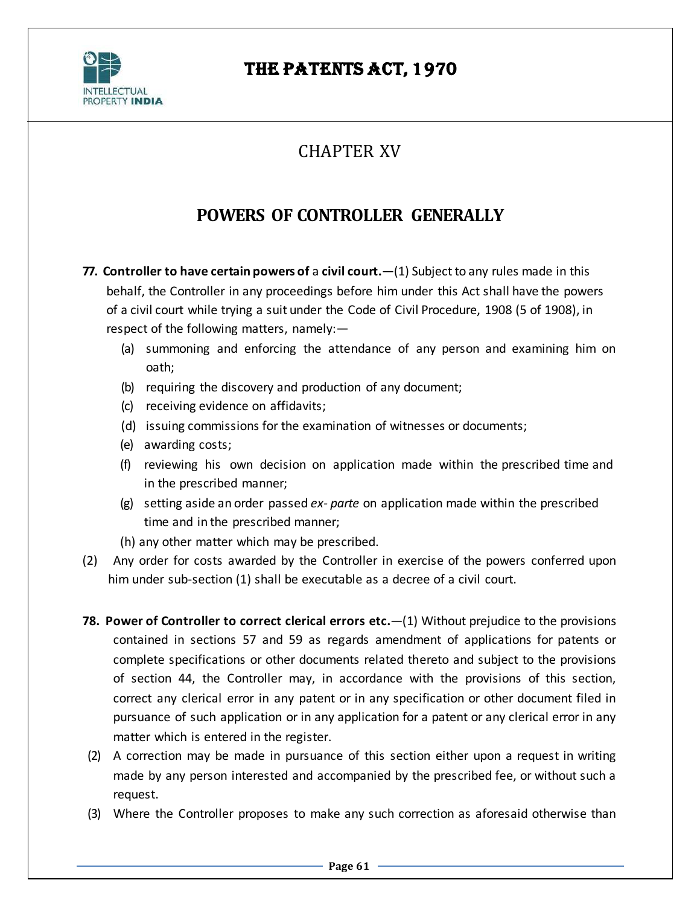# CHAPTER XV

## POWERS OF CONTROLLER GENERALLY

**77. Controller to have certain powers of** a **civil court.**—(1) Subject to any rules made in this behalf, the Controller in any proceedings before him under this Act shall have the powers of a civil court while trying a suit under the Code of Civil Procedure, 1908 (5 of 1908), in respect of the following matters, namely:—

- (a) summoning and enforcing the attendance of any person and examining him on oath;
- (b) requiring the discovery and production of any document;
- (c) receiving evidence on affidavits;
- (d) issuing commissions for the examination of witnesses or documents;
- (e) awarding costs;
- (f) reviewing his own decision on application made within the prescribed time and in the prescribed manner;
- (g) setting aside an order passed *ex- parte* on application made within the prescribed time and in the prescribed manner;
- (h) any other matter which may be prescribed.

(2) Any order for costs awarded by the Controller in exercise of the powers conferred upon him under sub-section (1) shall be executable as a decree of a civil court.

**78. Power of Controller to correct clerical errors etc.**—(1) Without prejudice to the provisions contained in sections 57 and 59 as regards amendment of applications for patents or complete specifications or other documents related thereto and subject to the provisions of section 44, the Controller may, in accordance with the provisions of this section, correct any clerical error in any patent or in any specification or other document filed in pursuance of such application or in any application for a patent or any clerical error in any matter which is entered in the register.

(2) A correction may be made in pursuance of this section either upon a request in writing made by any person interested and accompanied by the prescribed fee, or without such a request.

(3) Where the Controller proposes to make any such correction as aforesaid otherwise than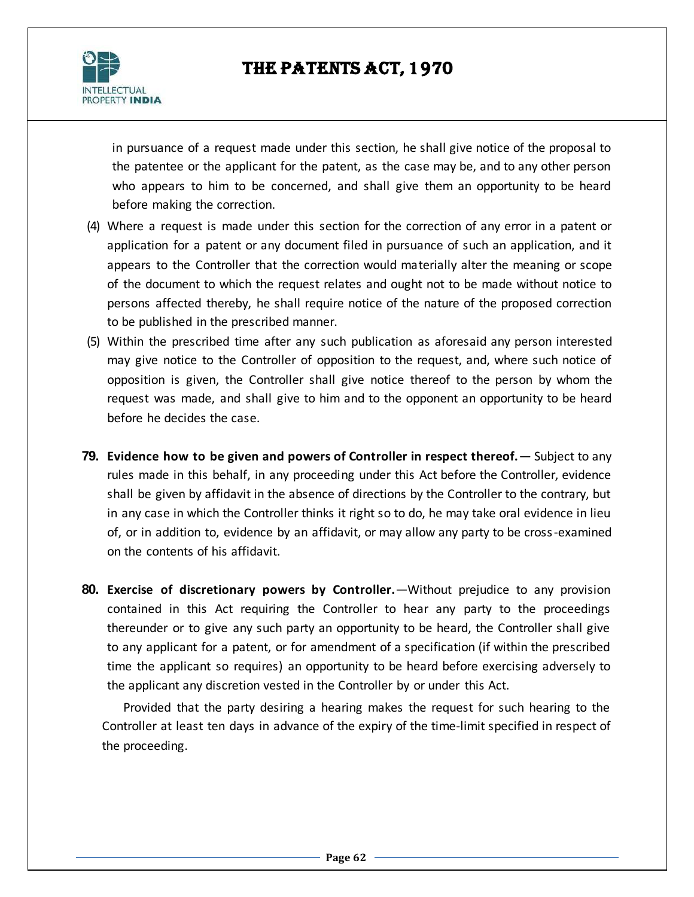in pursuance of a request made under this section, he shall give notice of the proposal to the patentee or the applicant for the patent, as the case may be, and to any other person who appears to him to be concerned, and shall give them an opportunity to be heard before making the correction.

(4) Where a request is made under this section for the correction of any error in a patent or application for a patent or any document filed in pursuance of such an application, and it appears to the Controller that the correction would materially alter the meaning or scope of the document to which the request relates and ought not to be made without notice to persons affected thereby, he shall require notice of the nature of the proposed correction to be published in the prescribed manner.

(5) Within the prescribed time after any such publication as aforesaid any person interested may give notice to the Controller of opposition to the request, and, where such notice of opposition is given, the Controller shall give notice thereof to the person by whom the request was made, and shall give to him and to the opponent an opportunity to be heard before he decides the case.

**79. Evidence how to be given and powers of Controller in respect thereof.**— Subject to any rules made in this behalf, in any proceeding under this Act before the Controller, evidence shall be given by affidavit in the absence of directions by the Controller to the contrary, but in any case in which the Controller thinks it right so to do, he may take oral evidence in lieu of, or in addition to, evidence by an affidavit, or may allow any party to be cross-examined on the contents of his affidavit.

**80. Exercise of discretionary powers by Controller.**—Without prejudice to any provision contained in this Act requiring the Controller to hear any party to the proceedings thereunder or to give any such party an opportunity to be heard, the Controller shall give to any applicant for a patent, or for amendment of a specification (if within the prescribed time the applicant so requires) an opportunity to be heard before exercising adversely to the applicant any discretion vested in the Controller by or under this Act.

Provided that the party desiring a hearing makes the request for such hearing to the Controller at least ten days in advance of the expiry of the time-limit specified in respect of the proceeding.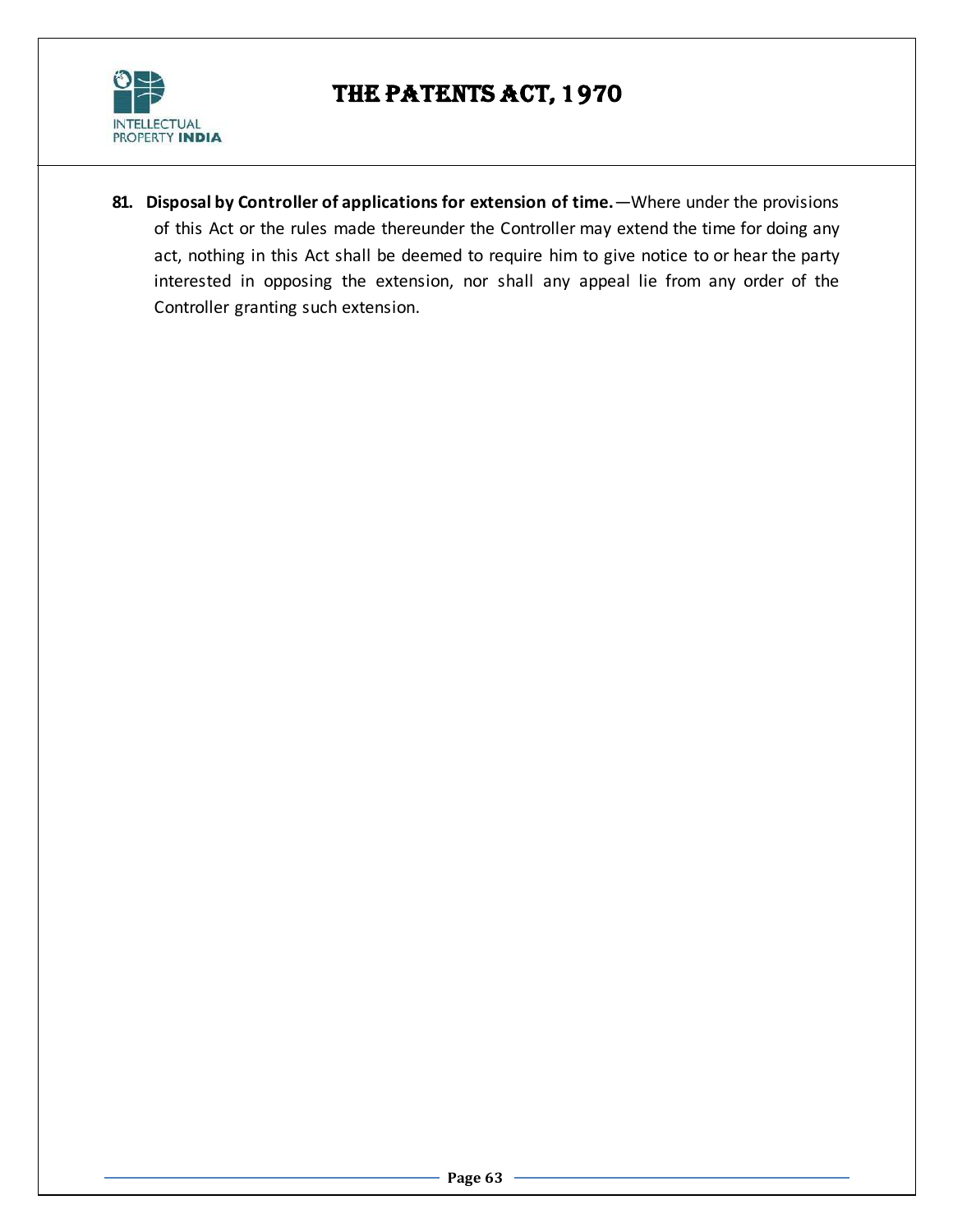**81. Disposal by Controller of applications for extension of time.**—Where under the provisions of this Act or the rules made thereunder the Controller may extend the time for doing any act, nothing in this Act shall be deemed to require him to give notice to or hear the party interested in opposing the extension, nor shall any appeal lie from any order of the Controller granting such extension.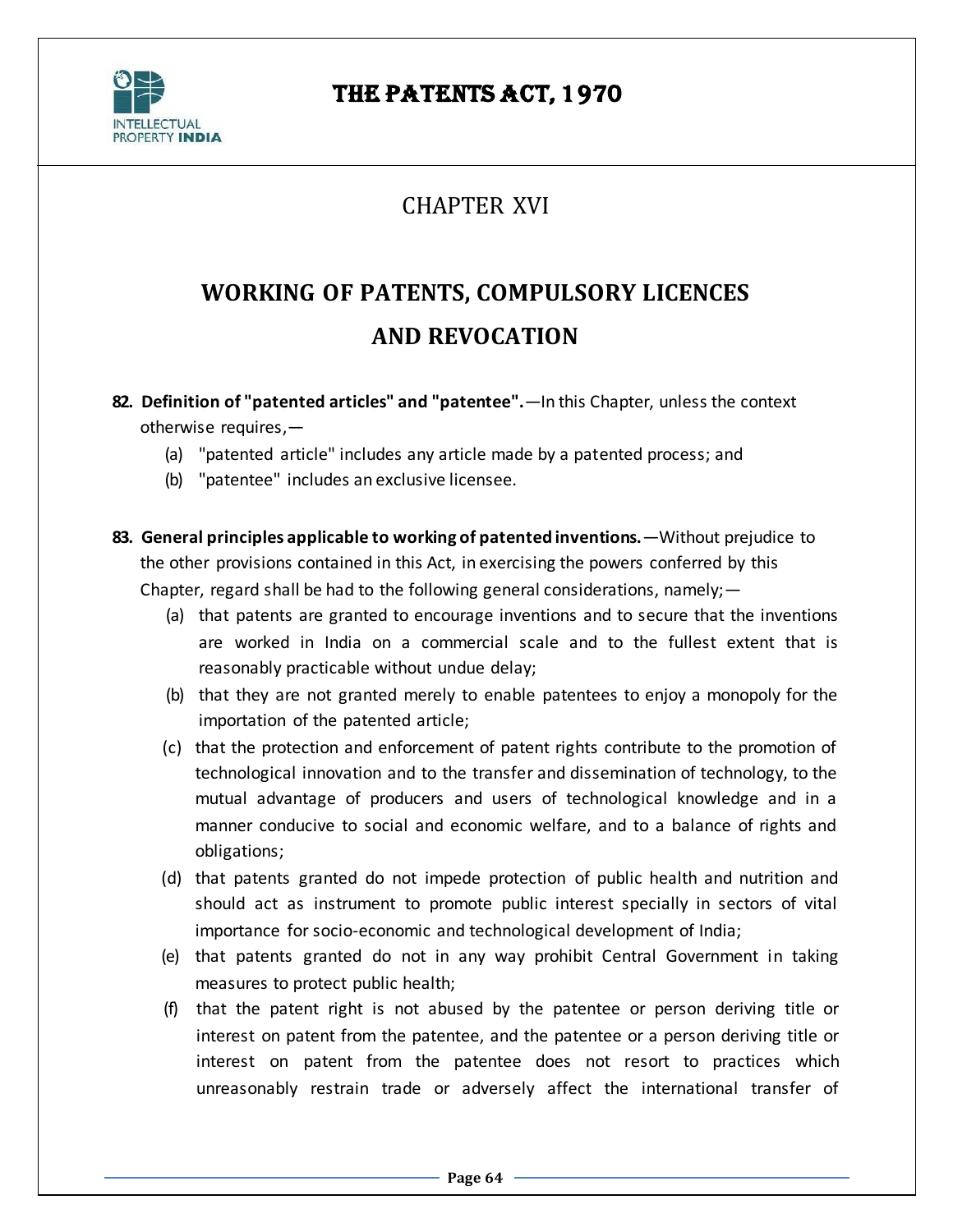# CHAPTER XVI

## WORKING OF PATENTS, COMPULSORY LICENCES AND REVOCATION

**82. Definition of "patented articles" and "patentee".**—In this Chapter, unless the context otherwise requires,—

(a) "patented article" includes any article made by a patented process; and

(b) "patentee" includes an exclusive licensee.

**83. General principles applicable to working of patented inventions.**—Without prejudice to the other provisions contained in this Act, in exercising the powers conferred by this Chapter, regard shall be had to the following general considerations, namely;—

(a) that patents are granted to encourage inventions and to secure that the inventions are worked in India on a commercial scale and to the fullest extent that is reasonably practicable without undue delay;

(b) that they are not granted merely to enable patentees to enjoy a monopoly for the importation of the patented article;

(c) that the protection and enforcement of patent rights contribute to the promotion of technological innovation and to the transfer and dissemination of technology, to the mutual advantage of producers and users of technological knowledge and in a manner conducive to social and economic welfare, and to a balance of rights and obligations;

(d) that patents granted do not impede protection of public health and nutrition and should act as instrument to promote public interest specially in sectors of vital importance for socio-economic and technological development of India;

(e) that patents granted do not in any way prohibit Central Government in taking measures to protect public health;

(f) that the patent right is not abused by the patentee or person deriving title or interest on patent from the patentee, and the patentee or a person deriving title or interest on patent from the patentee does not resort to practices which unreasonably restrain trade or adversely affect the international transfer of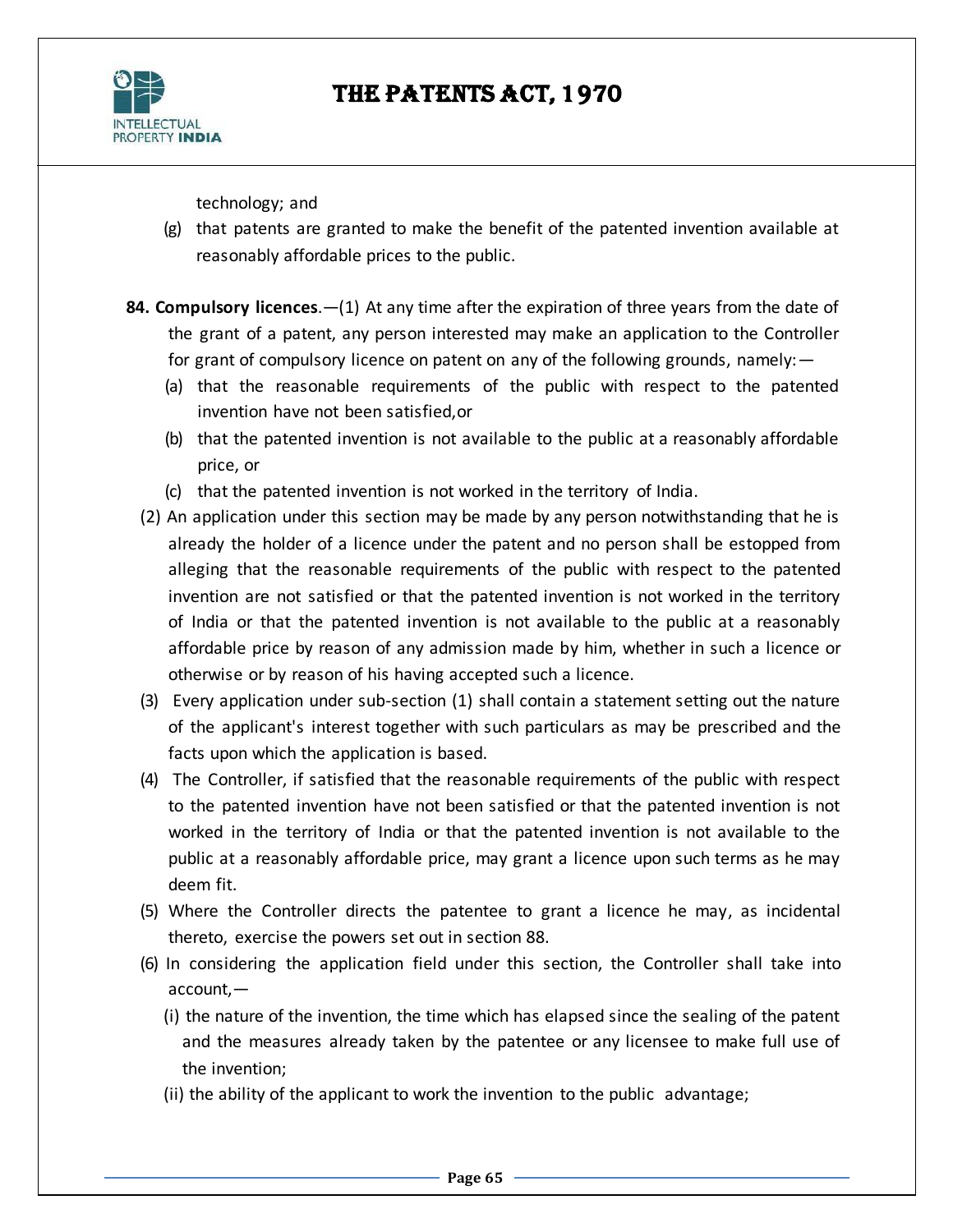technology; and

(g) that patents are granted to make the benefit of the patented invention available at reasonably affordable prices to the public.

**84. Compulsory licences**.—(1) At any time after the expiration of three years from the date of the grant of a patent, any person interested may make an application to the Controller for grant of compulsory licence on patent on any of the following grounds, namely:—

(a) that the reasonable requirements of the public with respect to the patented invention have not been satisfied,or

(b) that the patented invention is not available to the public at a reasonably affordable price, or

(c) that the patented invention is not worked in the territory of India.

(2) An application under this section may be made by any person notwithstanding that he is already the holder of a licence under the patent and no person shall be estopped from alleging that the reasonable requirements of the public with respect to the patented invention are not satisfied or that the patented invention is not worked in the territory of India or that the patented invention is not available to the public at a reasonably affordable price by reason of any admission made by him, whether in such a licence or otherwise or by reason of his having accepted such a licence.

(3) Every application under sub-section (1) shall contain a statement setting out the nature of the applicant's interest together with such particulars as may be prescribed and the facts upon which the application is based.

(4) The Controller, if satisfied that the reasonable requirements of the public with respect to the patented invention have not been satisfied or that the patented invention is not worked in the territory of India or that the patented invention is not available to the public at a reasonably affordable price, may grant a licence upon such terms as he may deem fit.

(5) Where the Controller directs the patentee to grant a licence he may, as incidental thereto, exercise the powers set out in section 88.

(6) In considering the application field under this section, the Controller shall take into account,—

(i) the nature of the invention, the time which has elapsed since the sealing of the patent and the measures already taken by the patentee or any licensee to make full use of the invention;

(ii) the ability of the applicant to work the invention to the public advantage;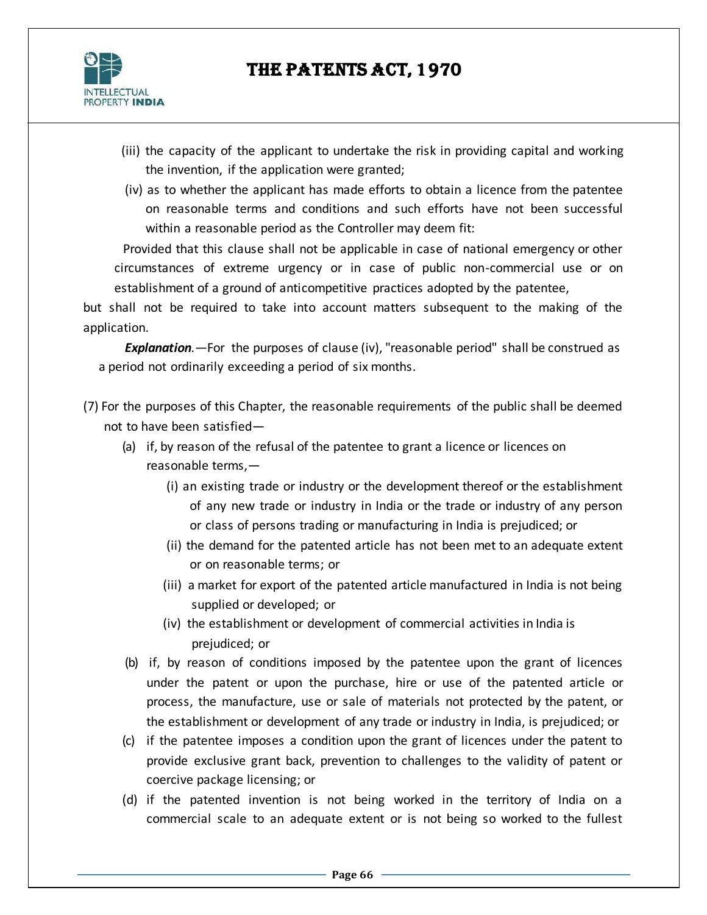(iii) the capacity of the applicant to undertake the risk in providing capital and working the invention, if the application were granted;

(iv) as to whether the applicant has made efforts to obtain a licence from the patentee on reasonable terms and conditions and such efforts have not been successful within a reasonable period as the Controller may deem fit:

Provided that this clause shall not be applicable in case of national emergency or other circumstances of extreme urgency or in case of public non-commercial use or on establishment of a ground of anticompetitive practices adopted by the patentee,

but shall not be required to take into account matters subsequent to the making of the application.

***Explanation***.—For the purposes of clause (iv), "reasonable period" shall be construed as a period not ordinarily exceeding a period of six months.

(7) For the purposes of this Chapter, the reasonable requirements of the public shall be deemed not to have been satisfied—

(a) if, by reason of the refusal of the patentee to grant a licence or licences on reasonable terms,—

(i) an existing trade or industry or the development thereof or the establishment of any new trade or industry in India or the trade or industry of any person or class of persons trading or manufacturing in India is prejudiced; or

(ii) the demand for the patented article has not been met to an adequate extent or on reasonable terms; or

(iii) a market for export of the patented article manufactured in India is not being supplied or developed; or

(iv) the establishment or development of commercial activities in India is prejudiced; or

(b) if, by reason of conditions imposed by the patentee upon the grant of licences under the patent or upon the purchase, hire or use of the patented article or process, the manufacture, use or sale of materials not protected by the patent, or the establishment or development of any trade or industry in India, is prejudiced; or

(c) if the patentee imposes a condition upon the grant of licences under the patent to provide exclusive grant back, prevention to challenges to the validity of patent or coercive package licensing; or

(d) if the patented invention is not being worked in the territory of India on a commercial scale to an adequate extent or is not being so worked to the fullest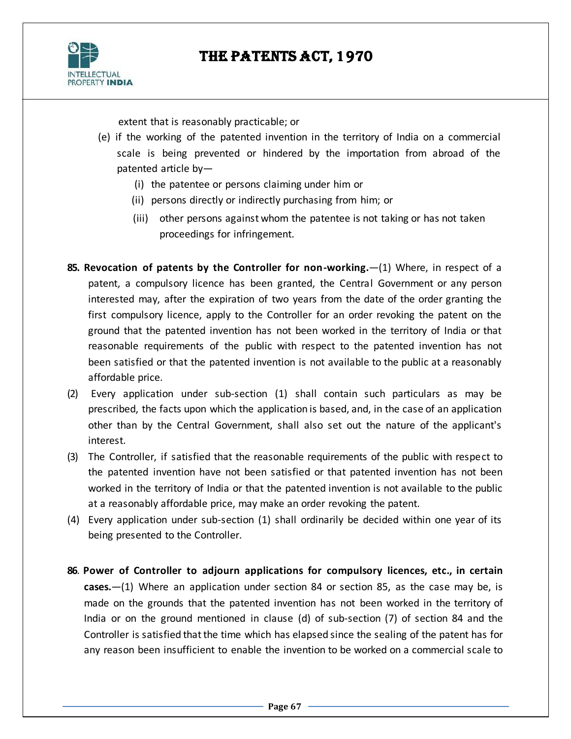extent that is reasonably practicable; or

(e) if the working of the patented invention in the territory of India on a commercial scale is being prevented or hindered by the importation from abroad of the patented article by—

(i) the patentee or persons claiming under him or

(ii) persons directly or indirectly purchasing from him; or

(iii) other persons against whom the patentee is not taking or has not taken proceedings for infringement.

**85. Revocation of patents by the Controller for non-working.**—(1) Where, in respect of a patent, a compulsory licence has been granted, the Central Government or any person interested may, after the expiration of two years from the date of the order granting the first compulsory licence, apply to the Controller for an order revoking the patent on the ground that the patented invention has not been worked in the territory of India or that reasonable requirements of the public with respect to the patented invention has not been satisfied or that the patented invention is not available to the public at a reasonably affordable price.

(2) Every application under sub-section (1) shall contain such particulars as may be prescribed, the facts upon which the application is based, and, in the case of an application other than by the Central Government, shall also set out the nature of the applicant's interest.

(3) The Controller, if satisfied that the reasonable requirements of the public with respect to the patented invention have not been satisfied or that patented invention has not been worked in the territory of India or that the patented invention is not available to the public at a reasonably affordable price, may make an order revoking the patent.

(4) Every application under sub-section (1) shall ordinarily be decided within one year of its being presented to the Controller.

**86. Power of Controller to adjourn applications for compulsory licences, etc., in certain cases.**—(1) Where an application under section 84 or section 85, as the case may be, is made on the grounds that the patented invention has not been worked in the territory of India or on the ground mentioned in clause (d) of sub-section (7) of section 84 and the Controller is satisfied that the time which has elapsed since the sealing of the patent has for any reason been insufficient to enable the invention to be worked on a commercial scale to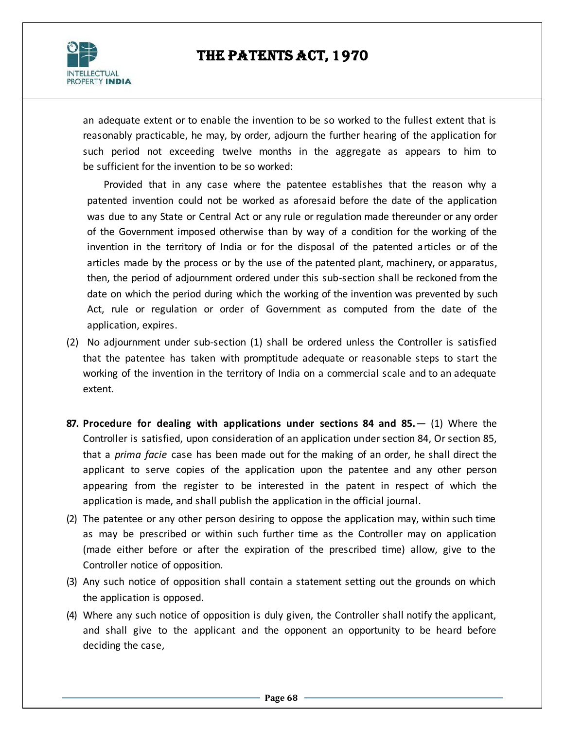an adequate extent or to enable the invention to be so worked to the fullest extent that is reasonably practicable, he may, by order, adjourn the further hearing of the application for such period not exceeding twelve months in the aggregate as appears to him to be sufficient for the invention to be so worked:

Provided that in any case where the patentee establishes that the reason why a patented invention could not be worked as aforesaid before the date of the application was due to any State or Central Act or any rule or regulation made thereunder or any order of the Government imposed otherwise than by way of a condition for the working of the invention in the territory of India or for the disposal of the patented articles or of the articles made by the process or by the use of the patented plant, machinery, or apparatus, then, the period of adjournment ordered under this sub-section shall be reckoned from the date on which the period during which the working of the invention was prevented by such Act, rule or regulation or order of Government as computed from the date of the application, expires.

(2) No adjournment under sub-section (1) shall be ordered unless the Controller is satisfied that the patentee has taken with promptitude adequate or reasonable steps to start the working of the invention in the territory of India on a commercial scale and to an adequate extent.

**87. Procedure for dealing with applications under sections 84 and 85.**— (1) Where the Controller is satisfied, upon consideration of an application under section 84, Or section 85, that a *prima facie* case has been made out for the making of an order, he shall direct the applicant to serve copies of the application upon the patentee and any other person appearing from the register to be interested in the patent in respect of which the application is made, and shall publish the application in the official journal.

(2) The patentee or any other person desiring to oppose the application may, within such time as may be prescribed or within such further time as the Controller may on application (made either before or after the expiration of the prescribed time) allow, give to the Controller notice of opposition.

(3) Any such notice of opposition shall contain a statement setting out the grounds on which the application is opposed.

(4) Where any such notice of opposition is duly given, the Controller shall notify the applicant, and shall give to the applicant and the opponent an opportunity to be heard before deciding the case,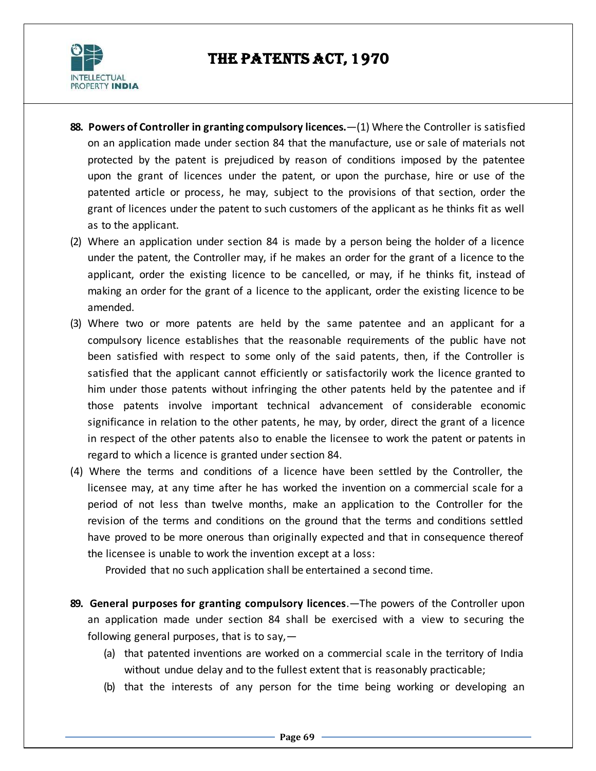**88. Powers of Controller in granting compulsory licences.**—(1) Where the Controller is satisfied on an application made under section 84 that the manufacture, use or sale of materials not protected by the patent is prejudiced by reason of conditions imposed by the patentee upon the grant of licences under the patent, or upon the purchase, hire or use of the patented article or process, he may, subject to the provisions of that section, order the grant of licences under the patent to such customers of the applicant as he thinks fit as well as to the applicant.

(2) Where an application under section 84 is made by a person being the holder of a licence under the patent, the Controller may, if he makes an order for the grant of a licence to the applicant, order the existing licence to be cancelled, or may, if he thinks fit, instead of making an order for the grant of a licence to the applicant, order the existing licence to be amended.

(3) Where two or more patents are held by the same patentee and an applicant for a compulsory licence establishes that the reasonable requirements of the public have not been satisfied with respect to some only of the said patents, then, if the Controller is satisfied that the applicant cannot efficiently or satisfactorily work the licence granted to him under those patents without infringing the other patents held by the patentee and if those patents involve important technical advancement of considerable economic significance in relation to the other patents, he may, by order, direct the grant of a licence in respect of the other patents also to enable the licensee to work the patent or patents in regard to which a licence is granted under section 84.

(4) Where the terms and conditions of a licence have been settled by the Controller, the licensee may, at any time after he has worked the invention on a commercial scale for a period of not less than twelve months, make an application to the Controller for the revision of the terms and conditions on the ground that the terms and conditions settled have proved to be more onerous than originally expected and that in consequence thereof the licensee is unable to work the invention except at a loss:

Provided that no such application shall be entertained a second time.

**89. General purposes for granting compulsory licences**.—The powers of the Controller upon an application made under section 84 shall be exercised with a view to securing the following general purposes, that is to say,—

(a) that patented inventions are worked on a commercial scale in the territory of India without undue delay and to the fullest extent that is reasonably practicable;

(b) that the interests of any person for the time being working or developing an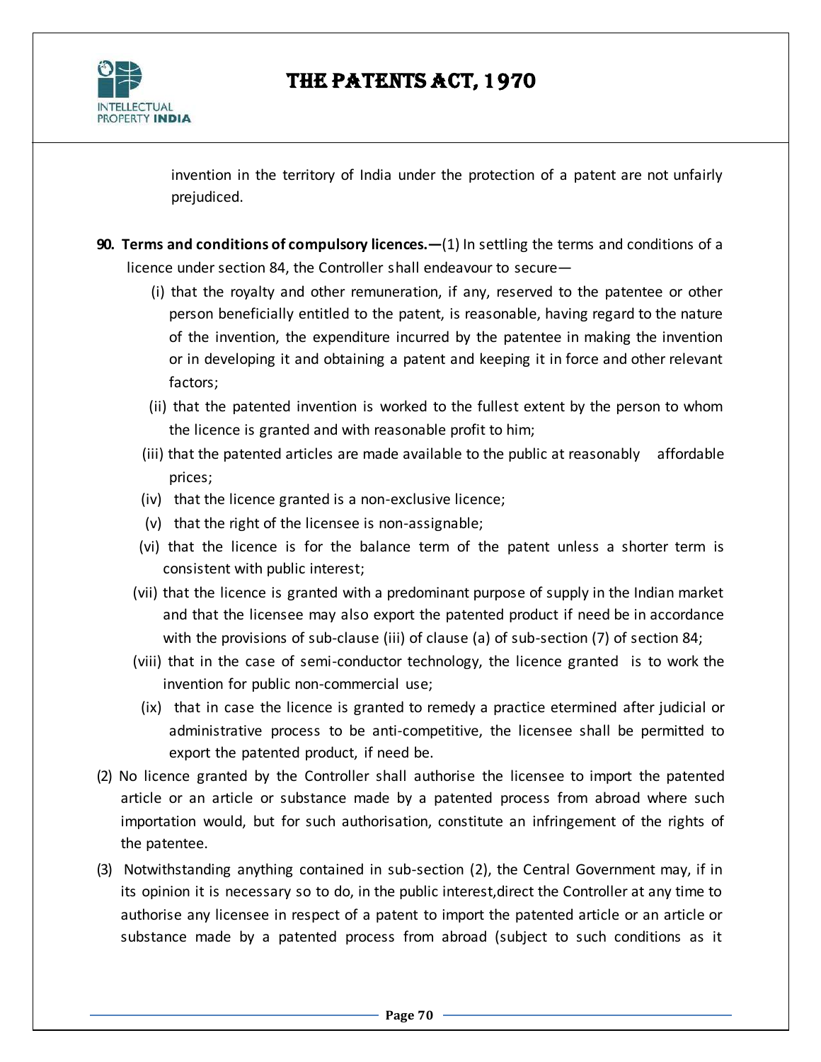invention in the territory of India under the protection of a patent are not unfairly prejudiced.

**90. Terms and conditions of compulsory licences.—**(1) In settling the terms and conditions of a licence under section 84, the Controller shall endeavour to secure—

(i) that the royalty and other remuneration, if any, reserved to the patentee or other person beneficially entitled to the patent, is reasonable, having regard to the nature of the invention, the expenditure incurred by the patentee in making the invention or in developing it and obtaining a patent and keeping it in force and other relevant factors;

(ii) that the patented invention is worked to the fullest extent by the person to whom the licence is granted and with reasonable profit to him;

(iii) that the patented articles are made available to the public at reasonably affordable prices;

(iv) that the licence granted is a non-exclusive licence;

(v) that the right of the licensee is non-assignable;

(vi) that the licence is for the balance term of the patent unless a shorter term is consistent with public interest;

(vii) that the licence is granted with a predominant purpose of supply in the Indian market and that the licensee may also export the patented product if need be in accordance with the provisions of sub-clause (iii) of clause (a) of sub-section (7) of section 84;

(viii) that in the case of semi-conductor technology, the licence granted is to work the invention for public non-commercial use;

(ix) that in case the licence is granted to remedy a practice etermined after judicial or administrative process to be anti-competitive, the licensee shall be permitted to export the patented product, if need be.

(2) No licence granted by the Controller shall authorise the licensee to import the patented article or an article or substance made by a patented process from abroad where such importation would, but for such authorisation, constitute an infringement of the rights of the patentee.

(3) Notwithstanding anything contained in sub-section (2), the Central Government may, if in its opinion it is necessary so to do, in the public interest,direct the Controller at any time to authorise any licensee in respect of a patent to import the patented article or an article or substance made by a patented process from abroad (subject to such conditions as it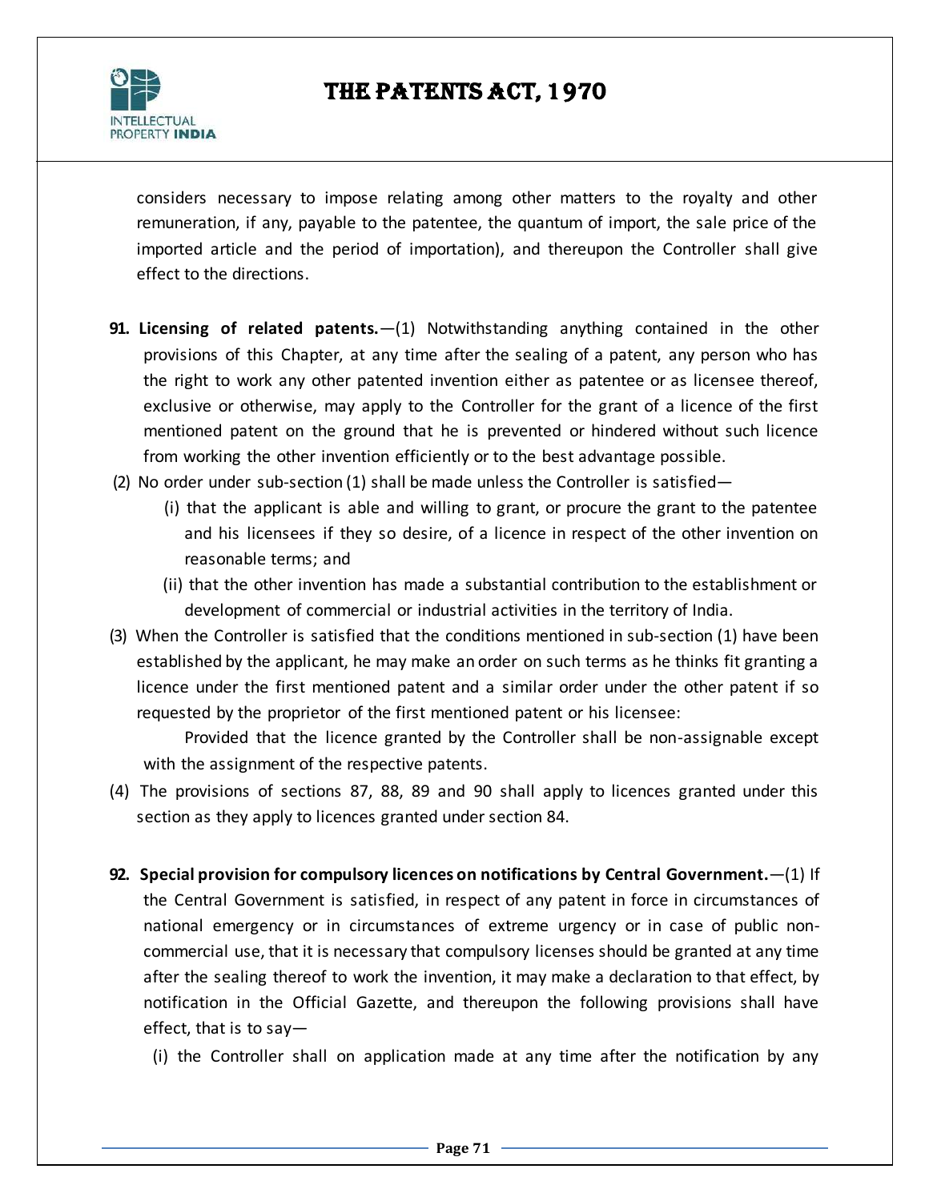considers necessary to impose relating among other matters to the royalty and other remuneration, if any, payable to the patentee, the quantum of import, the sale price of the imported article and the period of importation), and thereupon the Controller shall give effect to the directions.

**91. Licensing of related patents.**—(1) Notwithstanding anything contained in the other provisions of this Chapter, at any time after the sealing of a patent, any person who has the right to work any other patented invention either as patentee or as licensee thereof, exclusive or otherwise, may apply to the Controller for the grant of a licence of the first mentioned patent on the ground that he is prevented or hindered without such licence from working the other invention efficiently or to the best advantage possible.

(2) No order under sub-section (1) shall be made unless the Controller is satisfied—

(i) that the applicant is able and willing to grant, or procure the grant to the patentee and his licensees if they so desire, of a licence in respect of the other invention on reasonable terms; and

(ii) that the other invention has made a substantial contribution to the establishment or development of commercial or industrial activities in the territory of India.

(3) When the Controller is satisfied that the conditions mentioned in sub-section (1) have been established by the applicant, he may make an order on such terms as he thinks fit granting a licence under the first mentioned patent and a similar order under the other patent if so requested by the proprietor of the first mentioned patent or his licensee:

Provided that the licence granted by the Controller shall be non-assignable except with the assignment of the respective patents.

(4) The provisions of sections 87, 88, 89 and 90 shall apply to licences granted under this section as they apply to licences granted under section 84.

**92. Special provision for compulsory licences on notifications by Central Government.**—(1) If the Central Government is satisfied, in respect of any patent in force in circumstances of national emergency or in circumstances of extreme urgency or in case of public non-commercial use, that it is necessary that compulsory licenses should be granted at any time after the sealing thereof to work the invention, it may make a declaration to that effect, by notification in the Official Gazette, and thereupon the following provisions shall have effect, that is to say—

(i) the Controller shall on application made at any time after the notification by any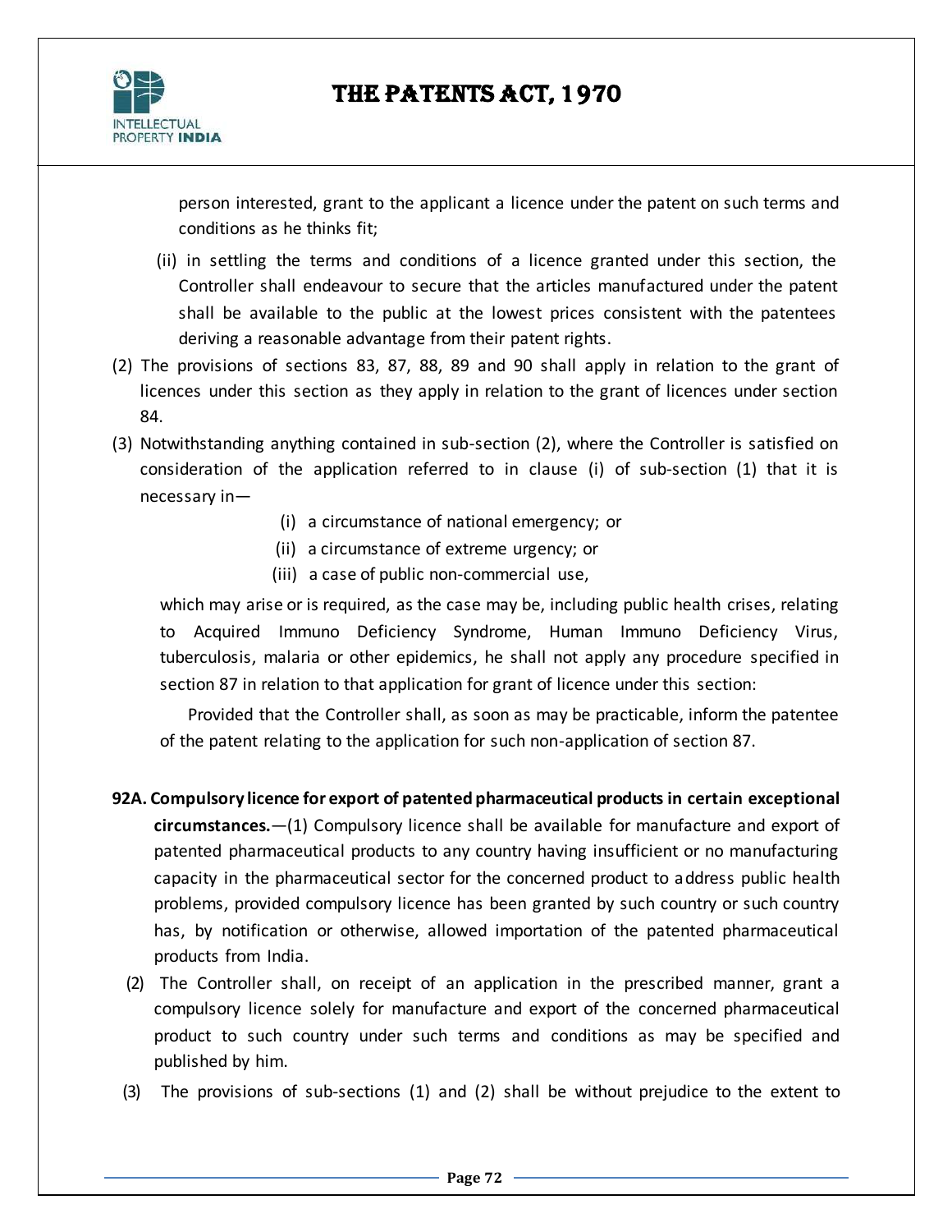person interested, grant to the applicant a licence under the patent on such terms and conditions as he thinks fit;

(ii) in settling the terms and conditions of a licence granted under this section, the Controller shall endeavour to secure that the articles manufactured under the patent shall be available to the public at the lowest prices consistent with the patentees deriving a reasonable advantage from their patent rights.

(2) The provisions of sections 83, 87, 88, 89 and 90 shall apply in relation to the grant of licences under this section as they apply in relation to the grant of licences under section 84.

(3) Notwithstanding anything contained in sub-section (2), where the Controller is satisfied on consideration of the application referred to in clause (i) of sub-section (1) that it is necessary in—

(i) a circumstance of national emergency; or

(ii) a circumstance of extreme urgency; or

(iii) a case of public non-commercial use,

which may arise or is required, as the case may be, including public health crises, relating to Acquired Immuno Deficiency Syndrome, Human Immuno Deficiency Virus, tuberculosis, malaria or other epidemics, he shall not apply any procedure specified in section 87 in relation to that application for grant of licence under this section:

Provided that the Controller shall, as soon as may be practicable, inform the patentee of the patent relating to the application for such non-application of section 87.

**92A. Compulsory licence for export of patented pharmaceutical products in certain exceptional circumstances.**—(1) Compulsory licence shall be available for manufacture and export of patented pharmaceutical products to any country having insufficient or no manufacturing capacity in the pharmaceutical sector for the concerned product to address public health problems, provided compulsory licence has been granted by such country or such country has, by notification or otherwise, allowed importation of the patented pharmaceutical products from India.

(2) The Controller shall, on receipt of an application in the prescribed manner, grant a compulsory licence solely for manufacture and export of the concerned pharmaceutical product to such country under such terms and conditions as may be specified and published by him.

(3) The provisions of sub-sections (1) and (2) shall be without prejudice to the extent to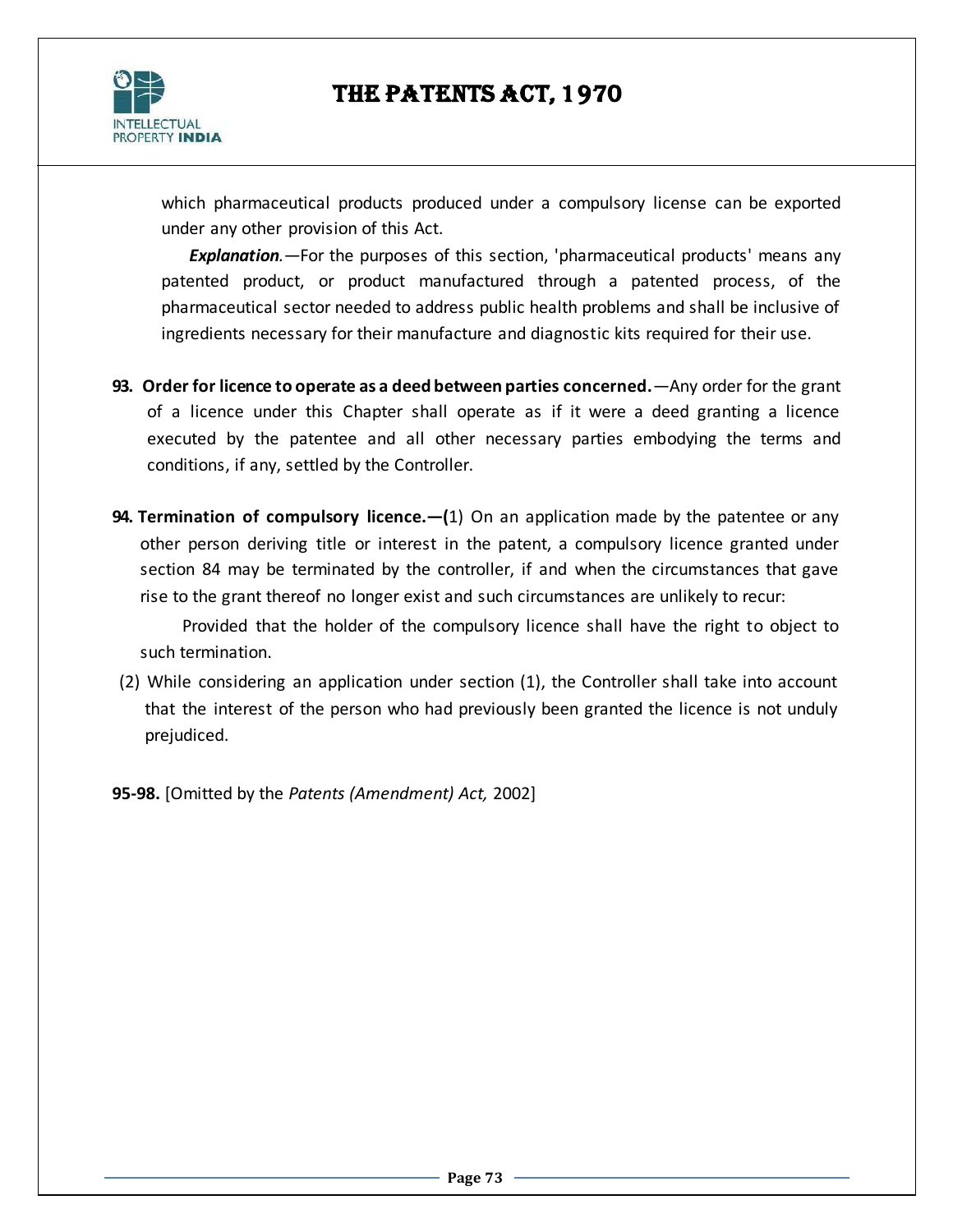which pharmaceutical products produced under a compulsory license can be exported under any other provision of this Act.

***Explanation***.—For the purposes of this section, 'pharmaceutical products' means any patented product, or product manufactured through a patented process, of the pharmaceutical sector needed to address public health problems and shall be inclusive of ingredients necessary for their manufacture and diagnostic kits required for their use.

**93. Order for licence to operate as a deed between parties concerned.**—Any order for the grant of a licence under this Chapter shall operate as if it were a deed granting a licence executed by the patentee and all other necessary parties embodying the terms and conditions, if any, settled by the Controller.

**94. Termination of compulsory licence.—(**1) On an application made by the patentee or any other person deriving title or interest in the patent, a compulsory licence granted under section 84 may be terminated by the controller, if and when the circumstances that gave rise to the grant thereof no longer exist and such circumstances are unlikely to recur:

Provided that the holder of the compulsory licence shall have the right to object to such termination.

(2) While considering an application under section (1), the Controller shall take into account that the interest of the person who had previously been granted the licence is not unduly prejudiced.

**95-98.** [Omitted by the *Patents (Amendment) Act,* 2002]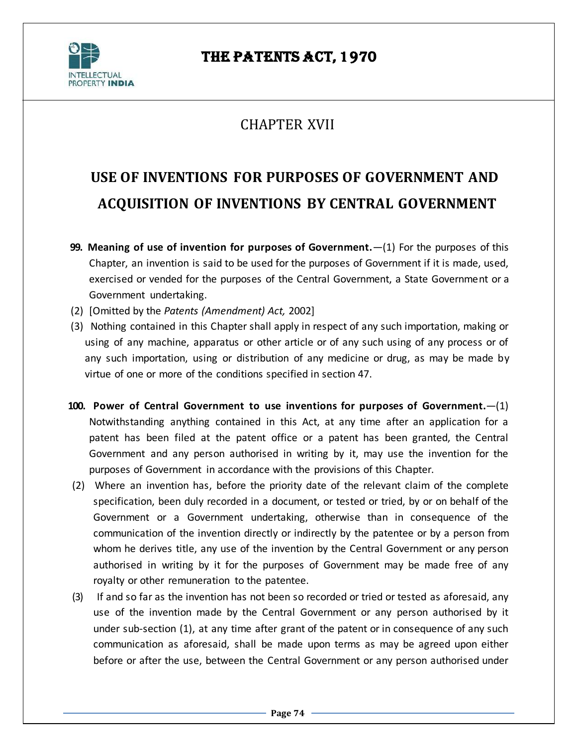## CHAPTER XVII

# USE OF INVENTIONS FOR PURPOSES OF GOVERNMENT AND ACQUISITION OF INVENTIONS BY CENTRAL GOVERNMENT

**99. Meaning of use of invention for purposes of Government.**—(1) For the purposes of this Chapter, an invention is said to be used for the purposes of Government if it is made, used, exercised or vended for the purposes of the Central Government, a State Government or a Government undertaking.

(2) [Omitted by the *Patents (Amendment) Act,* 2002]

(3) Nothing contained in this Chapter shall apply in respect of any such importation, making or using of any machine, apparatus or other article or of any such using of any process or of any such importation, using or distribution of any medicine or drug, as may be made by virtue of one or more of the conditions specified in section 47.

**100. Power of Central Government to use inventions for purposes of Government.**—(1) Notwithstanding anything contained in this Act, at any time after an application for a patent has been filed at the patent office or a patent has been granted, the Central Government and any person authorised in writing by it, may use the invention for the purposes of Government in accordance with the provisions of this Chapter.

(2) Where an invention has, before the priority date of the relevant claim of the complete specification, been duly recorded in a document, or tested or tried, by or on behalf of the Government or a Government undertaking, otherwise than in consequence of the communication of the invention directly or indirectly by the patentee or by a person from whom he derives title, any use of the invention by the Central Government or any person authorised in writing by it for the purposes of Government may be made free of any royalty or other remuneration to the patentee.

(3) If and so far as the invention has not been so recorded or tried or tested as aforesaid, any use of the invention made by the Central Government or any person authorised by it under sub-section (1), at any time after grant of the patent or in consequence of any such communication as aforesaid, shall be made upon terms as may be agreed upon either before or after the use, between the Central Government or any person authorised under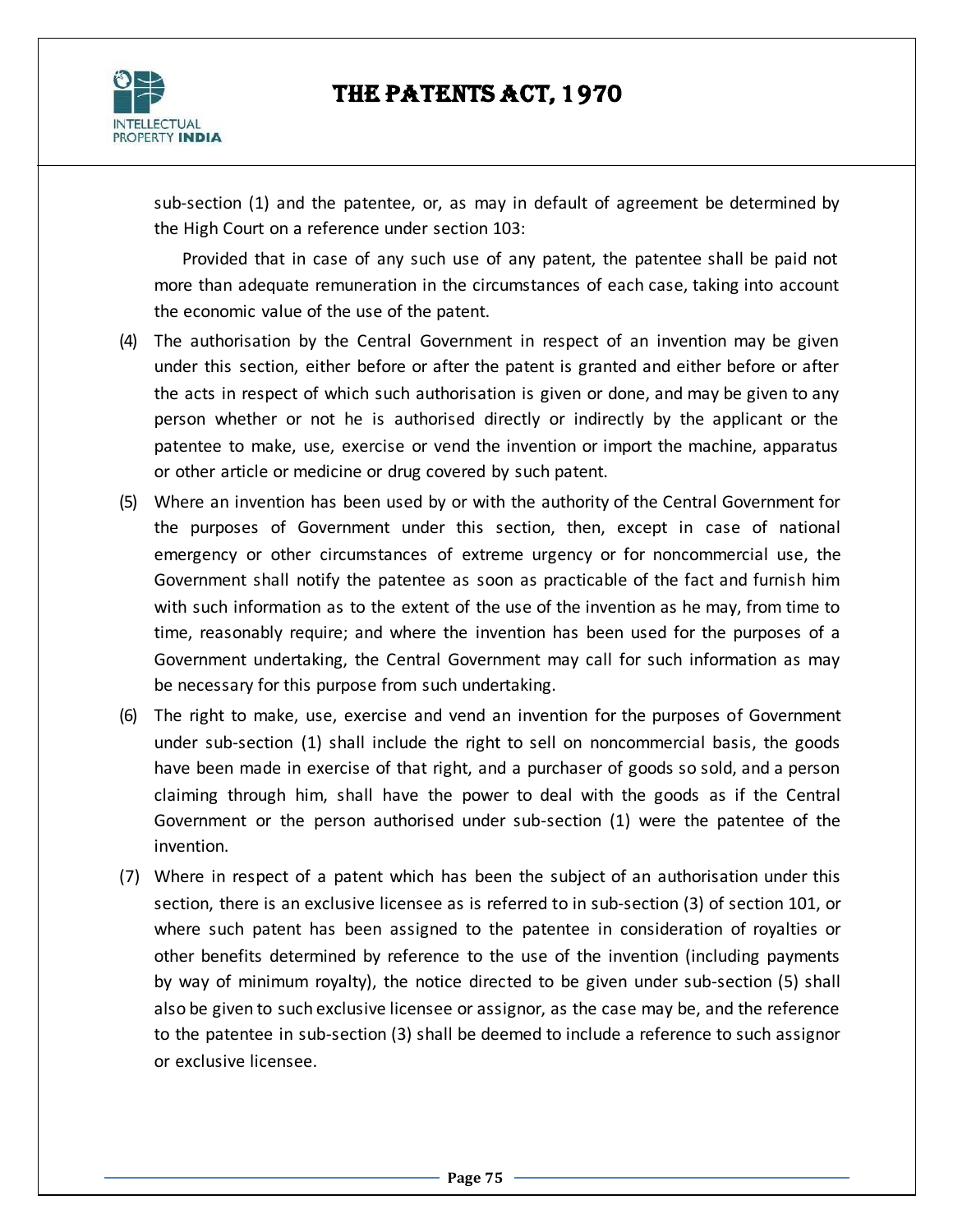sub-section (1) and the patentee, or, as may in default of agreement be determined by the High Court on a reference under section 103:

Provided that in case of any such use of any patent, the patentee shall be paid not more than adequate remuneration in the circumstances of each case, taking into account the economic value of the use of the patent.

(4) The authorisation by the Central Government in respect of an invention may be given under this section, either before or after the patent is granted and either before or after the acts in respect of which such authorisation is given or done, and may be given to any person whether or not he is authorised directly or indirectly by the applicant or the patentee to make, use, exercise or vend the invention or import the machine, apparatus or other article or medicine or drug covered by such patent.

(5) Where an invention has been used by or with the authority of the Central Government for the purposes of Government under this section, then, except in case of national emergency or other circumstances of extreme urgency or for noncommercial use, the Government shall notify the patentee as soon as practicable of the fact and furnish him with such information as to the extent of the use of the invention as he may, from time to time, reasonably require; and where the invention has been used for the purposes of a Government undertaking, the Central Government may call for such information as may be necessary for this purpose from such undertaking.

(6) The right to make, use, exercise and vend an invention for the purposes of Government under sub-section (1) shall include the right to sell on noncommercial basis, the goods have been made in exercise of that right, and a purchaser of goods so sold, and a person claiming through him, shall have the power to deal with the goods as if the Central Government or the person authorised under sub-section (1) were the patentee of the invention.

(7) Where in respect of a patent which has been the subject of an authorisation under this section, there is an exclusive licensee as is referred to in sub-section (3) of section 101, or where such patent has been assigned to the patentee in consideration of royalties or other benefits determined by reference to the use of the invention (including payments by way of minimum royalty), the notice directed to be given under sub-section (5) shall also be given to such exclusive licensee or assignor, as the case may be, and the reference to the patentee in sub-section (3) shall be deemed to include a reference to such assignor or exclusive licensee.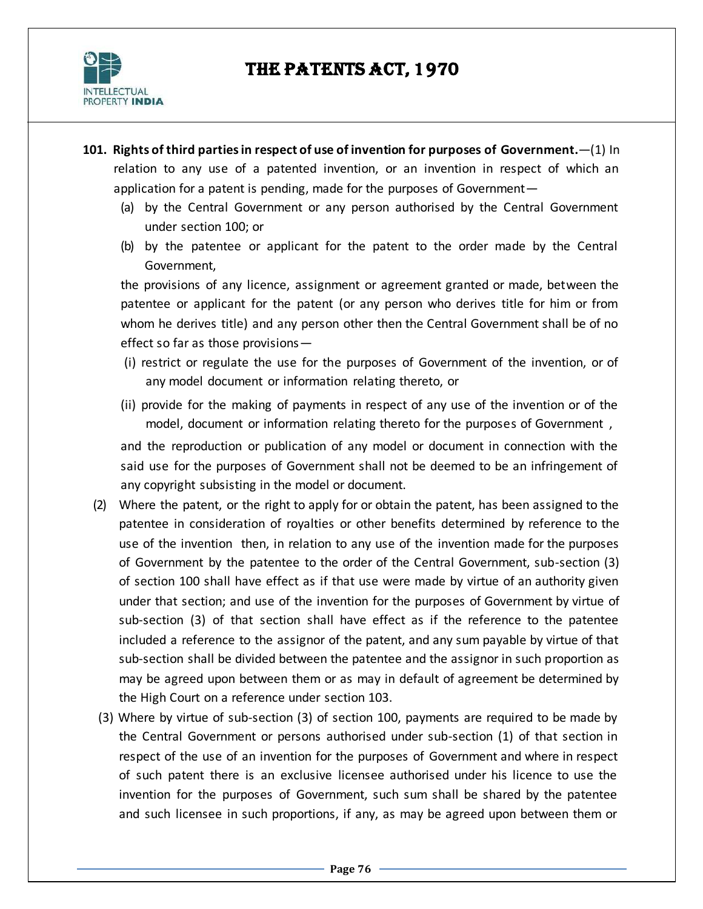**101. Rights of third parties in respect of use of invention for purposes of Government.**—(1) In relation to any use of a patented invention, or an invention in respect of which an application for a patent is pending, made for the purposes of Government—

(a) by the Central Government or any person authorised by the Central Government under section 100; or

(b) by the patentee or applicant for the patent to the order made by the Central Government,

the provisions of any licence, assignment or agreement granted or made, between the patentee or applicant for the patent (or any person who derives title for him or from whom he derives title) and any person other then the Central Government shall be of no effect so far as those provisions—

(i) restrict or regulate the use for the purposes of Government of the invention, or of any model document or information relating thereto, or

(ii) provide for the making of payments in respect of any use of the invention or of the model, document or information relating thereto for the purposes of Government ,

and the reproduction or publication of any model or document in connection with the said use for the purposes of Government shall not be deemed to be an infringement of any copyright subsisting in the model or document.

(2) Where the patent, or the right to apply for or obtain the patent, has been assigned to the patentee in consideration of royalties or other benefits determined by reference to the use of the invention then, in relation to any use of the invention made for the purposes of Government by the patentee to the order of the Central Government, sub-section (3) of section 100 shall have effect as if that use were made by virtue of an authority given under that section; and use of the invention for the purposes of Government by virtue of sub-section (3) of that section shall have effect as if the reference to the patentee included a reference to the assignor of the patent, and any sum payable by virtue of that sub-section shall be divided between the patentee and the assignor in such proportion as may be agreed upon between them or as may in default of agreement be determined by the High Court on a reference under section 103.

(3) Where by virtue of sub-section (3) of section 100, payments are required to be made by the Central Government or persons authorised under sub-section (1) of that section in respect of the use of an invention for the purposes of Government and where in respect of such patent there is an exclusive licensee authorised under his licence to use the invention for the purposes of Government, such sum shall be shared by the patentee and such licensee in such proportions, if any, as may be agreed upon between them or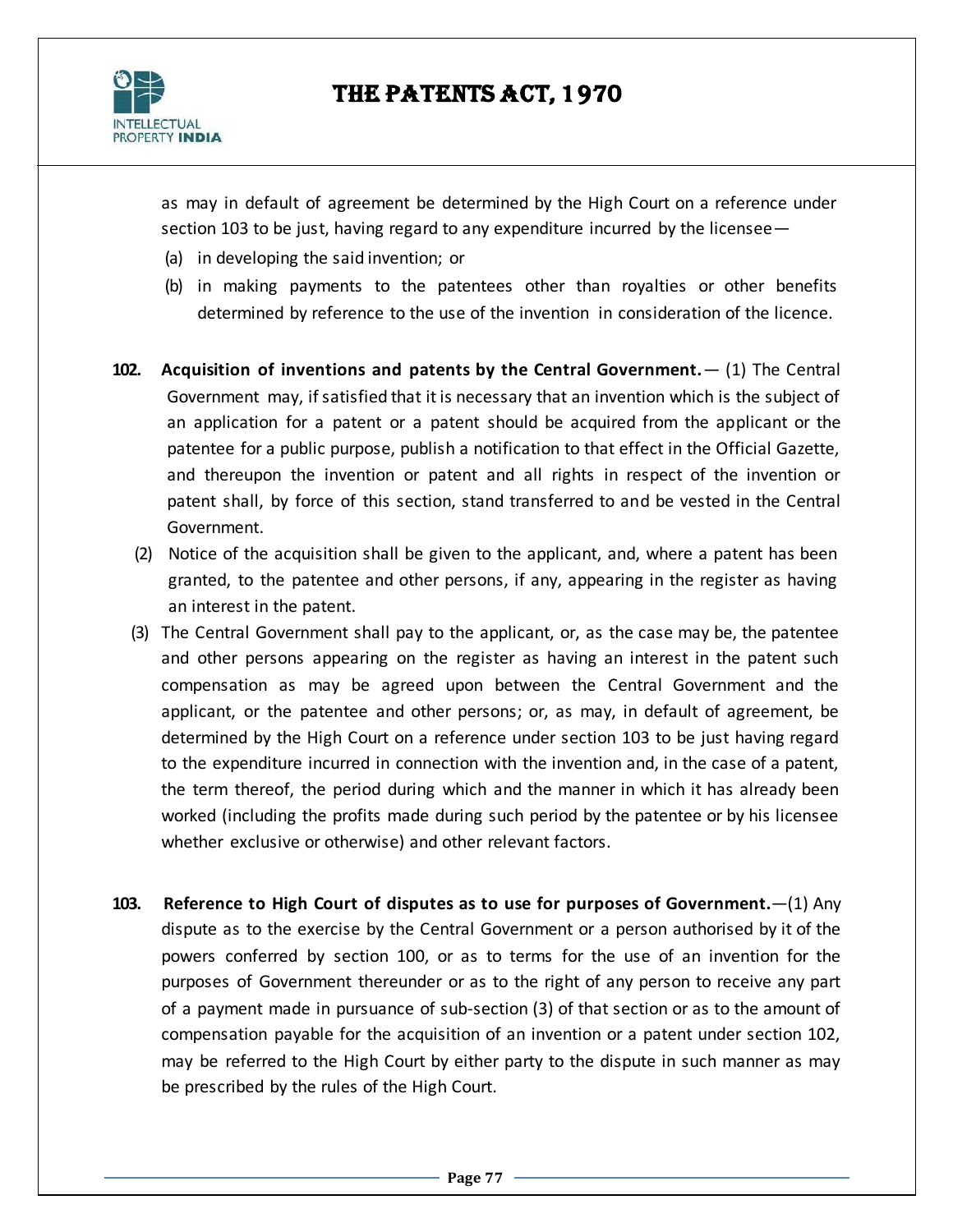as may in default of agreement be determined by the High Court on a reference under section 103 to be just, having regard to any expenditure incurred by the licensee—

(a) in developing the said invention; or

(b) in making payments to the patentees other than royalties or other benefits determined by reference to the use of the invention in consideration of the licence.

**102. Acquisition of inventions and patents by the Central Government.**— (1) The Central Government may, if satisfied that it is necessary that an invention which is the subject of an application for a patent or a patent should be acquired from the applicant or the patentee for a public purpose, publish a notification to that effect in the Official Gazette, and thereupon the invention or patent and all rights in respect of the invention or patent shall, by force of this section, stand transferred to and be vested in the Central Government.

(2) Notice of the acquisition shall be given to the applicant, and, where a patent has been granted, to the patentee and other persons, if any, appearing in the register as having an interest in the patent.

(3) The Central Government shall pay to the applicant, or, as the case may be, the patentee and other persons appearing on the register as having an interest in the patent such compensation as may be agreed upon between the Central Government and the applicant, or the patentee and other persons; or, as may, in default of agreement, be determined by the High Court on a reference under section 103 to be just having regard to the expenditure incurred in connection with the invention and, in the case of a patent, the term thereof, the period during which and the manner in which it has already been worked (including the profits made during such period by the patentee or by his licensee whether exclusive or otherwise) and other relevant factors.

**103. Reference to High Court of disputes as to use for purposes of Government.**—(1) Any dispute as to the exercise by the Central Government or a person authorised by it of the powers conferred by section 100, or as to terms for the use of an invention for the purposes of Government thereunder or as to the right of any person to receive any part of a payment made in pursuance of sub-section (3) of that section or as to the amount of compensation payable for the acquisition of an invention or a patent under section 102, may be referred to the High Court by either party to the dispute in such manner as may be prescribed by the rules of the High Court.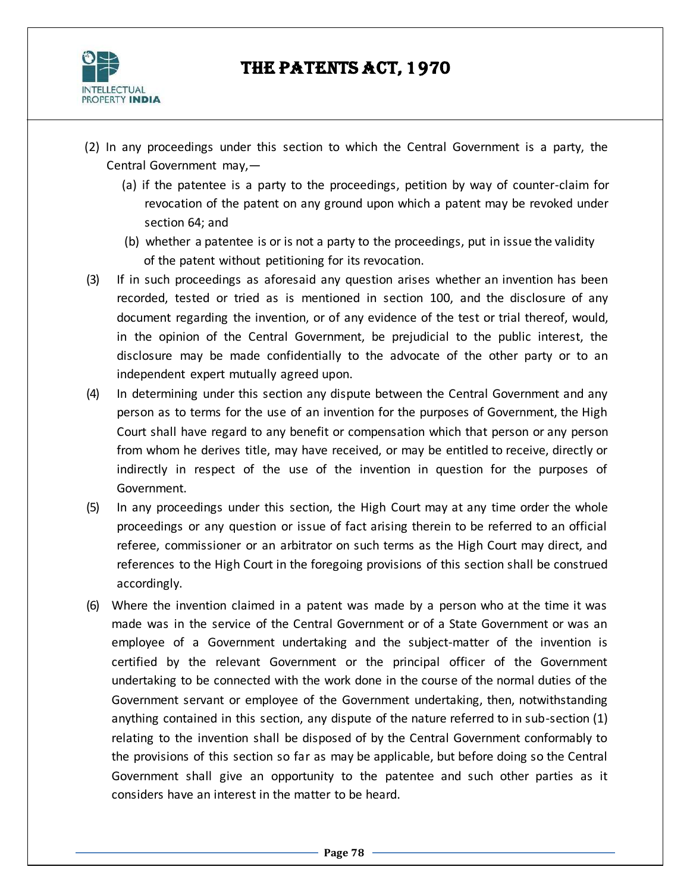(2) In any proceedings under this section to which the Central Government is a party, the Central Government may,—

(a) if the patentee is a party to the proceedings, petition by way of counter-claim for revocation of the patent on any ground upon which a patent may be revoked under section 64; and

(b) whether a patentee is or is not a party to the proceedings, put in issue the validity of the patent without petitioning for its revocation.

(3) If in such proceedings as aforesaid any question arises whether an invention has been recorded, tested or tried as is mentioned in section 100, and the disclosure of any document regarding the invention, or of any evidence of the test or trial thereof, would, in the opinion of the Central Government, be prejudicial to the public interest, the disclosure may be made confidentially to the advocate of the other party or to an independent expert mutually agreed upon.

(4) In determining under this section any dispute between the Central Government and any person as to terms for the use of an invention for the purposes of Government, the High Court shall have regard to any benefit or compensation which that person or any person from whom he derives title, may have received, or may be entitled to receive, directly or indirectly in respect of the use of the invention in question for the purposes of Government.

(5) In any proceedings under this section, the High Court may at any time order the whole proceedings or any question or issue of fact arising therein to be referred to an official referee, commissioner or an arbitrator on such terms as the High Court may direct, and references to the High Court in the foregoing provisions of this section shall be construed accordingly.

(6) Where the invention claimed in a patent was made by a person who at the time it was made was in the service of the Central Government or of a State Government or was an employee of a Government undertaking and the subject-matter of the invention is certified by the relevant Government or the principal officer of the Government undertaking to be connected with the work done in the course of the normal duties of the Government servant or employee of the Government undertaking, then, notwithstanding anything contained in this section, any dispute of the nature referred to in sub-section (1) relating to the invention shall be disposed of by the Central Government conformably to the provisions of this section so far as may be applicable, but before doing so the Central Government shall give an opportunity to the patentee and such other parties as it considers have an interest in the matter to be heard.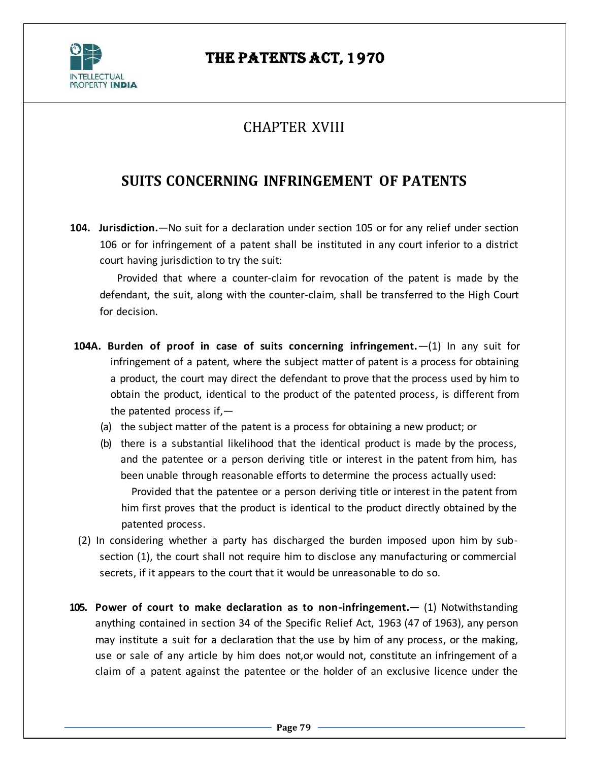# CHAPTER XVIII

## SUITS CONCERNING INFRINGEMENT OF PATENTS

**104. Jurisdiction.**—No suit for a declaration under section 105 or for any relief under section 106 or for infringement of a patent shall be instituted in any court inferior to a district court having jurisdiction to try the suit:

Provided that where a counter-claim for revocation of the patent is made by the defendant, the suit, along with the counter-claim, shall be transferred to the High Court for decision.

**104A. Burden of proof in case of suits concerning infringement.**—(1) In any suit for infringement of a patent, where the subject matter of patent is a process for obtaining a product, the court may direct the defendant to prove that the process used by him to obtain the product, identical to the product of the patented process, is different from the patented process if,—

(a) the subject matter of the patent is a process for obtaining a new product; or

(b) there is a substantial likelihood that the identical product is made by the process, and the patentee or a person deriving title or interest in the patent from him, has been unable through reasonable efforts to determine the process actually used:

Provided that the patentee or a person deriving title or interest in the patent from him first proves that the product is identical to the product directly obtained by the patented process.

(2) In considering whether a party has discharged the burden imposed upon him by sub-section (1), the court shall not require him to disclose any manufacturing or commercial secrets, if it appears to the court that it would be unreasonable to do so.

**105. Power of court to make declaration as to non-infringement.**— (1) Notwithstanding anything contained in section 34 of the Specific Relief Act, 1963 (47 of 1963), any person may institute a suit for a declaration that the use by him of any process, or the making, use or sale of any article by him does not,or would not, constitute an infringement of a claim of a patent against the patentee or the holder of an exclusive licence under the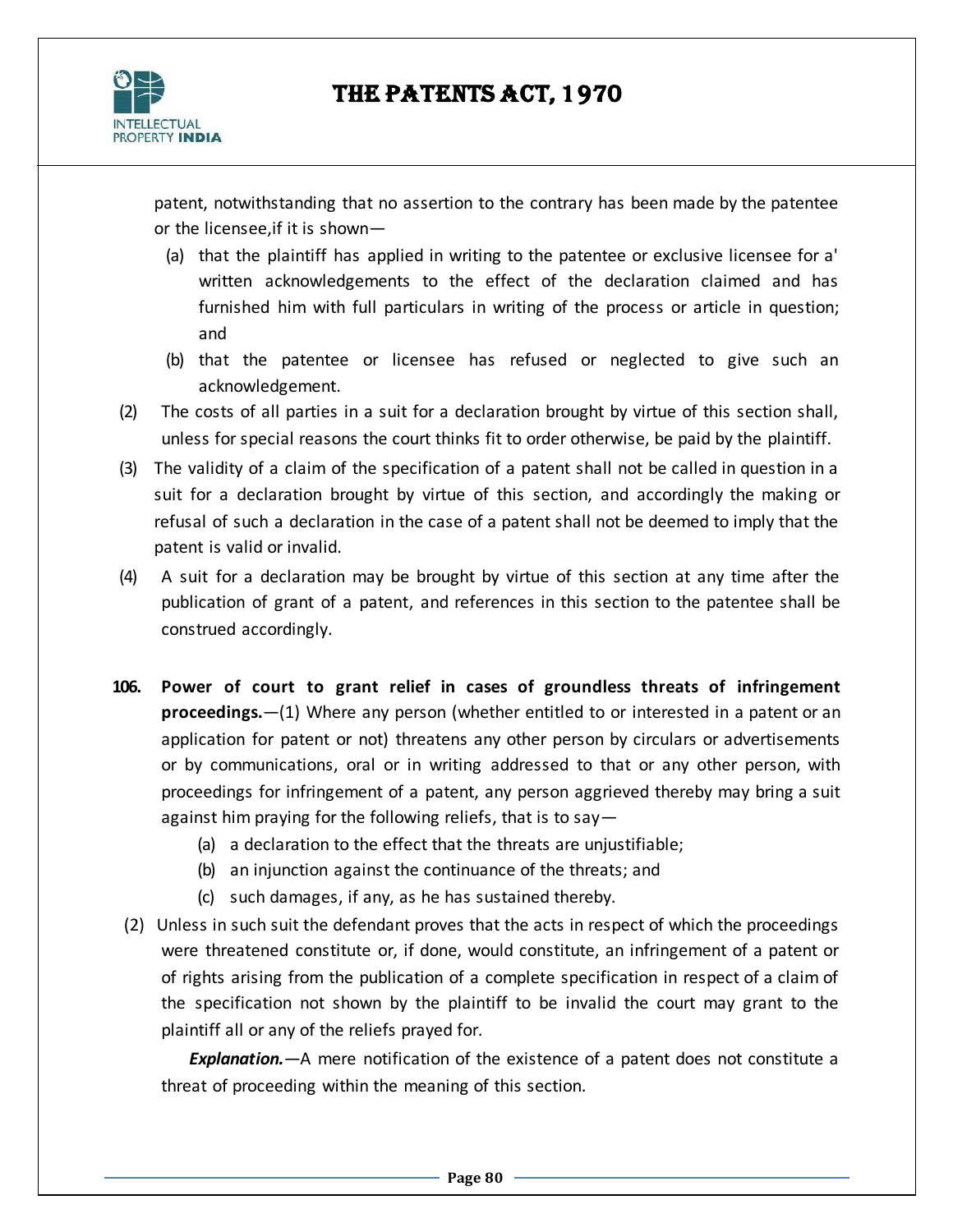patent, notwithstanding that no assertion to the contrary has been made by the patentee or the licensee,if it is shown—

(a) that the plaintiff has applied in writing to the patentee or exclusive licensee for a' written acknowledgements to the effect of the declaration claimed and has furnished him with full particulars in writing of the process or article in question; and

(b) that the patentee or licensee has refused or neglected to give such an acknowledgement.

(2) The costs of all parties in a suit for a declaration brought by virtue of this section shall, unless for special reasons the court thinks fit to order otherwise, be paid by the plaintiff.

(3) The validity of a claim of the specification of a patent shall not be called in question in a suit for a declaration brought by virtue of this section, and accordingly the making or refusal of such a declaration in the case of a patent shall not be deemed to imply that the patent is valid or invalid.

(4) A suit for a declaration may be brought by virtue of this section at any time after the publication of grant of a patent, and references in this section to the patentee shall be construed accordingly.

**106. Power of court to grant relief in cases of groundless threats of infringement proceedings.**—(1) Where any person (whether entitled to or interested in a patent or an application for patent or not) threatens any other person by circulars or advertisements or by communications, oral or in writing addressed to that or any other person, with proceedings for infringement of a patent, any person aggrieved thereby may bring a suit against him praying for the following reliefs, that is to say—

(a) a declaration to the effect that the threats are unjustifiable;

(b) an injunction against the continuance of the threats; and

(c) such damages, if any, as he has sustained thereby.

(2) Unless in such suit the defendant proves that the acts in respect of which the proceedings were threatened constitute or, if done, would constitute, an infringement of a patent or of rights arising from the publication of a complete specification in respect of a claim of the specification not shown by the plaintiff to be invalid the court may grant to the plaintiff all or any of the reliefs prayed for.

***Explanation.***—A mere notification of the existence of a patent does not constitute a threat of proceeding within the meaning of this section.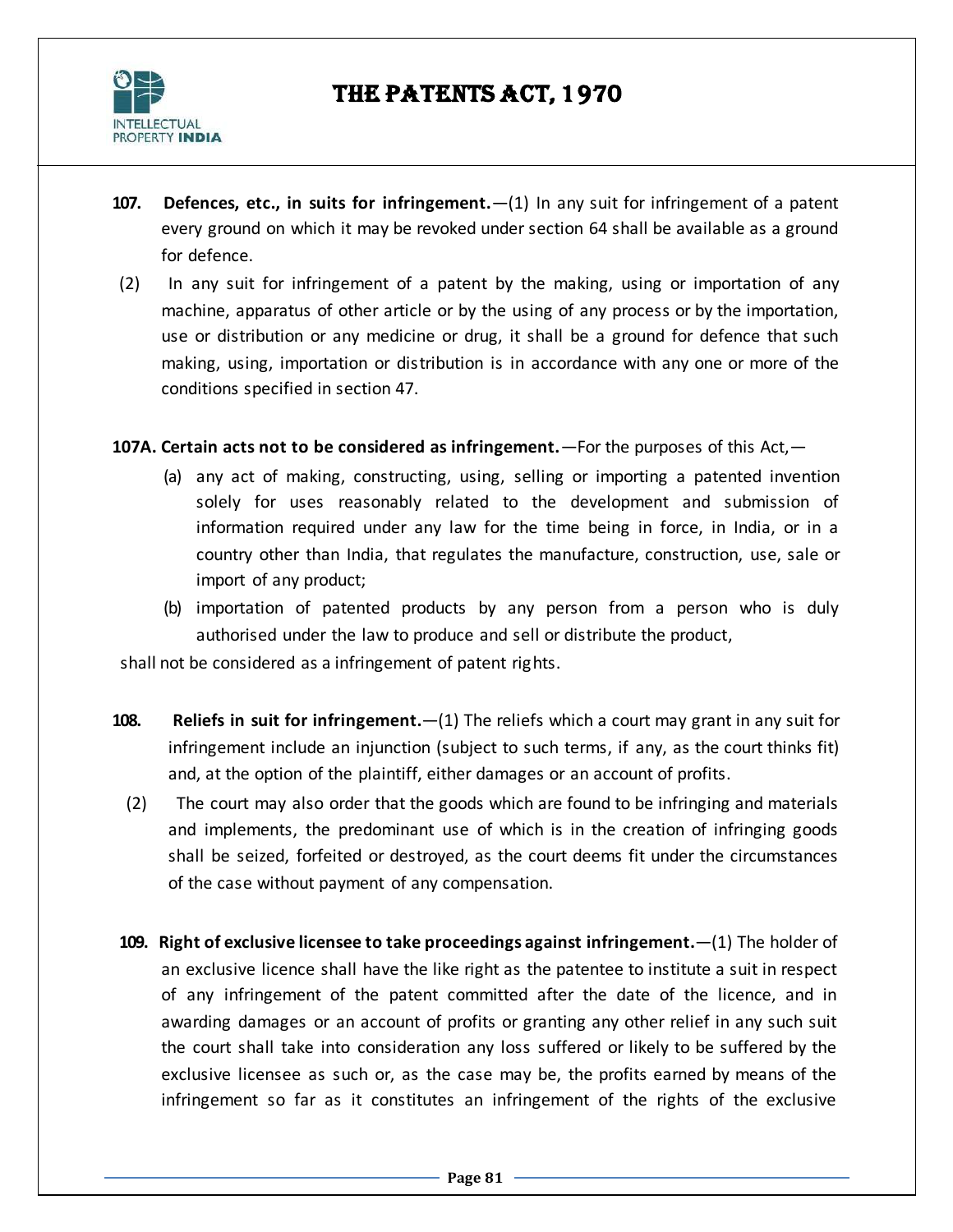**107. Defences, etc., in suits for infringement.**—(1) In any suit for infringement of a patent every ground on which it may be revoked under section 64 shall be available as a ground for defence.

(2) In any suit for infringement of a patent by the making, using or importation of any machine, apparatus of other article or by the using of any process or by the importation, use or distribution or any medicine or drug, it shall be a ground for defence that such making, using, importation or distribution is in accordance with any one or more of the conditions specified in section 47.

**107A. Certain acts not to be considered as infringement.**—For the purposes of this Act,—

(a) any act of making, constructing, using, selling or importing a patented invention solely for uses reasonably related to the development and submission of information required under any law for the time being in force, in India, or in a country other than India, that regulates the manufacture, construction, use, sale or import of any product;

(b) importation of patented products by any person from a person who is duly authorised under the law to produce and sell or distribute the product,

shall not be considered as a infringement of patent rights.

**108. Reliefs in suit for infringement.**—(1) The reliefs which a court may grant in any suit for infringement include an injunction (subject to such terms, if any, as the court thinks fit) and, at the option of the plaintiff, either damages or an account of profits.

(2) The court may also order that the goods which are found to be infringing and materials and implements, the predominant use of which is in the creation of infringing goods shall be seized, forfeited or destroyed, as the court deems fit under the circumstances of the case without payment of any compensation.

**109. Right of exclusive licensee to take proceedings against infringement.**—(1) The holder of an exclusive licence shall have the like right as the patentee to institute a suit in respect of any infringement of the patent committed after the date of the licence, and in awarding damages or an account of profits or granting any other relief in any such suit the court shall take into consideration any loss suffered or likely to be suffered by the exclusive licensee as such or, as the case may be, the profits earned by means of the infringement so far as it constitutes an infringement of the rights of the exclusive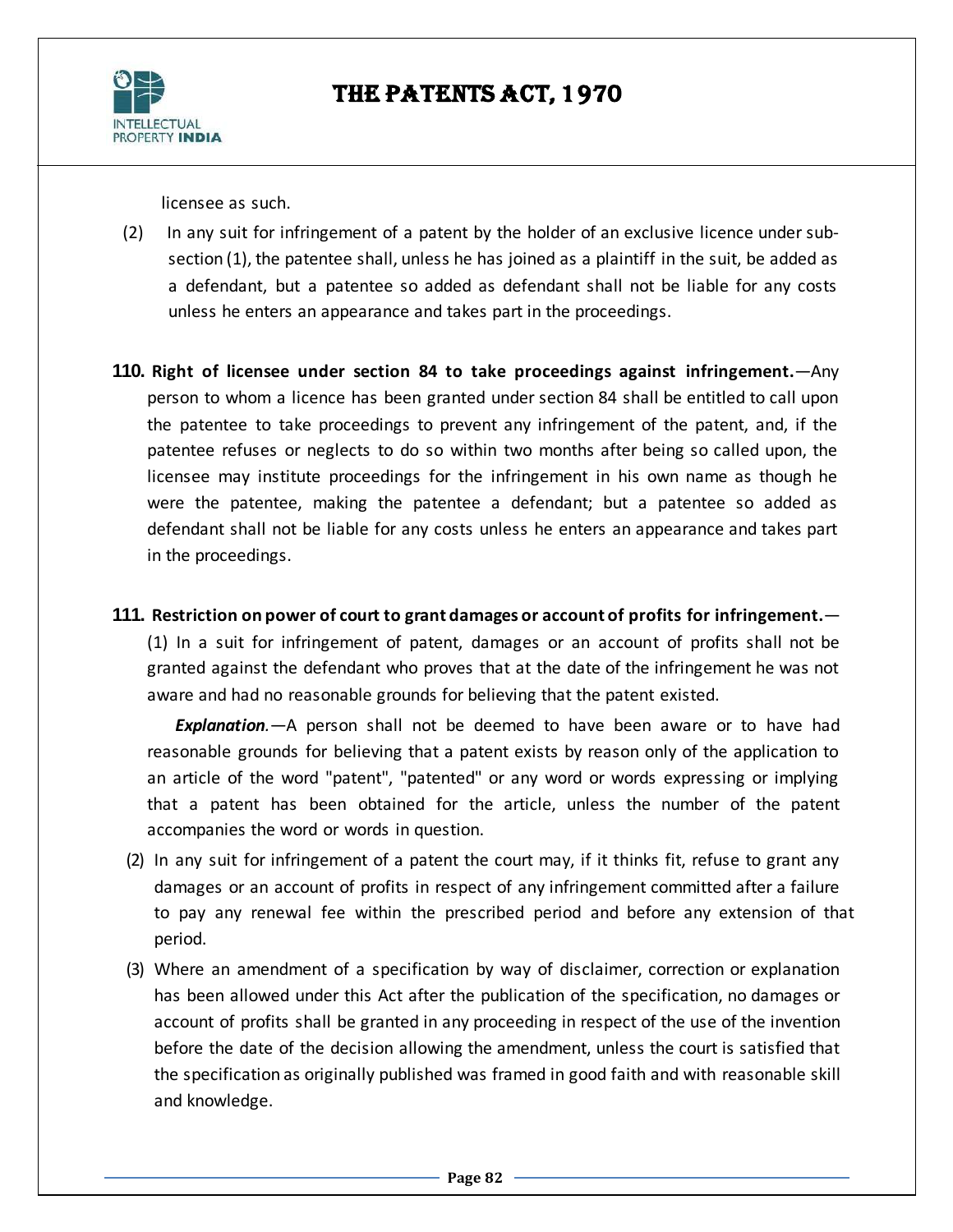licensee as such.

(2) In any suit for infringement of a patent by the holder of an exclusive licence under sub-section (1), the patentee shall, unless he has joined as a plaintiff in the suit, be added as a defendant, but a patentee so added as defendant shall not be liable for any costs unless he enters an appearance and takes part in the proceedings.

**110. Right of licensee under section 84 to take proceedings against infringement.**—Any person to whom a licence has been granted under section 84 shall be entitled to call upon the patentee to take proceedings to prevent any infringement of the patent, and, if the patentee refuses or neglects to do so within two months after being so called upon, the licensee may institute proceedings for the infringement in his own name as though he were the patentee, making the patentee a defendant; but a patentee so added as defendant shall not be liable for any costs unless he enters an appearance and takes part in the proceedings.

**111. Restriction on power of court to grant damages or account of profits for infringement.**—

(1) In a suit for infringement of patent, damages or an account of profits shall not be granted against the defendant who proves that at the date of the infringement he was not aware and had no reasonable grounds for believing that the patent existed.

***Explanation.***—A person shall not be deemed to have been aware or to have had reasonable grounds for believing that a patent exists by reason only of the application to an article of the word "patent", "patented" or any word or words expressing or implying that a patent has been obtained for the article, unless the number of the patent accompanies the word or words in question.

(2) In any suit for infringement of a patent the court may, if it thinks fit, refuse to grant any damages or an account of profits in respect of any infringement committed after a failure to pay any renewal fee within the prescribed period and before any extension of that period.

(3) Where an amendment of a specification by way of disclaimer, correction or explanation has been allowed under this Act after the publication of the specification, no damages or account of profits shall be granted in any proceeding in respect of the use of the invention before the date of the decision allowing the amendment, unless the court is satisfied that the specification as originally published was framed in good faith and with reasonable skill and knowledge.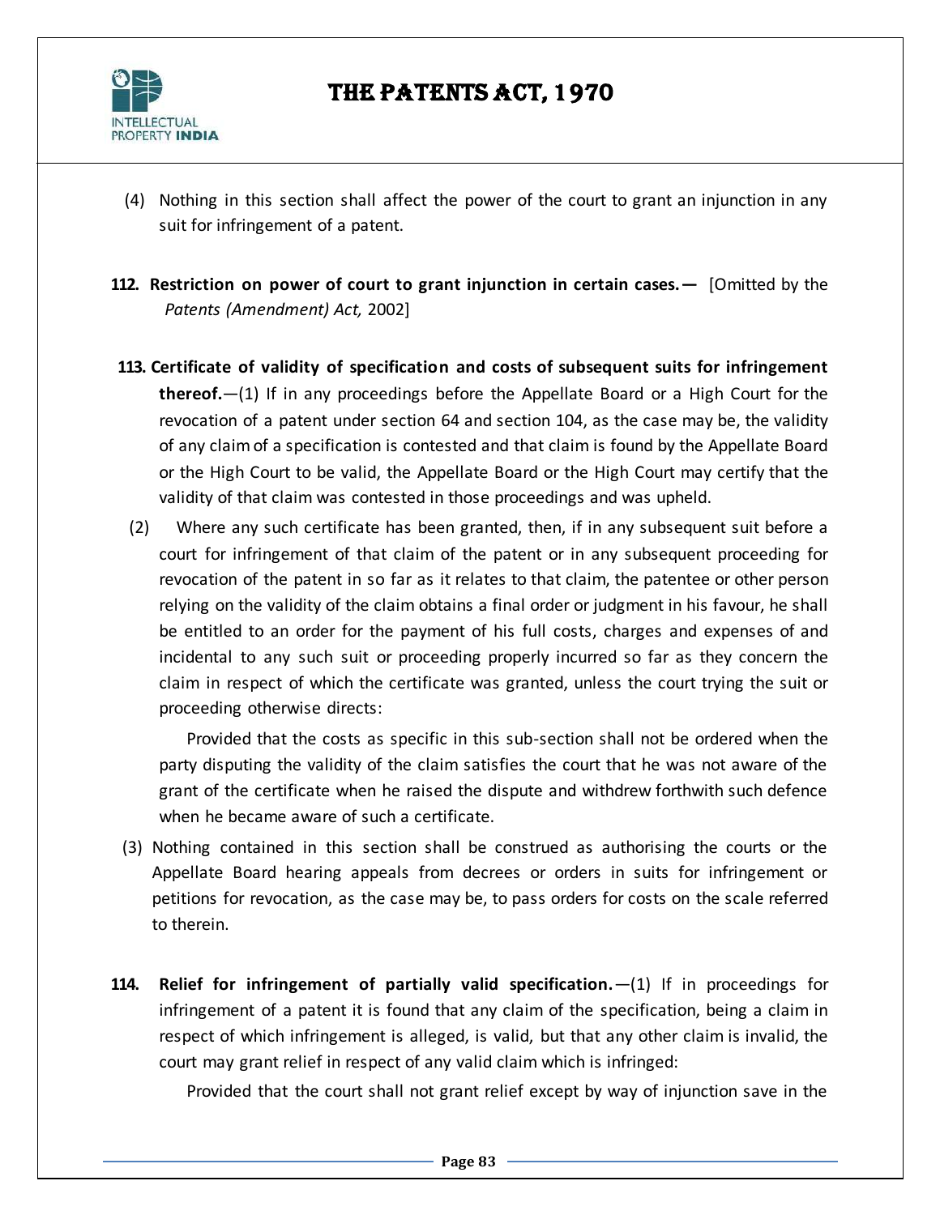(4) Nothing in this section shall affect the power of the court to grant an injunction in any suit for infringement of a patent.

**112. Restriction on power of court to grant injunction in certain cases.—** [Omitted by the *Patents (Amendment) Act,* 2002]

**113. Certificate of validity of specification and costs of subsequent suits for infringement thereof.**—(1) If in any proceedings before the Appellate Board or a High Court for the revocation of a patent under section 64 and section 104, as the case may be, the validity of any claim of a specification is contested and that claim is found by the Appellate Board or the High Court to be valid, the Appellate Board or the High Court may certify that the validity of that claim was contested in those proceedings and was upheld.

(2) Where any such certificate has been granted, then, if in any subsequent suit before a court for infringement of that claim of the patent or in any subsequent proceeding for revocation of the patent in so far as it relates to that claim, the patentee or other person relying on the validity of the claim obtains a final order or judgment in his favour, he shall be entitled to an order for the payment of his full costs, charges and expenses of and incidental to any such suit or proceeding properly incurred so far as they concern the claim in respect of which the certificate was granted, unless the court trying the suit or proceeding otherwise directs:

Provided that the costs as specific in this sub-section shall not be ordered when the party disputing the validity of the claim satisfies the court that he was not aware of the grant of the certificate when he raised the dispute and withdrew forthwith such defence when he became aware of such a certificate.

(3) Nothing contained in this section shall be construed as authorising the courts or the Appellate Board hearing appeals from decrees or orders in suits for infringement or petitions for revocation, as the case may be, to pass orders for costs on the scale referred to therein.

**114. Relief for infringement of partially valid specification.**—(1) If in proceedings for infringement of a patent it is found that any claim of the specification, being a claim in respect of which infringement is alleged, is valid, but that any other claim is invalid, the court may grant relief in respect of any valid claim which is infringed:

Provided that the court shall not grant relief except by way of injunction save in the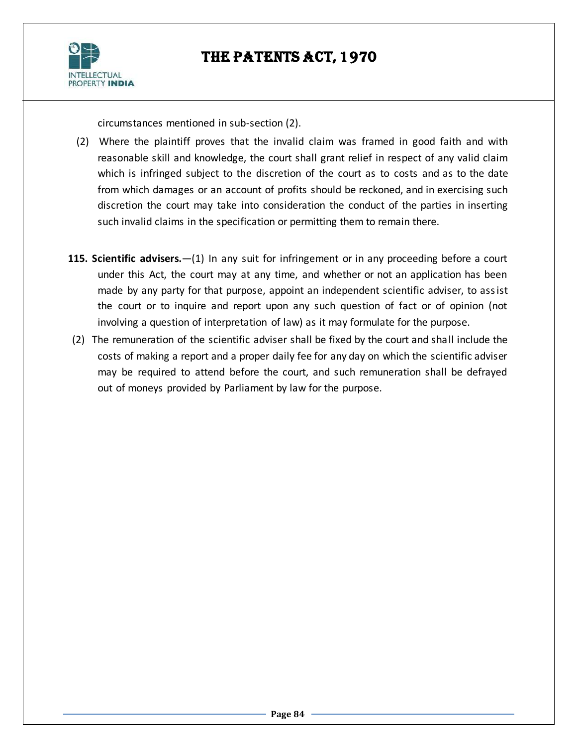circumstances mentioned in sub-section (2).

(2) Where the plaintiff proves that the invalid claim was framed in good faith and with reasonable skill and knowledge, the court shall grant relief in respect of any valid claim which is infringed subject to the discretion of the court as to costs and as to the date from which damages or an account of profits should be reckoned, and in exercising such discretion the court may take into consideration the conduct of the parties in inserting such invalid claims in the specification or permitting them to remain there.

**115. Scientific advisers.**—(1) In any suit for infringement or in any proceeding before a court under this Act, the court may at any time, and whether or not an application has been made by any party for that purpose, appoint an independent scientific adviser, to assist the court or to inquire and report upon any such question of fact or of opinion (not involving a question of interpretation of law) as it may formulate for the purpose.

(2) The remuneration of the scientific adviser shall be fixed by the court and shall include the costs of making a report and a proper daily fee for any day on which the scientific adviser may be required to attend before the court, and such remuneration shall be defrayed out of moneys provided by Parliament by law for the purpose.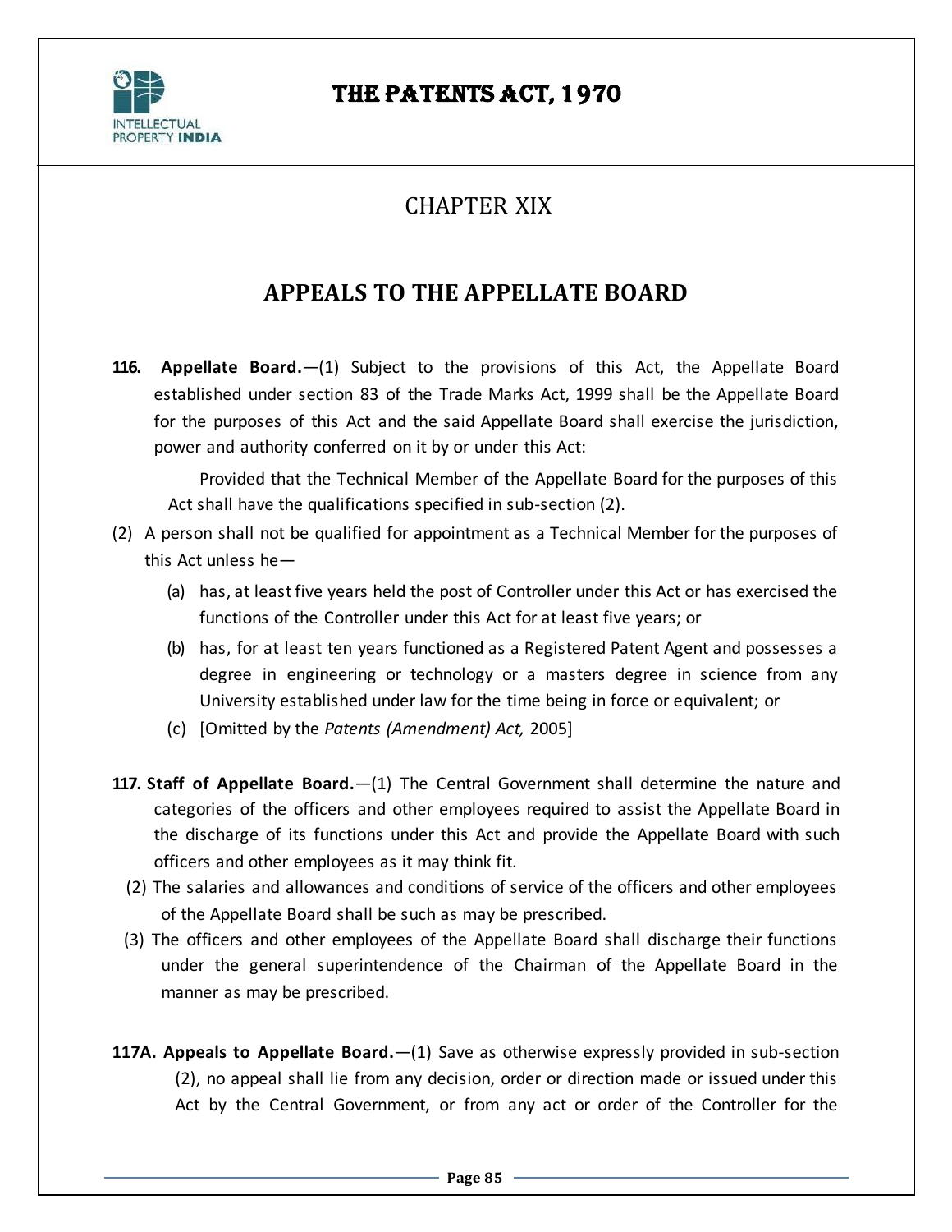# CHAPTER XIX

## APPEALS TO THE APPELLATE BOARD

**116. Appellate Board.**—(1) Subject to the provisions of this Act, the Appellate Board established under section 83 of the Trade Marks Act, 1999 shall be the Appellate Board for the purposes of this Act and the said Appellate Board shall exercise the jurisdiction, power and authority conferred on it by or under this Act:

Provided that the Technical Member of the Appellate Board for the purposes of this Act shall have the qualifications specified in sub-section (2).

(2) A person shall not be qualified for appointment as a Technical Member for the purposes of this Act unless he—

(a) has, at least five years held the post of Controller under this Act or has exercised the functions of the Controller under this Act for at least five years; or

(b) has, for at least ten years functioned as a Registered Patent Agent and possesses a degree in engineering or technology or a masters degree in science from any University established under law for the time being in force or equivalent; or

(c) [Omitted by the *Patents (Amendment) Act,* 2005]

**117. Staff of Appellate Board.**—(1) The Central Government shall determine the nature and categories of the officers and other employees required to assist the Appellate Board in the discharge of its functions under this Act and provide the Appellate Board with such officers and other employees as it may think fit.

(2) The salaries and allowances and conditions of service of the officers and other employees of the Appellate Board shall be such as may be prescribed.

(3) The officers and other employees of the Appellate Board shall discharge their functions under the general superintendence of the Chairman of the Appellate Board in the manner as may be prescribed.

**117A. Appeals to Appellate Board.**—(1) Save as otherwise expressly provided in sub-section (2), no appeal shall lie from any decision, order or direction made or issued under this Act by the Central Government, or from any act or order of the Controller for the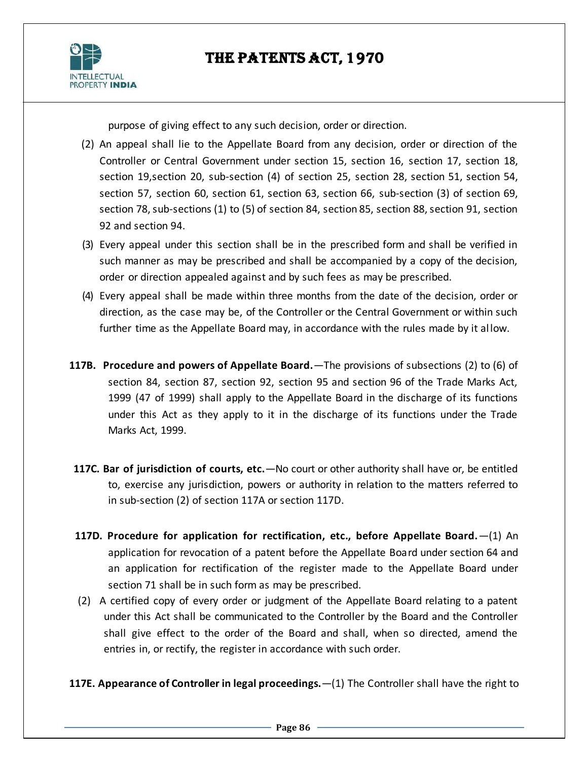purpose of giving effect to any such decision, order or direction.

(2) An appeal shall lie to the Appellate Board from any decision, order or direction of the Controller or Central Government under section 15, section 16, section 17, section 18, section 19,section 20, sub-section (4) of section 25, section 28, section 51, section 54, section 57, section 60, section 61, section 63, section 66, sub-section (3) of section 69, section 78, sub-sections (1) to (5) of section 84, section 85, section 88, section 91, section 92 and section 94.

(3) Every appeal under this section shall be in the prescribed form and shall be verified in such manner as may be prescribed and shall be accompanied by a copy of the decision, order or direction appealed against and by such fees as may be prescribed.

(4) Every appeal shall be made within three months from the date of the decision, order or direction, as the case may be, of the Controller or the Central Government or within such further time as the Appellate Board may, in accordance with the rules made by it allow.

**117B. Procedure and powers of Appellate Board.**—The provisions of subsections (2) to (6) of section 84, section 87, section 92, section 95 and section 96 of the Trade Marks Act, 1999 (47 of 1999) shall apply to the Appellate Board in the discharge of its functions under this Act as they apply to it in the discharge of its functions under the Trade Marks Act, 1999.

**117C. Bar of jurisdiction of courts, etc.**—No court or other authority shall have or, be entitled to, exercise any jurisdiction, powers or authority in relation to the matters referred to in sub-section (2) of section 117A or section 117D.

**117D. Procedure for application for rectification, etc., before Appellate Board.**—(1) An application for revocation of a patent before the Appellate Board under section 64 and an application for rectification of the register made to the Appellate Board under section 71 shall be in such form as may be prescribed.

(2) A certified copy of every order or judgment of the Appellate Board relating to a patent under this Act shall be communicated to the Controller by the Board and the Controller shall give effect to the order of the Board and shall, when so directed, amend the entries in, or rectify, the register in accordance with such order.

**117E. Appearance of Controller in legal proceedings.**—(1) The Controller shall have the right to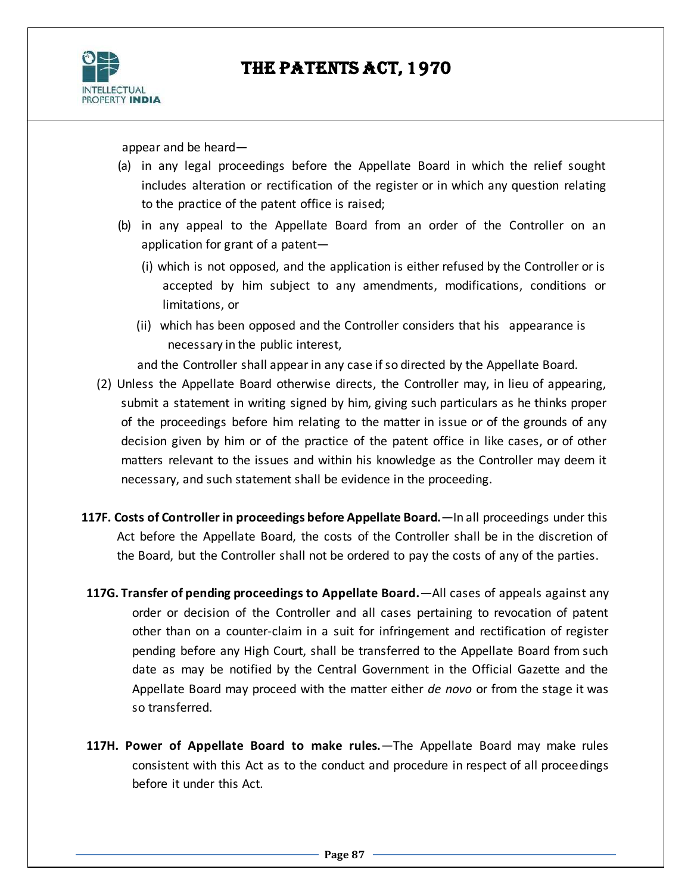appear and be heard—

(a) in any legal proceedings before the Appellate Board in which the relief sought includes alteration or rectification of the register or in which any question relating to the practice of the patent office is raised;

(b) in any appeal to the Appellate Board from an order of the Controller on an application for grant of a patent—

(i) which is not opposed, and the application is either refused by the Controller or is accepted by him subject to any amendments, modifications, conditions or limitations, or

(ii) which has been opposed and the Controller considers that his appearance is necessary in the public interest,

and the Controller shall appear in any case if so directed by the Appellate Board.

(2) Unless the Appellate Board otherwise directs, the Controller may, in lieu of appearing, submit a statement in writing signed by him, giving such particulars as he thinks proper of the proceedings before him relating to the matter in issue or of the grounds of any decision given by him or of the practice of the patent office in like cases, or of other matters relevant to the issues and within his knowledge as the Controller may deem it necessary, and such statement shall be evidence in the proceeding.

**117F. Costs of Controller in proceedings before Appellate Board.**—In all proceedings under this Act before the Appellate Board, the costs of the Controller shall be in the discretion of the Board, but the Controller shall not be ordered to pay the costs of any of the parties.

**117G. Transfer of pending proceedings to Appellate Board.**—All cases of appeals against any order or decision of the Controller and all cases pertaining to revocation of patent other than on a counter-claim in a suit for infringement and rectification of register pending before any High Court, shall be transferred to the Appellate Board from such date as may be notified by the Central Government in the Official Gazette and the Appellate Board may proceed with the matter either *de novo* or from the stage it was so transferred.

**117H. Power of Appellate Board to make rules.**—The Appellate Board may make rules consistent with this Act as to the conduct and procedure in respect of all proceedings before it under this Act.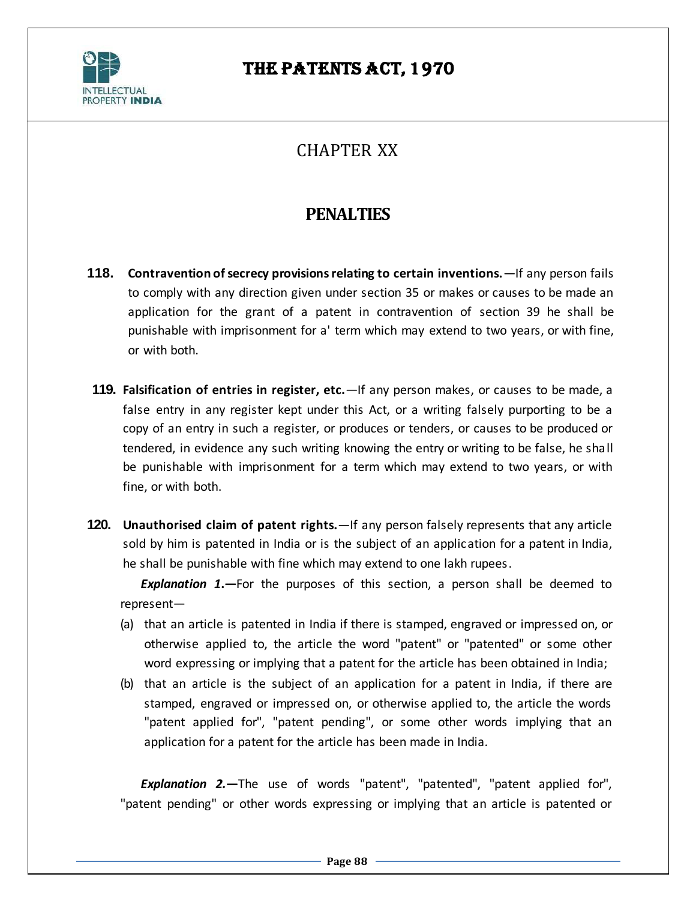# CHAPTER XX

## PENALTIES

**118. Contravention of secrecy provisions relating to certain inventions.**—If any person fails to comply with any direction given under section 35 or makes or causes to be made an application for the grant of a patent in contravention of section 39 he shall be punishable with imprisonment for a' term which may extend to two years, or with fine, or with both.

**119. Falsification of entries in register, etc.**—If any person makes, or causes to be made, a false entry in any register kept under this Act, or a writing falsely purporting to be a copy of an entry in such a register, or produces or tenders, or causes to be produced or tendered, in evidence any such writing knowing the entry or writing to be false, he shall be punishable with imprisonment for a term which may extend to two years, or with fine, or with both.

**120. Unauthorised claim of patent rights.**—If any person falsely represents that any article sold by him is patented in India or is the subject of an application for a patent in India, he shall be punishable with fine which may extend to one lakh rupees.

***Explanation 1.***—For the purposes of this section, a person shall be deemed to represent—

(a) that an article is patented in India if there is stamped, engraved or impressed on, or otherwise applied to, the article the word "patent" or "patented" or some other word expressing or implying that a patent for the article has been obtained in India;

(b) that an article is the subject of an application for a patent in India, if there are stamped, engraved or impressed on, or otherwise applied to, the article the words "patent applied for", "patent pending", or some other words implying that an application for a patent for the article has been made in India.

***Explanation 2.***—The use of words "patent", "patented", "patent applied for", "patent pending" or other words expressing or implying that an article is patented or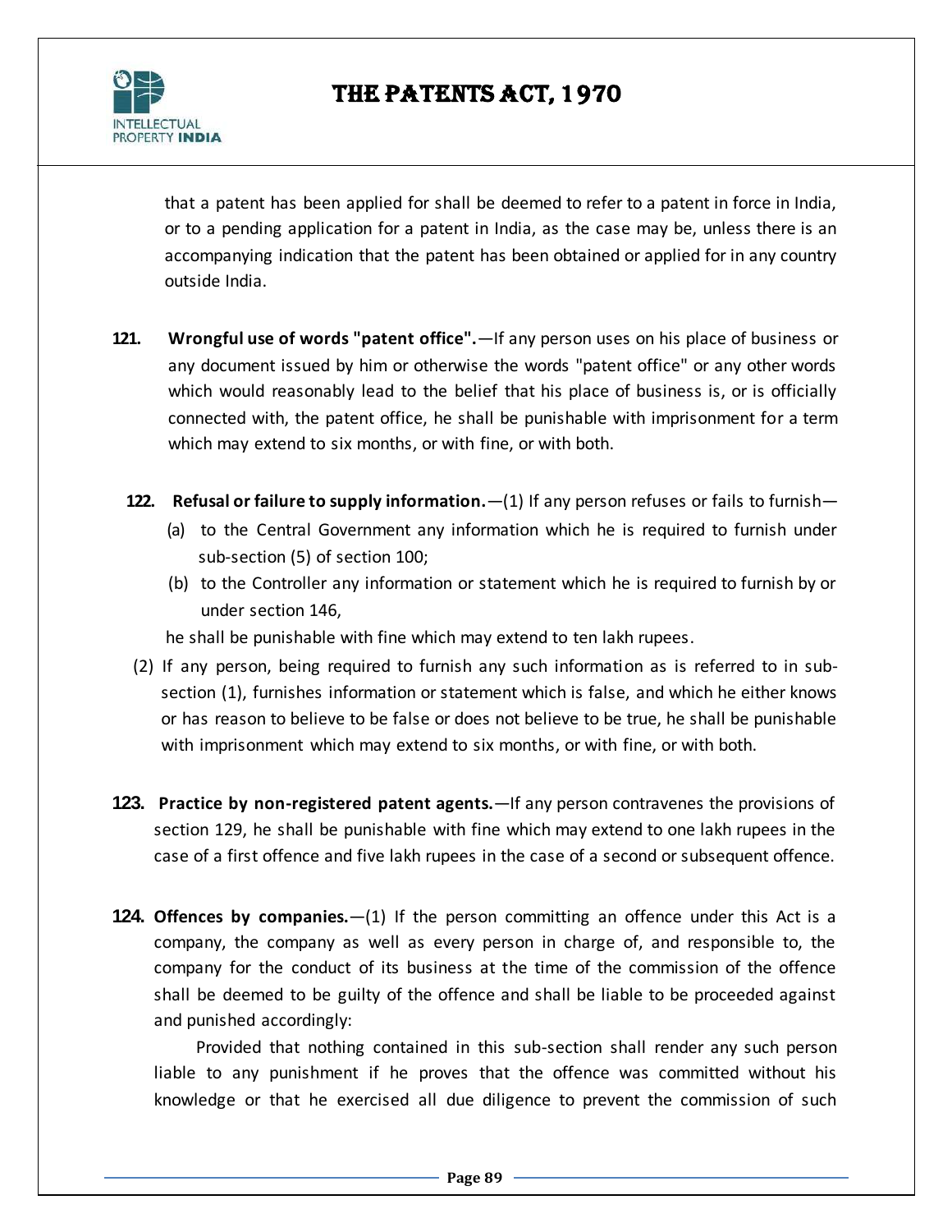that a patent has been applied for shall be deemed to refer to a patent in force in India, or to a pending application for a patent in India, as the case may be, unless there is an accompanying indication that the patent has been obtained or applied for in any country outside India.

**121. Wrongful use of words "patent office".**—If any person uses on his place of business or any document issued by him or otherwise the words "patent office" or any other words which would reasonably lead to the belief that his place of business is, or is officially connected with, the patent office, he shall be punishable with imprisonment for a term which may extend to six months, or with fine, or with both.

**122. Refusal or failure to supply information.**—(1) If any person refuses or fails to furnish—

(a) to the Central Government any information which he is required to furnish under sub-section (5) of section 100;

(b) to the Controller any information or statement which he is required to furnish by or under section 146,

he shall be punishable with fine which may extend to ten lakh rupees.

(2) If any person, being required to furnish any such information as is referred to in sub-section (1), furnishes information or statement which is false, and which he either knows or has reason to believe to be false or does not believe to be true, he shall be punishable with imprisonment which may extend to six months, or with fine, or with both.

**123. Practice by non-registered patent agents.**—If any person contravenes the provisions of section 129, he shall be punishable with fine which may extend to one lakh rupees in the case of a first offence and five lakh rupees in the case of a second or subsequent offence.

**124. Offences by companies.**—(1) If the person committing an offence under this Act is a company, the company as well as every person in charge of, and responsible to, the company for the conduct of its business at the time of the commission of the offence shall be deemed to be guilty of the offence and shall be liable to be proceeded against and punished accordingly:

Provided that nothing contained in this sub-section shall render any such person liable to any punishment if he proves that the offence was committed without his knowledge or that he exercised all due diligence to prevent the commission of such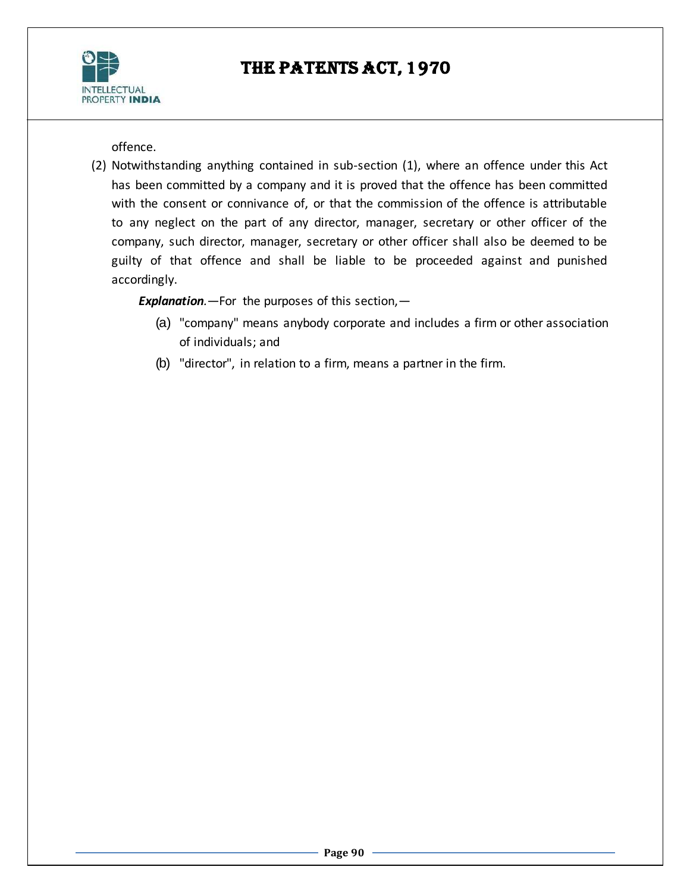offence.

(2) Notwithstanding anything contained in sub-section (1), where an offence under this Act has been committed by a company and it is proved that the offence has been committed with the consent or connivance of, or that the commission of the offence is attributable to any neglect on the part of any director, manager, secretary or other officer of the company, such director, manager, secretary or other officer shall also be deemed to be guilty of that offence and shall be liable to be proceeded against and punished accordingly.

***Explanation***.—For the purposes of this section,—

(a) "company" means anybody corporate and includes a firm or other association of individuals; and

(b) "director", in relation to a firm, means a partner in the firm.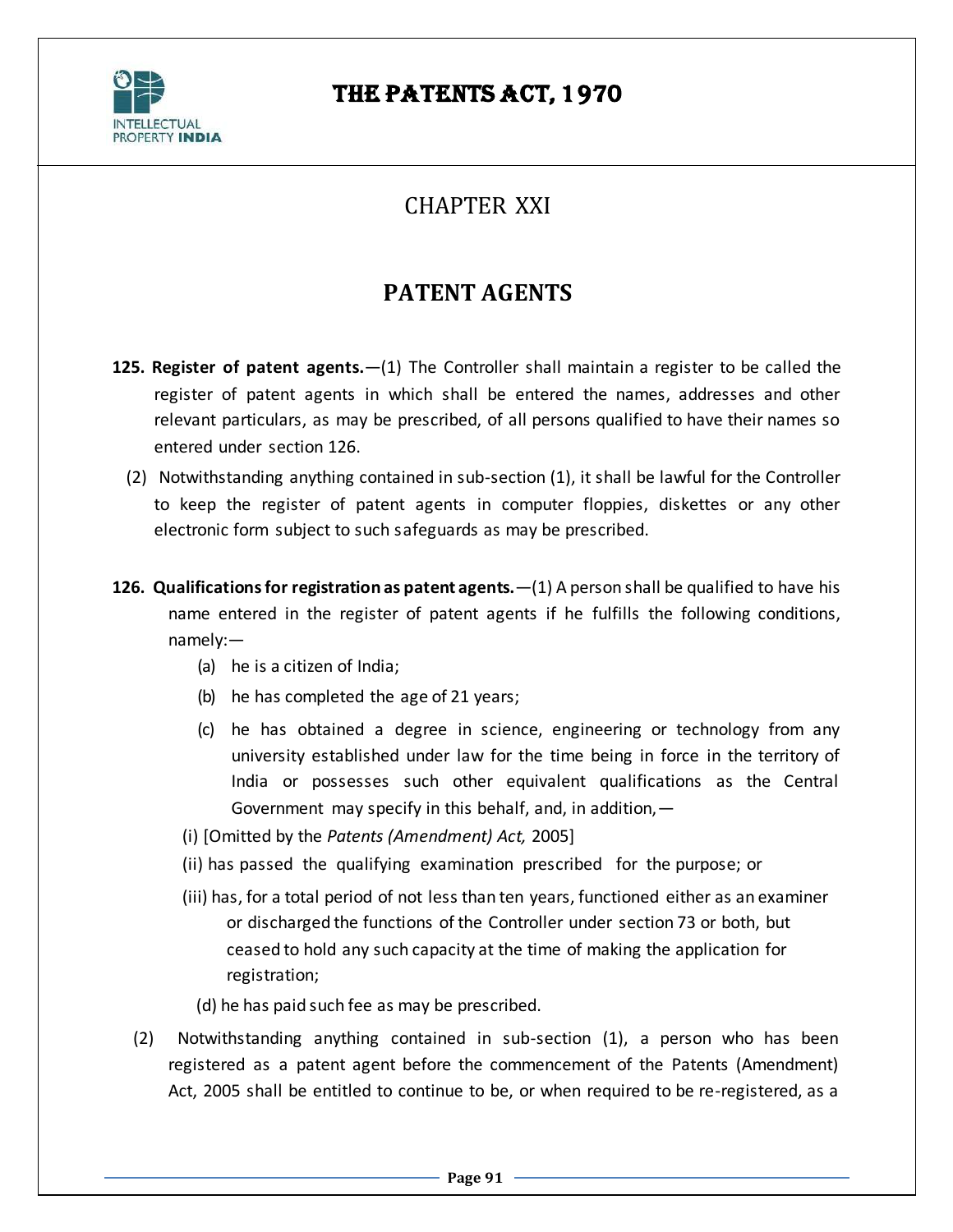# CHAPTER XXI

## PATENT AGENTS

**125. Register of patent agents.**—(1) The Controller shall maintain a register to be called the register of patent agents in which shall be entered the names, addresses and other relevant particulars, as may be prescribed, of all persons qualified to have their names so entered under section 126.

(2) Notwithstanding anything contained in sub-section (1), it shall be lawful for the Controller to keep the register of patent agents in computer floppies, diskettes or any other electronic form subject to such safeguards as may be prescribed.

**126. Qualifications for registration as patent agents.**—(1) A person shall be qualified to have his name entered in the register of patent agents if he fulfills the following conditions, namely:—

(a) he is a citizen of India;

(b) he has completed the age of 21 years;

(c) he has obtained a degree in science, engineering or technology from any university established under law for the time being in force in the territory of India or possesses such other equivalent qualifications as the Central Government may specify in this behalf, and, in addition,—

(i) [Omitted by the *Patents (Amendment) Act,* 2005]

(ii) has passed the qualifying examination prescribed for the purpose; or

(iii) has, for a total period of not less than ten years, functioned either as an examiner or discharged the functions of the Controller under section 73 or both, but ceased to hold any such capacity at the time of making the application for registration;

(d) he has paid such fee as may be prescribed.

(2) Notwithstanding anything contained in sub-section (1), a person who has been registered as a patent agent before the commencement of the Patents (Amendment) Act, 2005 shall be entitled to continue to be, or when required to be re-registered, as a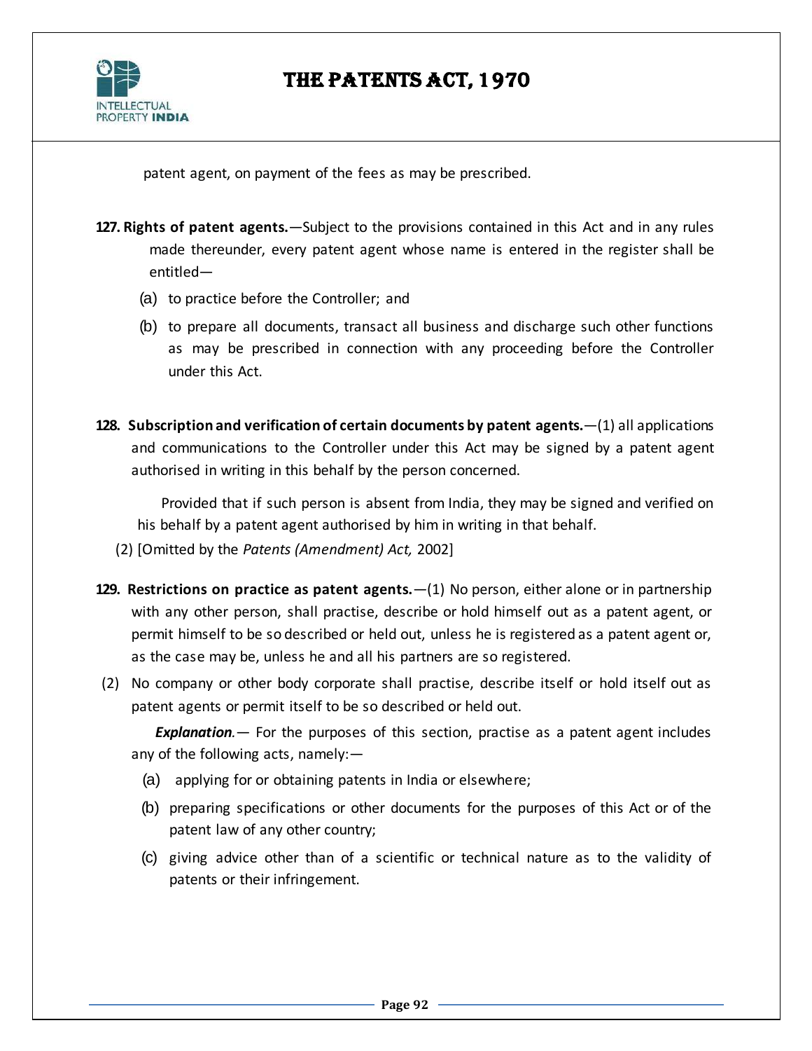patent agent, on payment of the fees as may be prescribed.

**127. Rights of patent agents.**—Subject to the provisions contained in this Act and in any rules made thereunder, every patent agent whose name is entered in the register shall be entitled—

(a) to practice before the Controller; and

(b) to prepare all documents, transact all business and discharge such other functions as may be prescribed in connection with any proceeding before the Controller under this Act.

**128. Subscription and verification of certain documents by patent agents.**—(1) all applications and communications to the Controller under this Act may be signed by a patent agent authorised in writing in this behalf by the person concerned.

Provided that if such person is absent from India, they may be signed and verified on his behalf by a patent agent authorised by him in writing in that behalf.

(2) [Omitted by the *Patents (Amendment) Act,* 2002]

**129. Restrictions on practice as patent agents.**—(1) No person, either alone or in partnership with any other person, shall practise, describe or hold himself out as a patent agent, or permit himself to be so described or held out, unless he is registered as a patent agent or, as the case may be, unless he and all his partners are so registered.

(2) No company or other body corporate shall practise, describe itself or hold itself out as patent agents or permit itself to be so described or held out.

***Explanation.***— For the purposes of this section, practise as a patent agent includes any of the following acts, namely:—

(a) applying for or obtaining patents in India or elsewhere;

(b) preparing specifications or other documents for the purposes of this Act or of the patent law of any other country;

(c) giving advice other than of a scientific or technical nature as to the validity of patents or their infringement.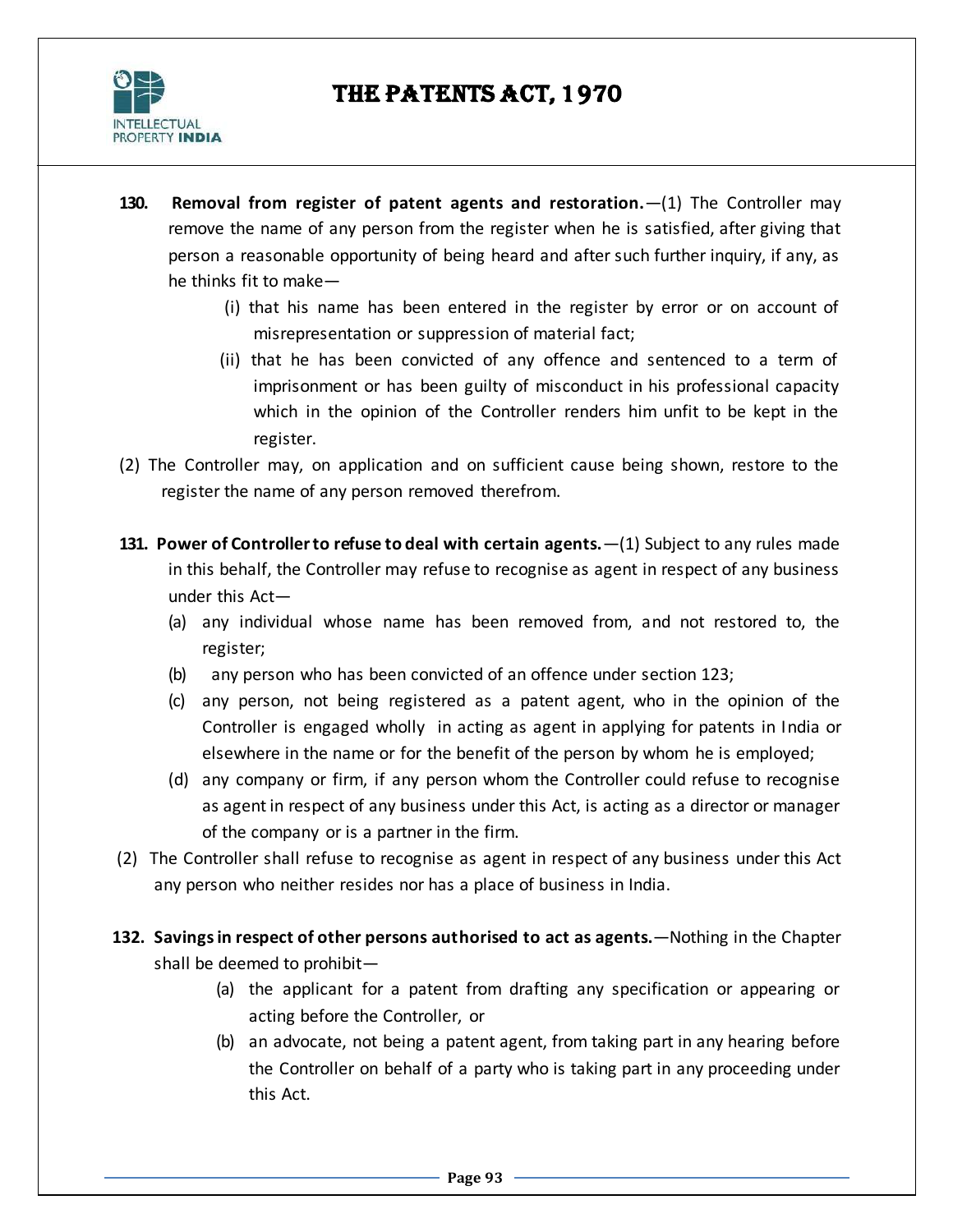**130. Removal from register of patent agents and restoration.**—(1) The Controller may remove the name of any person from the register when he is satisfied, after giving that person a reasonable opportunity of being heard and after such further inquiry, if any, as he thinks fit to make—

(i) that his name has been entered in the register by error or on account of misrepresentation or suppression of material fact;

(ii) that he has been convicted of any offence and sentenced to a term of imprisonment or has been guilty of misconduct in his professional capacity which in the opinion of the Controller renders him unfit to be kept in the register.

(2) The Controller may, on application and on sufficient cause being shown, restore to the register the name of any person removed therefrom.

**131. Power of Controller to refuse to deal with certain agents.**—(1) Subject to any rules made in this behalf, the Controller may refuse to recognise as agent in respect of any business under this Act—

(a) any individual whose name has been removed from, and not restored to, the register;

(b) any person who has been convicted of an offence under section 123;

(c) any person, not being registered as a patent agent, who in the opinion of the Controller is engaged wholly in acting as agent in applying for patents in India or elsewhere in the name or for the benefit of the person by whom he is employed;

(d) any company or firm, if any person whom the Controller could refuse to recognise as agent in respect of any business under this Act, is acting as a director or manager of the company or is a partner in the firm.

(2) The Controller shall refuse to recognise as agent in respect of any business under this Act any person who neither resides nor has a place of business in India.

**132. Savings in respect of other persons authorised to act as agents.**—Nothing in the Chapter shall be deemed to prohibit—

(a) the applicant for a patent from drafting any specification or appearing or acting before the Controller, or

(b) an advocate, not being a patent agent, from taking part in any hearing before the Controller on behalf of a party who is taking part in any proceeding under this Act.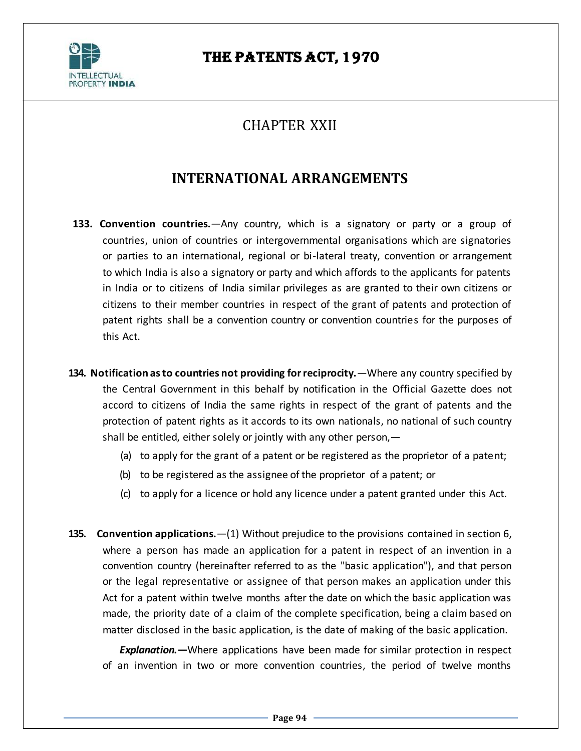## CHAPTER XXII

## INTERNATIONAL ARRANGEMENTS

**133. Convention countries.**—Any country, which is a signatory or party or a group of countries, union of countries or intergovernmental organisations which are signatories or parties to an international, regional or bi-lateral treaty, convention or arrangement to which India is also a signatory or party and which affords to the applicants for patents in India or to citizens of India similar privileges as are granted to their own citizens or citizens to their member countries in respect of the grant of patents and protection of patent rights shall be a convention country or convention countries for the purposes of this Act.

**134. Notification as to countries not providing for reciprocity.**—Where any country specified by the Central Government in this behalf by notification in the Official Gazette does not accord to citizens of India the same rights in respect of the grant of patents and the protection of patent rights as it accords to its own nationals, no national of such country shall be entitled, either solely or jointly with any other person,—

(a) to apply for the grant of a patent or be registered as the proprietor of a patent;

(b) to be registered as the assignee of the proprietor of a patent; or

(c) to apply for a licence or hold any licence under a patent granted under this Act.

**135. Convention applications.**—(1) Without prejudice to the provisions contained in section 6, where a person has made an application for a patent in respect of an invention in a convention country (hereinafter referred to as the "basic application"), and that person or the legal representative or assignee of that person makes an application under this Act for a patent within twelve months after the date on which the basic application was made, the priority date of a claim of the complete specification, being a claim based on matter disclosed in the basic application, is the date of making of the basic application.

***Explanation.***—Where applications have been made for similar protection in respect of an invention in two or more convention countries, the period of twelve months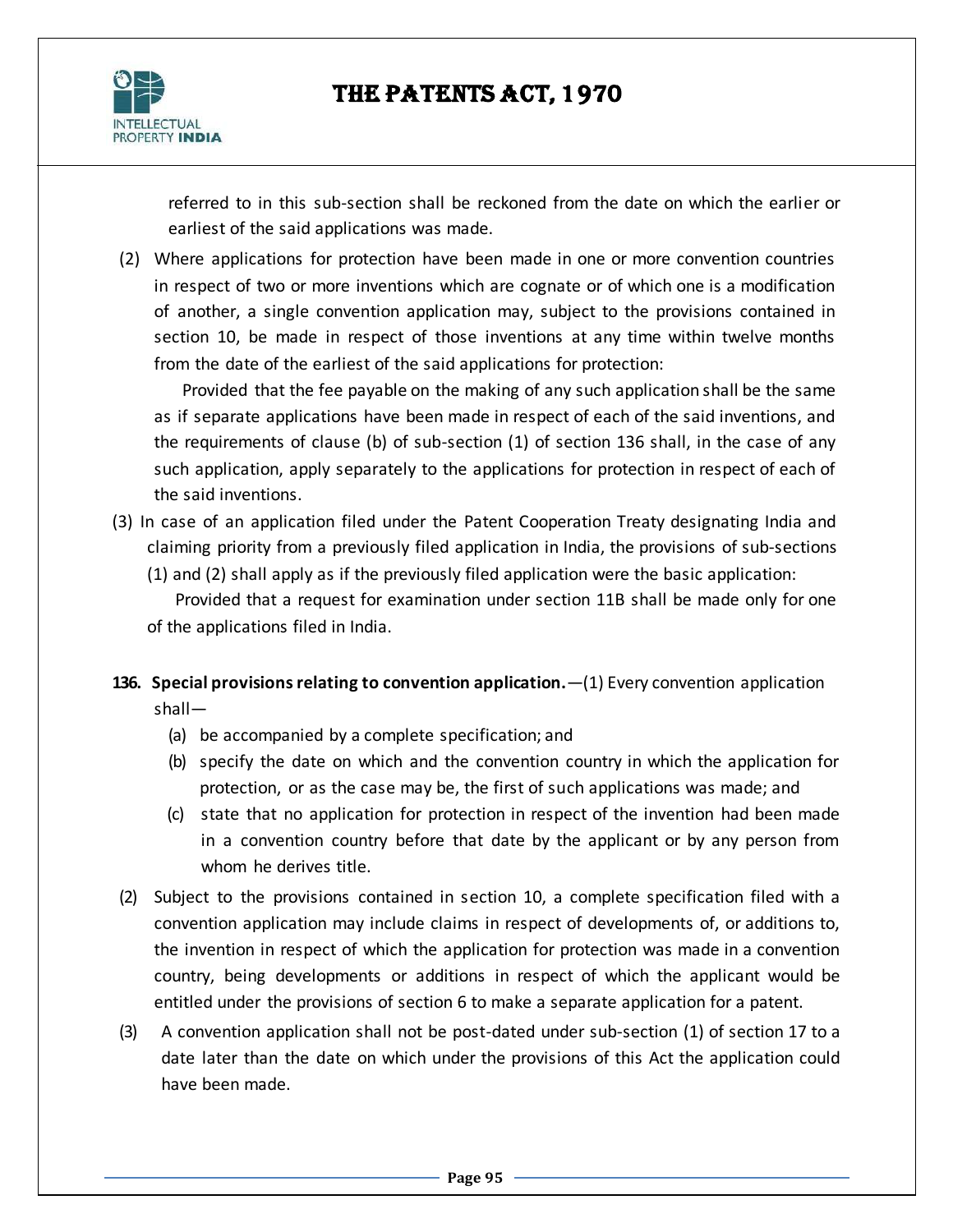referred to in this sub-section shall be reckoned from the date on which the earlier or earliest of the said applications was made.

(2) Where applications for protection have been made in one or more convention countries in respect of two or more inventions which are cognate or of which one is a modification of another, a single convention application may, subject to the provisions contained in section 10, be made in respect of those inventions at any time within twelve months from the date of the earliest of the said applications for protection:

Provided that the fee payable on the making of any such application shall be the same as if separate applications have been made in respect of each of the said inventions, and the requirements of clause (b) of sub-section (1) of section 136 shall, in the case of any such application, apply separately to the applications for protection in respect of each of the said inventions.

(3) In case of an application filed under the Patent Cooperation Treaty designating India and claiming priority from a previously filed application in India, the provisions of sub-sections (1) and (2) shall apply as if the previously filed application were the basic application:

Provided that a request for examination under section 11B shall be made only for one of the applications filed in India.

**136. Special provisions relating to convention application.**—(1) Every convention application shall—

(a) be accompanied by a complete specification; and

(b) specify the date on which and the convention country in which the application for protection, or as the case may be, the first of such applications was made; and

(c) state that no application for protection in respect of the invention had been made in a convention country before that date by the applicant or by any person from whom he derives title.

(2) Subject to the provisions contained in section 10, a complete specification filed with a convention application may include claims in respect of developments of, or additions to, the invention in respect of which the application for protection was made in a convention country, being developments or additions in respect of which the applicant would be entitled under the provisions of section 6 to make a separate application for a patent.

(3) A convention application shall not be post-dated under sub-section (1) of section 17 to a date later than the date on which under the provisions of this Act the application could have been made.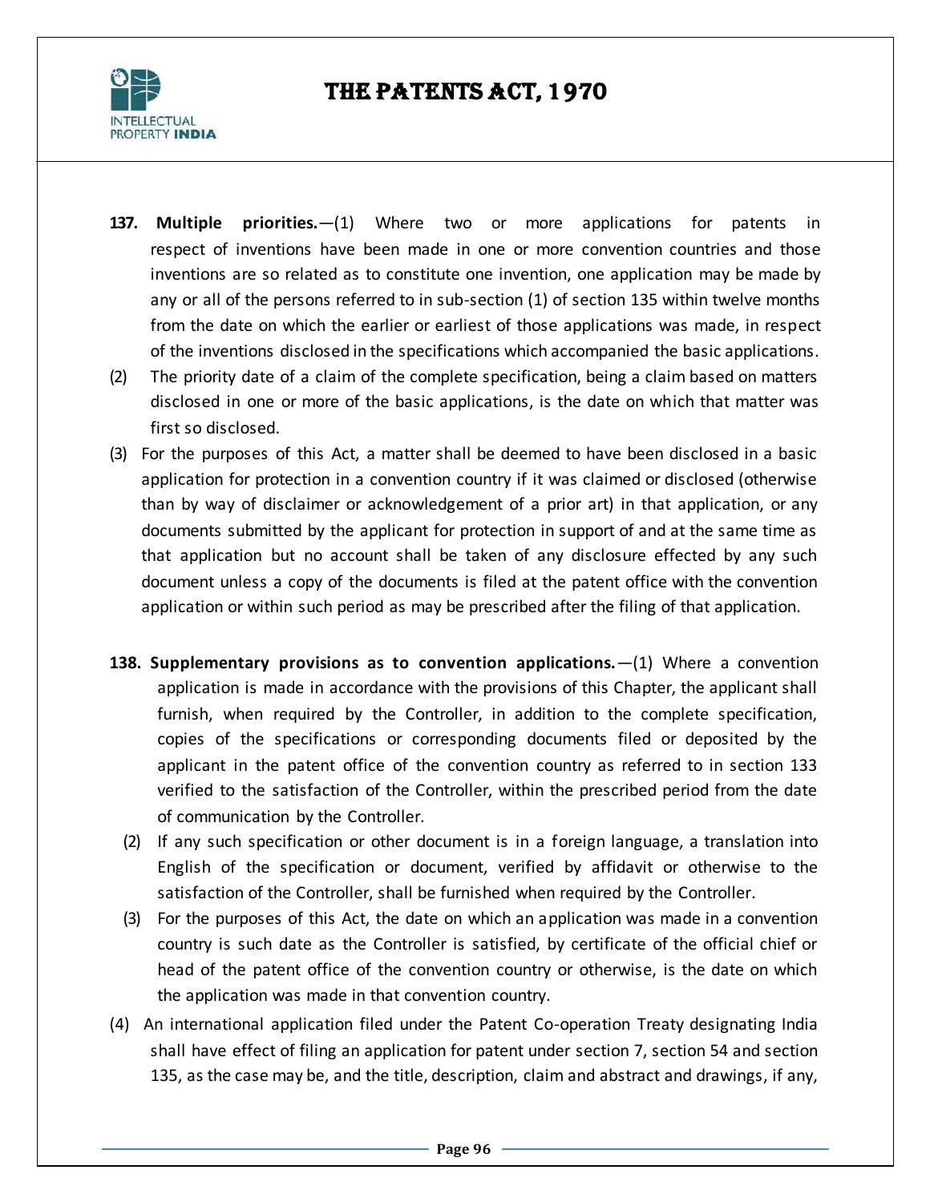**137. Multiple priorities.**—(1) Where two or more applications for patents in respect of inventions have been made in one or more convention countries and those inventions are so related as to constitute one invention, one application may be made by any or all of the persons referred to in sub-section (1) of section 135 within twelve months from the date on which the earlier or earliest of those applications was made, in respect of the inventions disclosed in the specifications which accompanied the basic applications.

(2) The priority date of a claim of the complete specification, being a claim based on matters disclosed in one or more of the basic applications, is the date on which that matter was first so disclosed.

(3) For the purposes of this Act, a matter shall be deemed to have been disclosed in a basic application for protection in a convention country if it was claimed or disclosed (otherwise than by way of disclaimer or acknowledgement of a prior art) in that application, or any documents submitted by the applicant for protection in support of and at the same time as that application but no account shall be taken of any disclosure effected by any such document unless a copy of the documents is filed at the patent office with the convention application or within such period as may be prescribed after the filing of that application.

**138. Supplementary provisions as to convention applications.**—(1) Where a convention application is made in accordance with the provisions of this Chapter, the applicant shall furnish, when required by the Controller, in addition to the complete specification, copies of the specifications or corresponding documents filed or deposited by the applicant in the patent office of the convention country as referred to in section 133 verified to the satisfaction of the Controller, within the prescribed period from the date of communication by the Controller.

(2) If any such specification or other document is in a foreign language, a translation into English of the specification or document, verified by affidavit or otherwise to the satisfaction of the Controller, shall be furnished when required by the Controller.

(3) For the purposes of this Act, the date on which an application was made in a convention country is such date as the Controller is satisfied, by certificate of the official chief or head of the patent office of the convention country or otherwise, is the date on which the application was made in that convention country.

(4) An international application filed under the Patent Co-operation Treaty designating India shall have effect of filing an application for patent under section 7, section 54 and section 135, as the case may be, and the title, description, claim and abstract and drawings, if any,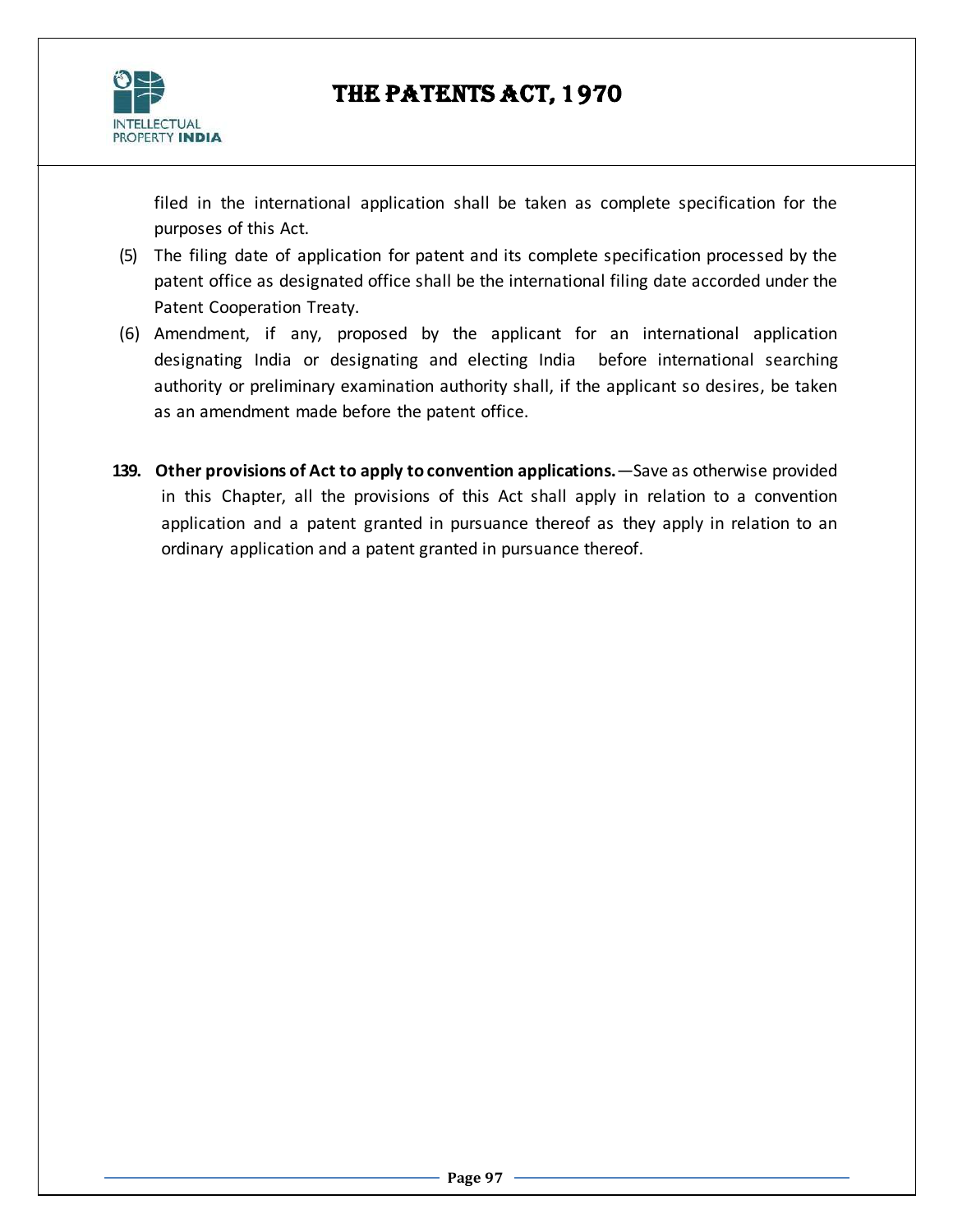filed in the international application shall be taken as complete specification for the purposes of this Act.

(5) The filing date of application for patent and its complete specification processed by the patent office as designated office shall be the international filing date accorded under the Patent Cooperation Treaty.

(6) Amendment, if any, proposed by the applicant for an international application designating India or designating and electing India before international searching authority or preliminary examination authority shall, if the applicant so desires, be taken as an amendment made before the patent office.

**139. Other provisions of Act to apply to convention applications.**—Save as otherwise provided in this Chapter, all the provisions of this Act shall apply in relation to a convention application and a patent granted in pursuance thereof as they apply in relation to an ordinary application and a patent granted in pursuance thereof.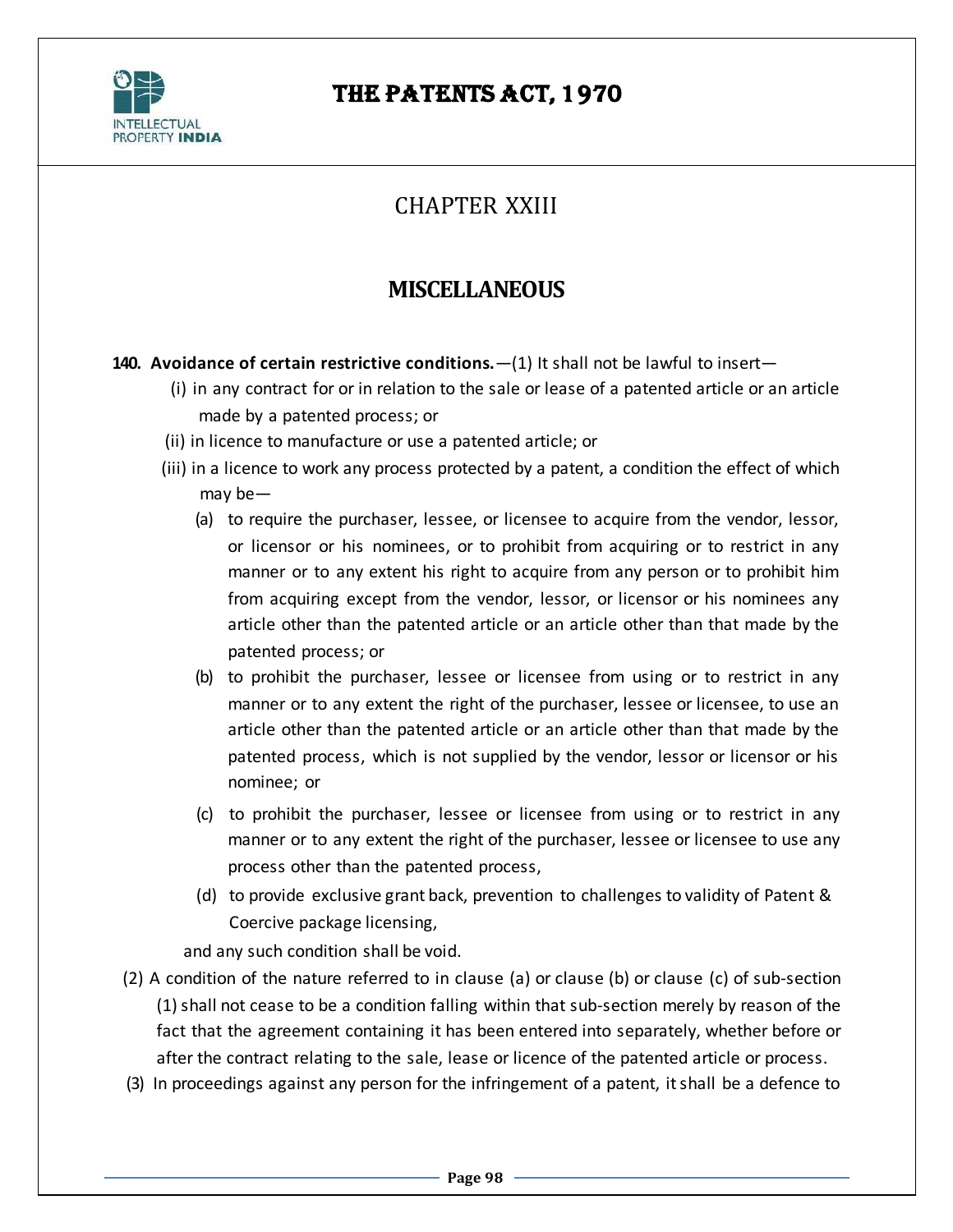# CHAPTER XXIII

## MISCELLANEOUS

**140. Avoidance of certain restrictive conditions.**—(1) It shall not be lawful to insert—

(i) in any contract for or in relation to the sale or lease of a patented article or an article made by a patented process; or

(ii) in licence to manufacture or use a patented article; or

(iii) in a licence to work any process protected by a patent, a condition the effect of which may be—

(a) to require the purchaser, lessee, or licensee to acquire from the vendor, lessor, or licensor or his nominees, or to prohibit from acquiring or to restrict in any manner or to any extent his right to acquire from any person or to prohibit him from acquiring except from the vendor, lessor, or licensor or his nominees any article other than the patented article or an article other than that made by the patented process; or

(b) to prohibit the purchaser, lessee or licensee from using or to restrict in any manner or to any extent the right of the purchaser, lessee or licensee, to use an article other than the patented article or an article other than that made by the patented process, which is not supplied by the vendor, lessor or licensor or his nominee; or

(c) to prohibit the purchaser, lessee or licensee from using or to restrict in any manner or to any extent the right of the purchaser, lessee or licensee to use any process other than the patented process,

(d) to provide exclusive grant back, prevention to challenges to validity of Patent & Coercive package licensing,

and any such condition shall be void.

(2) A condition of the nature referred to in clause (a) or clause (b) or clause (c) of sub-section (1) shall not cease to be a condition falling within that sub-section merely by reason of the fact that the agreement containing it has been entered into separately, whether before or after the contract relating to the sale, lease or licence of the patented article or process.

(3) In proceedings against any person for the infringement of a patent, it shall be a defence to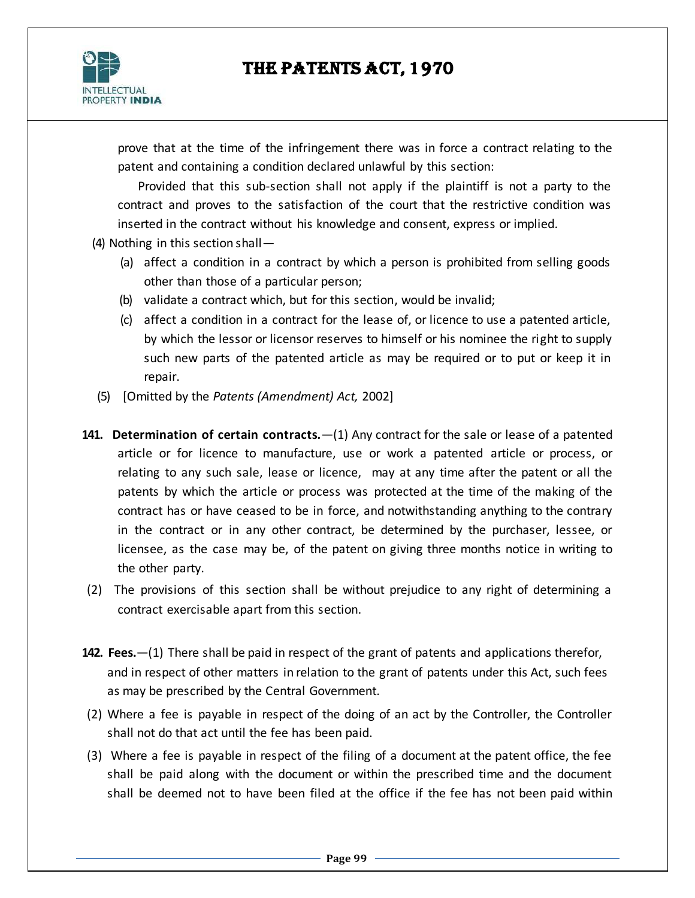prove that at the time of the infringement there was in force a contract relating to the patent and containing a condition declared unlawful by this section:

Provided that this sub-section shall not apply if the plaintiff is not a party to the contract and proves to the satisfaction of the court that the restrictive condition was inserted in the contract without his knowledge and consent, express or implied.

(4) Nothing in this section shall—

(a) affect a condition in a contract by which a person is prohibited from selling goods other than those of a particular person;

(b) validate a contract which, but for this section, would be invalid;

(c) affect a condition in a contract for the lease of, or licence to use a patented article, by which the lessor or licensor reserves to himself or his nominee the right to supply such new parts of the patented article as may be required or to put or keep it in repair.

(5) [Omitted by the *Patents (Amendment) Act,* 2002]

**141. Determination of certain contracts.**—(1) Any contract for the sale or lease of a patented article or for licence to manufacture, use or work a patented article or process, or relating to any such sale, lease or licence, may at any time after the patent or all the patents by which the article or process was protected at the time of the making of the contract has or have ceased to be in force, and notwithstanding anything to the contrary in the contract or in any other contract, be determined by the purchaser, lessee, or licensee, as the case may be, of the patent on giving three months notice in writing to the other party.

(2) The provisions of this section shall be without prejudice to any right of determining a contract exercisable apart from this section.

**142. Fees.**—(1) There shall be paid in respect of the grant of patents and applications therefor, and in respect of other matters in relation to the grant of patents under this Act, such fees as may be prescribed by the Central Government.

(2) Where a fee is payable in respect of the doing of an act by the Controller, the Controller shall not do that act until the fee has been paid.

(3) Where a fee is payable in respect of the filing of a document at the patent office, the fee shall be paid along with the document or within the prescribed time and the document shall be deemed not to have been filed at the office if the fee has not been paid within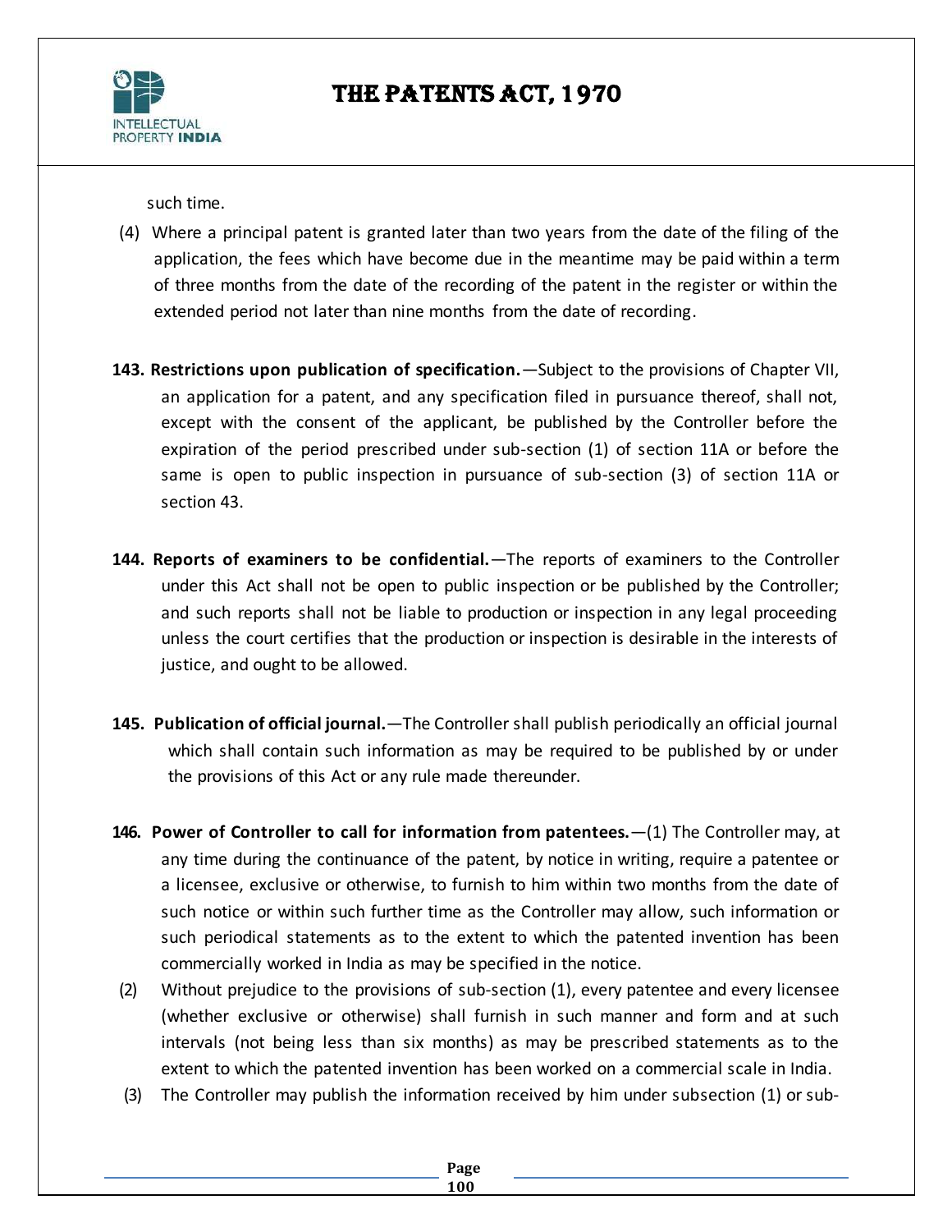such time.

(4) Where a principal patent is granted later than two years from the date of the filing of the application, the fees which have become due in the meantime may be paid within a term of three months from the date of the recording of the patent in the register or within the extended period not later than nine months from the date of recording.

**143. Restrictions upon publication of specification.**—Subject to the provisions of Chapter VII, an application for a patent, and any specification filed in pursuance thereof, shall not, except with the consent of the applicant, be published by the Controller before the expiration of the period prescribed under sub-section (1) of section 11A or before the same is open to public inspection in pursuance of sub-section (3) of section 11A or section 43.

**144. Reports of examiners to be confidential.**—The reports of examiners to the Controller under this Act shall not be open to public inspection or be published by the Controller; and such reports shall not be liable to production or inspection in any legal proceeding unless the court certifies that the production or inspection is desirable in the interests of justice, and ought to be allowed.

**145. Publication of official journal.**—The Controller shall publish periodically an official journal which shall contain such information as may be required to be published by or under the provisions of this Act or any rule made thereunder.

**146. Power of Controller to call for information from patentees.**—(1) The Controller may, at any time during the continuance of the patent, by notice in writing, require a patentee or a licensee, exclusive or otherwise, to furnish to him within two months from the date of such notice or within such further time as the Controller may allow, such information or such periodical statements as to the extent to which the patented invention has been commercially worked in India as may be specified in the notice.

(2) Without prejudice to the provisions of sub-section (1), every patentee and every licensee (whether exclusive or otherwise) shall furnish in such manner and form and at such intervals (not being less than six months) as may be prescribed statements as to the extent to which the patented invention has been worked on a commercial scale in India.

(3) The Controller may publish the information received by him under subsection (1) or sub-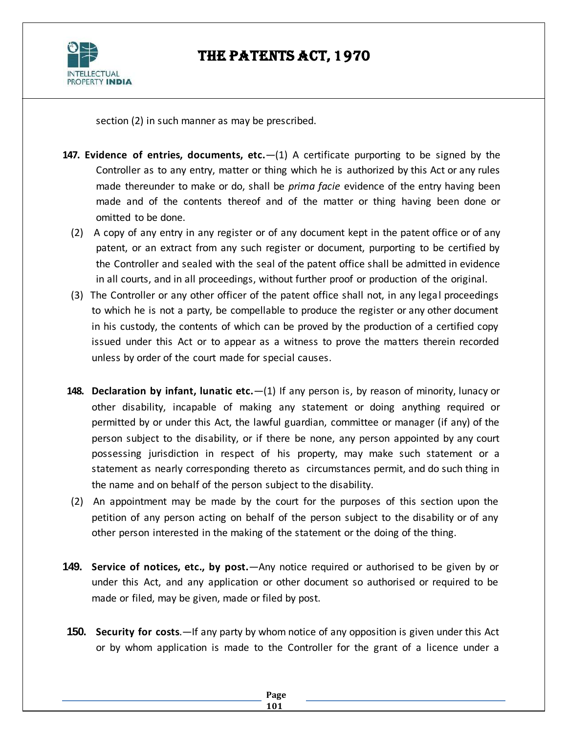section (2) in such manner as may be prescribed.

**147. Evidence of entries, documents, etc.**—(1) A certificate purporting to be signed by the Controller as to any entry, matter or thing which he is authorized by this Act or any rules made thereunder to make or do, shall be *prima facie* evidence of the entry having been made and of the contents thereof and of the matter or thing having been done or omitted to be done.

(2) A copy of any entry in any register or of any document kept in the patent office or of any patent, or an extract from any such register or document, purporting to be certified by the Controller and sealed with the seal of the patent office shall be admitted in evidence in all courts, and in all proceedings, without further proof or production of the original.

(3) The Controller or any other officer of the patent office shall not, in any legal proceedings to which he is not a party, be compellable to produce the register or any other document in his custody, the contents of which can be proved by the production of a certified copy issued under this Act or to appear as a witness to prove the matters therein recorded unless by order of the court made for special causes.

**148. Declaration by infant, lunatic etc.**—(1) If any person is, by reason of minority, lunacy or other disability, incapable of making any statement or doing anything required or permitted by or under this Act, the lawful guardian, committee or manager (if any) of the person subject to the disability, or if there be none, any person appointed by any court possessing jurisdiction in respect of his property, may make such statement or a statement as nearly corresponding thereto as circumstances permit, and do such thing in the name and on behalf of the person subject to the disability.

(2) An appointment may be made by the court for the purposes of this section upon the petition of any person acting on behalf of the person subject to the disability or of any other person interested in the making of the statement or the doing of the thing.

**149. Service of notices, etc., by post.**—Any notice required or authorised to be given by or under this Act, and any application or other document so authorised or required to be made or filed, may be given, made or filed by post.

**150. Security for costs**.—If any party by whom notice of any opposition is given under this Act or by whom application is made to the Controller for the grant of a licence under a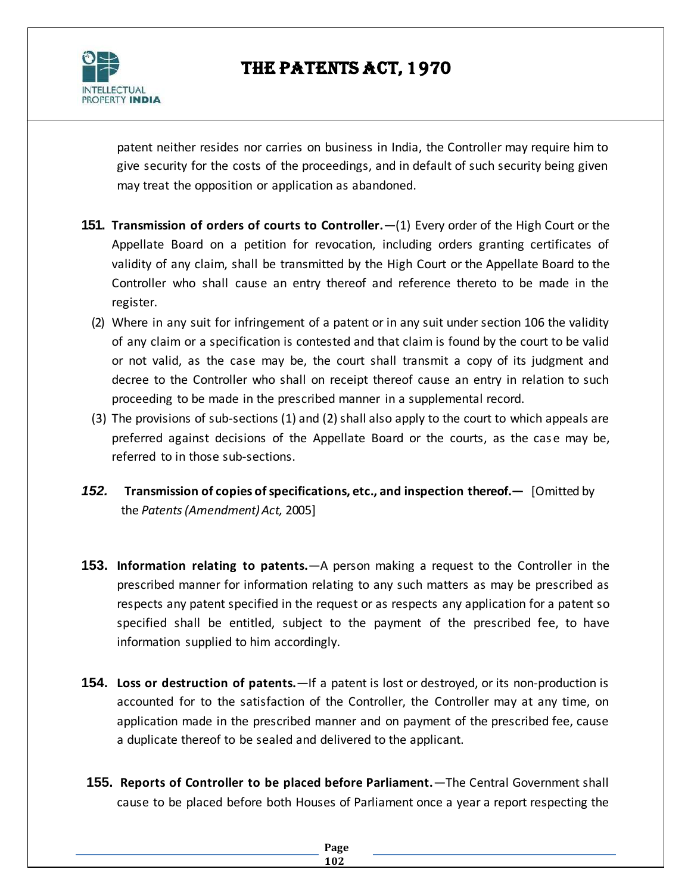patent neither resides nor carries on business in India, the Controller may require him to give security for the costs of the proceedings, and in default of such security being given may treat the opposition or application as abandoned.

**151. Transmission of orders of courts to Controller.**—(1) Every order of the High Court or the Appellate Board on a petition for revocation, including orders granting certificates of validity of any claim, shall be transmitted by the High Court or the Appellate Board to the Controller who shall cause an entry thereof and reference thereto to be made in the register.

(2) Where in any suit for infringement of a patent or in any suit under section 106 the validity of any claim or a specification is contested and that claim is found by the court to be valid or not valid, as the case may be, the court shall transmit a copy of its judgment and decree to the Controller who shall on receipt thereof cause an entry in relation to such proceeding to be made in the prescribed manner in a supplemental record.

(3) The provisions of sub-sections (1) and (2) shall also apply to the court to which appeals are preferred against decisions of the Appellate Board or the courts, as the case may be, referred to in those sub-sections.

***152.*** **Transmission of copies of specifications, etc., and inspection thereof.—** [Omitted by the *Patents (Amendment) Act,* 2005]

**153. Information relating to patents.**—A person making a request to the Controller in the prescribed manner for information relating to any such matters as may be prescribed as respects any patent specified in the request or as respects any application for a patent so specified shall be entitled, subject to the payment of the prescribed fee, to have information supplied to him accordingly.

**154. Loss or destruction of patents.**—If a patent is lost or destroyed, or its non-production is accounted for to the satisfaction of the Controller, the Controller may at any time, on application made in the prescribed manner and on payment of the prescribed fee, cause a duplicate thereof to be sealed and delivered to the applicant.

**155. Reports of Controller to be placed before Parliament.**—The Central Government shall cause to be placed before both Houses of Parliament once a year a report respecting the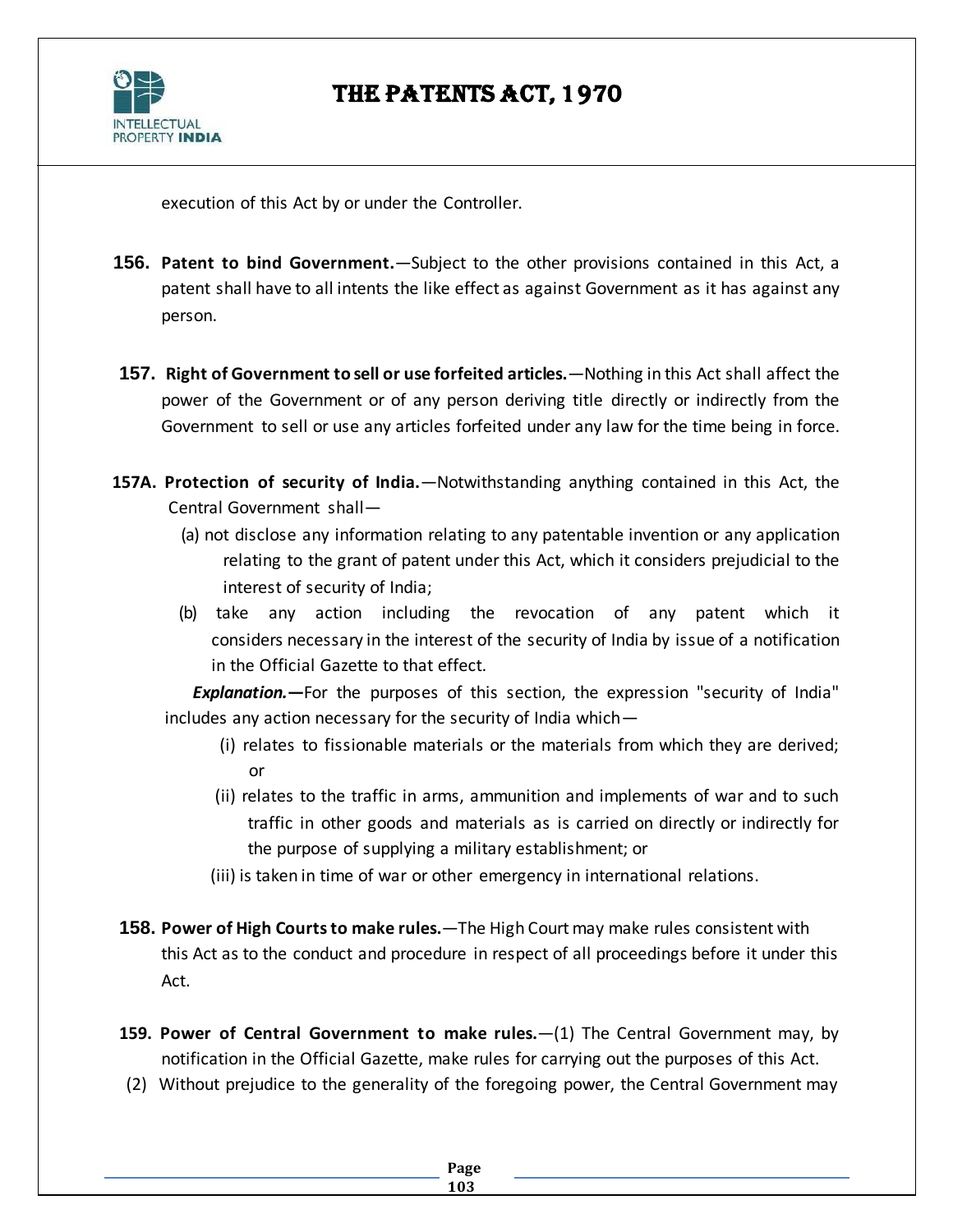execution of this Act by or under the Controller.

**156. Patent to bind Government.**—Subject to the other provisions contained in this Act, a patent shall have to all intents the like effect as against Government as it has against any person.

**157. Right of Government to sell or use forfeited articles.**—Nothing in this Act shall affect the power of the Government or of any person deriving title directly or indirectly from the Government to sell or use any articles forfeited under any law for the time being in force.

**157A. Protection of security of India.**—Notwithstanding anything contained in this Act, the Central Government shall—

(a) not disclose any information relating to any patentable invention or any application relating to the grant of patent under this Act, which it considers prejudicial to the interest of security of India;

(b) take any action including the revocation of any patent which it considers necessary in the interest of the security of India by issue of a notification in the Official Gazette to that effect.

***Explanation.*—**For the purposes of this section, the expression "security of India" includes any action necessary for the security of India which—

(i) relates to fissionable materials or the materials from which they are derived; or

(ii) relates to the traffic in arms, ammunition and implements of war and to such traffic in other goods and materials as is carried on directly or indirectly for the purpose of supplying a military establishment; or

(iii) is taken in time of war or other emergency in international relations.

**158. Power of High Courts to make rules.**—The High Court may make rules consistent with this Act as to the conduct and procedure in respect of all proceedings before it under this Act.

**159. Power of Central Government to make rules.**—(1) The Central Government may, by notification in the Official Gazette, make rules for carrying out the purposes of this Act.

(2) Without prejudice to the generality of the foregoing power, the Central Government may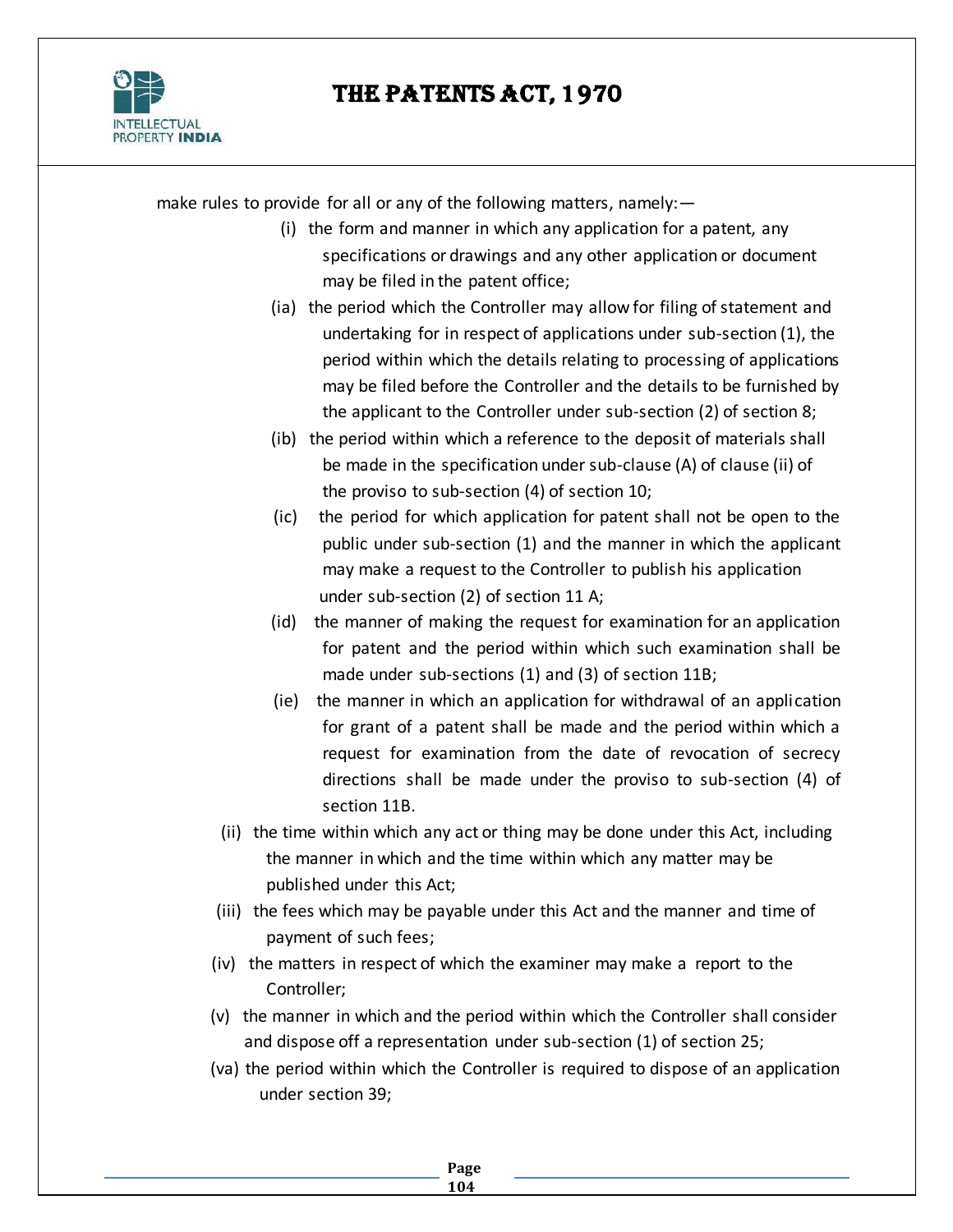make rules to provide for all or any of the following matters, namely:—

(i) the form and manner in which any application for a patent, any specifications or drawings and any other application or document may be filed in the patent office;

(ia) the period which the Controller may allow for filing of statement and undertaking for in respect of applications under sub-section (1), the period within which the details relating to processing of applications may be filed before the Controller and the details to be furnished by the applicant to the Controller under sub-section (2) of section 8;

(ib) the period within which a reference to the deposit of materials shall be made in the specification under sub-clause (A) of clause (ii) of the proviso to sub-section (4) of section 10;

(ic) the period for which application for patent shall not be open to the public under sub-section (1) and the manner in which the applicant may make a request to the Controller to publish his application under sub-section (2) of section 11 A;

(id) the manner of making the request for examination for an application for patent and the period within which such examination shall be made under sub-sections (1) and (3) of section 11B;

(ie) the manner in which an application for withdrawal of an application for grant of a patent shall be made and the period within which a request for examination from the date of revocation of secrecy directions shall be made under the proviso to sub-section (4) of section 11B.

(ii) the time within which any act or thing may be done under this Act, including the manner in which and the time within which any matter may be published under this Act;

(iii) the fees which may be payable under this Act and the manner and time of payment of such fees;

(iv) the matters in respect of which the examiner may make a report to the Controller;

(v) the manner in which and the period within which the Controller shall consider and dispose off a representation under sub-section (1) of section 25;

(va) the period within which the Controller is required to dispose of an application under section 39;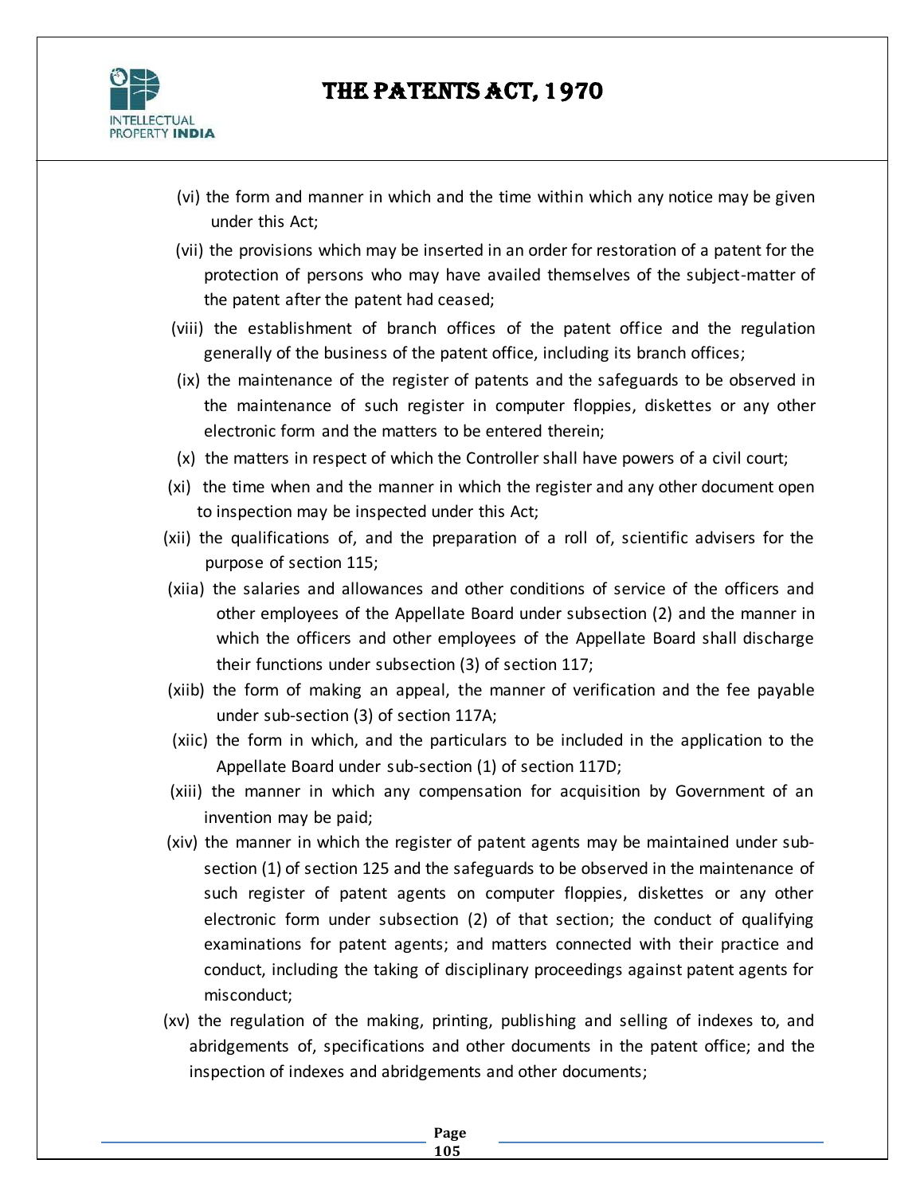(vi) the form and manner in which and the time within which any notice may be given under this Act;

(vii) the provisions which may be inserted in an order for restoration of a patent for the protection of persons who may have availed themselves of the subject-matter of the patent after the patent had ceased;

(viii) the establishment of branch offices of the patent office and the regulation generally of the business of the patent office, including its branch offices;

(ix) the maintenance of the register of patents and the safeguards to be observed in the maintenance of such register in computer floppies, diskettes or any other electronic form and the matters to be entered therein;

(x) the matters in respect of which the Controller shall have powers of a civil court;

(xi) the time when and the manner in which the register and any other document open to inspection may be inspected under this Act;

(xii) the qualifications of, and the preparation of a roll of, scientific advisers for the purpose of section 115;

(xiia) the salaries and allowances and other conditions of service of the officers and other employees of the Appellate Board under subsection (2) and the manner in which the officers and other employees of the Appellate Board shall discharge their functions under subsection (3) of section 117;

(xiib) the form of making an appeal, the manner of verification and the fee payable under sub-section (3) of section 117A;

(xiic) the form in which, and the particulars to be included in the application to the Appellate Board under sub-section (1) of section 117D;

(xiii) the manner in which any compensation for acquisition by Government of an invention may be paid;

(xiv) the manner in which the register of patent agents may be maintained under sub-section (1) of section 125 and the safeguards to be observed in the maintenance of such register of patent agents on computer floppies, diskettes or any other electronic form under subsection (2) of that section; the conduct of qualifying examinations for patent agents; and matters connected with their practice and conduct, including the taking of disciplinary proceedings against patent agents for misconduct;

(xv) the regulation of the making, printing, publishing and selling of indexes to, and abridgements of, specifications and other documents in the patent office; and the inspection of indexes and abridgements and other documents;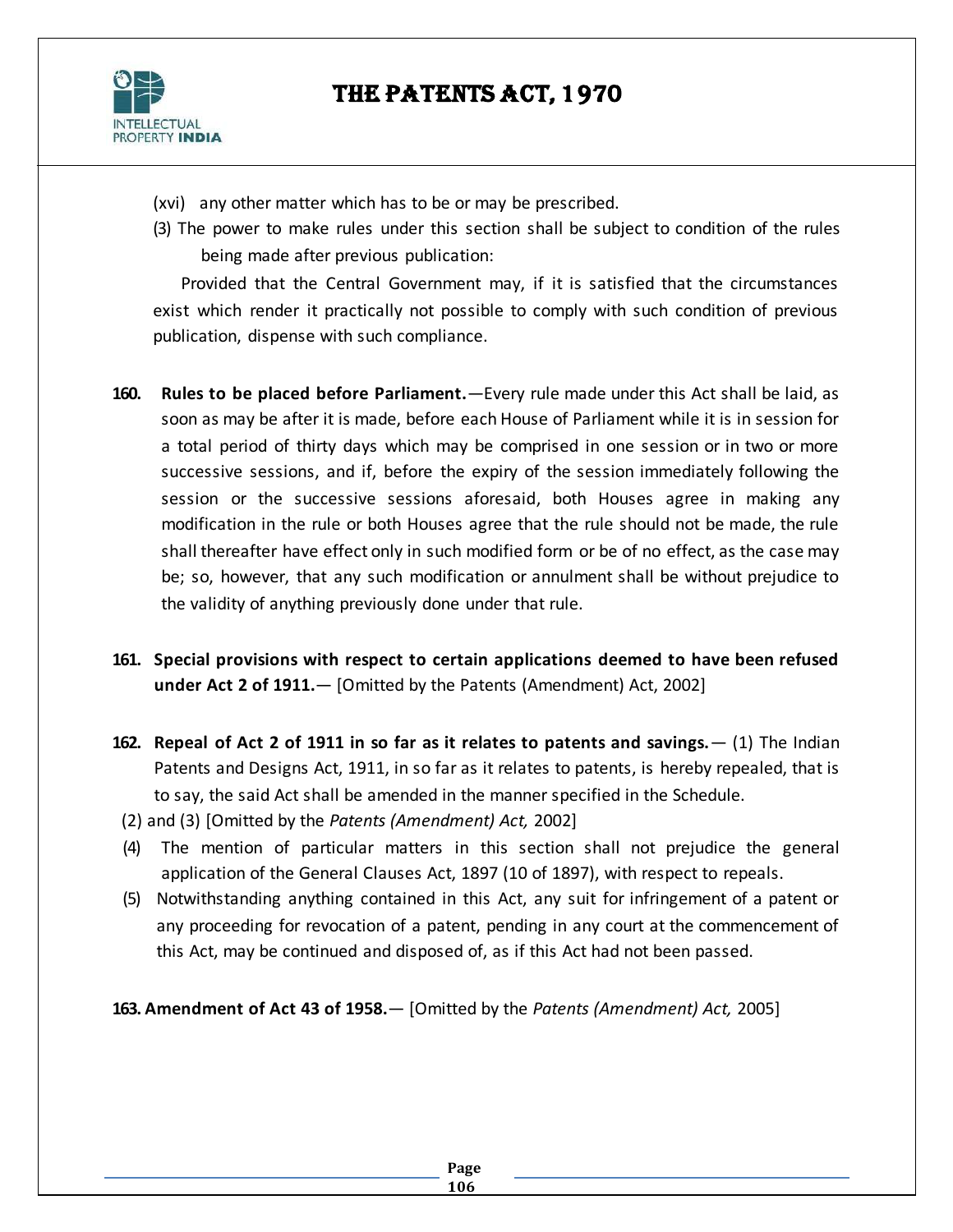(xvi) any other matter which has to be or may be prescribed.

(3) The power to make rules under this section shall be subject to condition of the rules being made after previous publication:

Provided that the Central Government may, if it is satisfied that the circumstances exist which render it practically not possible to comply with such condition of previous publication, dispense with such compliance.

**160. Rules to be placed before Parliament.**—Every rule made under this Act shall be laid, as soon as may be after it is made, before each House of Parliament while it is in session for a total period of thirty days which may be comprised in one session or in two or more successive sessions, and if, before the expiry of the session immediately following the session or the successive sessions aforesaid, both Houses agree in making any modification in the rule or both Houses agree that the rule should not be made, the rule shall thereafter have effect only in such modified form or be of no effect, as the case may be; so, however, that any such modification or annulment shall be without prejudice to the validity of anything previously done under that rule.

**161. Special provisions with respect to certain applications deemed to have been refused under Act 2 of 1911.**— [Omitted by the Patents (Amendment) Act, 2002]

**162. Repeal of Act 2 of 1911 in so far as it relates to patents and savings.**— (1) The Indian Patents and Designs Act, 1911, in so far as it relates to patents, is hereby repealed, that is to say, the said Act shall be amended in the manner specified in the Schedule.

(2) and (3) [Omitted by the *Patents (Amendment) Act,* 2002]

(4) The mention of particular matters in this section shall not prejudice the general application of the General Clauses Act, 1897 (10 of 1897), with respect to repeals.

(5) Notwithstanding anything contained in this Act, any suit for infringement of a patent or any proceeding for revocation of a patent, pending in any court at the commencement of this Act, may be continued and disposed of, as if this Act had not been passed.

**163. Amendment of Act 43 of 1958.**— [Omitted by the *Patents (Amendment) Act,* 2005]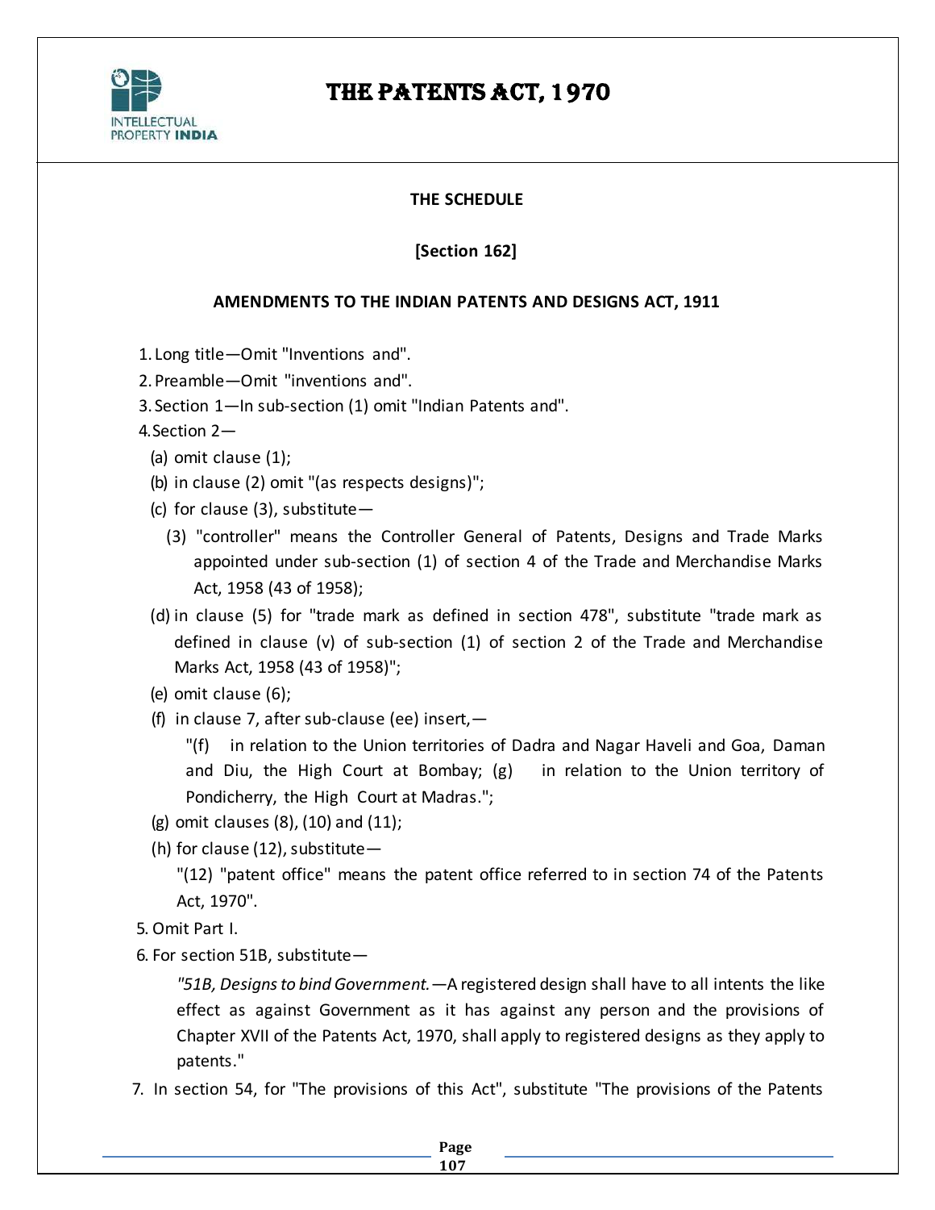## THE SCHEDULE

**[Section 162]**

### AMENDMENTS TO THE INDIAN PATENTS AND DESIGNS ACT, 1911

1. Long title—Omit "Inventions and".
2. Preamble—Omit "inventions and".
3. Section 1—In sub-section (1) omit "Indian Patents and".
4. Section 2—
   (a) omit clause (1);
   (b) in clause (2) omit "(as respects designs)";
   (c) for clause (3), substitute—
      (3) "controller" means the Controller General of Patents, Designs and Trade Marks appointed under sub-section (1) of section 4 of the Trade and Merchandise Marks Act, 1958 (43 of 1958);
   (d) in clause (5) for "trade mark as defined in section 478", substitute "trade mark as defined in clause (v) of sub-section (1) of section 2 of the Trade and Merchandise Marks Act, 1958 (43 of 1958)";
   (e) omit clause (6);
   (f) in clause 7, after sub-clause (ee) insert,—
      "(f) in relation to the Union territories of Dadra and Nagar Haveli and Goa, Daman and Diu, the High Court at Bombay; (g) in relation to the Union territory of Pondicherry, the High Court at Madras.";
   (g) omit clauses (8), (10) and (11);
   (h) for clause (12), substitute—
      "(12) "patent office" means the patent office referred to in section 74 of the Patents Act, 1970".
5. Omit Part I.
6. For section 51B, substitute—
   *"51B, Designs to bind Government.*—A registered design shall have to all intents the like effect as against Government as it has against any person and the provisions of Chapter XVII of the Patents Act, 1970, shall apply to registered designs as they apply to patents."
7. In section 54, for "The provisions of this Act", substitute "The provisions of the Patents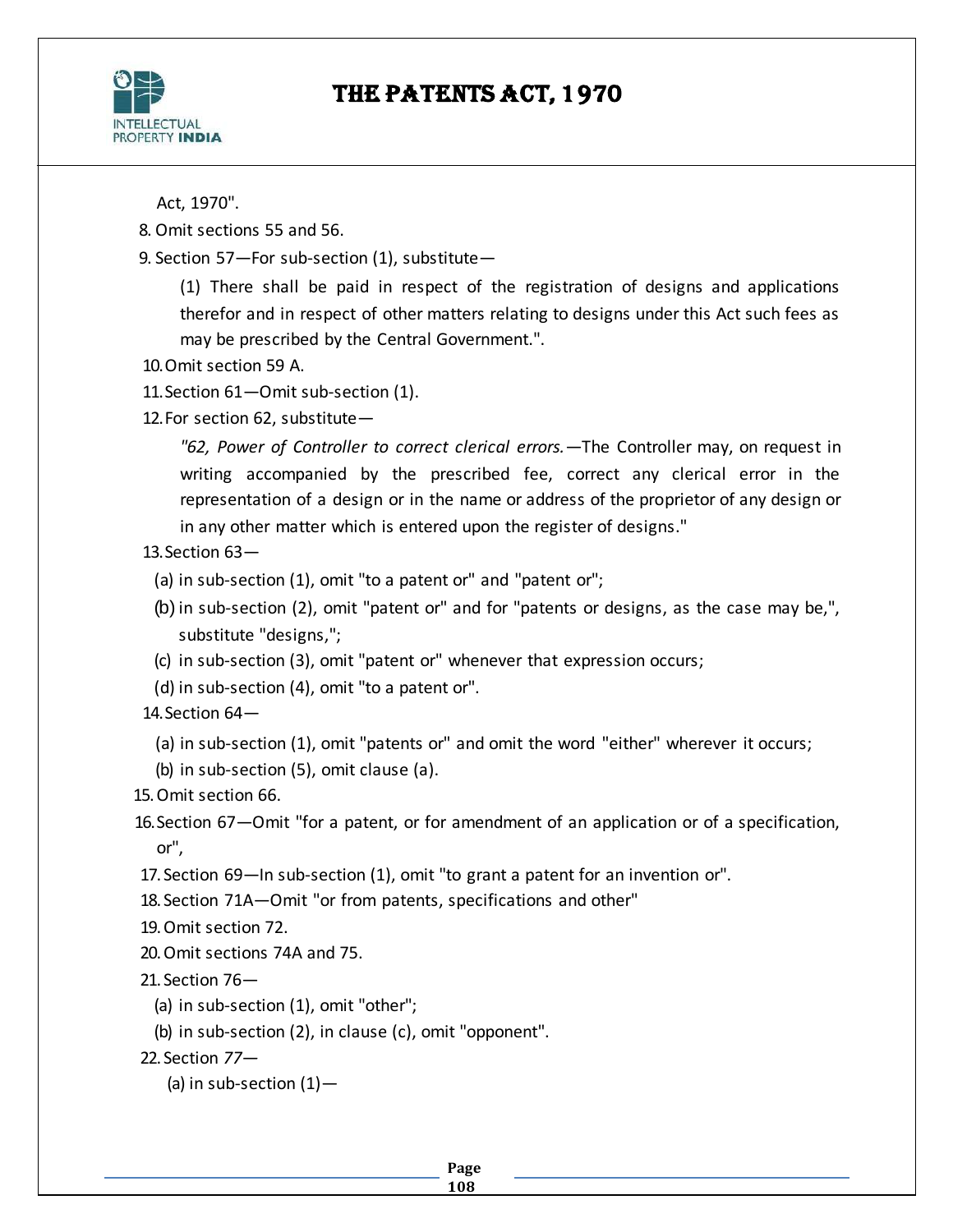Act, 1970".

8. Omit sections 55 and 56.

9. Section 57—For sub-section (1), substitute—

   (1) There shall be paid in respect of the registration of designs and applications therefor and in respect of other matters relating to designs under this Act such fees as may be prescribed by the Central Government.".

10. Omit section 59 A.

11. Section 61—Omit sub-section (1).

12. For section 62, substitute—

    *"62, Power of Controller to correct clerical errors.*—The Controller may, on request in writing accompanied by the prescribed fee, correct any clerical error in the representation of a design or in the name or address of the proprietor of any design or in any other matter which is entered upon the register of designs."

13. Section 63—

    (a) in sub-section (1), omit "to a patent or" and "patent or";

    (b) in sub-section (2), omit "patent or" and for "patents or designs, as the case may be,", substitute "designs,";

    (c) in sub-section (3), omit "patent or" whenever that expression occurs;

    (d) in sub-section (4), omit "to a patent or".

14. Section 64—

    (a) in sub-section (1), omit "patents or" and omit the word "either" wherever it occurs;

    (b) in sub-section (5), omit clause (a).

15. Omit section 66.

16. Section 67—Omit "for a patent, or for amendment of an application or of a specification, or",

17. Section 69—In sub-section (1), omit "to grant a patent for an invention or".

18. Section 71A—Omit "or from patents, specifications and other"

19. Omit section 72.

20. Omit sections 74A and 75.

21. Section 76—

    (a) in sub-section (1), omit "other";

    (b) in sub-section (2), in clause (c), omit "opponent".

22. Section 77—

    (a) in sub-section (1)—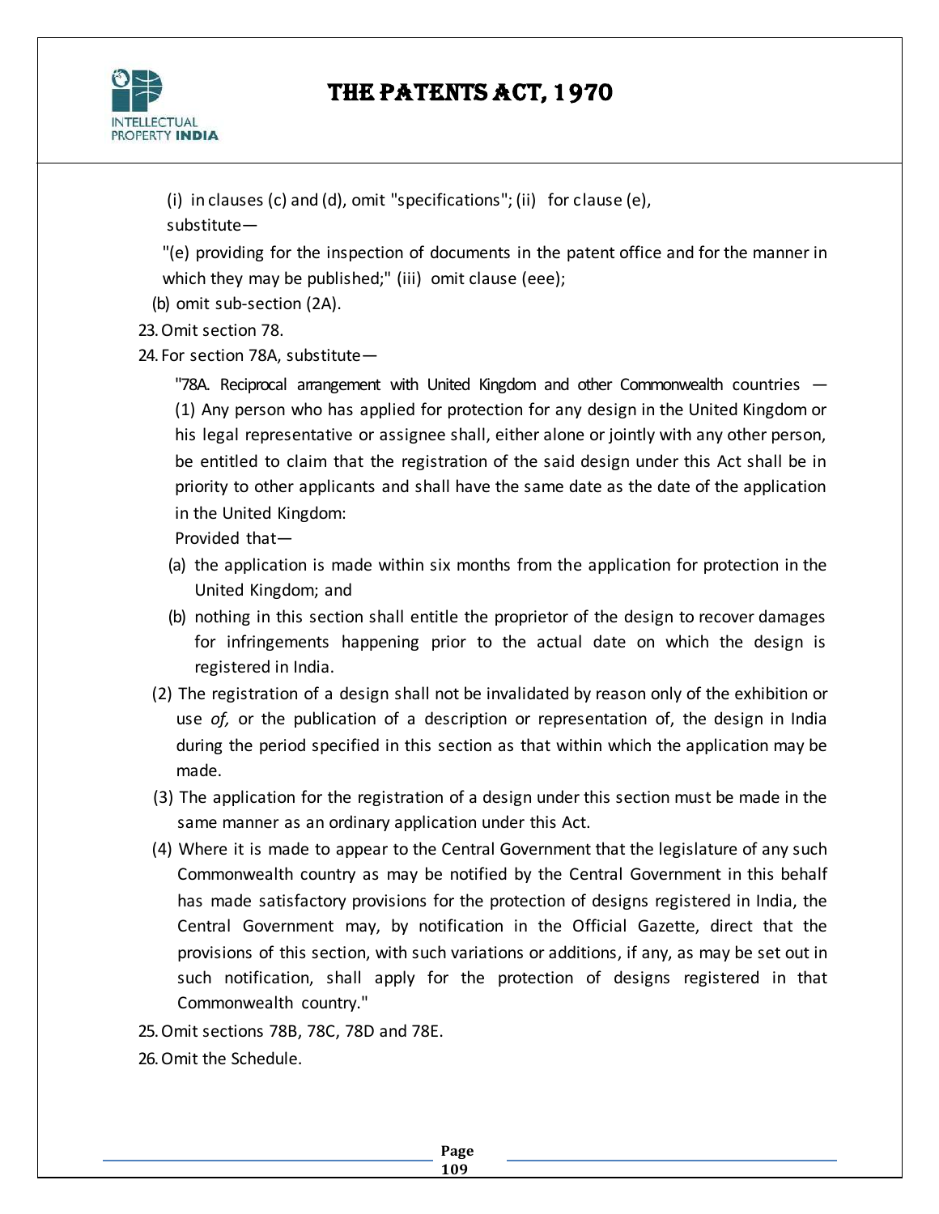(i) in clauses (c) and (d), omit "specifications"; (ii) for clause (e), substitute—

"(e) providing for the inspection of documents in the patent office and for the manner in which they may be published;" (iii) omit clause (eee);

(b) omit sub-section (2A).

23. Omit section 78.

24. For section 78A, substitute—

"78A. Reciprocal arrangement with United Kingdom and other Commonwealth countries — (1) Any person who has applied for protection for any design in the United Kingdom or his legal representative or assignee shall, either alone or jointly with any other person, be entitled to claim that the registration of the said design under this Act shall be in priority to other applicants and shall have the same date as the date of the application in the United Kingdom:

Provided that—

(a) the application is made within six months from the application for protection in the United Kingdom; and

(b) nothing in this section shall entitle the proprietor of the design to recover damages for infringements happening prior to the actual date on which the design is registered in India.

(2) The registration of a design shall not be invalidated by reason only of the exhibition or use *of,* or the publication of a description or representation of, the design in India during the period specified in this section as that within which the application may be made.

(3) The application for the registration of a design under this section must be made in the same manner as an ordinary application under this Act.

(4) Where it is made to appear to the Central Government that the legislature of any such Commonwealth country as may be notified by the Central Government in this behalf has made satisfactory provisions for the protection of designs registered in India, the Central Government may, by notification in the Official Gazette, direct that the provisions of this section, with such variations or additions, if any, as may be set out in such notification, shall apply for the protection of designs registered in that Commonwealth country."

25. Omit sections 78B, 78C, 78D and 78E.

26. Omit the Schedule.